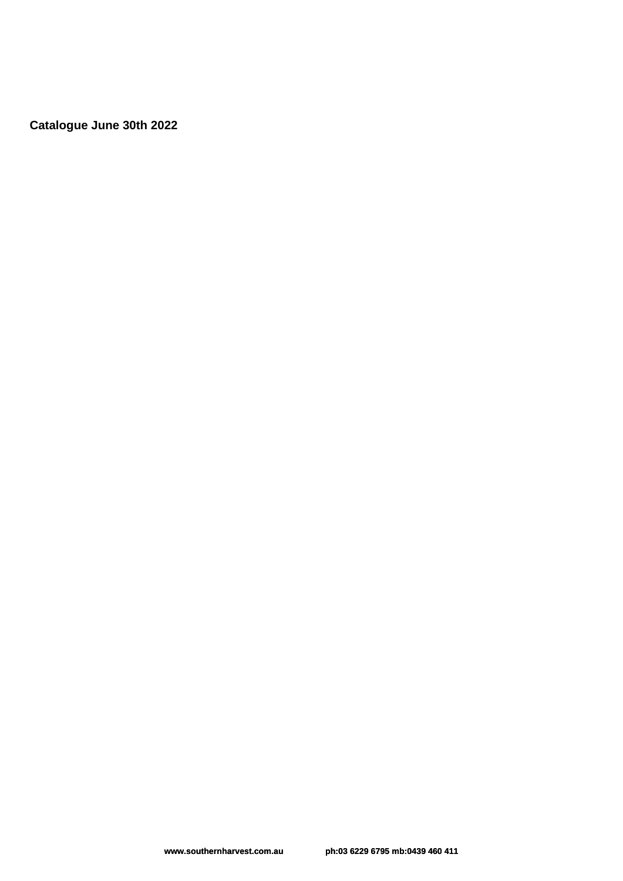**Catalogue June 30th 2022**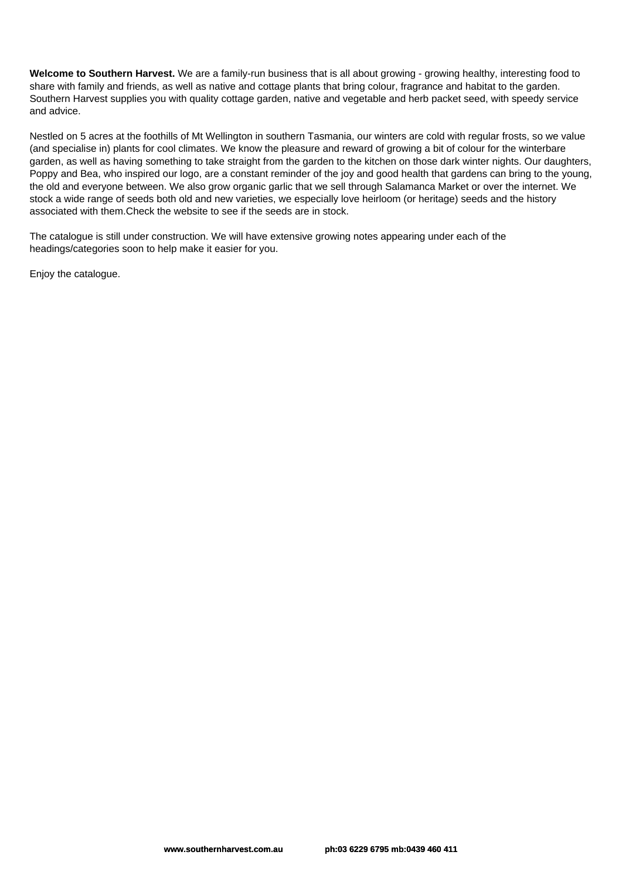**Welcome to Southern Harvest.** We are a family-run business that is all about growing - growing healthy, interesting food to share with family and friends, as well as native and cottage plants that bring colour, fragrance and habitat to the garden. Southern Harvest supplies you with quality cottage garden, native and vegetable and herb packet seed, with speedy service and advice.

Nestled on 5 acres at the foothills of Mt Wellington in southern Tasmania, our winters are cold with regular frosts, so we value (and specialise in) plants for cool climates. We know the pleasure and reward of growing a bit of colour for the winterbare garden, as well as having something to take straight from the garden to the kitchen on those dark winter nights. Our daughters, Poppy and Bea, who inspired our logo, are a constant reminder of the joy and good health that gardens can bring to the young, the old and everyone between. We also grow organic garlic that we sell through Salamanca Market or over the internet. We stock a wide range of seeds both old and new varieties, we especially love heirloom (or heritage) seeds and the history associated with them.Check the website to see if the seeds are in stock.

The catalogue is still under construction. We will have extensive growing notes appearing under each of the headings/categories soon to help make it easier for you.

Enjoy the catalogue.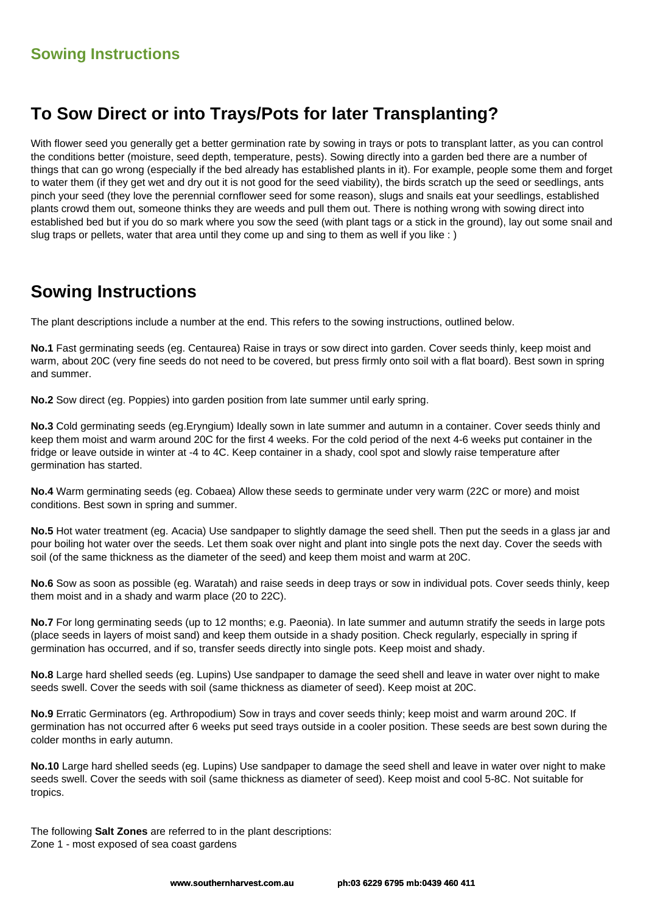## Sowing Instructions

# To Sow Direct or into Trays/Pots for later Transplanting?

With flower seed you generally get a better germination rate by sowing in trays or pots to transplant latter, as you can control the conditions better (moisture, seed depth, temperature, pests). Sowing directly into a garden bed there are a number of things that can go wrong (especially if the bed already has established plants in it). For example, people some them and forget to water them (if they get wet and dry out it is not good for the seed viability), the birds scratch up the seed or seedlings, ants pinch your seed (they love the perennial cornflower seed for some reason), slugs and snails eat your seedlings, established plants crowd them out, someone thinks they are weeds and pull them out. There is nothing wrong with sowing direct into established bed but if you do so mark where you sow the seed (with plant tags or a stick in the ground), lay out some snail and slug traps or pellets, water that area until they come up and sing to them as well if you like : )

# Sowing Instructions

The plant descriptions include a number at the end. This refers to the sowing instructions, outlined below.

**No.1** Fast germinating seeds (eg. Centaurea) Raise in trays or sow direct into garden. Cover seeds thinly, keep moist and warm, about 20C (very fine seeds do not need to be covered, but press firmly onto soil with a flat board). Best sown in spring and summer.

**No.2** Sow direct (eg. Poppies) into garden position from late summer until early spring.

**No.3** Cold germinating seeds (eg.Eryngium) Ideally sown in late summer and autumn in a container. Cover seeds thinly and keep them moist and warm around 20C for the first 4 weeks. For the cold period of the next 4-6 weeks put container in the fridge or leave outside in winter at -4 to 4C. Keep container in a shady, cool spot and slowly raise temperature after germination has started.

**No.4** Warm germinating seeds (eg. Cobaea) Allow these seeds to germinate under very warm (22C or more) and moist conditions. Best sown in spring and summer.

**No.5** Hot water treatment (eg. Acacia) Use sandpaper to slightly damage the seed shell. Then put the seeds in a glass jar and pour boiling hot water over the seeds. Let them soak over night and plant into single pots the next day. Cover the seeds with soil (of the same thickness as the diameter of the seed) and keep them moist and warm at 20C.

**No.6** Sow as soon as possible (eg. Waratah) and raise seeds in deep trays or sow in individual pots. Cover seeds thinly, keep them moist and in a shady and warm place (20 to 22C).

**No.7** For long germinating seeds (up to 12 months; e.g. Paeonia). In late summer and autumn stratify the seeds in large pots (place seeds in layers of moist sand) and keep them outside in a shady position. Check regularly, especially in spring if germination has occurred, and if so, transfer seeds directly into single pots. Keep moist and shady.

**No.8** Large hard shelled seeds (eg. Lupins) Use sandpaper to damage the seed shell and leave in water over night to make seeds swell. Cover the seeds with soil (same thickness as diameter of seed). Keep moist at 20C.

**No.9** Erratic Germinators (eg. Arthropodium) Sow in trays and cover seeds thinly; keep moist and warm around 20C. If germination has not occurred after 6 weeks put seed trays outside in a cooler position. These seeds are best sown during the colder months in early autumn.

**No.10** Large hard shelled seeds (eg. Lupins) Use sandpaper to damage the seed shell and leave in water over night to make seeds swell. Cover the seeds with soil (same thickness as diameter of seed). Keep moist and cool 5-8C. Not suitable for tropics.

The following **Salt Zones** are referred to in the plant descriptions:
Zone 1 - most exposed of sea coast gardens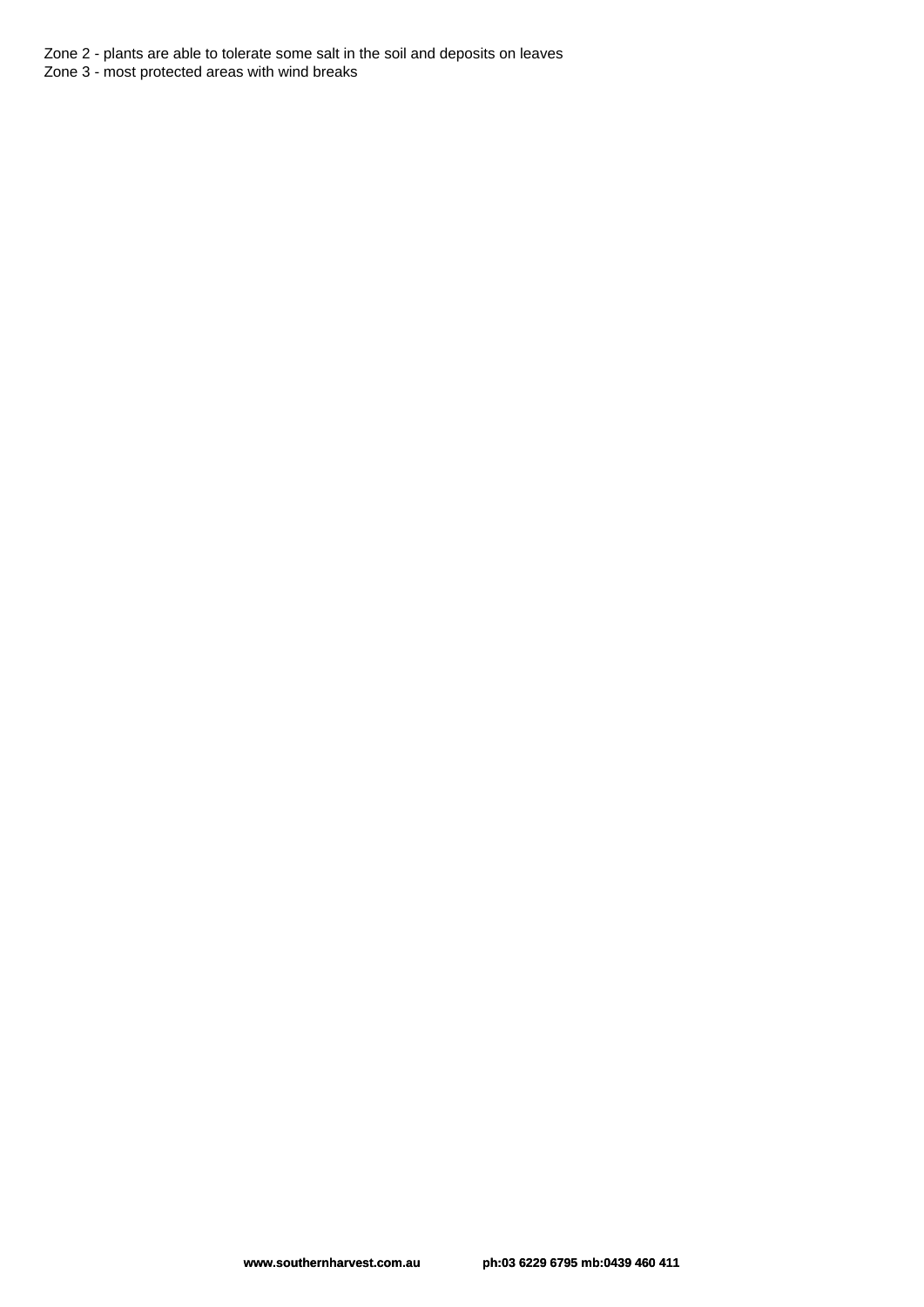Zone 2 - plants are able to tolerate some salt in the soil and deposits on leaves
Zone 3 - most protected areas with wind breaks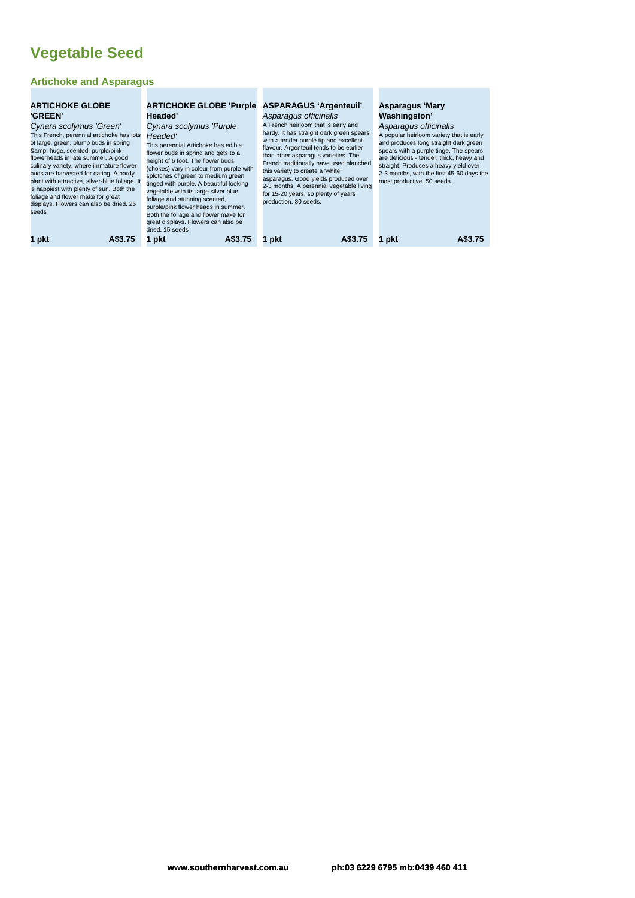# Vegetable Seed

## Artichoke and Asparagus

### ARTICHOKE GLOBE 'GREEN'

*Cynara scolymus 'Green'*

This French, perennial artichoke has lots of large, green, plump buds in spring &amp; huge, scented, purple/pink flowerheads in late summer. A good culinary variety, where immature flower buds are harvested for eating. A hardy plant with attractive, silver-blue foliage. It is happiest with plenty of sun. Both the foliage and flower make for great displays. Flowers can also be dried. 25 seeds

**1 pkt** **A$3.75**

### ARTICHOKE GLOBE 'Purple Headed'

*Cynara scolymus 'Purple Headed'*

This perennial Artichoke has edible flower buds in spring and gets to a height of 6 foot. The flower buds (chokes) vary in colour from purple with splotches of green to medium green tinged with purple. A beautiful looking vegetable with its large silver blue foliage and stunning scented, purple/pink flower heads in summer. Both the foliage and flower make for great displays. Flowers can also be dried. 15 seeds

**1 pkt** **A$3.75**

### ASPARAGUS 'Argenteuil'

*Asparagus officinalis*

A French heirloom that is early and hardy. It has straight dark green spears with a tender purple tip and excellent flavour. Argenteuil tends to be earlier than other asparagus varieties. The French traditionally have used blanched this variety to create a 'white' asparagus. Good yields produced over 2-3 months. A perennial vegetable living for 15-20 years, so plenty of years production. 30 seeds.

**1 pkt** **A$3.75**

### Asparagus 'Mary Washingston'

*Asparagus officinalis*

A popular heirloom variety that is early and produces long straight dark green spears with a purple tinge. The spears are delicious - tender, thick, heavy and straight. Produces a heavy yield over 2-3 months, with the first 45-60 days the most productive. 50 seeds.

**1 pkt** **A$3.75**

www.southernharvest.com.au ph:03 6229 6795 mb:0439 460 411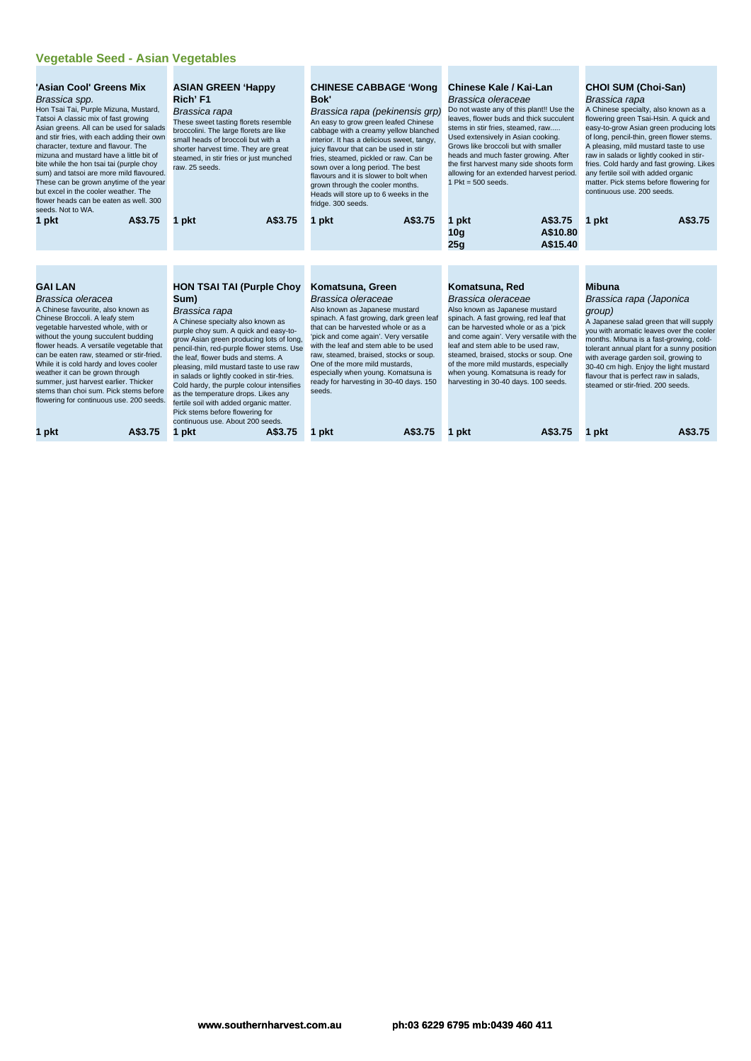## Vegetable Seed - Asian Vegetables

### 'Asian Cool' Greens Mix

*Brassica spp.*

Hon Tsai Tai, Purple Mizuna, Mustard, Tatsoi A classic mix of fast growing Asian greens. All can be used for salads and stir fries, with each adding their own character, texture and flavour. The mizuna and mustard have a little bit of bite while the hon tsai tai (purple choy sum) and tatsoi are more mild flavoured. These can be grown anytime of the year but excel in the cooler weather. The flower heads can be eaten as well. 300 seeds. Not to WA.

| Size | Price |
|---|---|
| 1 pkt | A$3.75 |

### ASIAN GREEN 'Happy Rich' F1

*Brassica rapa*

These sweet tasting florets resemble broccolini. The large florets are like small heads of broccoli but with a shorter harvest time. They are great steamed, in stir fries or just munched raw. 25 seeds.

| Size | Price |
|---|---|
| 1 pkt | A$3.75 |

### CHINESE CABBAGE 'Wong Bok'

*Brassica rapa (pekinensis grp)*

An easy to grow green leafed Chinese cabbage with a creamy yellow blanched interior. It has a delicious sweet, tangy, juicy flavour that can be used in stir fries, steamed, pickled or raw. Can be sown over a long period. The best flavours and it is slower to bolt when grown through the cooler months. Heads will store up to 6 weeks in the fridge. 300 seeds.

| Size | Price |
|---|---|
| 1 pkt | A$3.75 |

### Chinese Kale / Kai-Lan

*Brassica oleraceae*

Do not waste any of this plant!! Use the leaves, flower buds and thick succulent stems in stir fries, steamed, raw..... Used extensively in Asian cooking. Grows like broccoli but with smaller heads and much faster growing. After the first harvest many side shoots form allowing for an extended harvest period. 1 Pkt = 500 seeds.

| Size | Price |
|---|---|
| 1 pkt | A$3.75 |
| 10g | A$10.80 |
| 25g | A$15.40 |

### CHOI SUM (Choi-San)

*Brassica rapa*

A Chinese specialty, also known as a flowering green Tsai-Hsin. A quick and easy-to-grow Asian green producing lots of long, pencil-thin, green flower stems. A pleasing, mild mustard taste to use raw in salads or lightly cooked in stir-fries. Cold hardy and fast growing. Likes any fertile soil with added organic matter. Pick stems before flowering for continuous use. 200 seeds.

| Size | Price |
|---|---|
| 1 pkt | A$3.75 |

### GAI LAN

*Brassica oleracea*

A Chinese favourite, also known as Chinese Broccoli. A leafy stem vegetable harvested whole, with or without the young succulent budding flower heads. A versatile vegetable that can be eaten raw, steamed or stir-fried. While it is cold hardy and loves cooler weather it can be grown through summer, just harvest earlier. Thicker stems than choi sum. Pick stems before flowering for continuous use. 200 seeds.

| Size | Price |
|---|---|
| 1 pkt | A$3.75 |

### HON TSAI TAI (Purple Choy Sum)

*Brassica rapa*

A Chinese specialty also known as purple choy sum. A quick and easy-to-grow Asian green producing lots of long, pencil-thin, red-purple flower stems. Use the leaf, flower buds and stems. A pleasing, mild mustard taste to use raw in salads or lightly cooked in stir-fries. Cold hardy, the purple colour intensifies as the temperature drops. Likes any fertile soil with added organic matter. Pick stems before flowering for continuous use. About 200 seeds.

| Size | Price |
|---|---|
| 1 pkt | A$3.75 |

### Komatsuna, Green

*Brassica oleraceae*

Also known as Japanese mustard spinach. A fast growing, dark green leaf that can be harvested whole or as a 'pick and come again'. Very versatile with the leaf and stem able to be used raw, steamed, braised, stocks or soup. One of the more mild mustards, especially when young. Komatsuna is ready for harvesting in 30-40 days. 150 seeds.

| Size | Price |
|---|---|
| 1 pkt | A$3.75 |

### Komatsuna, Red

*Brassica oleraceae*

Also known as Japanese mustard spinach. A fast growing, red leaf that can be harvested whole or as a 'pick and come again'. Very versatile with the leaf and stem able to be used raw, steamed, braised, stocks or soup. One of the more mild mustards, especially when young. Komatsuna is ready for harvesting in 30-40 days. 100 seeds.

| Size | Price |
|---|---|
| 1 pkt | A$3.75 |

### Mibuna

*Brassica rapa (Japonica group)*

A Japanese salad green that will supply you with aromatic leaves over the cooler months. Mibuna is a fast-growing, cold-tolerant annual plant for a sunny position with average garden soil, growing to 30-40 cm high. Enjoy the light mustard flavour that is perfect raw in salads, steamed or stir-fried. 200 seeds.

| Size | Price |
|---|---|
| 1 pkt | A$3.75 |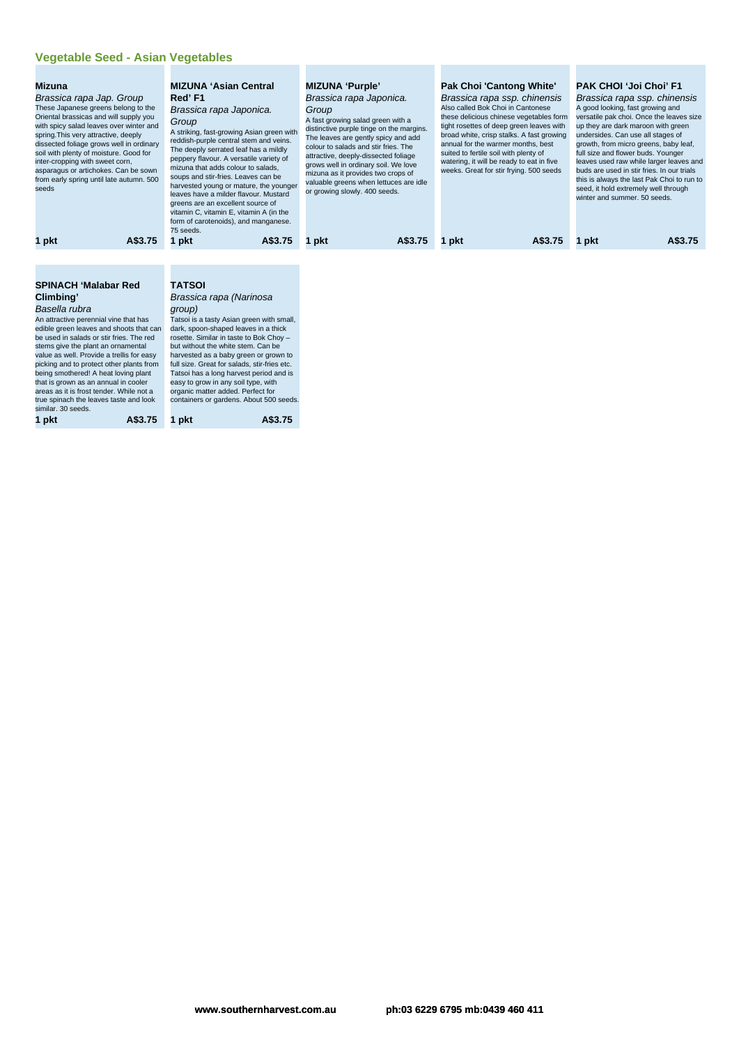## Vegetable Seed - Asian Vegetables

### Mizuna

*Brassica rapa Jap. Group*

These Japanese greens belong to the Oriental brassicas and will supply you with spicy salad leaves over winter and spring.This very attractive, deeply dissected foliage grows well in ordinary soil with plenty of moisture. Good for inter-cropping with sweet corn, asparagus or artichokes. Can be sown from early spring until late autumn. 500 seeds

**1 pkt** **A$3.75**

### MIZUNA 'Asian Central Red' F1

*Brassica rapa Japonica. Group*

A striking, fast-growing Asian green with reddish-purple central stem and veins. The deeply serrated leaf has a mildly peppery flavour. A versatile variety of mizuna that adds colour to salads, soups and stir-fries. Leaves can be harvested young or mature, the younger leaves have a milder flavour. Mustard greens are an excellent source of vitamin C, vitamin E, vitamin A (in the form of carotenoids), and manganese. 75 seeds.

**1 pkt** **A$3.75**

### MIZUNA 'Purple'

*Brassica rapa Japonica. Group*

A fast growing salad green with a distinctive purple tinge on the margins. The leaves are gently spicy and add colour to salads and stir fries. The attractive, deeply-dissected foliage grows well in ordinary soil. We love mizuna as it provides two crops of valuable greens when lettuces are idle or growing slowly. 400 seeds.

**1 pkt** **A$3.75**

### Pak Choi 'Cantong White'

*Brassica rapa ssp. chinensis*

Also called Bok Choi in Cantonese these delicious chinese vegetables form tight rosettes of deep green leaves with broad white, crisp stalks. A fast growing annual for the warmer months, best suited to fertile soil with plenty of watering, it will be ready to eat in five weeks. Great for stir frying. 500 seeds

**1 pkt** **A$3.75**

### PAK CHOI 'Joi Choi' F1

*Brassica rapa ssp. chinensis*

A good looking, fast growing and versatile pak choi. Once the leaves size up they are dark maroon with green undersides. Can use all stages of growth, from micro greens, baby leaf, full size and flower buds. Younger leaves used raw while larger leaves and buds are used in stir fries. In our trials this is always the last Pak Choi to run to seed, it hold extremely well through winter and summer. 50 seeds.

**1 pkt** **A$3.75**

### SPINACH 'Malabar Red Climbing'

*Basella rubra*

An attractive perennial vine that has edible green leaves and shoots that can be used in salads or stir fries. The red stems give the plant an ornamental value as well. Provide a trellis for easy picking and to protect other plants from being smothered! A heat loving plant that is grown as an annual in cooler areas as it is frost tender. While not a true spinach the leaves taste and look similar. 30 seeds.

**1 pkt** **A$3.75**

### TATSOI

*Brassica rapa (Narinosa group)*

Tatsoi is a tasty Asian green with small, dark, spoon-shaped leaves in a thick rosette. Similar in taste to Bok Choy – but without the white stem. Can be harvested as a baby green or grown to full size. Great for salads, stir-fries etc. Tatsoi has a long harvest period and is easy to grow in any soil type, with organic matter added. Perfect for containers or gardens. About 500 seeds.

**1 pkt** **A$3.75**

www.southernharvest.com.au ph:03 6229 6795 mb:0439 460 411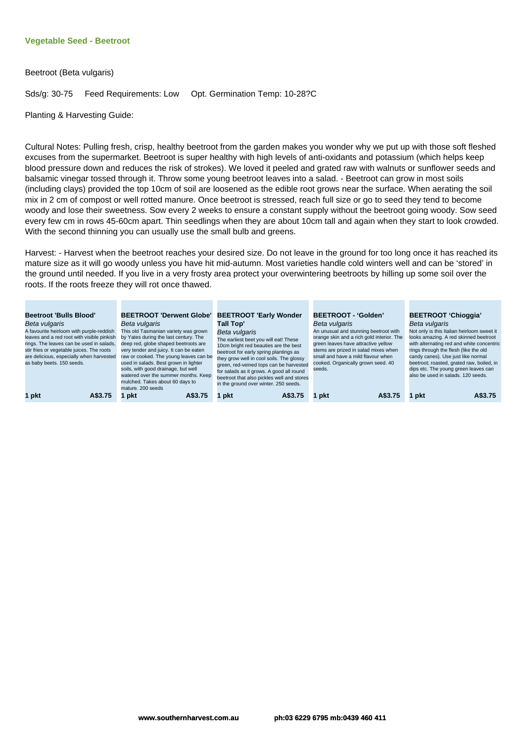## Vegetable Seed - Beetroot

Beetroot (Beta vulgaris)

Sds/g: 30-75 Feed Requirements: Low Opt. Germination Temp: 10-28?C

Planting & Harvesting Guide:

Cultural Notes: Pulling fresh, crisp, healthy beetroot from the garden makes you wonder why we put up with those soft fleshed excuses from the supermarket. Beetroot is super healthy with high levels of anti-oxidants and potassium (which helps keep blood pressure down and reduces the risk of strokes). We loved it peeled and grated raw with walnuts or sunflower seeds and balsamic vinegar tossed through it. Throw some young beetroot leaves into a salad. - Beetroot can grow in most soils (including clays) provided the top 10cm of soil are loosened as the edible root grows near the surface. When aerating the soil mix in 2 cm of compost or well rotted manure. Once beetroot is stressed, reach full size or go to seed they tend to become woody and lose their sweetness. Sow every 2 weeks to ensure a constant supply without the beetroot going woody. Sow seed every few cm in rows 45-60cm apart. Thin seedlings when they are about 10cm tall and again when they start to look crowded. With the second thinning you can usually use the small bulb and greens.

Harvest: - Harvest when the beetroot reaches your desired size. Do not leave in the ground for too long once it has reached its mature size as it will go woody unless you have hit mid-autumn. Most varieties handle cold winters well and can be 'stored' in the ground until needed. If you live in a very frosty area protect your overwintering beetroots by hilling up some soil over the roots. If the roots freeze they will rot once thawed.

**Beetroot 'Bulls Blood'**
*Beta vulgaris*
A favourite heirloom with purple-reddish leaves and a red root with visible pinkish rings. The leaves can be used in salads, stir fries or vegetable juices. The roots are delicious, especially when harvested as baby beets. 150 seeds.
**1 pkt A$3.75**

**BEETROOT 'Derwent Globe'**
*Beta vulgaris*
This old Tasmanian variety was grown by Yates during the last century. The deep red, globe shaped beetroots are very tender and juicy. It can be eaten raw or cooked. The young leaves can be used in salads. Best grown in lighter soils, with good drainage, but well watered over the summer months. Keep mulched. Takes about 60 days to mature. 200 seeds
**1 pkt A$3.75**

**BEETROOT 'Early Wonder Tall Top'**
*Beta vulgaris*
The earliest beet you will eat! These 10cm bright red beauties are the best beetroot for early spring plantings as they grow well in cool soils. The glossy green, red-veined tops can be harvested for salads as it grows. A good all round beetroot that also pickles well and stores in the ground over winter. 250 seeds.
**1 pkt A$3.75**

**BEETROOT - 'Golden'**
*Beta vulgaris*
An unusual and stunning beetroot with orange skin and a rich gold interior. The green leaves have attractive yellow stems are prized in salad mixes when small and have a mild flavour when cooked. Organically grown seed. 40 seeds.
**1 pkt A$3.75**

**BEETROOT 'Chioggia'**
*Beta vulgaris*
Not only is this Italian heirloom sweet it looks amazing. A red skinned beetroot with alternating red and white concentric rings through the flesh (like the old candy canes). Use just like normal beetroot; roasted, grated raw, boiled, in dips etc. The young green leaves can also be used in salads. 120 seeds.
**1 pkt A$3.75**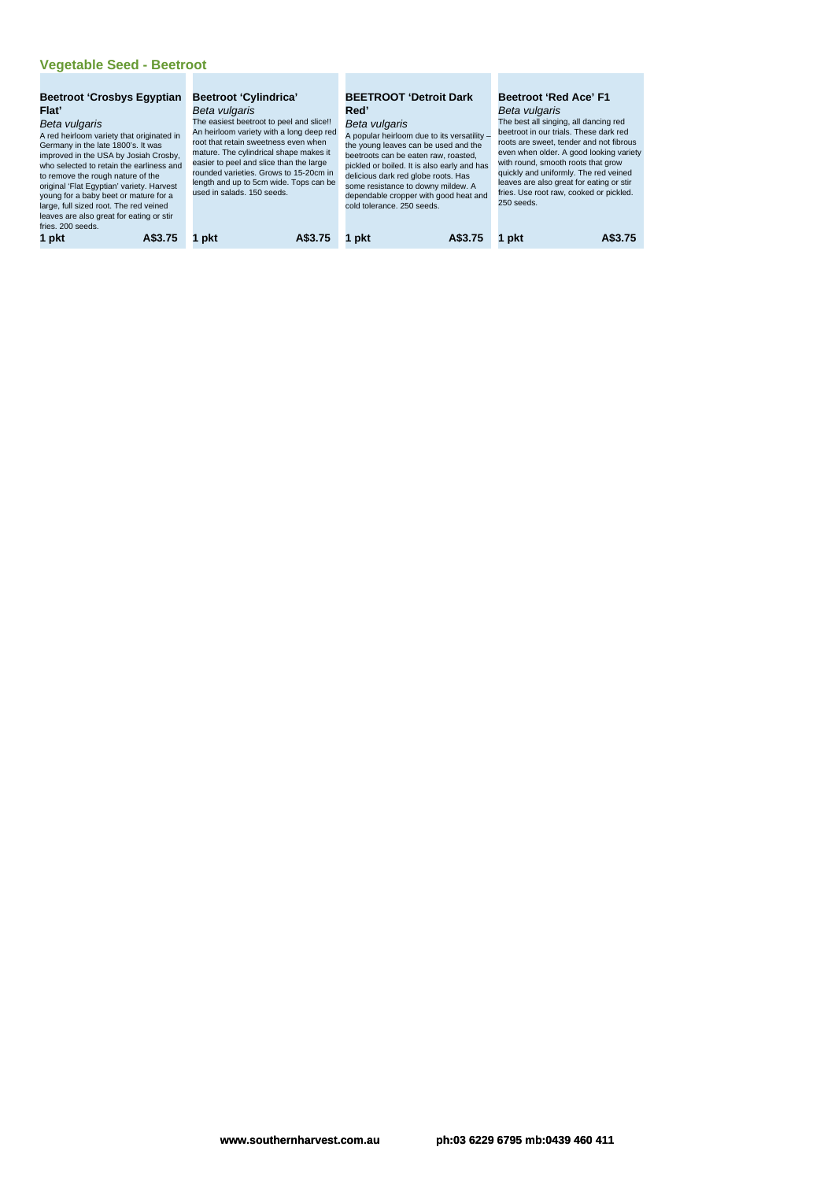## Vegetable Seed - Beetroot

### Beetroot 'Crosbys Egyptian Flat'

*Beta vulgaris*

A red heirloom variety that originated in Germany in the late 1800's. It was improved in the USA by Josiah Crosby, who selected to retain the earliness and to remove the rough nature of the original 'Flat Egyptian' variety. Harvest young for a baby beet or mature for a large, full sized root. The red veined leaves are also great for eating or stir fries. 200 seeds.

**1 pkt** **A$3.75**

### Beetroot 'Cylindrica'

*Beta vulgaris*

The easiest beetroot to peel and slice!! An heirloom variety with a long deep red root that retain sweetness even when mature. The cylindrical shape makes it easier to peel and slice than the large rounded varieties. Grows to 15-20cm in length and up to 5cm wide. Tops can be used in salads. 150 seeds.

**1 pkt** **A$3.75**

### BEETROOT 'Detroit Dark Red'

*Beta vulgaris*

A popular heirloom due to its versatility – the young leaves can be used and the beetroots can be eaten raw, roasted, pickled or boiled. It is also early and has delicious dark red globe roots. Has some resistance to downy mildew. A dependable cropper with good heat and cold tolerance. 250 seeds.

**1 pkt** **A$3.75**

### Beetroot 'Red Ace' F1

*Beta vulgaris*

The best all singing, all dancing red beetroot in our trials. These dark red roots are sweet, tender and not fibrous even when older. A good looking variety with round, smooth roots that grow quickly and uniformly. The red veined leaves are also great for eating or stir fries. Use root raw, cooked or pickled. 250 seeds.

**1 pkt** **A$3.75**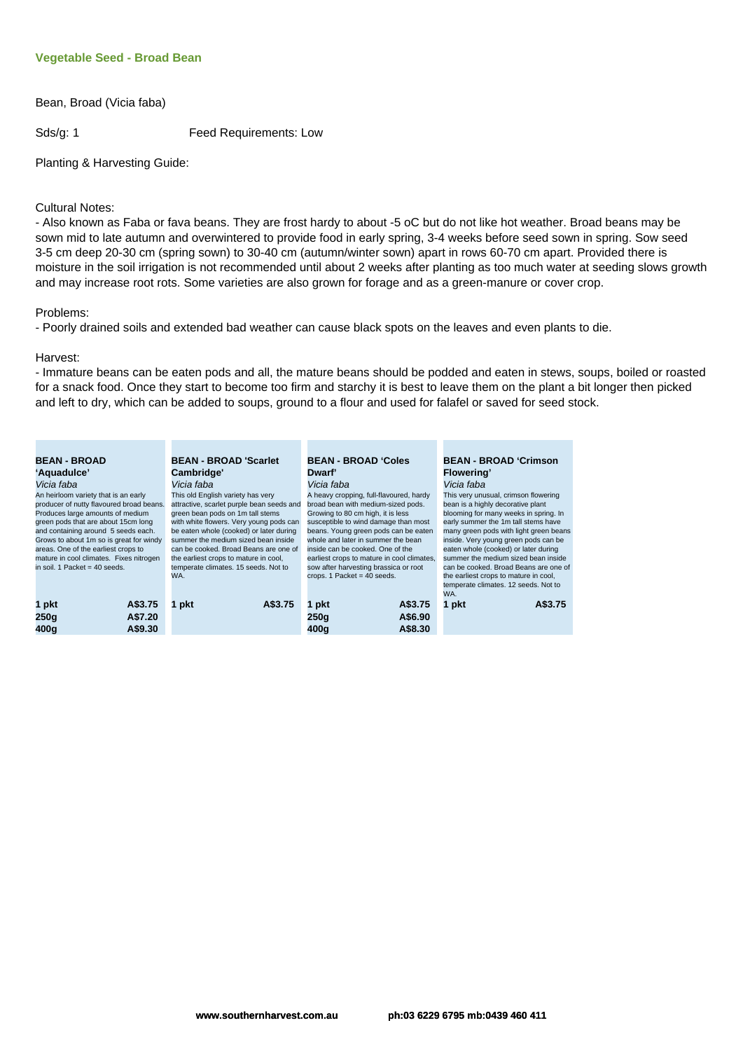## Vegetable Seed - Broad Bean

Bean, Broad (Vicia faba)

Sds/g: 1 Feed Requirements: Low

Planting & Harvesting Guide:

Cultural Notes:
- Also known as Faba or fava beans. They are frost hardy to about -5 oC but do not like hot weather. Broad beans may be sown mid to late autumn and overwintered to provide food in early spring, 3-4 weeks before seed sown in spring. Sow seed 3-5 cm deep 20-30 cm (spring sown) to 30-40 cm (autumn/winter sown) apart in rows 60-70 cm apart. Provided there is moisture in the soil irrigation is not recommended until about 2 weeks after planting as too much water at seeding slows growth and may increase root rots. Some varieties are also grown for forage and as a green-manure or cover crop.

Problems:
- Poorly drained soils and extended bad weather can cause black spots on the leaves and even plants to die.

Harvest:
- Immature beans can be eaten pods and all, the mature beans should be podded and eaten in stews, soups, boiled or roasted for a snack food. Once they start to become too firm and starchy it is best to leave them on the plant a bit longer then picked and left to dry, which can be added to soups, ground to a flour and used for falafel or saved for seed stock.

**BEAN - BROAD 'Aquadulce'**
*Vicia faba*
An heirloom variety that is an early producer of nutty flavoured broad beans. Produces large amounts of medium green pods that are about 15cm long and containing around 5 seeds each. Grows to about 1m so is great for windy areas. One of the earliest crops to mature in cool climates. Fixes nitrogen in soil. 1 Packet = 40 seeds.

| | |
|---|---|
| **1 pkt** | **A$3.75** |
| **250g** | **A$7.20** |
| **400g** | **A$9.30** |

**BEAN - BROAD 'Scarlet Cambridge'**
*Vicia faba*
This old English variety has very attractive, scarlet purple bean seeds and green bean pods on 1m tall stems with white flowers. Very young pods can be eaten whole (cooked) or later during summer the medium sized bean inside can be cooked. Broad Beans are one of the earliest crops to mature in cool, temperate climates. 15 seeds. Not to WA.

| | |
|---|---|
| **1 pkt** | **A$3.75** |

**BEAN - BROAD 'Coles Dwarf'**
*Vicia faba*
A heavy cropping, full-flavoured, hardy broad bean with medium-sized pods. Growing to 80 cm high, it is less susceptible to wind damage than most beans. Young green pods can be eaten whole and later in summer the bean inside can be cooked. One of the earliest crops to mature in cool climates, sow after harvesting brassica or root crops. 1 Packet = 40 seeds.

| | |
|---|---|
| **1 pkt** | **A$3.75** |
| **250g** | **A$6.90** |
| **400g** | **A$8.30** |

**BEAN - BROAD 'Crimson Flowering'**
*Vicia faba*
This very unusual, crimson flowering bean is a highly decorative plant blooming for many weeks in spring. In early summer the 1m tall stems have many green pods with light green beans inside. Very young green pods can be eaten whole (cooked) or later during summer the medium sized bean inside can be cooked. Broad Beans are one of the earliest crops to mature in cool, temperate climates. 12 seeds. Not to WA.

| | |
|---|---|
| **1 pkt** | **A$3.75** |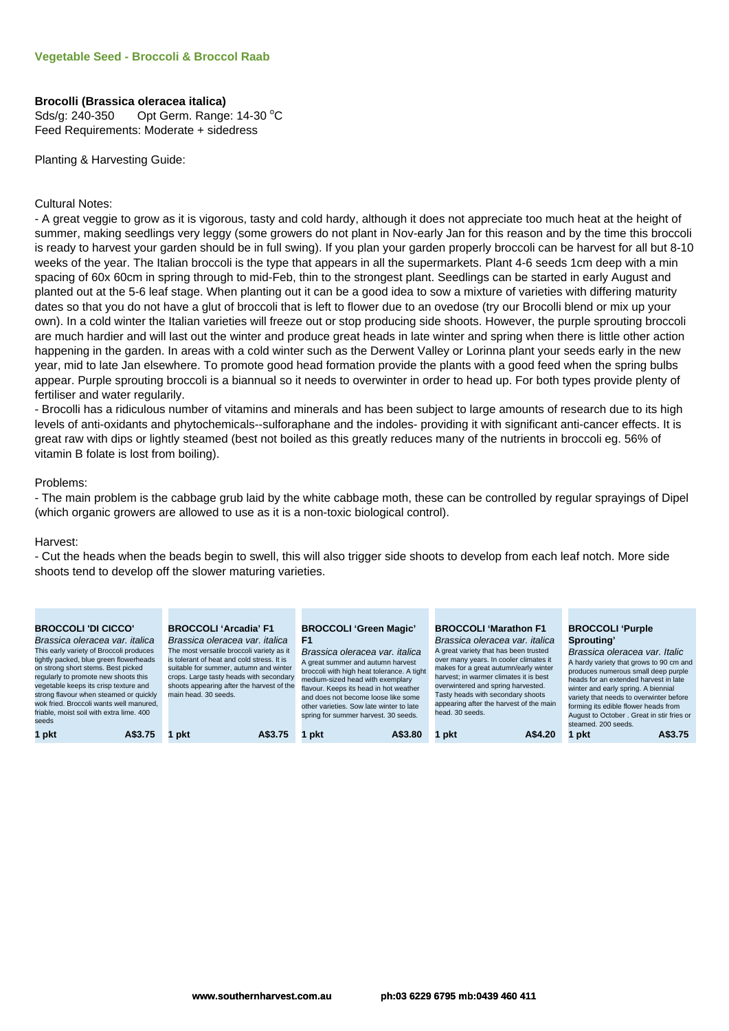## Vegetable Seed - Broccoli & Broccol Raab

**Brocolli (Brassica oleracea italica)**
Sds/g: 240-350 Opt Germ. Range: 14-30 °C
Feed Requirements: Moderate + sidedress

Planting & Harvesting Guide:

Cultural Notes:
- A great veggie to grow as it is vigorous, tasty and cold hardy, although it does not appreciate too much heat at the height of summer, making seedlings very leggy (some growers do not plant in Nov-early Jan for this reason and by the time this broccoli is ready to harvest your garden should be in full swing). If you plan your garden properly broccoli can be harvest for all but 8-10 weeks of the year. The Italian broccoli is the type that appears in all the supermarkets. Plant 4-6 seeds 1cm deep with a min spacing of 60x 60cm in spring through to mid-Feb, thin to the strongest plant. Seedlings can be started in early August and planted out at the 5-6 leaf stage. When planting out it can be a good idea to sow a mixture of varieties with differing maturity dates so that you do not have a glut of broccoli that is left to flower due to an ovedose (try our Brocolli blend or mix up your own). In a cold winter the Italian varieties will freeze out or stop producing side shoots. However, the purple sprouting broccoli are much hardier and will last out the winter and produce great heads in late winter and spring when there is little other action happening in the garden. In areas with a cold winter such as the Derwent Valley or Lorinna plant your seeds early in the new year, mid to late Jan elsewhere. To promote good head formation provide the plants with a good feed when the spring bulbs appear. Purple sprouting broccoli is a biannual so it needs to overwinter in order to head up. For both types provide plenty of fertiliser and water regularly.
- Brocolli has a ridiculous number of vitamins and minerals and has been subject to large amounts of research due to its high levels of anti-oxidants and phytochemicals--sulforaphane and the indoles- providing it with significant anti-cancer effects. It is great raw with dips or lightly steamed (best not boiled as this greatly reduces many of the nutrients in broccoli eg. 56% of vitamin B folate is lost from boiling).

Problems:
- The main problem is the cabbage grub laid by the white cabbage moth, these can be controlled by regular sprayings of Dipel (which organic growers are allowed to use as it is a non-toxic biological control).

Harvest:
- Cut the heads when the beads begin to swell, this will also trigger side shoots to develop from each leaf notch. More side shoots tend to develop off the slower maturing varieties.

**BROCCOLI 'DI CICCO'**
*Brassica oleracea var. italica*
This early variety of Broccoli produces tightly packed, blue green flowerheads on strong short stems. Best picked regularly to promote new shoots this vegetable keeps its crisp texture and strong flavour when steamed or quickly wok fried. Broccoli wants well manured, friable, moist soil with extra lime. 400 seeds
**1 pkt A$3.75**

**BROCCOLI 'Arcadia' F1**
*Brassica oleracea var. italica*
The most versatile broccoli variety as it is tolerant of heat and cold stress. It is suitable for summer, autumn and winter crops. Large tasty heads with secondary shoots appearing after the harvest of the main head. 30 seeds.
**1 pkt A$3.75**

**BROCCOLI 'Green Magic' F1**
*Brassica oleracea var. italica*
A great summer and autumn harvest broccoli with high heat tolerance. A tight medium-sized head with exemplary flavour. Keeps its head in hot weather and does not become loose like some other varieties. Sow late winter to late spring for summer harvest. 30 seeds.
**1 pkt A$3.80**

**BROCCOLI 'Marathon F1**
*Brassica oleracea var. italica*
A great variety that has been trusted over many years. In cooler climates it makes for a great autumn/early winter harvest; in warmer climates it is best overwintered and spring harvested. Tasty heads with secondary shoots appearing after the harvest of the main head. 30 seeds.
**1 pkt A$4.20**

**BROCCOLI 'Purple Sprouting'**
*Brassica oleracea var. Italic*
A hardy variety that grows to 90 cm and produces numerous small deep purple heads for an extended harvest in late winter and early spring. A biennial variety that needs to overwinter before forming its edible flower heads from August to October . Great in stir fries or steamed. 200 seeds.
**1 pkt A$3.75**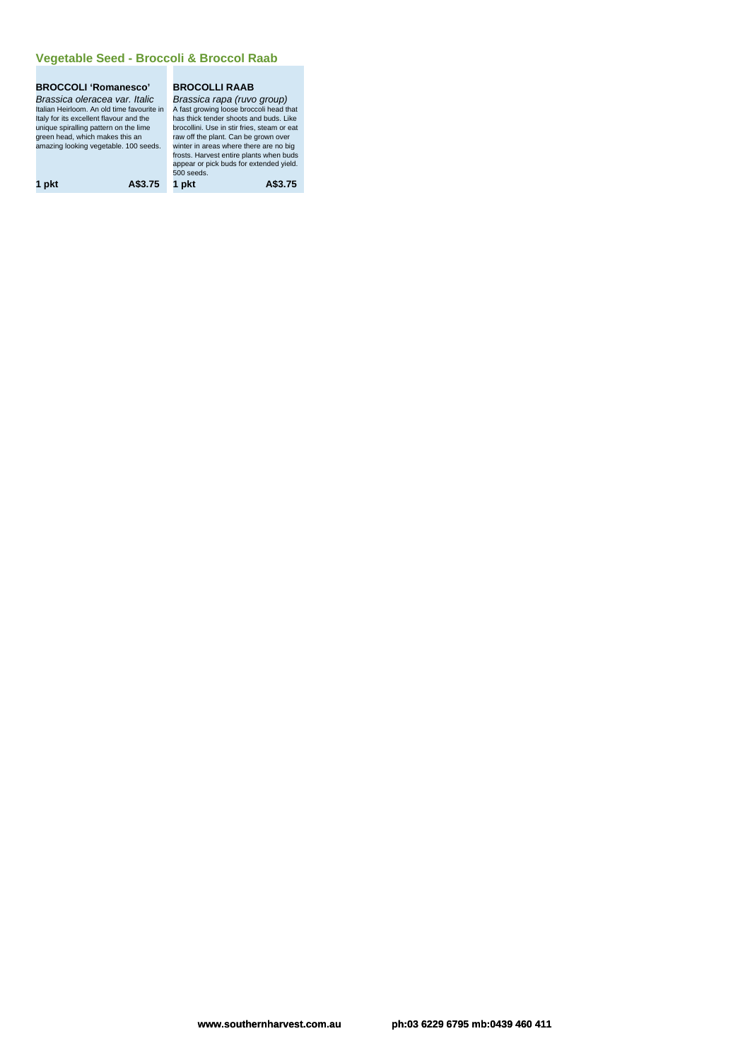## Vegetable Seed - Broccoli & Broccol Raab

### BROCCOLI 'Romanesco'

*Brassica oleracea var. Italic*

Italian Heirloom. An old time favourite in Italy for its excellent flavour and the unique spiralling pattern on the lime green head, which makes this an amazing looking vegetable. 100 seeds.

**1 pkt** **A$3.75**

### BROCOLLI RAAB

*Brassica rapa (ruvo group)*

A fast growing loose broccoli head that has thick tender shoots and buds. Like brocollini. Use in stir fries, steam or eat raw off the plant. Can be grown over winter in areas where there are no big frosts. Harvest entire plants when buds appear or pick buds for extended yield. 500 seeds.

**1 pkt** **A$3.75**

**www.southernharvest.com.au** **ph:03 6229 6795 mb:0439 460 411**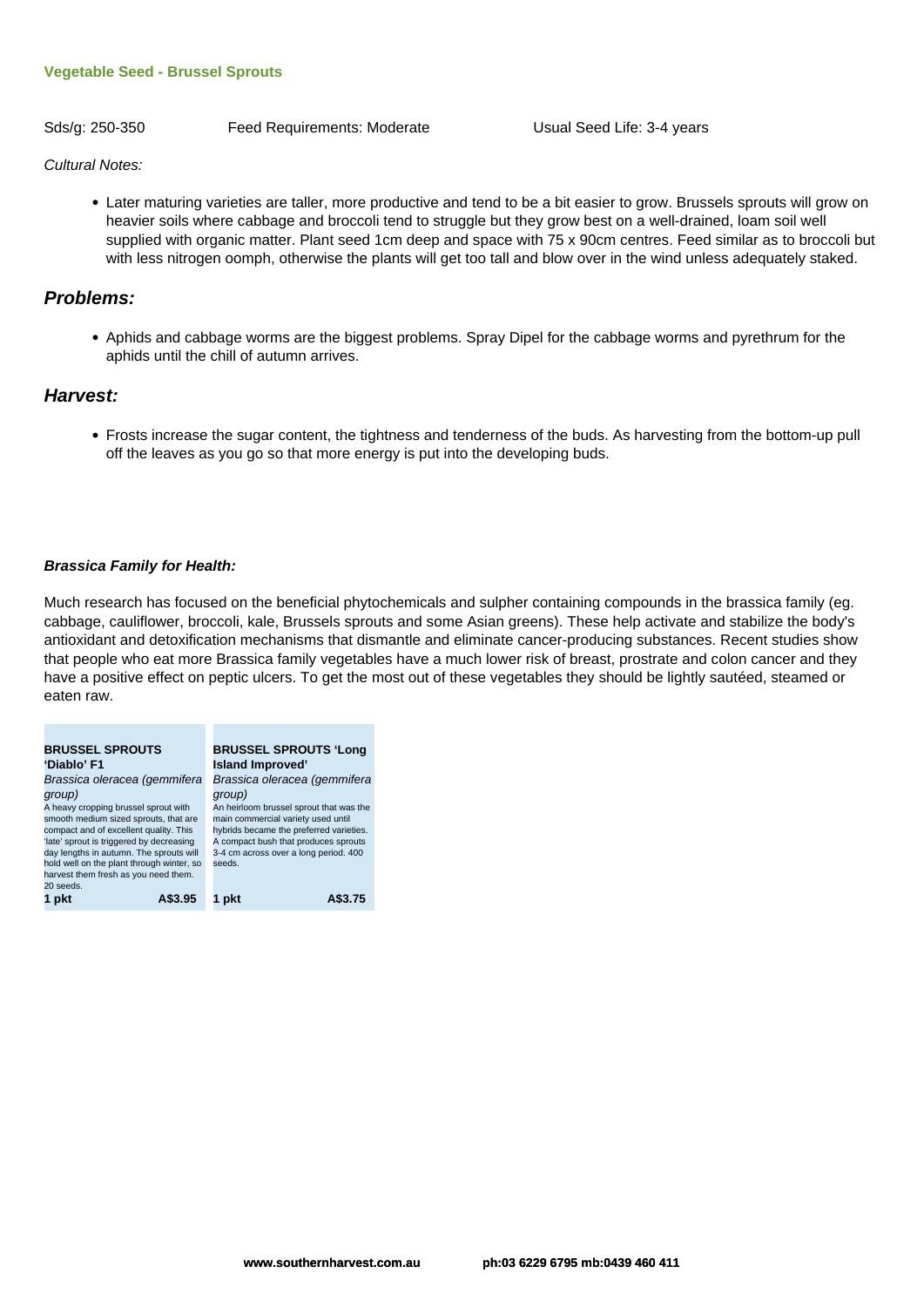### Vegetable Seed - Brussel Sprouts

Sds/g: 250-350 Feed Requirements: Moderate Usual Seed Life: 3-4 years

*Cultural Notes:*

- Later maturing varieties are taller, more productive and tend to be a bit easier to grow. Brussels sprouts will grow on heavier soils where cabbage and broccoli tend to struggle but they grow best on a well-drained, loam soil well supplied with organic matter. Plant seed 1cm deep and space with 75 x 90cm centres. Feed similar as to broccoli but with less nitrogen oomph, otherwise the plants will get too tall and blow over in the wind unless adequately staked.

## *Problems:*

- Aphids and cabbage worms are the biggest problems. Spray Dipel for the cabbage worms and pyrethrum for the aphids until the chill of autumn arrives.

## *Harvest:*

- Frosts increase the sugar content, the tightness and tenderness of the buds. As harvesting from the bottom-up pull off the leaves as you go so that more energy is put into the developing buds.

***Brassica Family for Health:***

Much research has focused on the beneficial phytochemicals and sulpher containing compounds in the brassica family (eg. cabbage, cauliflower, broccoli, kale, Brussels sprouts and some Asian greens). These help activate and stabilize the body's antioxidant and detoxification mechanisms that dismantle and eliminate cancer-producing substances. Recent studies show that people who eat more Brassica family vegetables have a much lower risk of breast, prostrate and colon cancer and they have a positive effect on peptic ulcers. To get the most out of these vegetables they should be lightly sautéed, steamed or eaten raw.

**BRUSSEL SPROUTS 'Diablo' F1**
*Brassica oleracea (gemmifera group)*
A heavy cropping brussel sprout with smooth medium sized sprouts, that are compact and of excellent quality. This 'late' sprout is triggered by decreasing day lengths in autumn. The sprouts will hold well on the plant through winter, so harvest them fresh as you need them. 20 seeds.
**1 pkt A$3.95**

**BRUSSEL SPROUTS 'Long Island Improved'**
*Brassica oleracea (gemmifera group)*
An heirloom brussel sprout that was the main commercial variety used until hybrids became the preferred varieties. A compact bush that produces sprouts 3-4 cm across over a long period. 400 seeds.
**1 pkt A$3.75**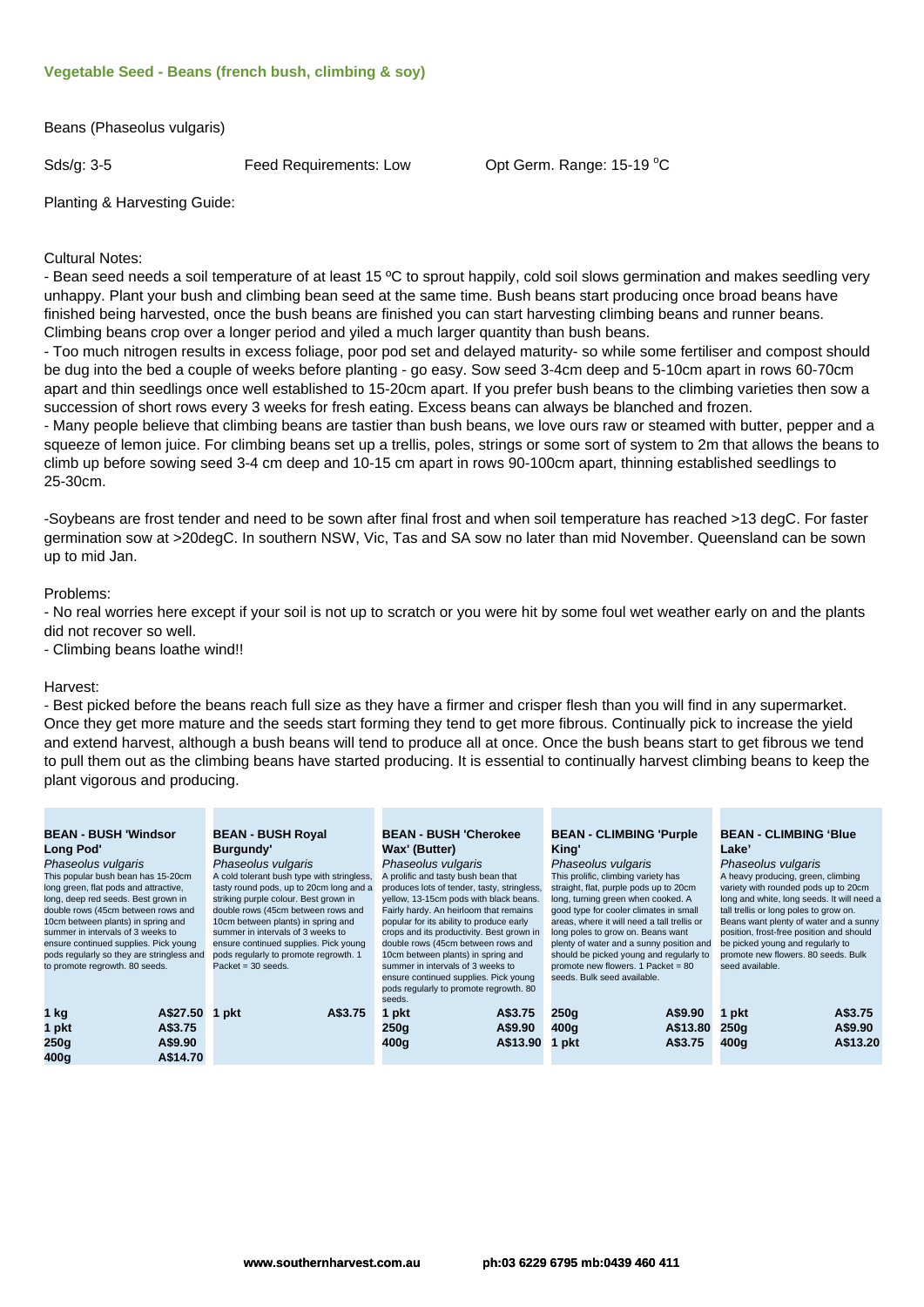## Vegetable Seed - Beans (french bush, climbing & soy)

Beans (Phaseolus vulgaris)

Sds/g: 3-5 Feed Requirements: Low Opt Germ. Range: 15-19 °C

Planting & Harvesting Guide:

Cultural Notes:

- Bean seed needs a soil temperature of at least 15 ºC to sprout happily, cold soil slows germination and makes seedling very unhappy. Plant your bush and climbing bean seed at the same time. Bush beans start producing once broad beans have finished being harvested, once the bush beans are finished you can start harvesting climbing beans and runner beans. Climbing beans crop over a longer period and yiled a much larger quantity than bush beans.
- Too much nitrogen results in excess foliage, poor pod set and delayed maturity- so while some fertiliser and compost should be dug into the bed a couple of weeks before planting - go easy. Sow seed 3-4cm deep and 5-10cm apart in rows 60-70cm apart and thin seedlings once well established to 15-20cm apart. If you prefer bush beans to the climbing varieties then sow a succession of short rows every 3 weeks for fresh eating. Excess beans can always be blanched and frozen.
- Many people believe that climbing beans are tastier than bush beans, we love ours raw or steamed with butter, pepper and a squeeze of lemon juice. For climbing beans set up a trellis, poles, strings or some sort of system to 2m that allows the beans to climb up before sowing seed 3-4 cm deep and 10-15 cm apart in rows 90-100cm apart, thinning established seedlings to 25-30cm.

-Soybeans are frost tender and need to be sown after final frost and when soil temperature has reached >13 degC. For faster germination sow at >20degC. In southern NSW, Vic, Tas and SA sow no later than mid November. Queensland can be sown up to mid Jan.

Problems:

- No real worries here except if your soil is not up to scratch or you were hit by some foul wet weather early on and the plants did not recover so well.
- Climbing beans loathe wind!!

Harvest:

- Best picked before the beans reach full size as they have a firmer and crisper flesh than you will find in any supermarket. Once they get more mature and the seeds start forming they tend to get more fibrous. Continually pick to increase the yield and extend harvest, although a bush beans will tend to produce all at once. Once the bush beans start to get fibrous we tend to pull them out as the climbing beans have started producing. It is essential to continually harvest climbing beans to keep the plant vigorous and producing.

**BEAN - BUSH 'Windsor Long Pod'**
*Phaseolus vulgaris*
This popular bush bean has 15-20cm long green, flat pods and attractive, long, deep red seeds. Best grown in double rows (45cm between rows and 10cm between plants) in spring and summer in intervals of 3 weeks to ensure continued supplies. Pick young pods regularly so they are stringless and to promote regrowth. 80 seeds.

| Size | Price |
|---|---|
| 1 kg | A$27.50 |
| 1 pkt | A$3.75 |
| 250g | A$9.90 |
| 400g | A$14.70 |

**BEAN - BUSH Royal Burgundy'**
*Phaseolus vulgaris*
A cold tolerant bush type with stringless, tasty round pods, up to 20cm long and a striking purple colour. Best grown in double rows (45cm between rows and 10cm between plants) in spring and summer in intervals of 3 weeks to ensure continued supplies. Pick young pods regularly to promote regrowth. 1 Packet = 30 seeds.

| Size | Price |
|---|---|
| 1 pkt | A$3.75 |

**BEAN - BUSH 'Cherokee Wax' (Butter)**
*Phaseolus vulgaris*
A prolific and tasty bush bean that produces lots of tender, tasty, stringless, yellow, 13-15cm pods with black beans. Fairly hardy. An heirloom that remains popular for its ability to produce early crops and its productivity. Best grown in double rows (45cm between rows and 10cm between plants) in spring and summer in intervals of 3 weeks to ensure continued supplies. Pick young pods regularly to promote regrowth. 80 seeds.

| Size | Price |
|---|---|
| 1 pkt | A$3.75 |
| 250g | A$9.90 |
| 400g | A$13.90 |

**BEAN - CLIMBING 'Purple King'**
*Phaseolus vulgaris*
This prolific, climbing variety has straight, flat, purple pods up to 20cm long, turning green when cooked. A good type for cooler climates in small areas, where it will need a tall trellis or long poles to grow on. Beans want plenty of water and a sunny position and should be picked young and regularly to promote new flowers. 1 Packet = 80 seeds. Bulk seed available.

| Size | Price |
|---|---|
| 250g | A$9.90 |
| 400g | A$13.80 |
| 1 pkt | A$3.75 |

**BEAN - CLIMBING 'Blue Lake'**
*Phaseolus vulgaris*
A heavy producing, green, climbing variety with rounded pods up to 20cm long and white, long seeds. It will need a tall trellis or long poles to grow on. Beans want plenty of water and a sunny position, frost-free position and should be picked young and regularly to promote new flowers. 80 seeds. Bulk seed available.

| Size | Price |
|---|---|
| 1 pkt | A$3.75 |
| 250g | A$9.90 |
| 400g | A$13.20 |

www.southernharvest.com.au ph:03 6229 6795 mb:0439 460 411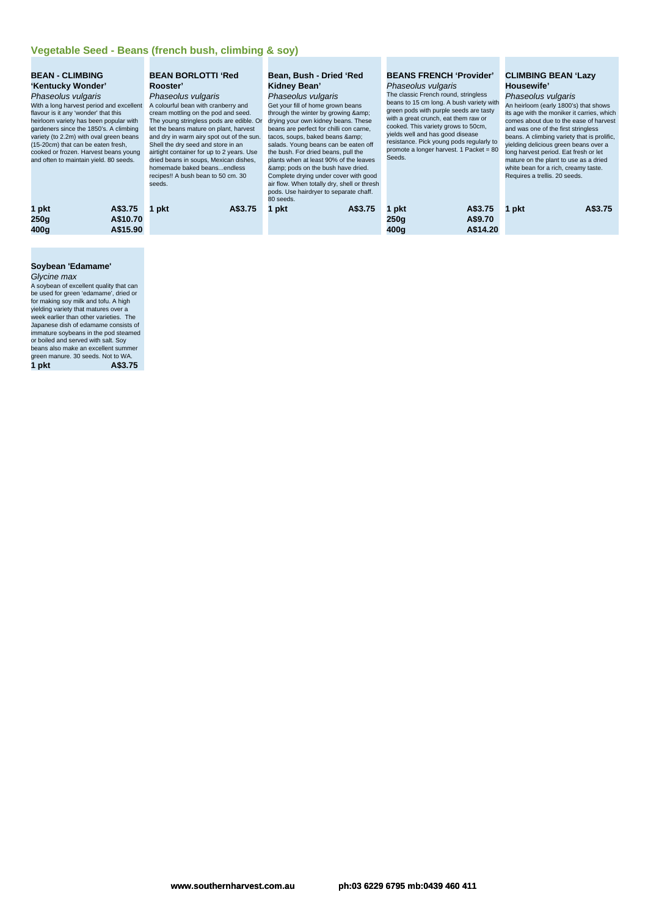## Vegetable Seed - Beans (french bush, climbing & soy)

### BEAN - CLIMBING 'Kentucky Wonder'

*Phaseolus vulgaris*

With a long harvest period and excellent flavour is it any 'wonder' that this heirloom variety has been popular with gardeners since the 1850's. A climbing variety (to 2.2m) with oval green beans (15-20cm) that can be eaten fresh, cooked or frozen. Harvest beans young and often to maintain yield. 80 seeds.

| | |
|---|---|
| **1 pkt** | **A$3.75** |
| **250g** | **A$10.70** |
| **400g** | **A$15.90** |

### BEAN BORLOTTI 'Red Rooster'

*Phaseolus vulgaris*

A colourful bean with cranberry and cream mottling on the pod and seed. The young stringless pods are edible. Or let the beans mature on plant, harvest and dry in warm airy spot out of the sun. Shell the dry seed and store in an airtight container for up to 2 years. Use dried beans in soups, Mexican dishes, homemade baked beans...endless recipes!! A bush bean to 50 cm. 30 seeds.

| | |
|---|---|
| **1 pkt** | **A$3.75** |

### Bean, Bush - Dried 'Red Kidney Bean'

*Phaseolus vulgaris*

Get your fill of home grown beans through the winter by growing &amp; drying your own kidney beans. These beans are perfect for chilli con carne, tacos, soups, baked beans &amp; salads. Young beans can be eaten off the bush. For dried beans, pull the plants when at least 90% of the leaves &amp; pods on the bush have dried. Complete drying under cover with good air flow. When totally dry, shell or thresh pods. Use hairdryer to separate chaff. 80 seeds.

| | |
|---|---|
| **1 pkt** | **A$3.75** |

### BEANS FRENCH 'Provider'

*Phaseolus vulgaris*

The classic French round, stringless beans to 15 cm long. A bush variety with green pods with purple seeds are tasty with a great crunch, eat them raw or cooked. This variety grows to 50cm, yields well and has good disease resistance. Pick young pods regularly to promote a longer harvest. 1 Packet = 80 Seeds.

| | |
|---|---|
| **1 pkt** | **A$3.75** |
| **250g** | **A$9.70** |
| **400g** | **A$14.20** |

### CLIMBING BEAN 'Lazy Housewife'

*Phaseolus vulgaris*

An heirloom (early 1800's) that shows its age with the moniker it carries, which comes about due to the ease of harvest and was one of the first stringless beans. A climbing variety that is prolific, yielding delicious green beans over a long harvest period. Eat fresh or let mature on the plant to use as a dried white bean for a rich, creamy taste. Requires a trellis. 20 seeds.

| | |
|---|---|
| **1 pkt** | **A$3.75** |

### Soybean 'Edamame'

*Glycine max*

A soybean of excellent quality that can be used for green 'edamame', dried or for making soy milk and tofu. A high yielding variety that matures over a week earlier than other varieties. The Japanese dish of edamame consists of immature soybeans in the pod steamed or boiled and served with salt. Soy beans also make an excellent summer green manure. 30 seeds. Not to WA.

| | |
|---|---|
| **1 pkt** | **A$3.75** |

**www.southernharvest.com.au** **ph:03 6229 6795 mb:0439 460 411**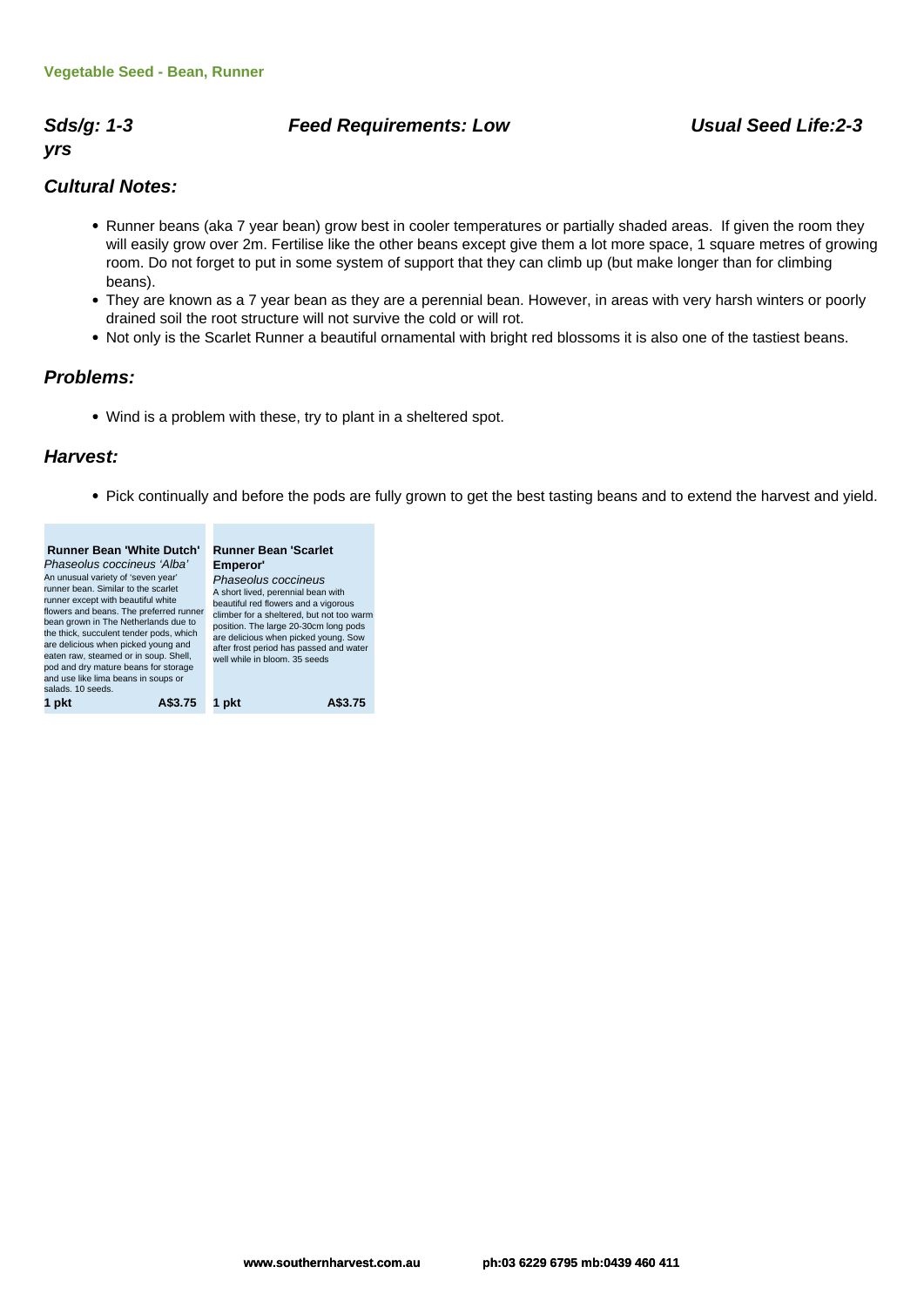**Vegetable Seed - Bean, Runner**

***Sds/g: 1-3*** ***Feed Requirements: Low*** ***Usual Seed Life:2-3 yrs***

## *Cultural Notes:*

- Runner beans (aka 7 year bean) grow best in cooler temperatures or partially shaded areas.  If given the room they will easily grow over 2m. Fertilise like the other beans except give them a lot more space, 1 square metres of growing room. Do not forget to put in some system of support that they can climb up (but make longer than for climbing beans).
- They are known as a 7 year bean as they are a perennial bean. However, in areas with very harsh winters or poorly drained soil the root structure will not survive the cold or will rot.
- Not only is the Scarlet Runner a beautiful ornamental with bright red blossoms it is also one of the tastiest beans.

## *Problems:*

- Wind is a problem with these, try to plant in a sheltered spot.

## *Harvest:*

- Pick continually and before the pods are fully grown to get the best tasting beans and to extend the harvest and yield.

**Runner Bean 'White Dutch'**
*Phaseolus coccineus 'Alba'*
An unusual variety of 'seven year' runner bean. Similar to the scarlet runner except with beautiful white flowers and beans. The preferred runner bean grown in The Netherlands due to the thick, succulent tender pods, which are delicious when picked young and eaten raw, steamed or in soup. Shell, pod and dry mature beans for storage and use like lima beans in soups or salads. 10 seeds.
**1 pkt** **A$3.75**

**Runner Bean 'Scarlet Emperor'**
*Phaseolus coccineus*
A short lived, perennial bean with beautiful red flowers and a vigorous climber for a sheltered, but not too warm position. The large 20-30cm long pods are delicious when picked young. Sow after frost period has passed and water well while in bloom. 35 seeds
**1 pkt** **A$3.75**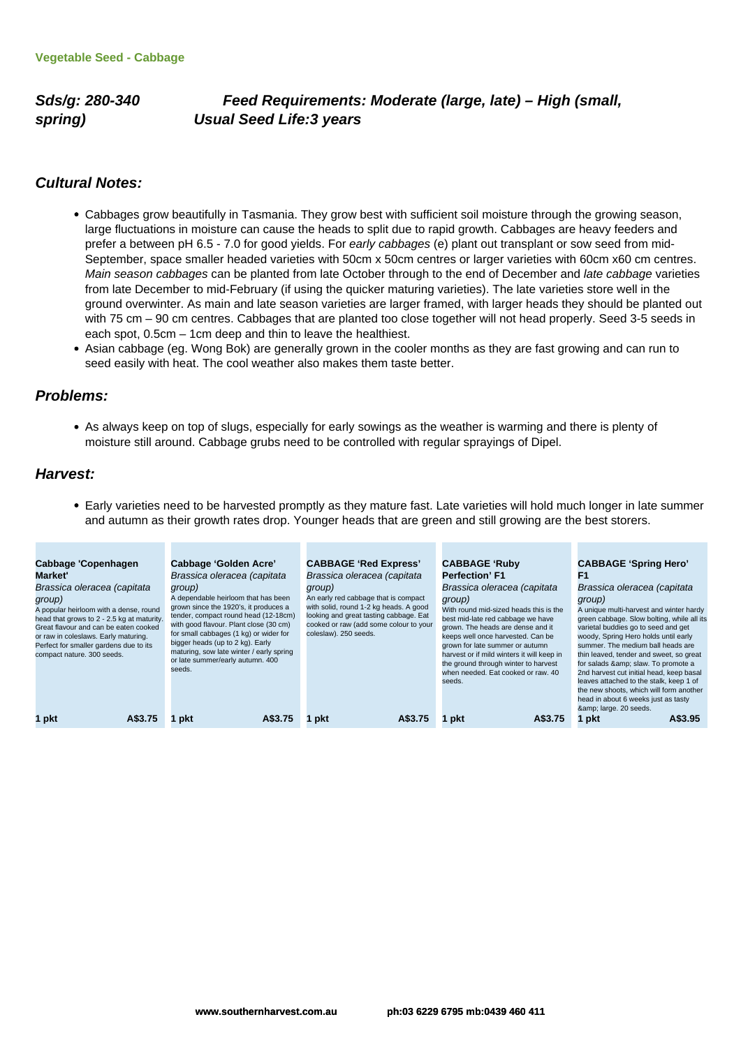**Vegetable Seed - Cabbage**

***Sds/g: 280-340 spring)*** ***Feed Requirements: Moderate (large, late) – High (small, Usual Seed Life:3 years***

## *Cultural Notes:*

- Cabbages grow beautifully in Tasmania. They grow best with sufficient soil moisture through the growing season, large fluctuations in moisture can cause the heads to split due to rapid growth. Cabbages are heavy feeders and prefer a between pH 6.5 - 7.0 for good yields. For *early cabbages* (e) plant out transplant or sow seed from mid-September, space smaller headed varieties with 50cm x 50cm centres or larger varieties with 60cm x60 cm centres. *Main season cabbages* can be planted from late October through to the end of December and *late cabbage* varieties from late December to mid-February (if using the quicker maturing varieties). The late varieties store well in the ground overwinter. As main and late season varieties are larger framed, with larger heads they should be planted out with 75 cm – 90 cm centres. Cabbages that are planted too close together will not head properly. Seed 3-5 seeds in each spot, 0.5cm – 1cm deep and thin to leave the healthiest.
- Asian cabbage (eg. Wong Bok) are generally grown in the cooler months as they are fast growing and can run to seed easily with heat. The cool weather also makes them taste better.

## *Problems:*

- As always keep on top of slugs, especially for early sowings as the weather is warming and there is plenty of moisture still around. Cabbage grubs need to be controlled with regular sprayings of Dipel.

## *Harvest:*

- Early varieties need to be harvested promptly as they mature fast. Late varieties will hold much longer in late summer and autumn as their growth rates drop. Younger heads that are green and still growing are the best storers.

**Cabbage 'Copenhagen Market'**
*Brassica oleracea (capitata group)*
A popular heirloom with a dense, round head that grows to 2 - 2.5 kg at maturity. Great flavour and can be eaten cooked or raw in coleslaws. Early maturing. Perfect for smaller gardens due to its compact nature. 300 seeds.
**1 pkt** **A$3.75**

**Cabbage 'Golden Acre'**
*Brassica oleracea (capitata group)*
A dependable heirloom that has been grown since the 1920's, it produces a tender, compact round head (12-18cm) with good flavour. Plant close (30 cm) for small cabbages (1 kg) or wider for bigger heads (up to 2 kg). Early maturing, sow late winter / early spring or late summer/early autumn. 400 seeds.
**1 pkt** **A$3.75**

**CABBAGE 'Red Express'**
*Brassica oleracea (capitata group)*
An early red cabbage that is compact with solid, round 1-2 kg heads. A good looking and great tasting cabbage. Eat cooked or raw (add some colour to your coleslaw). 250 seeds.
**1 pkt** **A$3.75**

**CABBAGE 'Ruby Perfection' F1**
*Brassica oleracea (capitata group)*
With round mid-sized heads this is the best mid-late red cabbage we have grown. The heads are dense and it keeps well once harvested. Can be grown for late summer or autumn harvest or if mild winters it will keep in the ground through winter to harvest when needed. Eat cooked or raw. 40 seeds.
**1 pkt** **A$3.75**

**CABBAGE 'Spring Hero' F1**
*Brassica oleracea (capitata group)*
A unique multi-harvest and winter hardy green cabbage. Slow bolting, while all its varietal buddies go to seed and get woody, Spring Hero holds until early summer. The medium ball heads are thin leaved, tender and sweet, so great for salads &amp; slaw. To promote a 2nd harvest cut initial head, keep basal leaves attached to the stalk, keep 1 of the new shoots, which will form another head in about 6 weeks just as tasty &amp; large. 20 seeds.
**1 pkt** **A$3.95**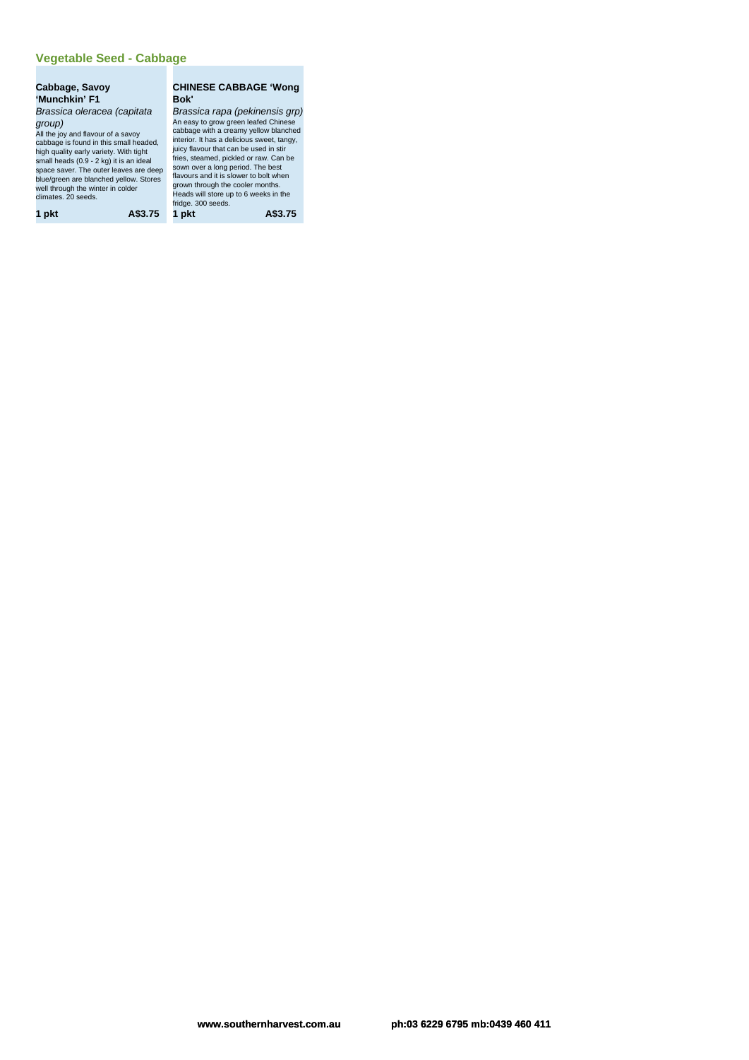## Vegetable Seed - Cabbage

### Cabbage, Savoy 'Munchkin' F1

*Brassica oleracea (capitata group)*

All the joy and flavour of a savoy cabbage is found in this small headed, high quality early variety. With tight small heads (0.9 - 2 kg) it is an ideal space saver. The outer leaves are deep blue/green are blanched yellow. Stores well through the winter in colder climates. 20 seeds.

**1 pkt** **A$3.75**

### CHINESE CABBAGE 'Wong Bok'

*Brassica rapa (pekinensis grp)*

An easy to grow green leafed Chinese cabbage with a creamy yellow blanched interior. It has a delicious sweet, tangy, juicy flavour that can be used in stir fries, steamed, pickled or raw. Can be sown over a long period. The best flavours and it is slower to bolt when grown through the cooler months. Heads will store up to 6 weeks in the fridge. 300 seeds.

**1 pkt** **A$3.75**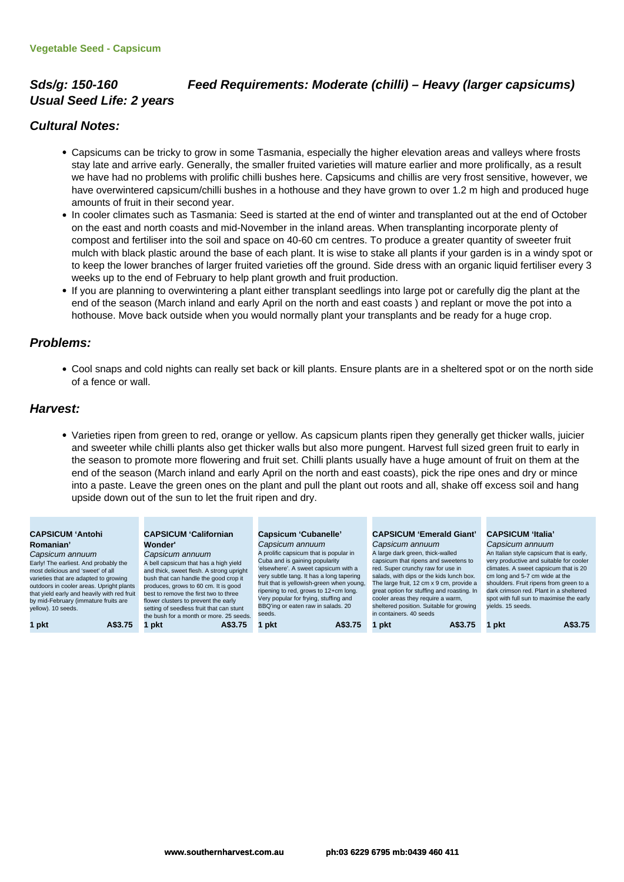**Vegetable Seed - Capsicum**

## Sds/g: 150-160 Feed Requirements: Moderate (chilli) – Heavy (larger capsicums)
## Usual Seed Life: 2 years

## Cultural Notes:

- Capsicums can be tricky to grow in some Tasmania, especially the higher elevation areas and valleys where frosts stay late and arrive early. Generally, the smaller fruited varieties will mature earlier and more prolifically, as a result we have had no problems with prolific chilli bushes here. Capsicums and chillis are very frost sensitive, however, we have overwintered capsicum/chilli bushes in a hothouse and they have grown to over 1.2 m high and produced huge amounts of fruit in their second year.
- In cooler climates such as Tasmania: Seed is started at the end of winter and transplanted out at the end of October on the east and north coasts and mid-November in the inland areas. When transplanting incorporate plenty of compost and fertiliser into the soil and space on 40-60 cm centres. To produce a greater quantity of sweeter fruit mulch with black plastic around the base of each plant. It is wise to stake all plants if your garden is in a windy spot or to keep the lower branches of larger fruited varieties off the ground. Side dress with an organic liquid fertiliser every 3 weeks up to the end of February to help plant growth and fruit production.
- If you are planning to overwintering a plant either transplant seedlings into large pot or carefully dig the plant at the end of the season (March inland and early April on the north and east coasts ) and replant or move the pot into a hothouse. Move back outside when you would normally plant your transplants and be ready for a huge crop.

## Problems:

- Cool snaps and cold nights can really set back or kill plants. Ensure plants are in a sheltered spot or on the north side of a fence or wall.

## Harvest:

- Varieties ripen from green to red, orange or yellow. As capsicum plants ripen they generally get thicker walls, juicier and sweeter while chilli plants also get thicker walls but also more pungent. Harvest full sized green fruit to early in the season to promote more flowering and fruit set. Chilli plants usually have a huge amount of fruit on them at the end of the season (March inland and early April on the north and east coasts), pick the ripe ones and dry or mince into a paste. Leave the green ones on the plant and pull the plant out roots and all, shake off excess soil and hang upside down out of the sun to let the fruit ripen and dry.

**CAPSICUM 'Antohi Romanian'**
*Capsicum annuum*
Early! The earliest. And probably the most delicious and 'sweet' of all varieties that are adapted to growing outdoors in cooler areas. Upright plants that yield early and heavily with red fruit by mid-February (immature fruits are yellow). 10 seeds.
**1 pkt A$3.75**

**CAPSICUM 'Californian Wonder'**
*Capsicum annuum*
A bell capsicum that has a high yield and thick, sweet flesh. A strong upright bush that can handle the good crop it produces, grows to 60 cm. It is good best to remove the first two to three flower clusters to prevent the early setting of seedless fruit that can stunt the bush for a month or more. 25 seeds.
**1 pkt A$3.75**

**Capsicum 'Cubanelle'**
*Capsicum annuum*
A prolific capsicum that is popular in Cuba and is gaining popularity 'elsewhere'. A sweet capsicum with a very subtle tang. It has a long tapering fruit that is yellowish-green when young, ripening to red, grows to 12+cm long. Very popular for frying, stuffing and BBQ'ing or eaten raw in salads. 20 seeds.
**1 pkt A$3.75**

**CAPSICUM 'Emerald Giant'**
*Capsicum annuum*
A large dark green, thick-walled capsicum that ripens and sweetens to red. Super crunchy raw for use in salads, with dips or the kids lunch box. The large fruit, 12 cm x 9 cm, provide a great option for stuffing and roasting. In cooler areas they require a warm, sheltered position. Suitable for growing in containers. 40 seeds
**1 pkt A$3.75**

**CAPSICUM 'Italia'**
*Capsicum annuum*
An Italian style capsicum that is early, very productive and suitable for cooler climates. A sweet capsicum that is 20 cm long and 5-7 cm wide at the shoulders. Fruit ripens from green to a dark crimson red. Plant in a sheltered spot with full sun to maximise the early yields. 15 seeds.
**1 pkt A$3.75**

www.southernharvest.com.au ph:03 6229 6795 mb:0439 460 411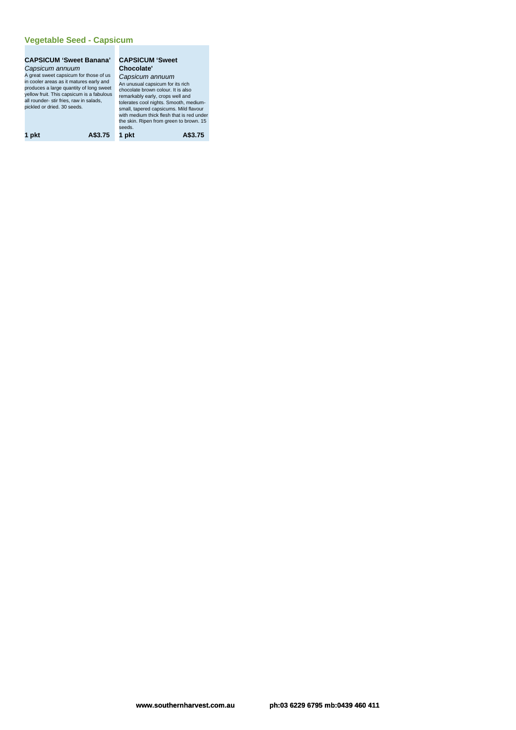## Vegetable Seed - Capsicum

### CAPSICUM 'Sweet Banana'

*Capsicum annuum*

A great sweet capsicum for those of us in cooler areas as it matures early and produces a large quantity of long sweet yellow fruit. This capsicum is a fabulous all rounder- stir fries, raw in salads, pickled or dried. 30 seeds.

**1 pkt** **A$3.75**

### CAPSICUM 'Sweet Chocolate'

*Capsicum annuum*

An unusual capsicum for its rich chocolate brown colour. It is also remarkably early, crops well and tolerates cool nights. Smooth, medium-small, tapered capsicums. Mild flavour with medium thick flesh that is red under the skin. Ripen from green to brown. 15 seeds.

**1 pkt** **A$3.75**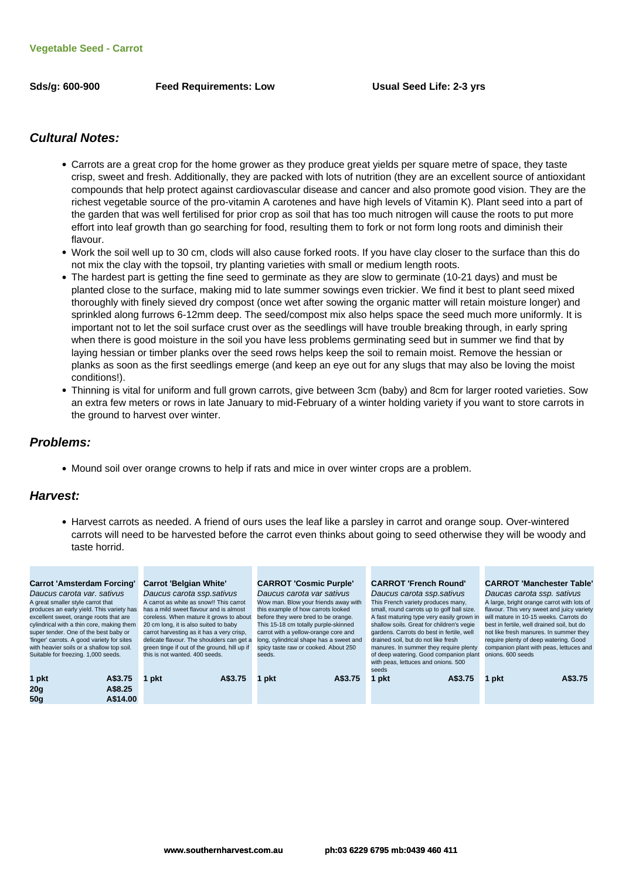**Vegetable Seed - Carrot**

**Sds/g: 600-900** **Feed Requirements: Low** **Usual Seed Life: 2-3 yrs**

## *Cultural Notes:*

- Carrots are a great crop for the home grower as they produce great yields per square metre of space, they taste crisp, sweet and fresh. Additionally, they are packed with lots of nutrition (they are an excellent source of antioxidant compounds that help protect against cardiovascular disease and cancer and also promote good vision. They are the richest vegetable source of the pro-vitamin A carotenes and have high levels of Vitamin K). Plant seed into a part of the garden that was well fertilised for prior crop as soil that has too much nitrogen will cause the roots to put more effort into leaf growth than go searching for food, resulting them to fork or not form long roots and diminish their flavour.
- Work the soil well up to 30 cm, clods will also cause forked roots. If you have clay closer to the surface than this do not mix the clay with the topsoil, try planting varieties with small or medium length roots.
- The hardest part is getting the fine seed to germinate as they are slow to germinate (10-21 days) and must be planted close to the surface, making mid to late summer sowings even trickier. We find it best to plant seed mixed thoroughly with finely sieved dry compost (once wet after sowing the organic matter will retain moisture longer) and sprinkled along furrows 6-12mm deep. The seed/compost mix also helps space the seed much more uniformly. It is important not to let the soil surface crust over as the seedlings will have trouble breaking through, in early spring when there is good moisture in the soil you have less problems germinating seed but in summer we find that by laying hessian or timber planks over the seed rows helps keep the soil to remain moist. Remove the hessian or planks as soon as the first seedlings emerge (and keep an eye out for any slugs that may also be loving the moist conditions!).
- Thinning is vital for uniform and full grown carrots, give between 3cm (baby) and 8cm for larger rooted varieties. Sow an extra few meters or rows in late January to mid-February of a winter holding variety if you want to store carrots in the ground to harvest over winter.

## *Problems:*

- Mound soil over orange crowns to help if rats and mice in over winter crops are a problem.

## *Harvest:*

- Harvest carrots as needed. A friend of ours uses the leaf like a parsley in carrot and orange soup. Over-wintered carrots will need to be harvested before the carrot even thinks about going to seed otherwise they will be woody and taste horrid.

**Carrot 'Amsterdam Forcing'**
*Daucus carota var. sativus*
A great smaller style carrot that produces an early yield. This variety has excellent sweet, orange roots that are cylindrical with a thin core, making them super tender. One of the best baby or 'finger' carrots. A good variety for sites with heavier soils or a shallow top soil. Suitable for freezing. 1,000 seeds.

| | |
|---|---|
| 1 pkt | A$3.75 |
| 20g | A$8.25 |
| 50g | A$14.00 |

**Carrot 'Belgian White'**
*Daucus carota ssp.sativus*
A carrot as white as snow!! This carrot has a mild sweet flavour and is almost coreless. When mature it grows to about 20 cm long, it is also suited to baby carrot harvesting as it has a very crisp, delicate flavour. The shoulders can get a green tinge if out of the ground, hill up if this is not wanted. 400 seeds.

| | |
|---|---|
| 1 pkt | A$3.75 |

**CARROT 'Cosmic Purple'**
*Daucus carota var sativus*
Wow man. Blow your friends away with this example of how carrots looked before they were bred to be orange. This 15-18 cm totally purple-skinned carrot with a yellow-orange core and long, cylindrical shape has a sweet and spicy taste raw or cooked. About 250 seeds.

| | |
|---|---|
| 1 pkt | A$3.75 |

**CARROT 'French Round'**
*Daucus carota ssp.sativus*
This French variety produces many, small, round carrots up to golf ball size. A fast maturing type very easily grown in shallow soils. Great for children's vegie gardens. Carrots do best in fertile, well drained soil, but do not like fresh manures. In summer they require plenty of deep watering. Good companion plant with peas, lettuces and onions. 500 seeds

| | |
|---|---|
| 1 pkt | A$3.75 |

**CARROT 'Manchester Table'**
*Daucas carota ssp. sativus*
A large, bright orange carrot with lots of flavour. This very sweet and juicy variety will mature in 10-15 weeks. Carrots do best in fertile, well drained soil, but do not like fresh manures. In summer they require plenty of deep watering. Good companion plant with peas, lettuces and onions. 600 seeds

| | |
|---|---|
| 1 pkt | A$3.75 |

www.southernharvest.com.au ph:03 6229 6795 mb:0439 460 411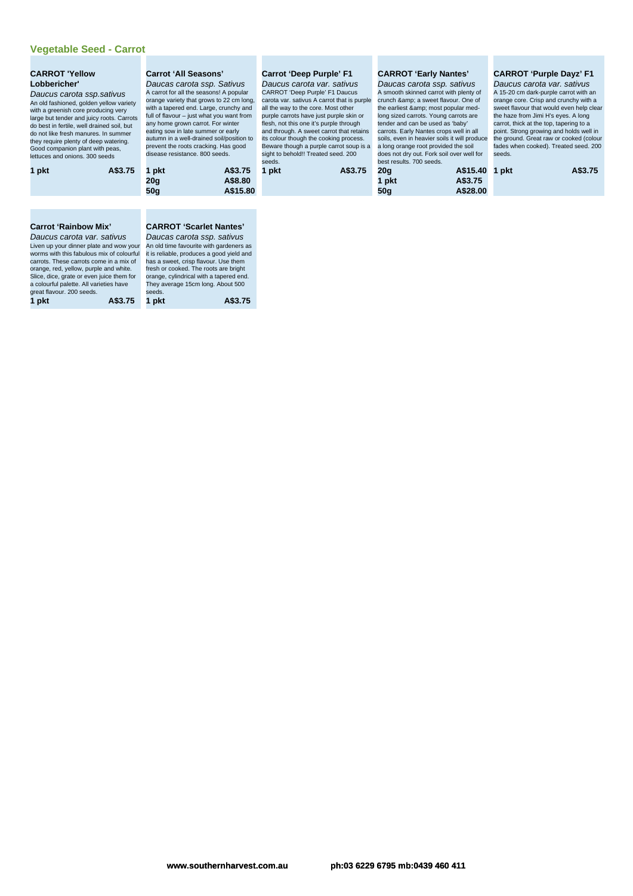## Vegetable Seed - Carrot

### CARROT 'Yellow Lobbericher'

*Daucus carota ssp.sativus*

An old fashioned, golden yellow variety with a greenish core producing very large but tender and juicy roots. Carrots do best in fertile, well drained soil, but do not like fresh manures. In summer they require plenty of deep watering. Good companion plant with peas, lettuces and onions. 300 seeds

| | |
|---|---|
| **1 pkt** | **A$3.75** |

### Carrot 'All Seasons'

*Daucas carota ssp. Sativus*

A carrot for all the seasons! A popular orange variety that grows to 22 cm long, with a tapered end. Large, crunchy and full of flavour – just what you want from any home grown carrot. For winter eating sow in late summer or early autumn in a well-drained soil/position to prevent the roots cracking. Has good disease resistance. 800 seeds.

| | |
|---|---|
| **1 pkt** | **A$3.75** |
| **20g** | **A$8.80** |
| **50g** | **A$15.80** |

### Carrot 'Deep Purple' F1

*Daucus carota var. sativus*

CARROT 'Deep Purple' F1 Daucus carota var. sativus A carrot that is purple all the way to the core. Most other purple carrots have just purple skin or flesh, not this one it's purple through and through. A sweet carrot that retains its colour though the cooking process. Beware though a purple carrot soup is a sight to behold!! Treated seed. 200 seeds.

| | |
|---|---|
| **1 pkt** | **A$3.75** |

### CARROT 'Early Nantes'

*Daucas carota ssp. sativus*

A smooth skinned carrot with plenty of crunch &amp; a sweet flavour. One of the earliest &amp; most popular med-long sized carrots. Young carrots are tender and can be used as 'baby' carrots. Early Nantes crops well in all soils, even in heavier soils it will produce a long orange root provided the soil does not dry out. Fork soil over well for best results. 700 seeds.

| | |
|---|---|
| **20g** | **A$15.40** |
| **1 pkt** | **A$3.75** |
| **50g** | **A$28.00** |

### CARROT 'Purple Dayz' F1

*Daucus carota var. sativus*

A 15-20 cm dark-purple carrot with an orange core. Crisp and crunchy with a sweet flavour that would even help clear the haze from Jimi H's eyes. A long carrot, thick at the top, tapering to a point. Strong growing and holds well in the ground. Great raw or cooked (colour fades when cooked). Treated seed. 200 seeds.

| | |
|---|---|
| **1 pkt** | **A$3.75** |

### Carrot 'Rainbow Mix'

*Daucus carota var. sativus*

Liven up your dinner plate and wow your worms with this fabulous mix of colourful carrots. These carrots come in a mix of orange, red, yellow, purple and white. Slice, dice, grate or even juice them for a colourful palette. All varieties have great flavour. 200 seeds.

| | |
|---|---|
| **1 pkt** | **A$3.75** |

### CARROT 'Scarlet Nantes'

*Daucas carota ssp. sativus*

An old time favourite with gardeners as it is reliable, produces a good yield and has a sweet, crisp flavour. Use them fresh or cooked. The roots are bright orange, cylindrical with a tapered end. They average 15cm long. About 500 seeds.

| | |
|---|---|
| **1 pkt** | **A$3.75** |

**www.southernharvest.com.au** **ph:03 6229 6795 mb:0439 460 411**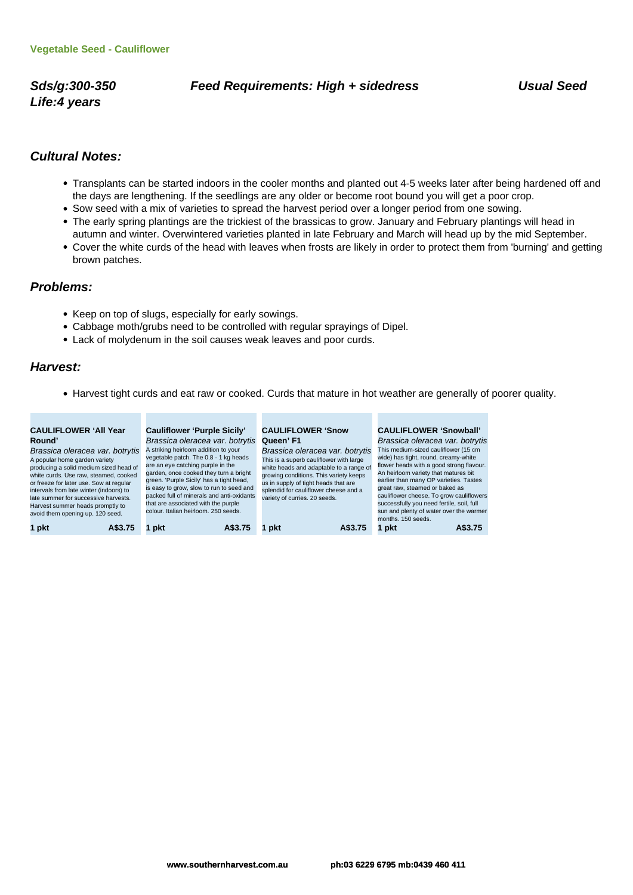**Vegetable Seed - Cauliflower**

***Sds/g:300-350***
***Life:4 years***

***Feed Requirements: High + sidedress***

***Usual Seed***

## *Cultural Notes:*

- Transplants can be started indoors in the cooler months and planted out 4-5 weeks later after being hardened off and the days are lengthening. If the seedlings are any older or become root bound you will get a poor crop.
- Sow seed with a mix of varieties to spread the harvest period over a longer period from one sowing.
- The early spring plantings are the trickiest of the brassicas to grow. January and February plantings will head in autumn and winter. Overwintered varieties planted in late February and March will head up by the mid September.
- Cover the white curds of the head with leaves when frosts are likely in order to protect them from 'burning' and getting brown patches.

## *Problems:*

- Keep on top of slugs, especially for early sowings.
- Cabbage moth/grubs need to be controlled with regular sprayings of Dipel.
- Lack of molydenum in the soil causes weak leaves and poor curds.

## *Harvest:*

- Harvest tight curds and eat raw or cooked. Curds that mature in hot weather are generally of poorer quality.

**CAULIFLOWER 'All Year Round'**
*Brassica oleracea var. botrytis*
A popular home garden variety producing a solid medium sized head of white curds. Use raw, steamed, cooked or freeze for later use. Sow at regular intervals from late winter (indoors) to late summer for successive harvests. Harvest summer heads promptly to avoid them opening up. 120 seed.
**1 pkt** **A$3.75**

**Cauliflower 'Purple Sicily'**
*Brassica oleracea var. botrytis*
A striking heirloom addition to your vegetable patch. The 0.8 - 1 kg heads are an eye catching purple in the garden, once cooked they turn a bright green. 'Purple Sicily' has a tight head, is easy to grow, slow to run to seed and packed full of minerals and anti-oxidants that are associated with the purple colour. Italian heirloom. 250 seeds.
**1 pkt** **A$3.75**

**CAULIFLOWER 'Snow Queen' F1**
*Brassica oleracea var. botrytis*
This is a superb cauliflower with large white heads and adaptable to a range of growing conditions. This variety keeps us in supply of tight heads that are splendid for cauliflower cheese and a variety of curries. 20 seeds.
**1 pkt** **A$3.75**

**CAULIFLOWER 'Snowball'**
*Brassica oleracea var. botrytis*
This medium-sized cauliflower (15 cm wide) has tight, round, creamy-white flower heads with a good strong flavour. An heirloom variety that matures bit earlier than many OP varieties. Tastes great raw, steamed or baked as cauliflower cheese. To grow cauliflowers successfully you need fertile, soil, full sun and plenty of water over the warmer months. 150 seeds.
**1 pkt** **A$3.75**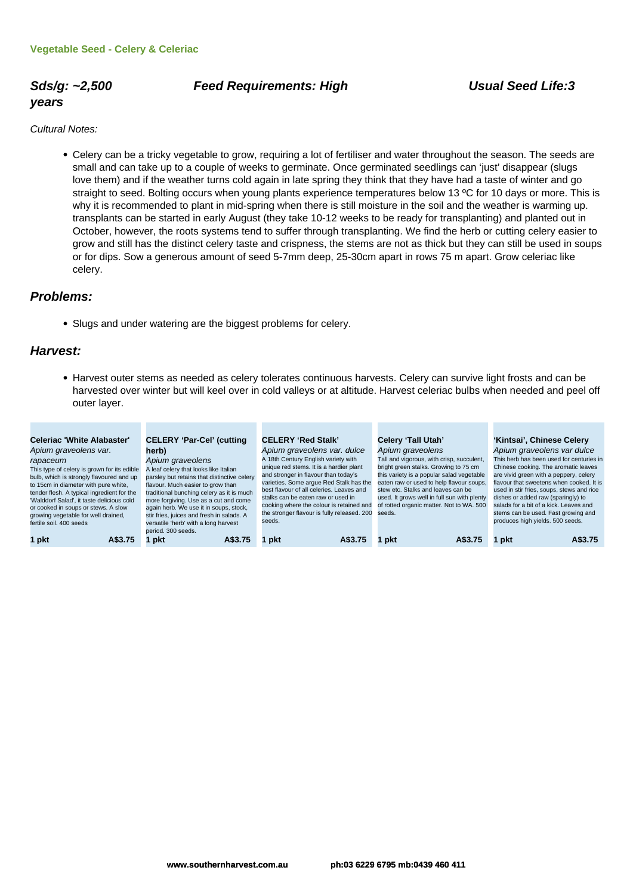Vegetable Seed - Celery & Celeriac

***Sds/g: ~2,500*** ***Feed Requirements: High*** ***Usual Seed Life:3 years***

*Cultural Notes:*

- Celery can be a tricky vegetable to grow, requiring a lot of fertiliser and water throughout the season. The seeds are small and can take up to a couple of weeks to germinate. Once germinated seedlings can 'just' disappear (slugs love them) and if the weather turns cold again in late spring they think that they have had a taste of winter and go straight to seed. Bolting occurs when young plants experience temperatures below 13 ºC for 10 days or more. This is why it is recommended to plant in mid-spring when there is still moisture in the soil and the weather is warming up. transplants can be started in early August (they take 10-12 weeks to be ready for transplanting) and planted out in October, however, the roots systems tend to suffer through transplanting. We find the herb or cutting celery easier to grow and still has the distinct celery taste and crispness, the stems are not as thick but they can still be used in soups or for dips. Sow a generous amount of seed 5-7mm deep, 25-30cm apart in rows 75 m apart. Grow celeriac like celery.

## Problems:

- Slugs and under watering are the biggest problems for celery.

## Harvest:

- Harvest outer stems as needed as celery tolerates continuous harvests. Celery can survive light frosts and can be harvested over winter but will keel over in cold valleys or at altitude. Harvest celeriac bulbs when needed and peel off outer layer.

**Celeriac 'White Alabaster'**
*Apium graveolens var. rapaceum*
This type of celery is grown for its edible bulb, which is strongly flavoured and up to 15cm in diameter with pure white, tender flesh. A typical ingredient for the 'Walddorf Salad', it taste delicious cold or cooked in soups or stews. A slow growing vegetable for well drained, fertile soil. 400 seeds
**1 pkt** **A$3.75**

**CELERY 'Par-Cel' (cutting herb)**
*Apium graveolens*
A leaf celery that looks like Italian parsley but retains that distinctive celery flavour. Much easier to grow than traditional bunching celery as it is much more forgiving. Use as a cut and come again herb. We use it in soups, stock, stir fries, juices and fresh in salads. A versatile 'herb' with a long harvest period. 300 seeds.
**1 pkt** **A$3.75**

**CELERY 'Red Stalk'**
*Apium graveolens var. dulce*
A 18th Century English variety with unique red stems. It is a hardier plant and stronger in flavour than today's varieties. Some argue Red Stalk has the best flavour of all celeries. Leaves and stalks can be eaten raw or used in cooking where the colour is retained and the stronger flavour is fully released. 200 seeds.
**1 pkt** **A$3.75**

**Celery 'Tall Utah'**
*Apium graveolens*
Tall and vigorous, with crisp, succulent, bright green stalks. Growing to 75 cm this variety is a popular salad vegetable eaten raw or used to help flavour soups, stew etc. Stalks and leaves can be used. It grows well in full sun with plenty of rotted organic matter. Not to WA. 500 seeds.
**1 pkt** **A$3.75**

**'Kintsai', Chinese Celery**
*Apium graveolens var dulce*
This herb has been used for centuries in Chinese cooking. The aromatic leaves are vivid green with a peppery, celery flavour that sweetens when cooked. It is used in stir fries, soups, stews and rice dishes or added raw (sparingly) to salads for a bit of a kick. Leaves and stems can be used. Fast growing and produces high yields. 500 seeds.
**1 pkt** **A$3.75**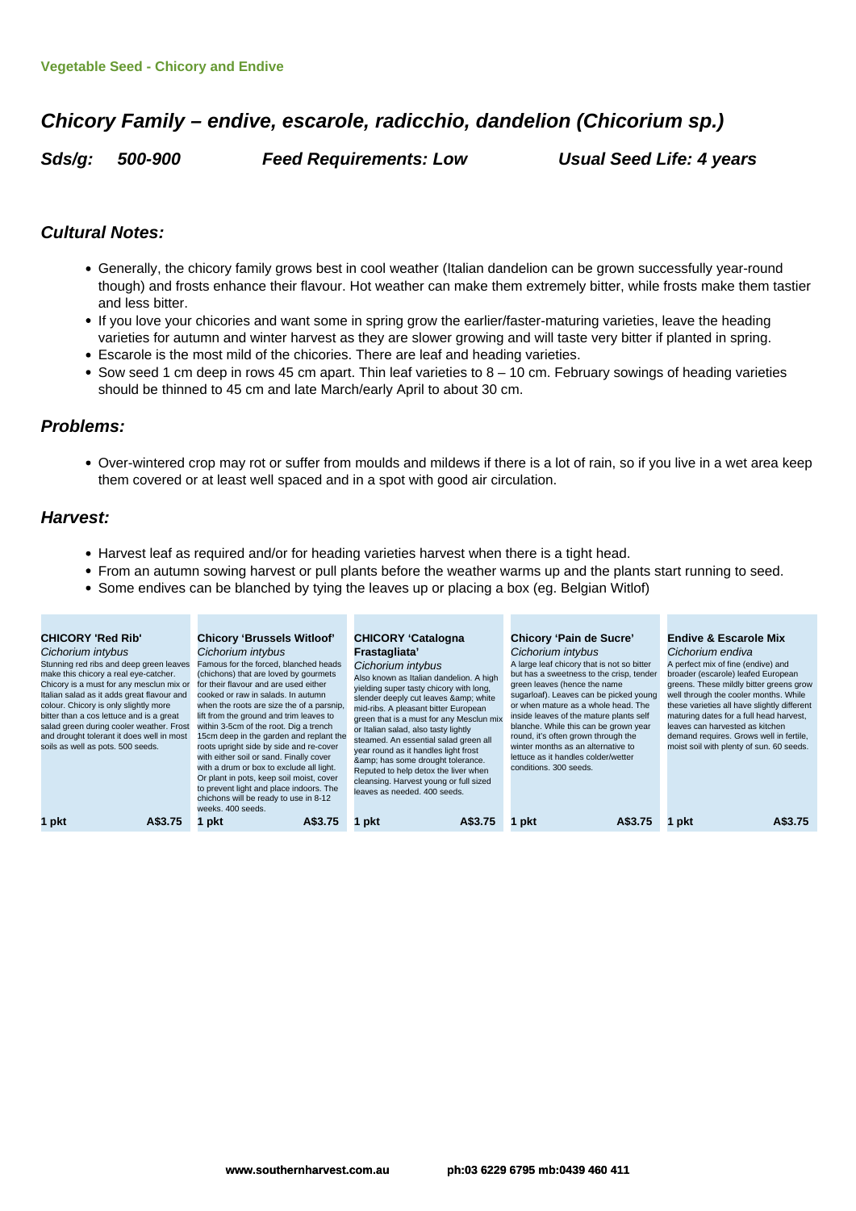Vegetable Seed - Chicory and Endive

## *Chicory Family – endive, escarole, radicchio, dandelion (Chicorium sp.)*

***Sds/g: 500-900*** ***Feed Requirements: Low*** ***Usual Seed Life: 4 years***

### *Cultural Notes:*

- Generally, the chicory family grows best in cool weather (Italian dandelion can be grown successfully year-round though) and frosts enhance their flavour. Hot weather can make them extremely bitter, while frosts make them tastier and less bitter.
- If you love your chicories and want some in spring grow the earlier/faster-maturing varieties, leave the heading varieties for autumn and winter harvest as they are slower growing and will taste very bitter if planted in spring.
- Escarole is the most mild of the chicories. There are leaf and heading varieties.
- Sow seed 1 cm deep in rows 45 cm apart. Thin leaf varieties to 8 – 10 cm. February sowings of heading varieties should be thinned to 45 cm and late March/early April to about 30 cm.

### *Problems:*

- Over-wintered crop may rot or suffer from moulds and mildews if there is a lot of rain, so if you live in a wet area keep them covered or at least well spaced and in a spot with good air circulation.

### *Harvest:*

- Harvest leaf as required and/or for heading varieties harvest when there is a tight head.
- From an autumn sowing harvest or pull plants before the weather warms up and the plants start running to seed.
- Some endives can be blanched by tying the leaves up or placing a box (eg. Belgian Witlof)

**CHICORY 'Red Rib'**
*Cichorium intybus*
Stunning red ribs and deep green leaves make this chicory a real eye-catcher. Chicory is a must for any mesclun mix or Italian salad as it adds great flavour and colour. Chicory is only slightly more bitter than a cos lettuce and is a great salad green during cooler weather. Frost and drought tolerant it does well in most soils as well as pots. 500 seeds.
**1 pkt** **A$3.75**

**Chicory 'Brussels Witloof'**
*Cichorium intybus*
Famous for the forced, blanched heads (chichons) that are loved by gourmets for their flavour and are used either cooked or raw in salads. In autumn when the roots are size the of a parsnip, lift from the ground and trim leaves to within 3-5cm of the root. Dig a trench 15cm deep in the garden and replant the roots upright side by side and re-cover with either soil or sand. Finally cover with a drum or box to exclude all light. Or plant in pots, keep soil moist, cover to prevent light and place indoors. The chichons will be ready to use in 8-12 weeks. 400 seeds.
**1 pkt** **A$3.75**

**CHICORY 'Catalogna Frastagliata'**
*Cichorium intybus*
Also known as Italian dandelion. A high yielding super tasty chicory with long, slender deeply cut leaves &amp; white mid-ribs. A pleasant bitter European green that is a must for any Mesclun mix or Italian salad, also tasty lightly steamed. An essential salad green all year round as it handles light frost &amp; has some drought tolerance. Reputed to help detox the liver when cleansing. Harvest young or full sized leaves as needed. 400 seeds.
**1 pkt** **A$3.75**

**Chicory 'Pain de Sucre'**
*Cichorium intybus*
A large leaf chicory that is not so bitter but has a sweetness to the crisp, tender green leaves (hence the name sugarloaf). Leaves can be picked young or when mature as a whole head. The inside leaves of the mature plants self blanche. While this can be grown year round, it's often grown through the winter months as an alternative to lettuce as it handles colder/wetter conditions. 300 seeds.
**1 pkt** **A$3.75**

**Endive & Escarole Mix**
*Cichorium endiva*
A perfect mix of fine (endive) and broader (escarole) leafed European greens. These mildly bitter greens grow well through the cooler months. While these varieties all have slightly different maturing dates for a full head harvest, leaves can harvested as kitchen demand requires. Grows well in fertile, moist soil with plenty of sun. 60 seeds.
**1 pkt** **A$3.75**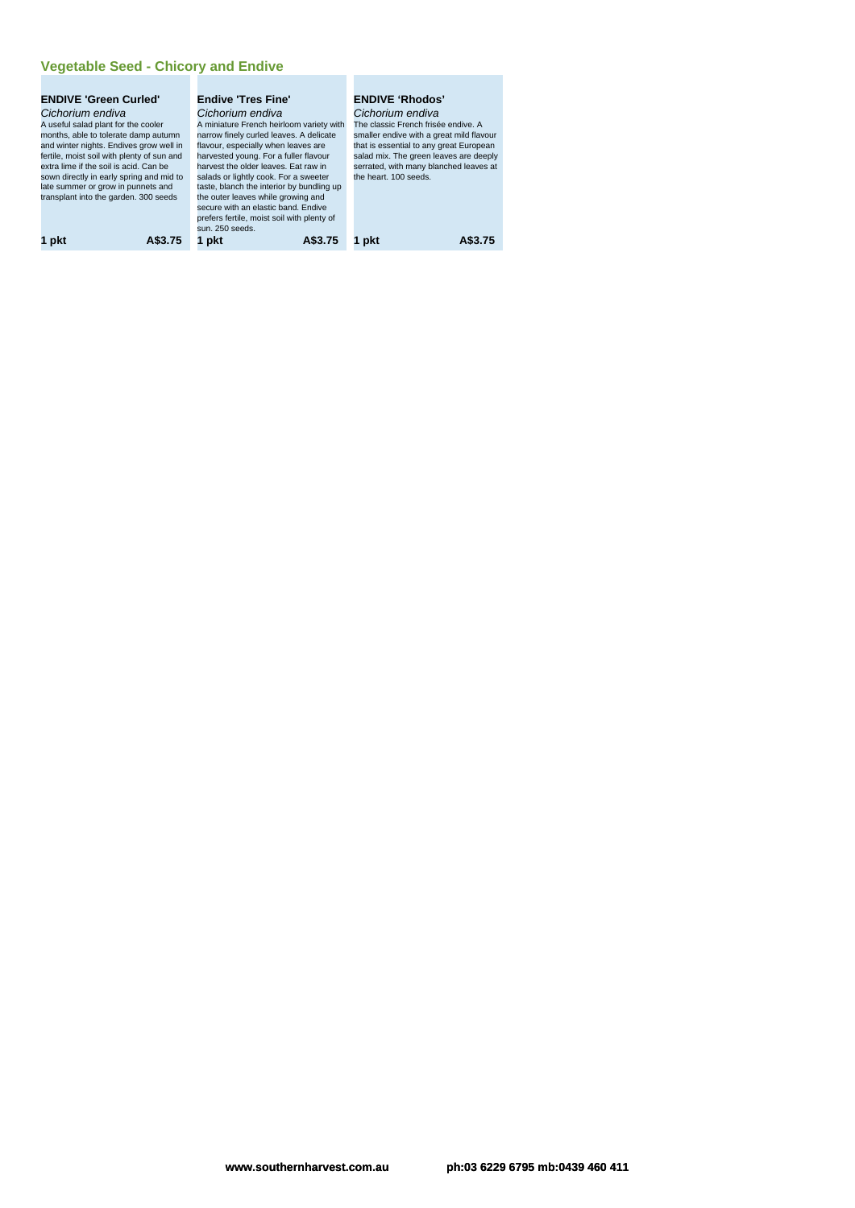## Vegetable Seed - Chicory and Endive

### ENDIVE 'Green Curled'

*Cichorium endiva*

A useful salad plant for the cooler months, able to tolerate damp autumn and winter nights. Endives grow well in fertile, moist soil with plenty of sun and extra lime if the soil is acid. Can be sown directly in early spring and mid to late summer or grow in punnets and transplant into the garden. 300 seeds

**1 pkt** **A$3.75**

### Endive 'Tres Fine'

*Cichorium endiva*

A miniature French heirloom variety with narrow finely curled leaves. A delicate flavour, especially when leaves are harvested young. For a fuller flavour harvest the older leaves. Eat raw in salads or lightly cook. For a sweeter taste, blanch the interior by bundling up the outer leaves while growing and secure with an elastic band. Endive prefers fertile, moist soil with plenty of sun. 250 seeds.

**1 pkt** **A$3.75**

### ENDIVE 'Rhodos'

*Cichorium endiva*

The classic French frisée endive. A smaller endive with a great mild flavour that is essential to any great European salad mix. The green leaves are deeply serrated, with many blanched leaves at the heart. 100 seeds.

**1 pkt** **A$3.75**

**www.southernharvest.com.au** **ph:03 6229 6795 mb:0439 460 411**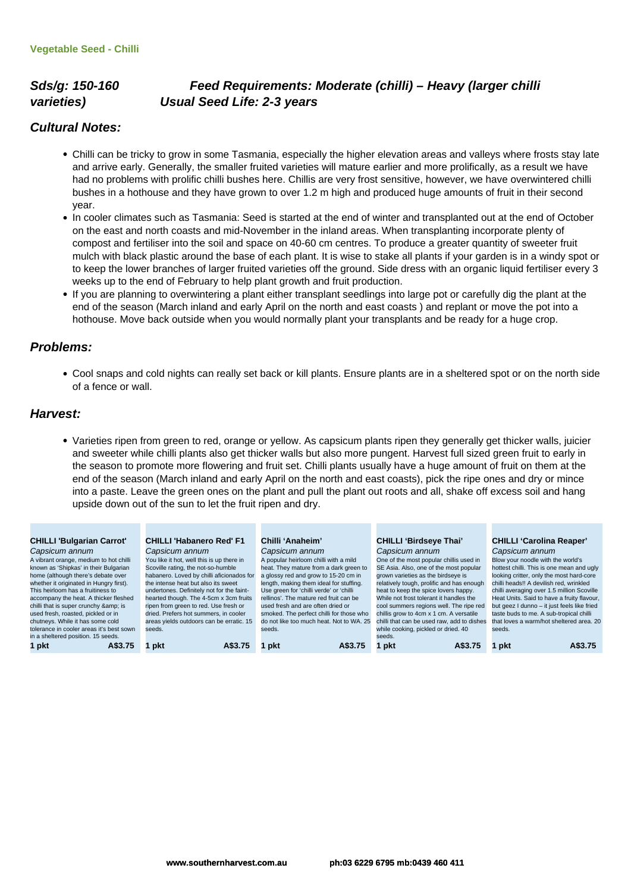**Vegetable Seed - Chilli**

### *Sds/g: 150-160* *Feed Requirements: Moderate (chilli) – Heavy (larger chilli varieties)* *Usual Seed Life: 2-3 years*

## *Cultural Notes:*

- Chilli can be tricky to grow in some Tasmania, especially the higher elevation areas and valleys where frosts stay late and arrive early. Generally, the smaller fruited varieties will mature earlier and more prolifically, as a result we have had no problems with prolific chilli bushes here. Chillis are very frost sensitive, however, we have overwintered chilli bushes in a hothouse and they have grown to over 1.2 m high and produced huge amounts of fruit in their second year.
- In cooler climates such as Tasmania: Seed is started at the end of winter and transplanted out at the end of October on the east and north coasts and mid-November in the inland areas. When transplanting incorporate plenty of compost and fertiliser into the soil and space on 40-60 cm centres. To produce a greater quantity of sweeter fruit mulch with black plastic around the base of each plant. It is wise to stake all plants if your garden is in a windy spot or to keep the lower branches of larger fruited varieties off the ground. Side dress with an organic liquid fertiliser every 3 weeks up to the end of February to help plant growth and fruit production.
- If you are planning to overwintering a plant either transplant seedlings into large pot or carefully dig the plant at the end of the season (March inland and early April on the north and east coasts ) and replant or move the pot into a hothouse. Move back outside when you would normally plant your transplants and be ready for a huge crop.

## *Problems:*

- Cool snaps and cold nights can really set back or kill plants. Ensure plants are in a sheltered spot or on the north side of a fence or wall.

## *Harvest:*

- Varieties ripen from green to red, orange or yellow. As capsicum plants ripen they generally get thicker walls, juicier and sweeter while chilli plants also get thicker walls but also more pungent. Harvest full sized green fruit to early in the season to promote more flowering and fruit set. Chilli plants usually have a huge amount of fruit on them at the end of the season (March inland and early April on the north and east coasts), pick the ripe ones and dry or mince into a paste. Leave the green ones on the plant and pull the plant out roots and all, shake off excess soil and hang upside down out of the sun to let the fruit ripen and dry.

**CHILLI 'Bulgarian Carrot'**
*Capsicum annum*
A vibrant orange, medium to hot chilli known as 'Shipkas' in their Bulgarian home (although there's debate over whether it originated in Hungry first). This heirloom has a fruitiness to accompany the heat. A thicker fleshed chilli that is super crunchy &amp; is used fresh, roasted, pickled or in chutneys. While it has some cold tolerance in cooler areas it's best sown in a sheltered position. 15 seeds.
**1 pkt A$3.75**

**CHILLI 'Habanero Red' F1**
*Capsicum annum*
You like it hot, well this is up there in Scoville rating, the not-so-humble habanero. Loved by chilli aficionados for the intense heat but also its sweet undertones. Definitely not for the faint-hearted though. The 4-5cm x 3cm fruits ripen from green to red. Use fresh or dried. Prefers hot summers, in cooler areas yields outdoors can be erratic. 15 seeds.
**1 pkt A$3.75**

**Chilli 'Anaheim'**
*Capsicum annum*
A popular heirloom chilli with a mild heat. They mature from a dark green to a glossy red and grow to 15-20 cm in length, making them ideal for stuffing. Use green for 'chilli verde' or 'chilli rellinos'. The mature red fruit can be used fresh and are often dried or smoked. The perfect chilli for those who do not like too much heat. Not to WA. 25 seeds.
**1 pkt A$3.75**

**CHILLI 'Birdseye Thai'**
*Capsicum annum*
One of the most popular chillis used in SE Asia. Also, one of the most popular grown varieties as the birdseye is relatively tough, prolific and has enough heat to keep the spice lovers happy. While not frost tolerant it handles the cool summers regions well. The ripe red chillis grow to 4cm x 1 cm. A versatile chilli that can be used raw, add to dishes while cooking, pickled or dried. 40 seeds.
**1 pkt A$3.75**

**CHILLI 'Carolina Reaper'**
*Capsicum annum*
Blow your noodle with the world's hottest chilli. This is one mean and ugly looking critter, only the most hard-core chilli heads!! A devilish red, wrinkled chilli averaging over 1.5 million Scoville Heat Units. Said to have a fruity flavour, but geez I dunno – it just feels like fried taste buds to me. A sub-tropical chilli that loves a warm/hot sheltered area. 20 seeds.
**1 pkt A$3.75**

www.southernharvest.com.au ph:03 6229 6795 mb:0439 460 411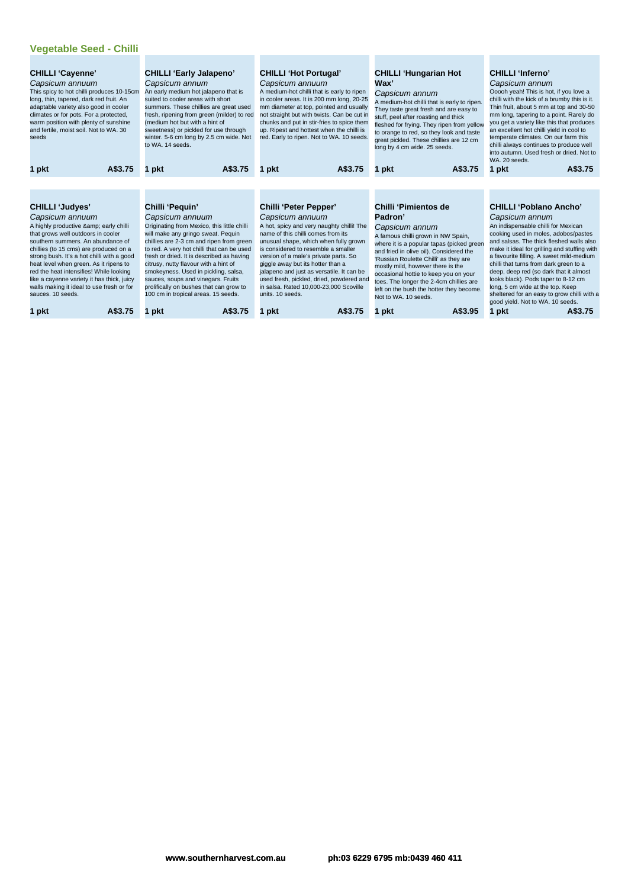## Vegetable Seed - Chilli

### CHILLI 'Cayenne'

*Capsicum annuum*

This spicy to hot chilli produces 10-15cm long, thin, tapered, dark red fruit. An adaptable variety also good in cooler climates or for pots. For a protected, warm position with plenty of sunshine and fertile, moist soil. Not to WA. 30 seeds

1 pkt A$3.75

### CHILLI 'Early Jalapeno'

*Capsicum annum*

An early medium hot jalapeno that is suited to cooler areas with short summers. These chillies are great used fresh, ripening from green (milder) to red (medium hot but with a hint of sweetness) or pickled for use through winter. 5-6 cm long by 2.5 cm wide. Not to WA. 14 seeds.

1 pkt A$3.75

### CHILLI 'Hot Portugal'

*Capsicum annuum*

A medium-hot chilli that is early to ripen in cooler areas. It is 200 mm long, 20-25 mm diameter at top, pointed and usually not straight but with twists. Can be cut in chunks and put in stir-fries to spice them up. Ripest and hottest when the chilli is red. Early to ripen. Not to WA. 10 seeds.

1 pkt A$3.75

### CHILLI 'Hungarian Hot Wax'

*Capsicum annum*

A medium-hot chilli that is early to ripen. They taste great fresh and are easy to stuff, peel after roasting and thick fleshed for frying. They ripen from yellow to orange to red, so they look and taste great pickled. These chillies are 12 cm long by 4 cm wide. 25 seeds.

1 pkt A$3.75

### CHILLI 'Inferno'

*Capsicum annum*

Ooooh yeah! This is hot, if you love a chilli with the kick of a brumby this is it. Thin fruit, about 5 mm at top and 30-50 mm long, tapering to a point. Rarely do you get a variety like this that produces an excellent hot chilli yield in cool to temperate climates. On our farm this chilli always continues to produce well into autumn. Used fresh or dried. Not to WA. 20 seeds.

1 pkt A$3.75

### CHILLI 'Judyes'

*Capsicum annuum*

A highly productive &amp; early chilli that grows well outdoors in cooler southern summers. An abundance of chillies (to 15 cms) are produced on a strong bush. It's a hot chilli with a good heat level when green. As it ripens to red the heat intensifies! While looking like a cayenne variety it has thick, juicy walls making it ideal to use fresh or for sauces. 10 seeds.

1 pkt A$3.75

### Chilli 'Pequin'

*Capsicum annuum*

Originating from Mexico, this little chilli will make any gringo sweat. Pequin chillies are 2-3 cm and ripen from green to red. A very hot chilli that can be used fresh or dried. It is described as having citrusy, nutty flavour with a hint of smokeyness. Used in pickling, salsa, sauces, soups and vinegars. Fruits prolifically on bushes that can grow to 100 cm in tropical areas. 15 seeds.

1 pkt A$3.75

### Chilli 'Peter Pepper'

*Capsicum annuum*

A hot, spicy and very naughty chilli! The name of this chilli comes from its unusual shape, which when fully grown is considered to resemble a smaller version of a male's private parts. So giggle away but its hotter than a jalapeno and just as versatile. It can be used fresh, pickled, dried, powdered and in salsa. Rated 10,000-23,000 Scoville units. 10 seeds.

1 pkt A$3.75

### Chilli 'Pimientos de Padron'

*Capsicum annum*

A famous chilli grown in NW Spain, where it is a popular tapas (picked green and fried in olive oil). Considered the 'Russian Roulette Chilli' as they are mostly mild, however there is the occasional hottie to keep you on your toes. The longer the 2-4cm chillies are left on the bush the hotter they become. Not to WA. 10 seeds.

1 pkt A$3.95

### CHILLI 'Poblano Ancho'

*Capsicum annum*

An indispensable chilli for Mexican cooking used in moles, adobos/pastes and salsas. The thick fleshed walls also make it ideal for grilling and stuffing with a favourite filling. A sweet mild-medium chilli that turns from dark green to a deep, deep red (so dark that it almost looks black). Pods taper to 8-12 cm long, 5 cm wide at the top. Keep sheltered for an easy to grow chilli with a good yield. Not to WA. 10 seeds.

1 pkt A$3.75

www.southernharvest.com.au ph:03 6229 6795 mb:0439 460 411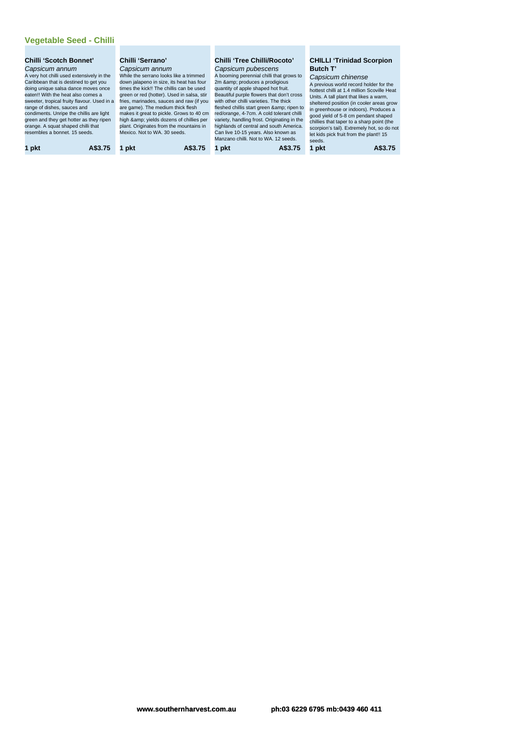## Vegetable Seed - Chilli

### Chilli 'Scotch Bonnet'

*Capsicum annum*

A very hot chilli used extensively in the Caribbean that is destined to get you doing unique salsa dance moves once eaten!! With the heat also comes a sweeter, tropical fruity flavour. Used in a range of dishes, sauces and condiments. Unripe the chillis are light green and they get hotter as they ripen orange. A squat shaped chilli that resembles a bonnet. 15 seeds.

**1 pkt** **A$3.75**

### Chilli 'Serrano'

*Capsicum annum*

While the serrano looks like a trimmed down jalapeno in size, its heat has four times the kick!! The chillis can be used green or red (hotter). Used in salsa, stir fries, marinades, sauces and raw (if you are game). The medium thick flesh makes it great to pickle. Grows to 40 cm high &amp; yields dozens of chillies per plant. Originates from the mountains in Mexico. Not to WA. 30 seeds.

**1 pkt** **A$3.75**

### Chilli 'Tree Chilli/Rocoto'

*Capsicum pubescens*

A booming perennial chilli that grows to 2m &amp; produces a prodigious quantity of apple shaped hot fruit. Beautiful purple flowers that don't cross with other chilli varieties. The thick fleshed chillis start green &amp; ripen to red/orange, 4-7cm. A cold tolerant chilli variety, handling frost. Originating in the highlands of central and south America. Can live 10-15 years. Also known as Manzano chilli. Not to WA. 12 seeds.

**1 pkt** **A$3.75**

### CHILLI 'Trinidad Scorpion Butch T'

*Capsicum chinense*

A previous world record holder for the hottest chilli at 1.4 million Scoville Heat Units. A tall plant that likes a warm, sheltered position (in cooler areas grow in greenhouse or indoors). Produces a good yield of 5-8 cm pendant shaped chillies that taper to a sharp point (the scorpion's tail). Extremely hot, so do not let kids pick fruit from the plant!! 15 seeds.

**1 pkt** **A$3.75**

www.southernharvest.com.au ph:03 6229 6795 mb:0439 460 411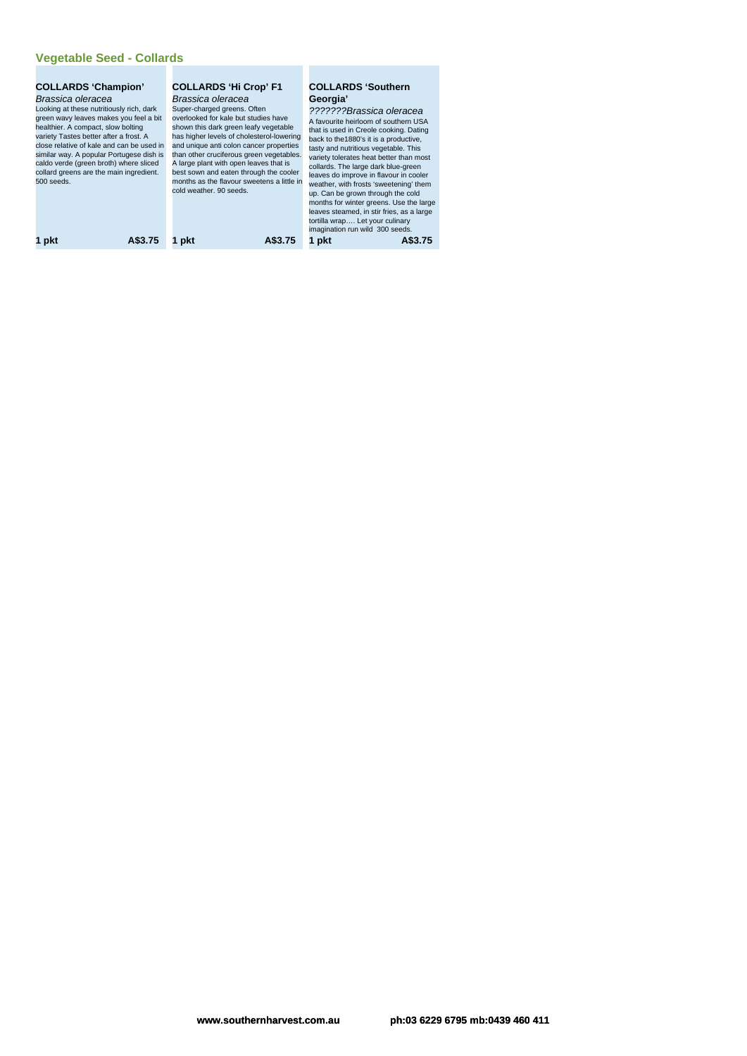## Vegetable Seed - Collards

### COLLARDS 'Champion'

*Brassica oleracea*

Looking at these nutritiously rich, dark green wavy leaves makes you feel a bit healthier. A compact, slow bolting variety Tastes better after a frost. A close relative of kale and can be used in similar way. A popular Portugese dish is caldo verde (green broth) where sliced collard greens are the main ingredient. 500 seeds.

**1 pkt** **A$3.75**

### COLLARDS 'Hi Crop' F1

*Brassica oleracea*

Super-charged greens. Often overlooked for kale but studies have shown this dark green leafy vegetable has higher levels of cholesterol-lowering and unique anti colon cancer properties than other cruciferous green vegetables. A large plant with open leaves that is best sown and eaten through the cooler months as the flavour sweetens a little in cold weather. 90 seeds.

**1 pkt** **A$3.75**

### COLLARDS 'Southern Georgia'

*???????Brassica oleracea*

A favourite heirloom of southern USA that is used in Creole cooking. Dating back to the1880's it is a productive, tasty and nutritious vegetable. This variety tolerates heat better than most collards. The large dark blue-green leaves do improve in flavour in cooler weather, with frosts 'sweetening' them up. Can be grown through the cold months for winter greens. Use the large leaves steamed, in stir fries, as a large tortilla wrap…. Let your culinary imagination run wild 300 seeds.

**1 pkt** **A$3.75**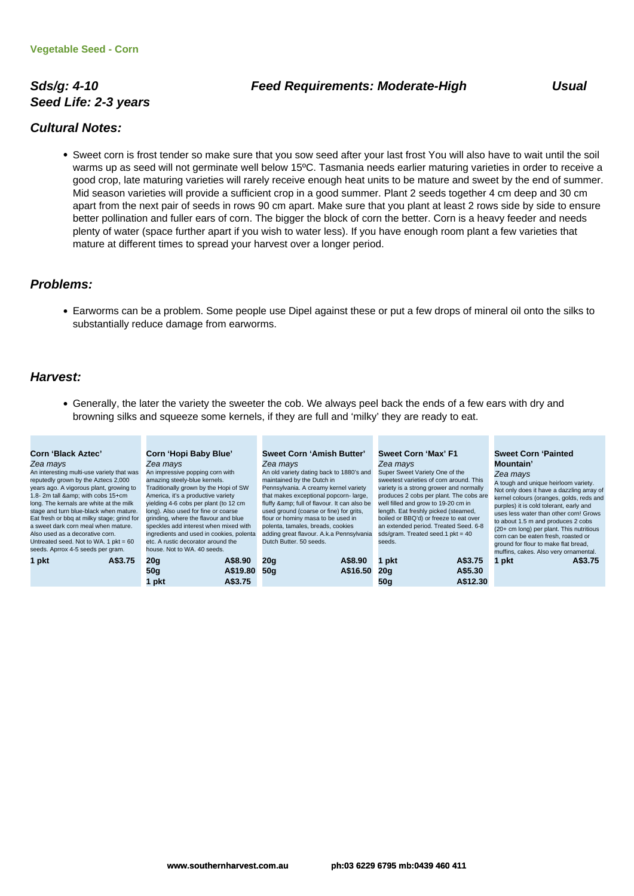Vegetable Seed - Corn

## *Sds/g: 4-10* *Feed Requirements: Moderate-High* *Usual Seed Life: 2-3 years*

## *Cultural Notes:*

- Sweet corn is frost tender so make sure that you sow seed after your last frost You will also have to wait until the soil warms up as seed will not germinate well below 15ºC. Tasmania needs earlier maturing varieties in order to receive a good crop, late maturing varieties will rarely receive enough heat units to be mature and sweet by the end of summer. Mid season varieties will provide a sufficient crop in a good summer. Plant 2 seeds together 4 cm deep and 30 cm apart from the next pair of seeds in rows 90 cm apart. Make sure that you plant at least 2 rows side by side to ensure better pollination and fuller ears of corn. The bigger the block of corn the better. Corn is a heavy feeder and needs plenty of water (space further apart if you wish to water less). If you have enough room plant a few varieties that mature at different times to spread your harvest over a longer period.

## *Problems:*

- Earworms can be a problem. Some people use Dipel against these or put a few drops of mineral oil onto the silks to substantially reduce damage from earworms.

## *Harvest:*

- Generally, the later the variety the sweeter the cob. We always peel back the ends of a few ears with dry and browning silks and squeeze some kernels, if they are full and 'milky' they are ready to eat.

**Corn 'Black Aztec'**
*Zea mays*
An interesting multi-use variety that was reputedly grown by the Aztecs 2,000 years ago. A vigorous plant, growing to 1.8- 2m tall &amp; with cobs 15+cm long. The kernels are white at the milk stage and turn blue-black when mature. Eat fresh or bbq at milky stage; grind for a sweet dark corn meal when mature. Also used as a decorative corn. Untreated seed. Not to WA. 1 pkt = 60 seeds. Aprrox 4-5 seeds per gram.

| | |
|---|---|
| **1 pkt** | **A$3.75** |

**Corn 'Hopi Baby Blue'**
*Zea mays*
An impressive popping corn with amazing steely-blue kernels. Traditionally grown by the Hopi of SW America, it's a productive variety yielding 4-6 cobs per plant (to 12 cm long). Also used for fine or coarse grinding, where the flavour and blue speckles add interest when mixed with ingredients and used in cookies, polenta etc. A rustic decorator around the house. Not to WA. 40 seeds.

| | |
|---|---|
| **20g** | **A$8.90** |
| **50g** | **A$19.80** |
| **1 pkt** | **A$3.75** |

**Sweet Corn 'Amish Butter'**
*Zea mays*
An old variety dating back to 1880's and maintained by the Dutch in Pennsylvania. A creamy kernel variety that makes exceptional popcorn- large, fluffy &amp; full of flavour. It can also be used ground (coarse or fine) for grits, flour or hominy masa to be used in polenta, tamales, breads, cookies adding great flavour. A.k.a Pennsylvania Dutch Butter. 50 seeds.

| | |
|---|---|
| **20g** | **A$8.90** |
| **50g** | **A$16.50** |

**Sweet Corn 'Max' F1**
*Zea mays*
Super Sweet Variety One of the sweetest varieties of corn around. This variety is a strong grower and normally produces 2 cobs per plant. The cobs are well filled and grow to 19-20 cm in length. Eat freshly picked (steamed, boiled or BBQ'd) or freeze to eat over an extended period. Treated Seed. 6-8 sds/gram. Treated seed.1 pkt = 40 seeds.

| | |
|---|---|
| **1 pkt** | **A$3.75** |
| **20g** | **A$5.30** |
| **50g** | **A$12.30** |

**Sweet Corn 'Painted Mountain'**
*Zea mays*
A tough and unique heirloom variety. Not only does it have a dazzling array of kernel colours (oranges, golds, reds and purples) it is cold tolerant, early and uses less water than other corn! Grows to about 1.5 m and produces 2 cobs (20+ cm long) per plant. This nutritious corn can be eaten fresh, roasted or ground for flour to make flat bread, muffins, cakes. Also very ornamental.

| | |
|---|---|
| **1 pkt** | **A$3.75** |

www.southernharvest.com.au ph:03 6229 6795 mb:0439 460 411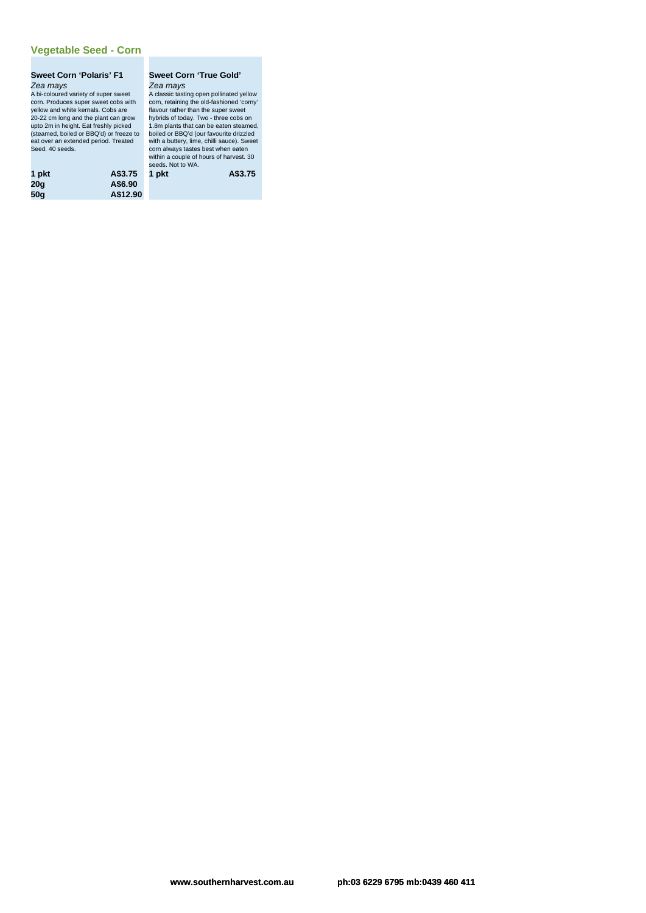## Vegetable Seed - Corn

### Sweet Corn 'Polaris' F1

*Zea mays*

A bi-coloured variety of super sweet corn. Produces super sweet cobs with yellow and white kernals. Cobs are 20-22 cm long and the plant can grow upto 2m in height. Eat freshly picked (steamed, boiled or BBQ'd) or freeze to eat over an extended period. Treated Seed. 40 seeds.

| | |
|---|---|
| **1 pkt** | **A$3.75** |
| **20g** | **A$6.90** |
| **50g** | **A$12.90** |

### Sweet Corn 'True Gold'

*Zea mays*

A classic tasting open pollinated yellow corn, retaining the old-fashioned 'corny' flavour rather than the super sweet hybrids of today. Two - three cobs on 1.8m plants that can be eaten steamed, boiled or BBQ'd (our favourite drizzled with a buttery, lime, chilli sauce). Sweet corn always tastes best when eaten within a couple of hours of harvest. 30 seeds. Not to WA.

| | |
|---|---|
| **1 pkt** | **A$3.75** |

**www.southernharvest.com.au** **ph:03 6229 6795 mb:0439 460 411**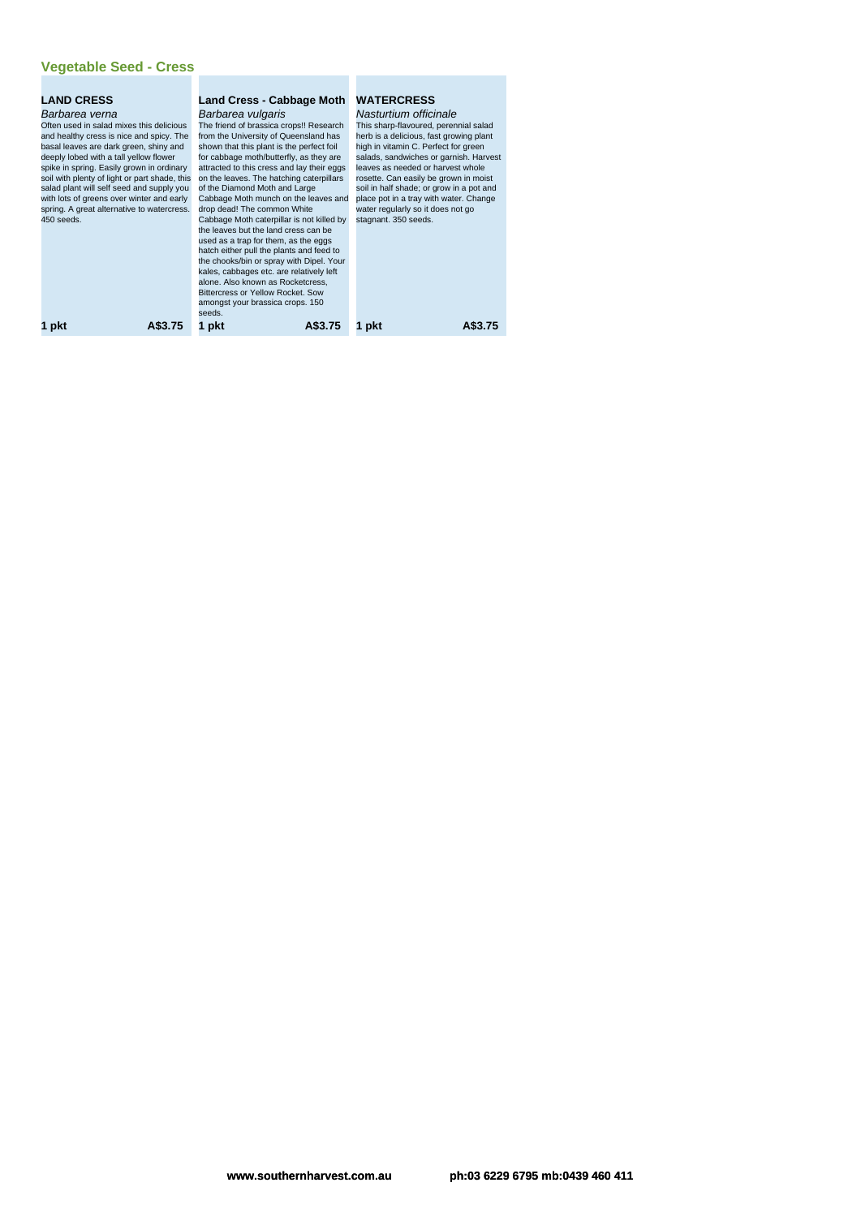## Vegetable Seed - Cress

### LAND CRESS

*Barbarea verna*

Often used in salad mixes this delicious and healthy cress is nice and spicy. The basal leaves are dark green, shiny and deeply lobed with a tall yellow flower spike in spring. Easily grown in ordinary soil with plenty of light or part shade, this salad plant will self seed and supply you with lots of greens over winter and early spring. A great alternative to watercress. 450 seeds.

**1 pkt** **A$3.75**

### Land Cress - Cabbage Moth

*Barbarea vulgaris*

The friend of brassica crops!! Research from the University of Queensland has shown that this plant is the perfect foil for cabbage moth/butterfly, as they are attracted to this cress and lay their eggs on the leaves. The hatching caterpillars of the Diamond Moth and Large Cabbage Moth munch on the leaves and drop dead! The common White Cabbage Moth caterpillar is not killed by the leaves but the land cress can be used as a trap for them, as the eggs hatch either pull the plants and feed to the chooks/bin or spray with Dipel. Your kales, cabbages etc. are relatively left alone. Also known as Rocketcress, Bittercress or Yellow Rocket. Sow amongst your brassica crops. 150 seeds.

**1 pkt** **A$3.75**

### WATERCRESS

*Nasturtium officinale*

This sharp-flavoured, perennial salad herb is a delicious, fast growing plant high in vitamin C. Perfect for green salads, sandwiches or garnish. Harvest leaves as needed or harvest whole rosette. Can easily be grown in moist soil in half shade; or grow in a pot and place pot in a tray with water. Change water regularly so it does not go stagnant. 350 seeds.

**1 pkt** **A$3.75**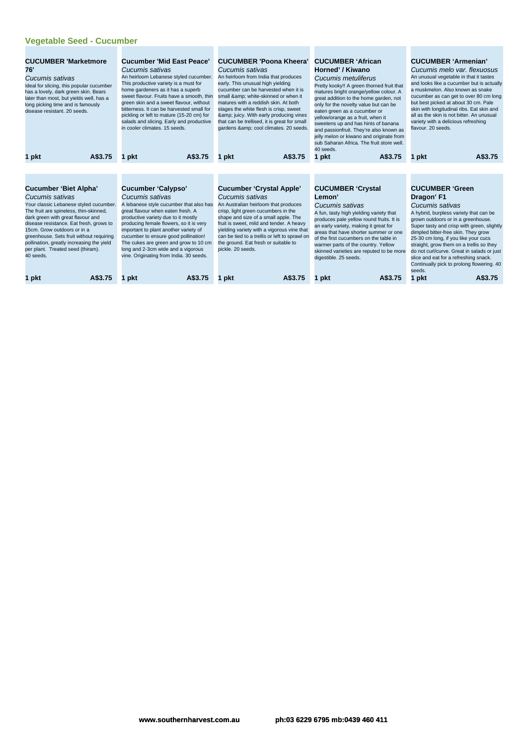## Vegetable Seed - Cucumber

### CUCUMBER 'Marketmore 76'

*Cucumis sativas*

Ideal for slicing, this popular cucumber has a lovely, dark green skin. Bears later than most, but yields well, has a long picking time and is famously disease resistant. 20 seeds.

**1 pkt** **A$3.75**

### Cucumber 'Mid East Peace'

*Cucumis sativas*

An heirloom Lebanese styled cucumber. This productive variety is a must for home gardeners as it has a superb sweet flavour. Fruits have a smooth, thin green skin and a sweet flavour, without bitterness. It can be harvested small for pickling or left to mature (15-20 cm) for salads and slicing. Early and productive in cooler climates. 15 seeds.

**1 pkt** **A$3.75**

### CUCUMBER 'Poona Kheera'

*Cucumis sativas*

An heirloom from India that produces early. This unusual high yielding cucumber can be harvested when it is small &amp; white-skinned or when it matures with a reddish skin. At both stages the white flesh is crisp, sweet &amp; juicy. With early producing vines that can be trellised, it is great for small gardens &amp; cool climates. 20 seeds.

**1 pkt** **A$3.75**

### CUCUMBER 'African Horned' / Kiwano

*Cucumis metuliferus*

Pretty kooky!! A green thorned fruit that matures bright orange/yellow colour. A great addition to the home garden, not only for the novelty value but can be eaten green as a cucumber or yellow/orange as a fruit, when it sweetens up and has hints of banana jelly melon or kiwano and originate from sub Saharan Africa. The fruit store well. 40 seeds.

**1 pkt** **A$3.75**

### CUCUMBER 'Armenian'

*Cucumis melo var. flexuosus*

An unusual vegetable in that it tastes and looks like a cucumber but is actually a muskmelon. Also known as snake cucumber as can get to over 80 cm long but best picked at about 30 cm. Pale skin with longitudinal ribs. Eat skin and all as the skin is not bitter. An unusual variety with a delicious refreshing flavour. 20 seeds.

**1 pkt** **A$3.75**

### Cucumber 'Biet Alpha'

*Cucumis sativas*

Your classic Lebanese styled cucumber. The fruit are spineless, thin-skinned, dark green with great flavour and disease resistance. Eat fresh, grows to 15cm. Grow outdoors or in a greenhouse. Sets fruit without requiring pollination, greatly increasing the yield per plant. Treated seed (thiram). 40 seeds.

**1 pkt** **A$3.75**

### Cucumber 'Calypso'

*Cucumis sativas*

A lebanese style cucumber that also has great flavour when eaten fresh. A productive variety due to it mostly producing female flowers, so it is very important to plant another variety of cucumber to ensure good pollination! The cukes are green and grow to 10 cm long and 2-3cm wide and a vigorous vine. Originating from India. 30 seeds.

**1 pkt** **A$3.75**

### Cucumber 'Crystal Apple'

*Cucumis sativas*

An Australian heirloom that produces crisp, light green cucumbers in the shape and size of a small apple. The fruit is sweet, mild and tender. A heavy yielding variety with a vigorous vine that can be tied to a trellis or left to sprawl on the ground. Eat fresh or suitable to pickle. 20 seeds.

**1 pkt** **A$3.75**

### CUCUMBER 'Crystal Lemon'

*Cucumis sativas*

A fun, tasty high yielding variety that produces pale yellow round fruits. It is an early variety, making it great for areas that have shorter summer or one of the first cucumbers on the table in warmer parts of the country. Yellow skinned varieties are reputed to be more digestible. 25 seeds.

**1 pkt** **A$3.75**

### CUCUMBER 'Green Dragon' F1

*Cucumis sativas*

A hybrid, burpless variety that can be grown outdoors or in a greenhouse. Super tasty and crisp with green, slightly dimpled bitter-free skin. They grow 25-30 cm long, if you like your cucs straight, grow them on a trellis so they do not curl/curve. Great in salads or just slice and eat for a refreshing snack. Continually pick to prolong flowering. 40 seeds.

**1 pkt** **A$3.75**

www.southernharvest.com.au ph:03 6229 6795 mb:0439 460 411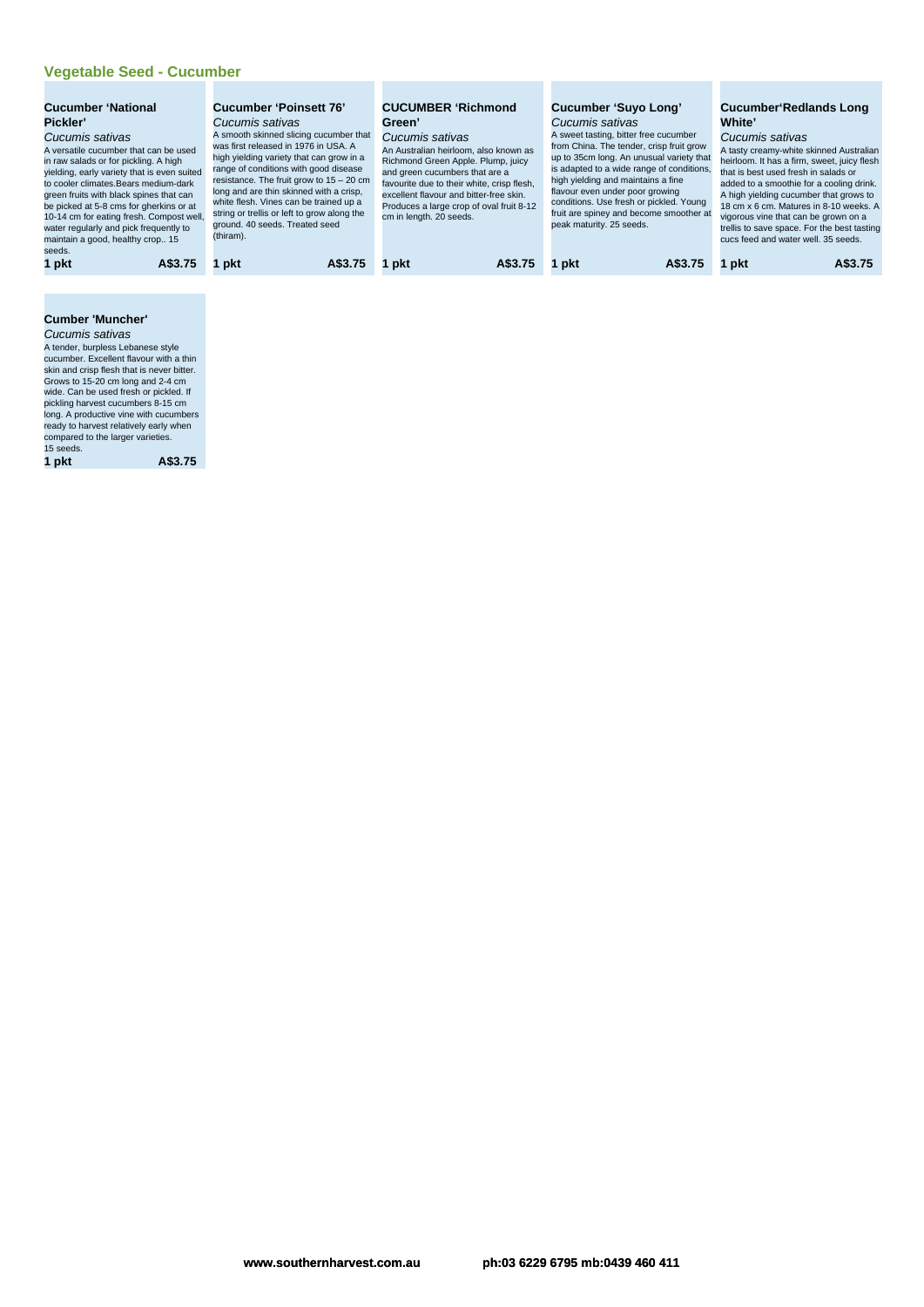## Vegetable Seed - Cucumber

### Cucumber 'National Pickler'

*Cucumis sativas*

A versatile cucumber that can be used in raw salads or for pickling. A high yielding, early variety that is even suited to cooler climates.Bears medium-dark green fruits with black spines that can be picked at 5-8 cms for gherkins or at 10-14 cm for eating fresh. Compost well, water regularly and pick frequently to maintain a good, healthy crop.. 15 seeds.

**1 pkt** **A$3.75**

### Cucumber 'Poinsett 76'

*Cucumis sativas*

A smooth skinned slicing cucumber that was first released in 1976 in USA. A high yielding variety that can grow in a range of conditions with good disease resistance. The fruit grow to 15 – 20 cm long and are thin skinned with a crisp, white flesh. Vines can be trained up a string or trellis or left to grow along the ground. 40 seeds. Treated seed (thiram).

**1 pkt** **A$3.75**

### CUCUMBER 'Richmond Green'

*Cucumis sativas*

An Australian heirloom, also known as Richmond Green Apple. Plump, juicy and green cucumbers that are a favourite due to their white, crisp flesh, excellent flavour and bitter-free skin. Produces a large crop of oval fruit 8-12 cm in length. 20 seeds.

**1 pkt** **A$3.75**

### Cucumber 'Suyo Long'

*Cucumis sativas*

A sweet tasting, bitter free cucumber from China. The tender, crisp fruit grow up to 35cm long. An unusual variety that is adapted to a wide range of conditions, high yielding and maintains a fine flavour even under poor growing conditions. Use fresh or pickled. Young fruit are spiney and become smoother at peak maturity. 25 seeds.

**1 pkt** **A$3.75**

### Cucumber'Redlands Long White'

*Cucumis sativas*

A tasty creamy-white skinned Australian heirloom. It has a firm, sweet, juicy flesh that is best used fresh in salads or added to a smoothie for a cooling drink. A high yielding cucumber that grows to 18 cm x 6 cm. Matures in 8-10 weeks. A vigorous vine that can be grown on a trellis to save space. For the best tasting cucs feed and water well. 35 seeds.

**1 pkt** **A$3.75**

### Cumber 'Muncher'

*Cucumis sativas*

A tender, burpless Lebanese style cucumber. Excellent flavour with a thin skin and crisp flesh that is never bitter. Grows to 15-20 cm long and 2-4 cm wide. Can be used fresh or pickled. If pickling harvest cucumbers 8-15 cm long. A productive vine with cucumbers ready to harvest relatively early when compared to the larger varieties.
15 seeds.

**1 pkt** **A$3.75**

www.southernharvest.com.au ph:03 6229 6795 mb:0439 460 411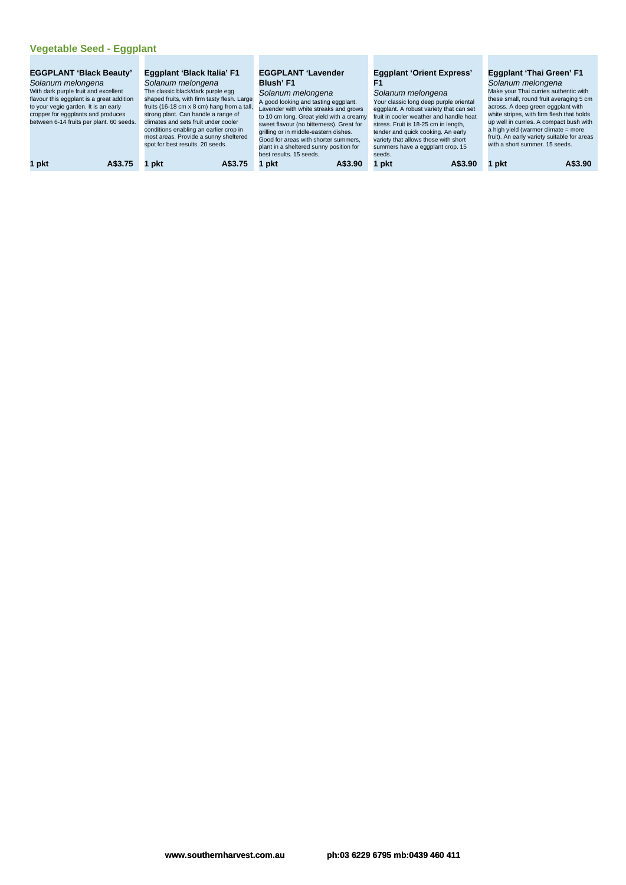## Vegetable Seed - Eggplant

### EGGPLANT 'Black Beauty'

*Solanum melongena*

With dark purple fruit and excellent flavour this eggplant is a great addition to your vegie garden. It is an early cropper for eggplants and produces between 6-14 fruits per plant. 60 seeds.

**1 pkt** **A$3.75**

### Eggplant 'Black Italia' F1

*Solanum melongena*

The classic black/dark purple egg shaped fruits, with firm tasty flesh. Large fruits (16-18 cm x 8 cm) hang from a tall, strong plant. Can handle a range of climates and sets fruit under cooler conditions enabling an earlier crop in most areas. Provide a sunny sheltered spot for best results. 20 seeds.

**1 pkt** **A$3.75**

### EGGPLANT 'Lavender Blush' F1

*Solanum melongena*

A good looking and tasting eggplant. Lavender with white streaks and grows to 10 cm long. Great yield with a creamy sweet flavour (no bitterness). Great for grilling or in middle-eastern dishes. Good for areas with shorter summers, plant in a sheltered sunny position for best results. 15 seeds.

**1 pkt** **A$3.90**

### Eggplant 'Orient Express' F1

*Solanum melongena*

Your classic long deep purple oriental eggplant. A robust variety that can set fruit in cooler weather and handle heat stress. Fruit is 18-25 cm in length, tender and quick cooking. An early variety that allows those with short summers have a eggplant crop. 15 seeds.

**1 pkt** **A$3.90**

### Eggplant 'Thai Green' F1

*Solanum melongena*

Make your Thai curries authentic with these small, round fruit averaging 5 cm across. A deep green eggplant with white stripes, with firm flesh that holds up well in curries. A compact bush with a high yield (warmer climate = more fruit). An early variety suitable for areas with a short summer. 15 seeds.

**1 pkt** **A$3.90**

www.southernharvest.com.au ph:03 6229 6795 mb:0439 460 411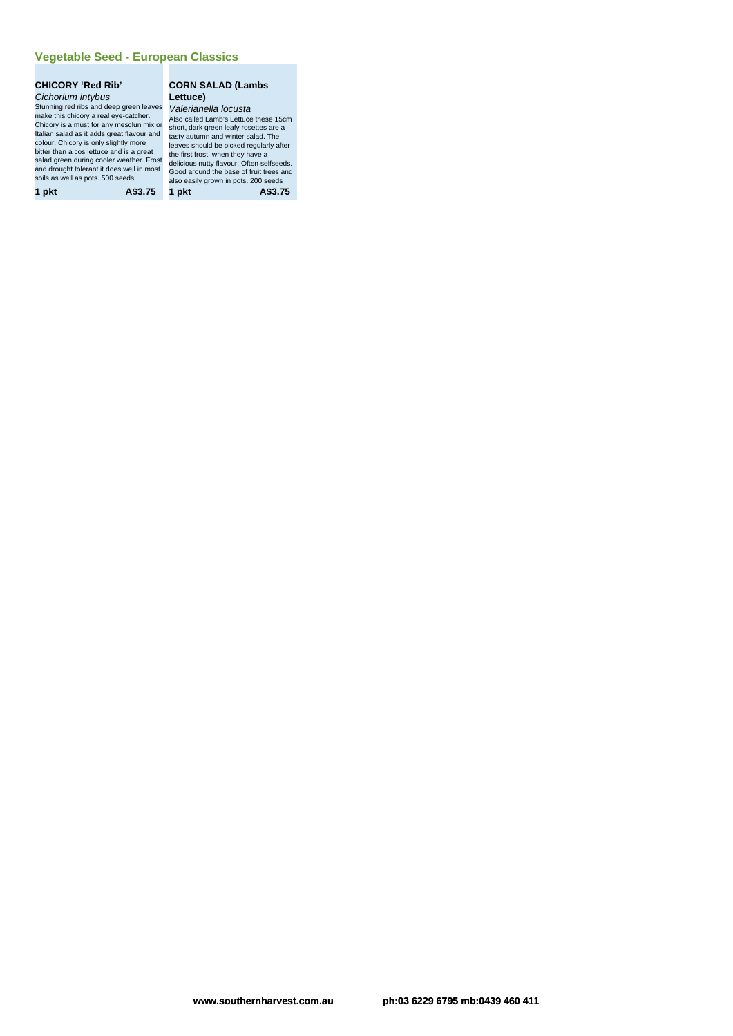## Vegetable Seed - European Classics

### CHICORY 'Red Rib'

*Cichorium intybus*

Stunning red ribs and deep green leaves make this chicory a real eye-catcher. Chicory is a must for any mesclun mix or Italian salad as it adds great flavour and colour. Chicory is only slightly more bitter than a cos lettuce and is a great salad green during cooler weather. Frost and drought tolerant it does well in most soils as well as pots. 500 seeds.

**1 pkt** **A$3.75**

### CORN SALAD (Lambs Lettuce)

*Valerianella locusta*

Also called Lamb's Lettuce these 15cm short, dark green leafy rosettes are a tasty autumn and winter salad. The leaves should be picked regularly after the first frost, when they have a delicious nutty flavour. Often selfseeds. Good around the base of fruit trees and also easily grown in pots. 200 seeds

**1 pkt** **A$3.75**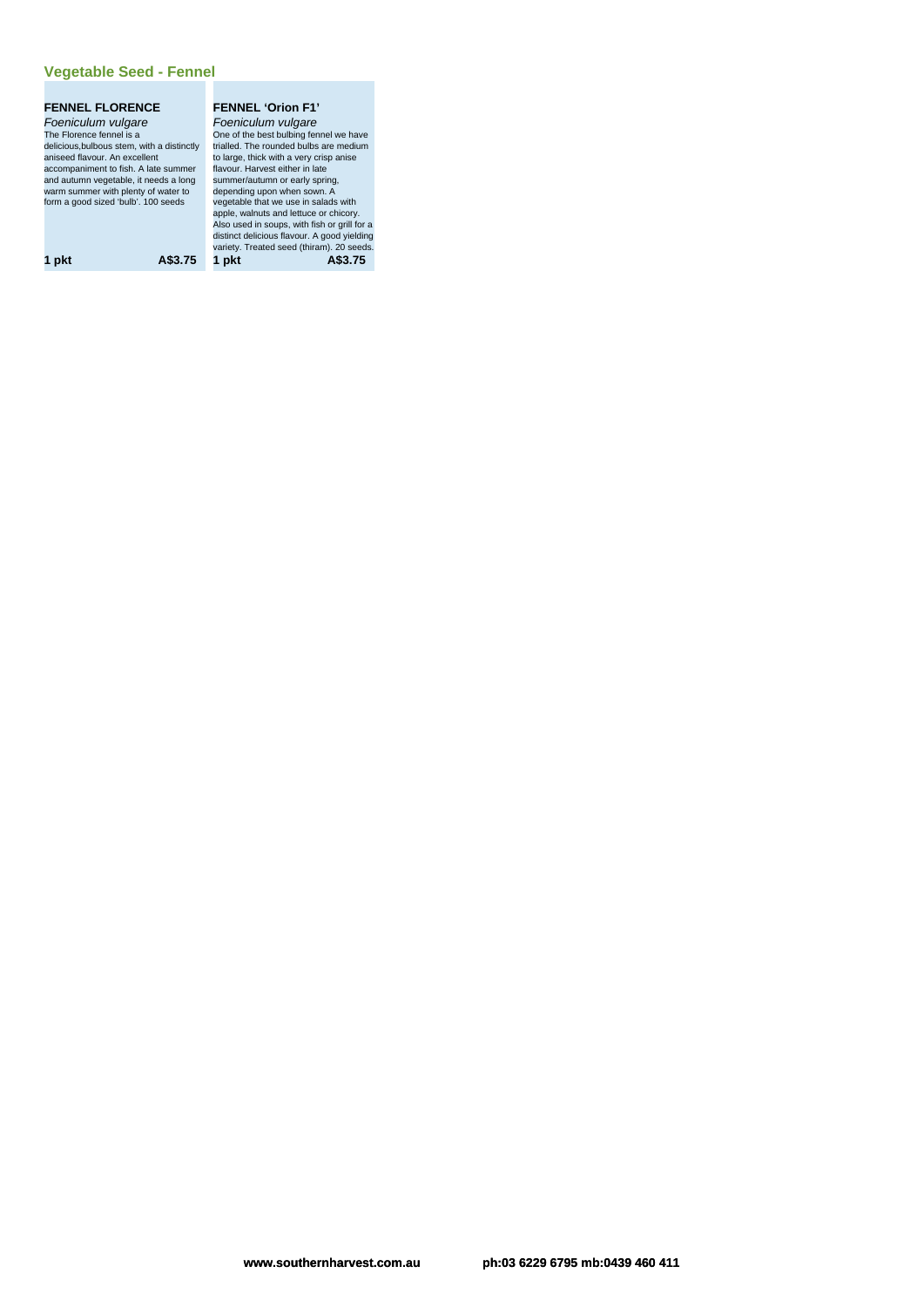## Vegetable Seed - Fennel

### FENNEL FLORENCE

*Foeniculum vulgare*

The Florence fennel is a delicious,bulbous stem, with a distinctly aniseed flavour. An excellent accompaniment to fish. A late summer and autumn vegetable, it needs a long warm summer with plenty of water to form a good sized 'bulb'. 100 seeds

**1 pkt** **A$3.75**

### FENNEL 'Orion F1'

*Foeniculum vulgare*

One of the best bulbing fennel we have trialled. The rounded bulbs are medium to large, thick with a very crisp anise flavour. Harvest either in late summer/autumn or early spring, depending upon when sown. A vegetable that we use in salads with apple, walnuts and lettuce or chicory. Also used in soups, with fish or grill for a distinct delicious flavour. A good yielding variety. Treated seed (thiram). 20 seeds.

**1 pkt** **A$3.75**

www.southernharvest.com.au ph:03 6229 6795 mb:0439 460 411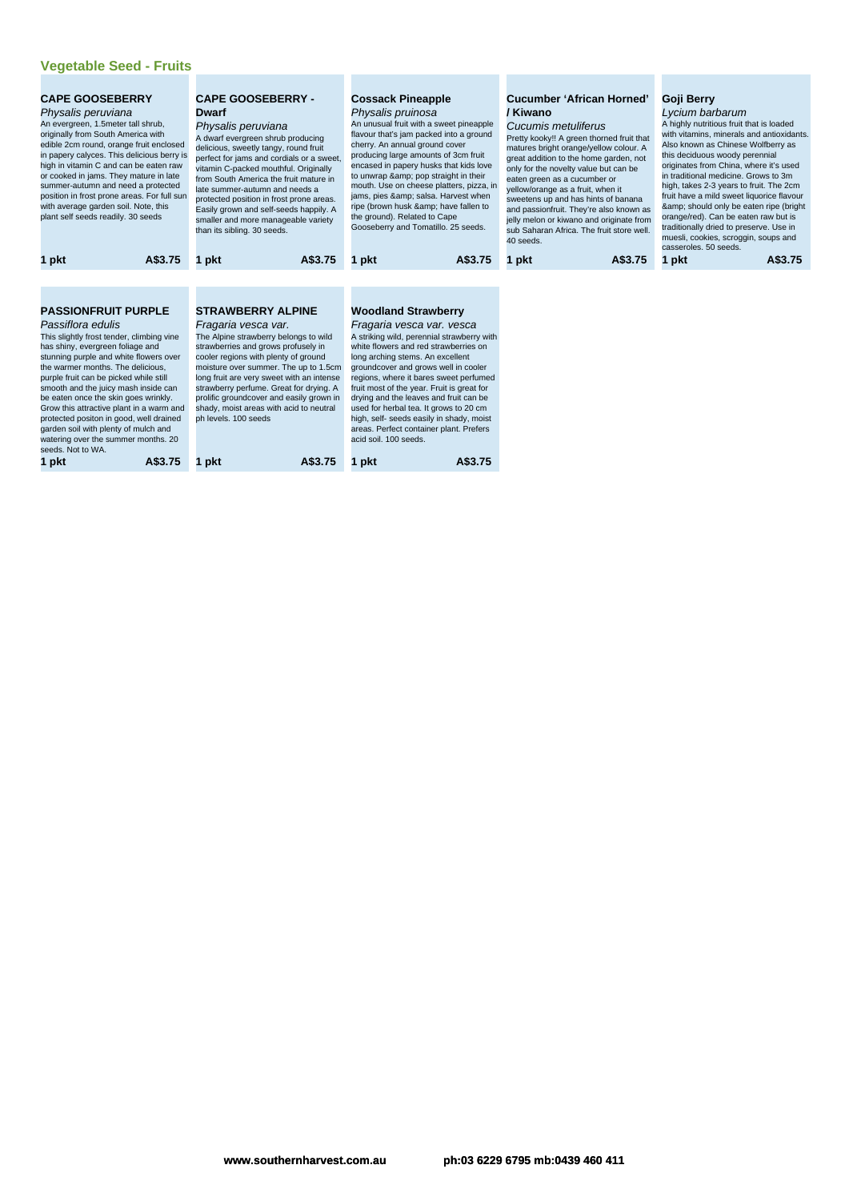## Vegetable Seed - Fruits

### CAPE GOOSEBERRY

*Physalis peruviana*

An evergreen, 1.5meter tall shrub, originally from South America with edible 2cm round, orange fruit enclosed in papery calyces. This delicious berry is high in vitamin C and can be eaten raw or cooked in jams. They mature in late summer-autumn and need a protected position in frost prone areas. For full sun with average garden soil. Note, this plant self seeds readily. 30 seeds

**1 pkt A$3.75**

### CAPE GOOSEBERRY - Dwarf

*Physalis peruviana*

A dwarf evergreen shrub producing delicious, sweetly tangy, round fruit perfect for jams and cordials or a sweet, vitamin C-packed mouthful. Originally from South America the fruit mature in late summer-autumn and needs a protected position in frost prone areas. Easily grown and self-seeds happily. A smaller and more manageable variety than its sibling. 30 seeds.

**1 pkt A$3.75**

### Cossack Pineapple

*Physalis pruinosa*

An unusual fruit with a sweet pineapple flavour that's jam packed into a ground cherry. An annual ground cover producing large amounts of 3cm fruit encased in papery husks that kids love to unwrap &amp; pop straight in their mouth. Use on cheese platters, pizza, in jams, pies &amp; salsa. Harvest when ripe (brown husk &amp; have fallen to the ground). Related to Cape Gooseberry and Tomatillo. 25 seeds.

**1 pkt A$3.75**

### Cucumber 'African Horned' / Kiwano

*Cucumis metuliferus*

Pretty kooky!! A green thorned fruit that matures bright orange/yellow colour. A great addition to the home garden, not only for the novelty value but can be eaten green as a cucumber or yellow/orange as a fruit, when it sweetens up and has hints of banana and passionfruit. They're also known as jelly melon or kiwano and originate from sub Saharan Africa. The fruit store well. 40 seeds.

**1 pkt A$3.75**

### Goji Berry

*Lycium barbarum*

A highly nutritious fruit that is loaded with vitamins, minerals and antioxidants. Also known as Chinese Wolfberry as this deciduous woody perennial originates from China, where it's used in traditional medicine. Grows to 3m high, takes 2-3 years to fruit. The 2cm fruit have a mild sweet liquorice flavour &amp; should only be eaten ripe (bright orange/red). Can be eaten raw but is traditionally dried to preserve. Use in muesli, cookies, scroggin, soups and casseroles. 50 seeds.

**1 pkt A$3.75**

### PASSIONFRUIT PURPLE

*Passiflora edulis*

This slightly frost tender, climbing vine has shiny, evergreen foliage and stunning purple and white flowers over the warmer months. The delicious, purple fruit can be picked while still smooth and the juicy mash inside can be eaten once the skin goes wrinkly. Grow this attractive plant in a warm and protected positon in good, well drained garden soil with plenty of mulch and watering over the summer months. 20 seeds. Not to WA.

**1 pkt A$3.75**

### STRAWBERRY ALPINE

*Fragaria vesca var.*

The Alpine strawberry belongs to wild strawberries and grows profusely in cooler regions with plenty of ground moisture over summer. The up to 1.5cm long fruit are very sweet with an intense strawberry perfume. Great for drying. A prolific groundcover and easily grown in shady, moist areas with acid to neutral ph levels. 100 seeds

**1 pkt A$3.75**

### Woodland Strawberry

*Fragaria vesca var. vesca*

A striking wild, perennial strawberry with white flowers and red strawberries on long arching stems. An excellent groundcover and grows well in cooler regions, where it bares sweet perfumed fruit most of the year. Fruit is great for drying and the leaves and fruit can be used for herbal tea. It grows to 20 cm high, self- seeds easily in shady, moist areas. Perfect container plant. Prefers acid soil. 100 seeds.

**1 pkt A$3.75**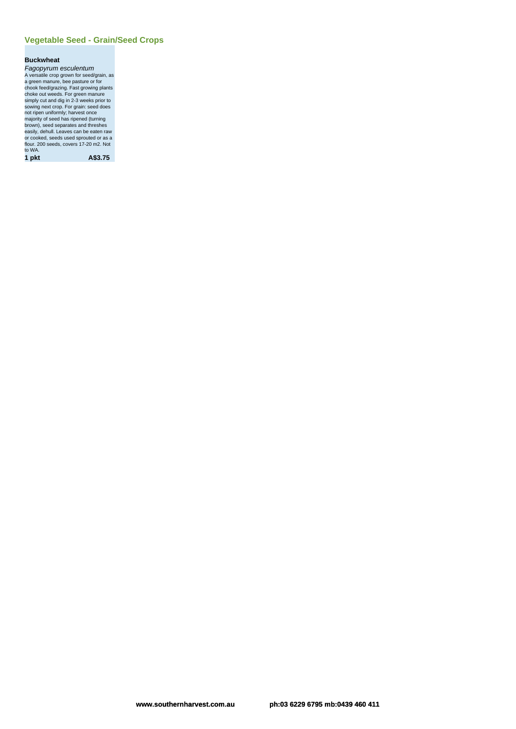## Vegetable Seed - Grain/Seed Crops

### Buckwheat

*Fagopyrum esculentum*

A versatile crop grown for seed/grain, as a green manure, bee pasture or for chook feed/grazing. Fast growing plants choke out weeds. For green manure simply cut and dig in 2-3 weeks prior to sowing next crop. For grain: seed does not ripen uniformly; harvest once majority of seed has ripened (turning brown), seed separates and threshes easily, dehull. Leaves can be eaten raw or cooked, seeds used sprouted or as a flour. 200 seeds, covers 17-20 m2. Not to WA.

**1 pkt** **A$3.75**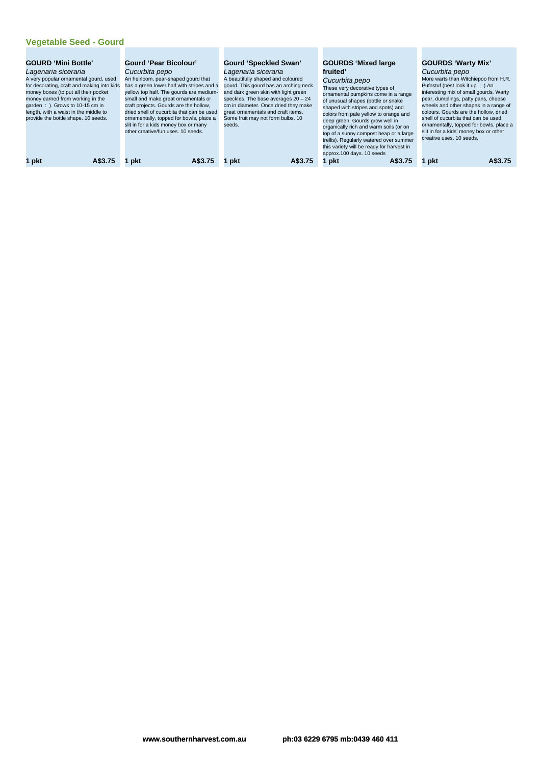## Vegetable Seed - Gourd

### GOURD 'Mini Bottle'

*Lagenaria siceraria*

A very popular ornamental gourd, used for decorating, craft and making into kids money boxes (to put all their pocket money earned from working in the garden : ). Grows to 10-15 cm in length, with a waist in the middle to provide the bottle shape. 10 seeds.

**1 pkt** **A$3.75**

### Gourd 'Pear Bicolour'

*Cucurbita pepo*

An heirloom, pear-shaped gourd that has a green lower half with stripes and a yellow top half. The gourds are medium-small and make great ornamentals or craft projects. Gourds are the hollow, dried shell of cucurbita that can be used ornamentally, topped for bowls, place a slit in for a kids money box or many other creative/fun uses. 10 seeds.

**1 pkt** **A$3.75**

### Gourd 'Speckled Swan'

*Lagenaria siceraria*

A beautifully shaped and coloured gourd. This gourd has an arching neck and dark green skin with light green speckles. The base averages 20 – 24 cm in diameter. Once dried they make great ornamentals and craft items. Some fruit may not form bulbs. 10 seeds.

**1 pkt** **A$3.75**

### GOURDS 'Mixed large fruited'

*Cucurbita pepo*

These very decorative types of ornamental pumpkins come in a range of unusual shapes (bottle or snake shaped with stripes and spots) and colors from pale yellow to orange and deep green. Gourds grow well in organically rich and warm soils (or on top of a sunny compost heap or a large trellis). Regularly watered over summer this variety will be ready for harvest in approx.100 days. 10 seeds

**1 pkt** **A$3.75**

### GOURDS 'Warty Mix'

*Cucurbita pepo*

More warts than Witchiepoo from H.R. Pufnstuf (best look it up ; ) An interesting mix of small gourds. Warty pear, dumplings, patty pans, cheese wheels and other shapes in a range of colours. Gourds are the hollow, dried shell of cucurbita that can be used ornamentally, topped for bowls, place a slit in for a kids' money box or other creative uses. 10 seeds.

**1 pkt** **A$3.75**

**www.southernharvest.com.au** **ph:03 6229 6795 mb:0439 460 411**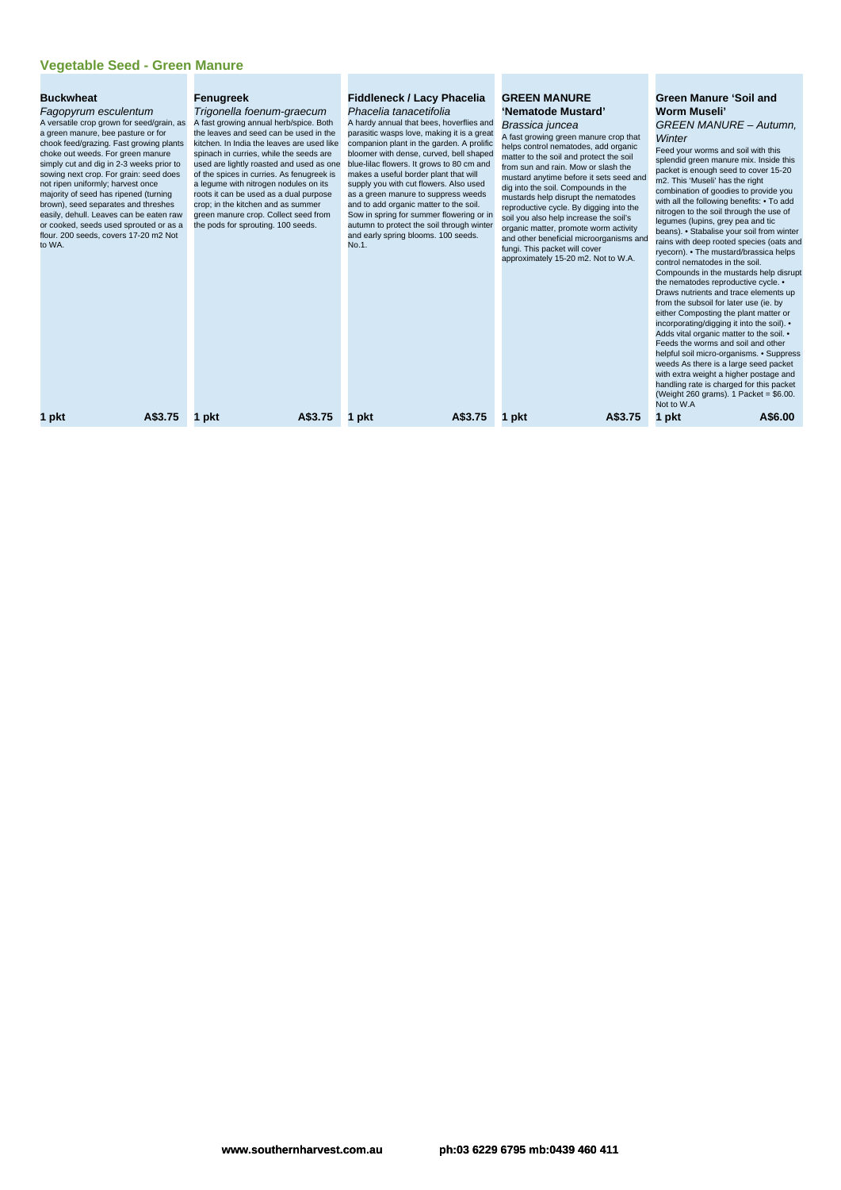## Vegetable Seed - Green Manure

### Buckwheat

*Fagopyrum esculentum*

A versatile crop grown for seed/grain, as a green manure, bee pasture or for chook feed/grazing. Fast growing plants choke out weeds. For green manure simply cut and dig in 2-3 weeks prior to sowing next crop. For grain: seed does not ripen uniformly; harvest once majority of seed has ripened (turning brown), seed separates and threshes easily, dehull. Leaves can be eaten raw or cooked, seeds used sprouted or as a flour. 200 seeds, covers 17-20 m2 Not to WA.

1 pkt A$3.75

### Fenugreek

*Trigonella foenum-graecum*

A fast growing annual herb/spice. Both the leaves and seed can be used in the kitchen. In India the leaves are used like spinach in curries, while the seeds are used are lightly roasted and used as one of the spices in curries. As fenugreek is a legume with nitrogen nodules on its roots it can be used as a dual purpose crop; in the kitchen and as summer green manure crop. Collect seed from the pods for sprouting. 100 seeds.

1 pkt A$3.75

### Fiddleneck / Lacy Phacelia

*Phacelia tanacetifolia*

A hardy annual that bees, hoverflies and parasitic wasps love, making it is a great companion plant in the garden. A prolific bloomer with dense, curved, bell shaped blue-lilac flowers. It grows to 80 cm and makes a useful border plant that will supply you with cut flowers. Also used as a green manure to suppress weeds and to add organic matter to the soil. Sow in spring for summer flowering or in autumn to protect the soil through winter and early spring blooms. 100 seeds. No.1.

1 pkt A$3.75

### GREEN MANURE 'Nematode Mustard'

*Brassica juncea*

A fast growing green manure crop that helps control nematodes, add organic matter to the soil and protect the soil from sun and rain. Mow or slash the mustard anytime before it sets seed and dig into the soil. Compounds in the mustards help disrupt the nematodes reproductive cycle. By digging into the soil you also help increase the soil's organic matter, promote worm activity and other beneficial microorganisms and fungi. This packet will cover approximately 15-20 m2. Not to W.A.

1 pkt A$3.75

### Green Manure 'Soil and Worm Museli'

*GREEN MANURE – Autumn, Winter*

Feed your worms and soil with this splendid green manure mix. Inside this packet is enough seed to cover 15-20 m2. This 'Museli' has the right combination of goodies to provide you with all the following benefits: • To add nitrogen to the soil through the use of legumes (lupins, grey pea and tic beans). • Stabalise your soil from winter rains with deep rooted species (oats and ryecorn). • The mustard/brassica helps control nematodes in the soil. Compounds in the mustards help disrupt the nematodes reproductive cycle. • Draws nutrients and trace elements up from the subsoil for later use (ie. by either Composting the plant matter or incorporating/digging it into the soil). • Adds vital organic matter to the soil. • Feeds the worms and soil and other helpful soil micro-organisms. • Suppress weeds As there is a large seed packet with extra weight a higher postage and handling rate is charged for this packet (Weight 260 grams). 1 Packet = $6.00. Not to W.A

1 pkt A$6.00

www.southernharvest.com.au ph:03 6229 6795 mb:0439 460 411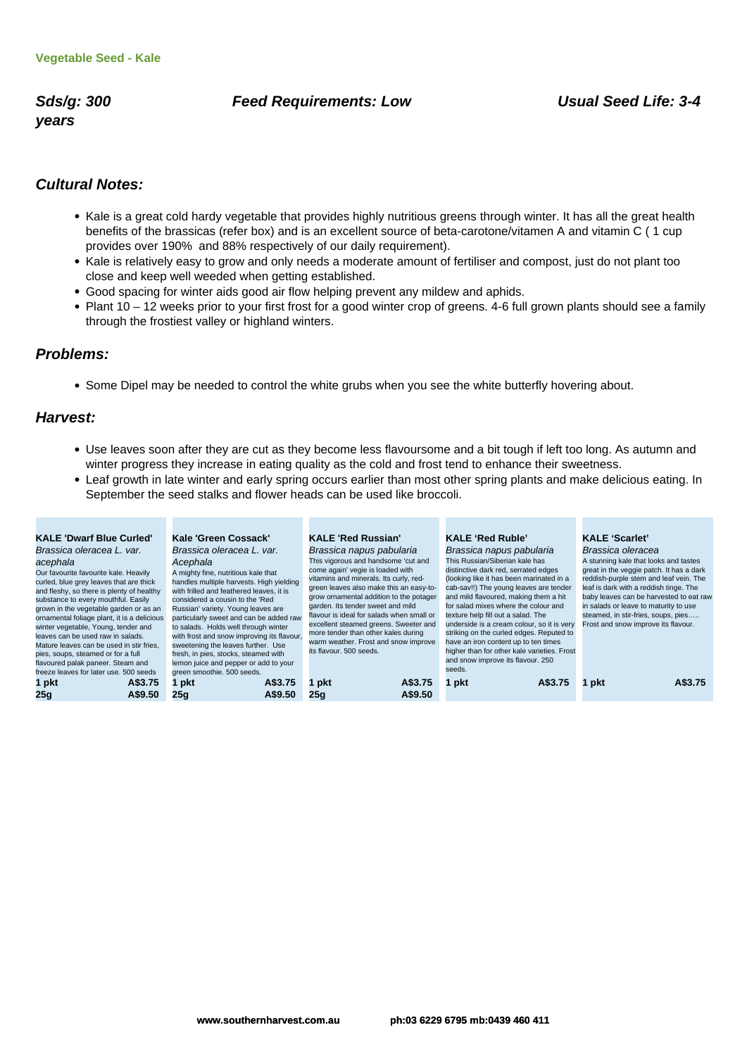**Vegetable Seed - Kale**

***Sds/g: 300*** ***Feed Requirements: Low*** ***Usual Seed Life: 3-4 years***

## *Cultural Notes:*

- Kale is a great cold hardy vegetable that provides highly nutritious greens through winter. It has all the great health benefits of the brassicas (refer box) and is an excellent source of beta-carotene/vitamen A and vitamin C ( 1 cup provides over 190% and 88% respectively of our daily requirement).
- Kale is relatively easy to grow and only needs a moderate amount of fertiliser and compost, just do not plant too close and keep well weeded when getting established.
- Good spacing for winter aids good air flow helping prevent any mildew and aphids.
- Plant 10 – 12 weeks prior to your first frost for a good winter crop of greens. 4-6 full grown plants should see a family through the frostiest valley or highland winters.

## *Problems:*

- Some Dipel may be needed to control the white grubs when you see the white butterfly hovering about.

## *Harvest:*

- Use leaves soon after they are cut as they become less flavoursome and a bit tough if left too long. As autumn and winter progress they increase in eating quality as the cold and frost tend to enhance their sweetness.
- Leaf growth in late winter and early spring occurs earlier than most other spring plants and make delicious eating. In September the seed stalks and flower heads can be used like broccoli.

**KALE 'Dwarf Blue Curled'**
*Brassica oleracea L. var. acephala*
Our favourite favourite kale. Heavily curled, blue grey leaves that are thick and fleshy, so there is plenty of healthy substance to every mouthful. Easily grown in the vegetable garden or as an ornamental foliage plant, it is a delicious winter vegetable, Young, tender and leaves can be used raw in salads. Mature leaves can be used in stir fries, pies, soups, steamed or for a full flavoured palak paneer. Steam and freeze leaves for later use. 500 seeds

| | |
|---|---|
| **1 pkt** | **A$3.75** |
| **25g** | **A$9.50** |

**Kale 'Green Cossack'**
*Brassica oleracea L. var. Acephala*
A mighty fine, nutritious kale that handles multiple harvests. High yielding with frilled and feathered leaves, it is considered a cousin to the 'Red Russian' variety. Young leaves are particularly sweet and can be added raw to salads. Holds well through winter with frost and snow improving its flavour, sweetening the leaves further. Use fresh, in pies, stocks, steamed with lemon juice and pepper or add to your green smoothie. 500 seeds.

| | |
|---|---|
| **1 pkt** | **A$3.75** |
| **25g** | **A$9.50** |

**KALE 'Red Russian'**
*Brassica napus pabularia*
This vigorous and handsome 'cut and come again' vegie is loaded with vitamins and minerals. Its curly, red-green leaves also make this an easy-to-grow ornamental addition to the potager garden. Its tender sweet and mild flavour is ideal for salads when small or excellent steamed greens. Sweeter and more tender than other kales during warm weather. Frost and snow improve its flavour. 500 seeds.

| | |
|---|---|
| **1 pkt** | **A$3.75** |
| **25g** | **A$9.50** |

**KALE 'Red Ruble'**
*Brassica napus pabularia*
This Russian/Siberian kale has distinctive dark red, serrated edges (looking like it has been marinated in a cab-sav!!) The young leaves are tender and mild flavoured, making them a hit for salad mixes where the colour and texture help fill out a salad. The underside is a cream colour, so it is very striking on the curled edges. Reputed to have an iron content up to ten times higher than for other kale varieties. Frost and snow improve its flavour. 250 seeds.

| | |
|---|---|
| **1 pkt** | **A$3.75** |

**KALE 'Scarlet'**
*Brassica oleracea*
A stunning kale that looks and tastes great in the veggie patch. It has a dark reddish-purple stem and leaf vein. The leaf is dark with a reddish tinge. The baby leaves can be harvested to eat raw in salads or leave to maturity to use steamed, in stir-fries, soups, pies….. Frost and snow improve its flavour.

| | |
|---|---|
| **1 pkt** | **A$3.75** |

**www.southernharvest.com.au** **ph:03 6229 6795 mb:0439 460 411**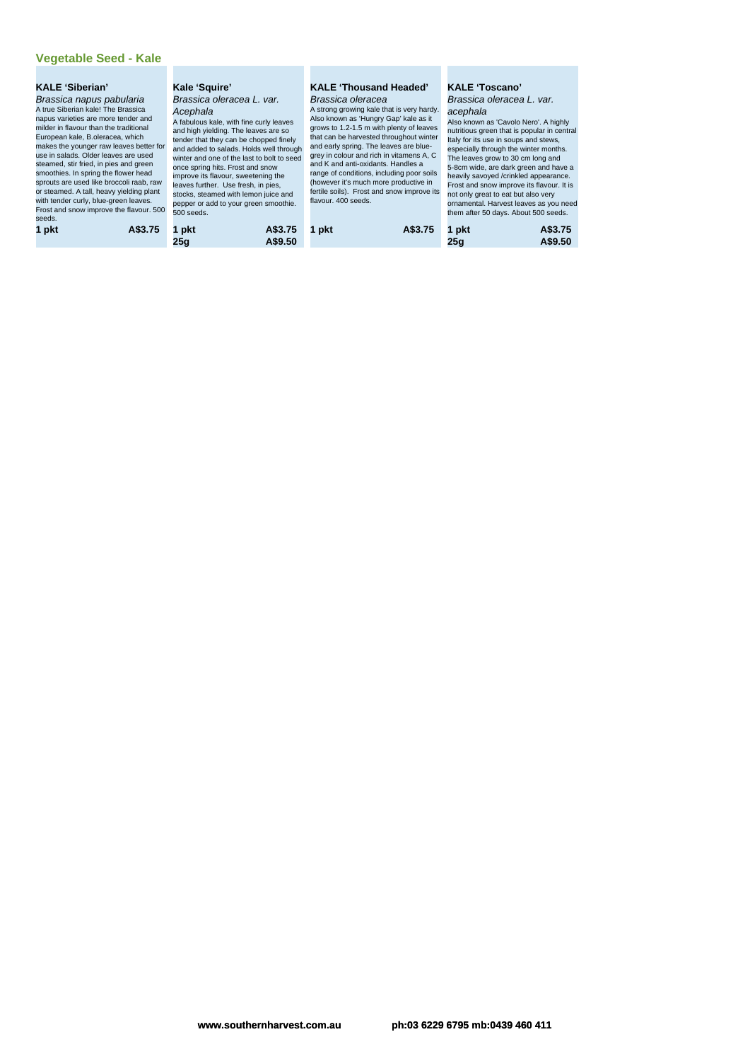## Vegetable Seed - Kale

### KALE 'Siberian'

*Brassica napus pabularia*

A true Siberian kale! The Brassica napus varieties are more tender and milder in flavour than the traditional European kale, B.oleracea, which makes the younger raw leaves better for use in salads. Older leaves are used steamed, stir fried, in pies and green smoothies. In spring the flower head sprouts are used like broccoli raab, raw or steamed. A tall, heavy yielding plant with tender curly, blue-green leaves. Frost and snow improve the flavour. 500 seeds.

| | |
|---|---|
| **1 pkt** | **A$3.75** |

### Kale 'Squire'

*Brassica oleracea L. var. Acephala*

A fabulous kale, with fine curly leaves and high yielding. The leaves are so tender that they can be chopped finely and added to salads. Holds well through winter and one of the last to bolt to seed once spring hits. Frost and snow improve its flavour, sweetening the leaves further. Use fresh, in pies, stocks, steamed with lemon juice and pepper or add to your green smoothie. 500 seeds.

| | |
|---|---|
| **1 pkt** | **A$3.75** |
| **25g** | **A$9.50** |

### KALE 'Thousand Headed'

*Brassica oleracea*

A strong growing kale that is very hardy. Also known as 'Hungry Gap' kale as it grows to 1.2-1.5 m with plenty of leaves that can be harvested throughout winter and early spring. The leaves are blue-grey in colour and rich in vitamens A, C and K and anti-oxidants. Handles a range of conditions, including poor soils (however it's much more productive in fertile soils). Frost and snow improve its flavour. 400 seeds.

| | |
|---|---|
| **1 pkt** | **A$3.75** |

### KALE 'Toscano'

*Brassica oleracea L. var. acephala*

Also known as 'Cavolo Nero'. A highly nutritious green that is popular in central Italy for its use in soups and stews, especially through the winter months. The leaves grow to 30 cm long and 5-8cm wide, are dark green and have a heavily savoyed /crinkled appearance. Frost and snow improve its flavour. It is not only great to eat but also very ornamental. Harvest leaves as you need them after 50 days. About 500 seeds.

| | |
|---|---|
| **1 pkt** | **A$3.75** |
| **25g** | **A$9.50** |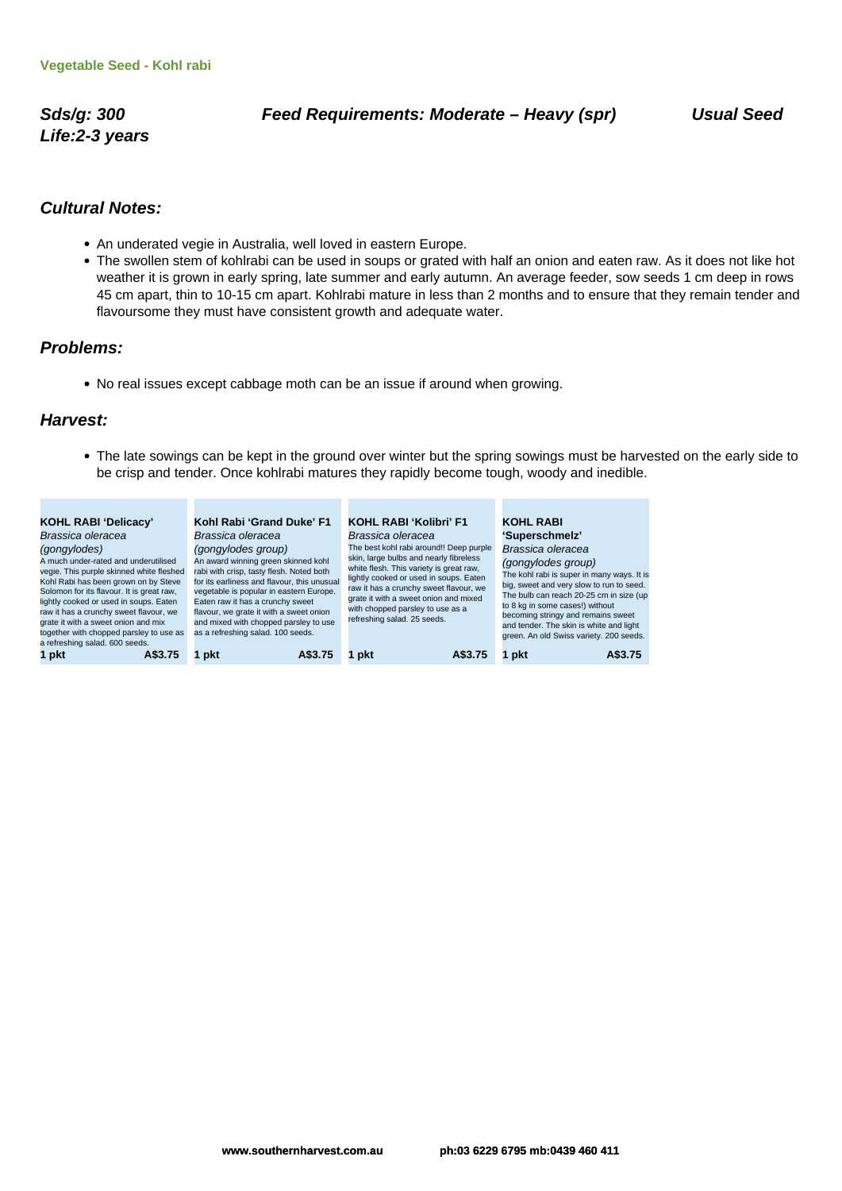**Vegetable Seed - Kohl rabi**

***Sds/g: 300*** ***Feed Requirements: Moderate – Heavy (spr)*** ***Usual Seed Life:2-3 years***

## *Cultural Notes:*

- An underated vegie in Australia, well loved in eastern Europe.
- The swollen stem of kohlrabi can be used in soups or grated with half an onion and eaten raw. As it does not like hot weather it is grown in early spring, late summer and early autumn. An average feeder, sow seeds 1 cm deep in rows 45 cm apart, thin to 10-15 cm apart. Kohlrabi mature in less than 2 months and to ensure that they remain tender and flavoursome they must have consistent growth and adequate water.

## *Problems:*

- No real issues except cabbage moth can be an issue if around when growing.

## *Harvest:*

- The late sowings can be kept in the ground over winter but the spring sowings must be harvested on the early side to be crisp and tender. Once kohlrabi matures they rapidly become tough, woody and inedible.

**KOHL RABI 'Delicacy'**
*Brassica oleracea*
*(gongylodes)*
A much under-rated and underutilised vegie. This purple skinned white fleshed Kohl Rabi has been grown on by Steve Solomon for its flavour. It is great raw, lightly cooked or used in soups. Eaten raw it has a crunchy sweet flavour, we grate it with a sweet onion and mix together with chopped parsley to use as a refreshing salad. 600 seeds.
**1 pkt** **A$3.75**

**Kohl Rabi 'Grand Duke' F1**
*Brassica oleracea*
*(gongylodes group)*
An award winning green skinned kohl rabi with crisp, tasty flesh. Noted both for its earliness and flavour, this unusual vegetable is popular in eastern Europe. Eaten raw it has a crunchy sweet flavour, we grate it with a sweet onion and mixed with chopped parsley to use as a refreshing salad. 100 seeds.
**1 pkt** **A$3.75**

**KOHL RABI 'Kolibri' F1**
*Brassica oleracea*
The best kohl rabi around!! Deep purple skin, large bulbs and nearly fibreless white flesh. This variety is great raw, lightly cooked or used in soups. Eaten raw it has a crunchy sweet flavour, we grate it with a sweet onion and mixed with chopped parsley to use as a refreshing salad. 25 seeds.
**1 pkt** **A$3.75**

**KOHL RABI 'Superschmelz'**
*Brassica oleracea*
*(gongylodes group)*
The kohl rabi is super in many ways. It is big, sweet and very slow to run to seed. The bulb can reach 20-25 cm in size (up to 8 kg in some cases!) without becoming stringy and remains sweet and tender. The skin is white and light green. An old Swiss variety. 200 seeds.
**1 pkt** **A$3.75**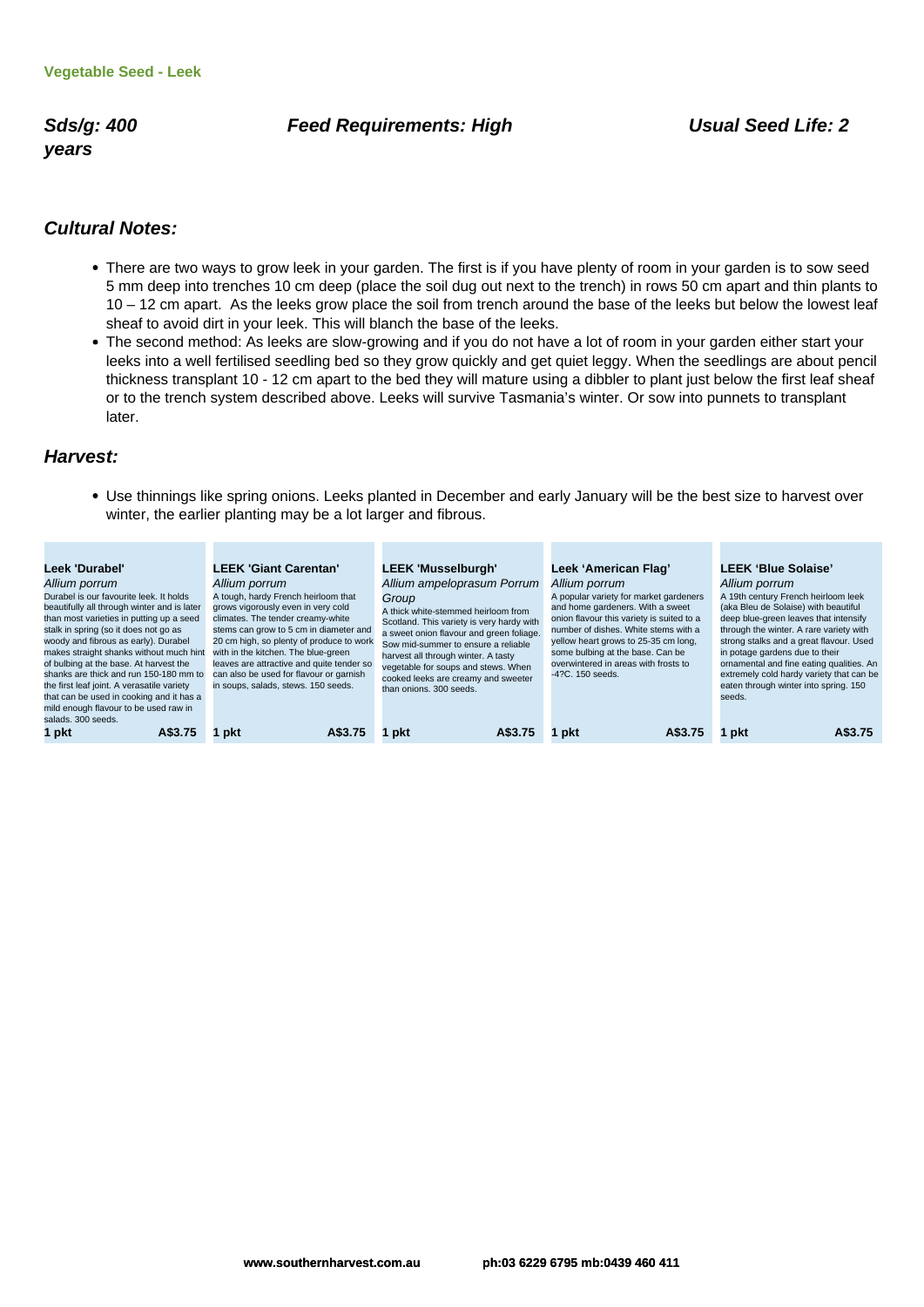**Vegetable Seed - Leek**

***Sds/g: 400*** ***Feed Requirements: High*** ***Usual Seed Life: 2 years***

## *Cultural Notes:*

- There are two ways to grow leek in your garden. The first is if you have plenty of room in your garden is to sow seed 5 mm deep into trenches 10 cm deep (place the soil dug out next to the trench) in rows 50 cm apart and thin plants to 10 – 12 cm apart. As the leeks grow place the soil from trench around the base of the leeks but below the lowest leaf sheaf to avoid dirt in your leek. This will blanch the base of the leeks.
- The second method: As leeks are slow-growing and if you do not have a lot of room in your garden either start your leeks into a well fertilised seedling bed so they grow quickly and get quiet leggy. When the seedlings are about pencil thickness transplant 10 - 12 cm apart to the bed they will mature using a dibbler to plant just below the first leaf sheaf or to the trench system described above. Leeks will survive Tasmania's winter. Or sow into punnets to transplant later.

## *Harvest:*

- Use thinnings like spring onions. Leeks planted in December and early January will be the best size to harvest over winter, the earlier planting may be a lot larger and fibrous.

**Leek 'Durabel'**
*Allium porrum*
Durabel is our favourite leek. It holds beautifully all through winter and is later than most varieties in putting up a seed stalk in spring (so it does not go as woody and fibrous as early). Durabel makes straight shanks without much hint of bulbing at the base. At harvest the shanks are thick and run 150-180 mm to the first leaf joint. A verasatile variety that can be used in cooking and it has a mild enough flavour to be used raw in salads. 300 seeds.
**1 pkt** **A$3.75**

**LEEK 'Giant Carentan'**
*Allium porrum*
A tough, hardy French heirloom that grows vigorously even in very cold climates. The tender creamy-white stems can grow to 5 cm in diameter and 20 cm high, so plenty of produce to work with in the kitchen. The blue-green leaves are attractive and quite tender so can also be used for flavour or garnish in soups, salads, stews. 150 seeds.
**1 pkt** **A$3.75**

**LEEK 'Musselburgh'**
*Allium ampeloprasum Porrum Group*
A thick white-stemmed heirloom from Scotland. This variety is very hardy with a sweet onion flavour and green foliage. Sow mid-summer to ensure a reliable harvest all through winter. A tasty vegetable for soups and stews. When cooked leeks are creamy and sweeter than onions. 300 seeds.
**1 pkt** **A$3.75**

**Leek 'American Flag'**
*Allium porrum*
A popular variety for market gardeners and home gardeners. With a sweet onion flavour this variety is suited to a number of dishes. White stems with a yellow heart grows to 25-35 cm long, some bulbing at the base. Can be overwintered in areas with frosts to -4?C. 150 seeds.
**1 pkt** **A$3.75**

**LEEK 'Blue Solaise'**
*Allium porrum*
A 19th century French heirloom leek (aka Bleu de Solaise) with beautiful deep blue-green leaves that intensify through the winter. A rare variety with strong stalks and a great flavour. Used in potage gardens due to their ornamental and fine eating qualities. An extremely cold hardy variety that can be eaten through winter into spring. 150 seeds.
**1 pkt** **A$3.75**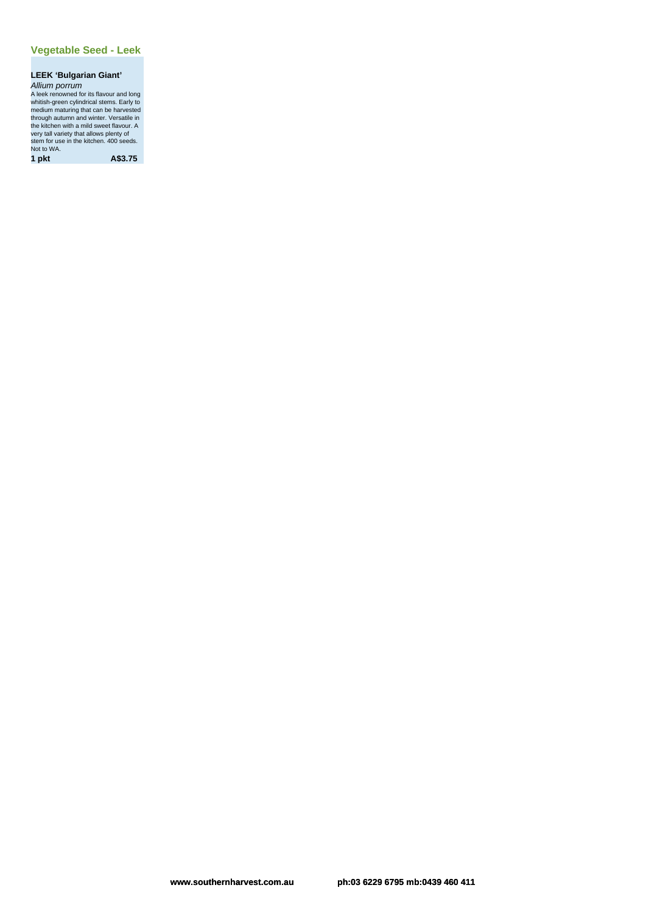## Vegetable Seed - Leek

**LEEK 'Bulgarian Giant'**

*Allium porrum*

A leek renowned for its flavour and long whitish-green cylindrical stems. Early to medium maturing that can be harvested through autumn and winter. Versatile in the kitchen with a mild sweet flavour. A very tall variety that allows plenty of stem for use in the kitchen. 400 seeds. Not to WA.

**1 pkt** **A$3.75**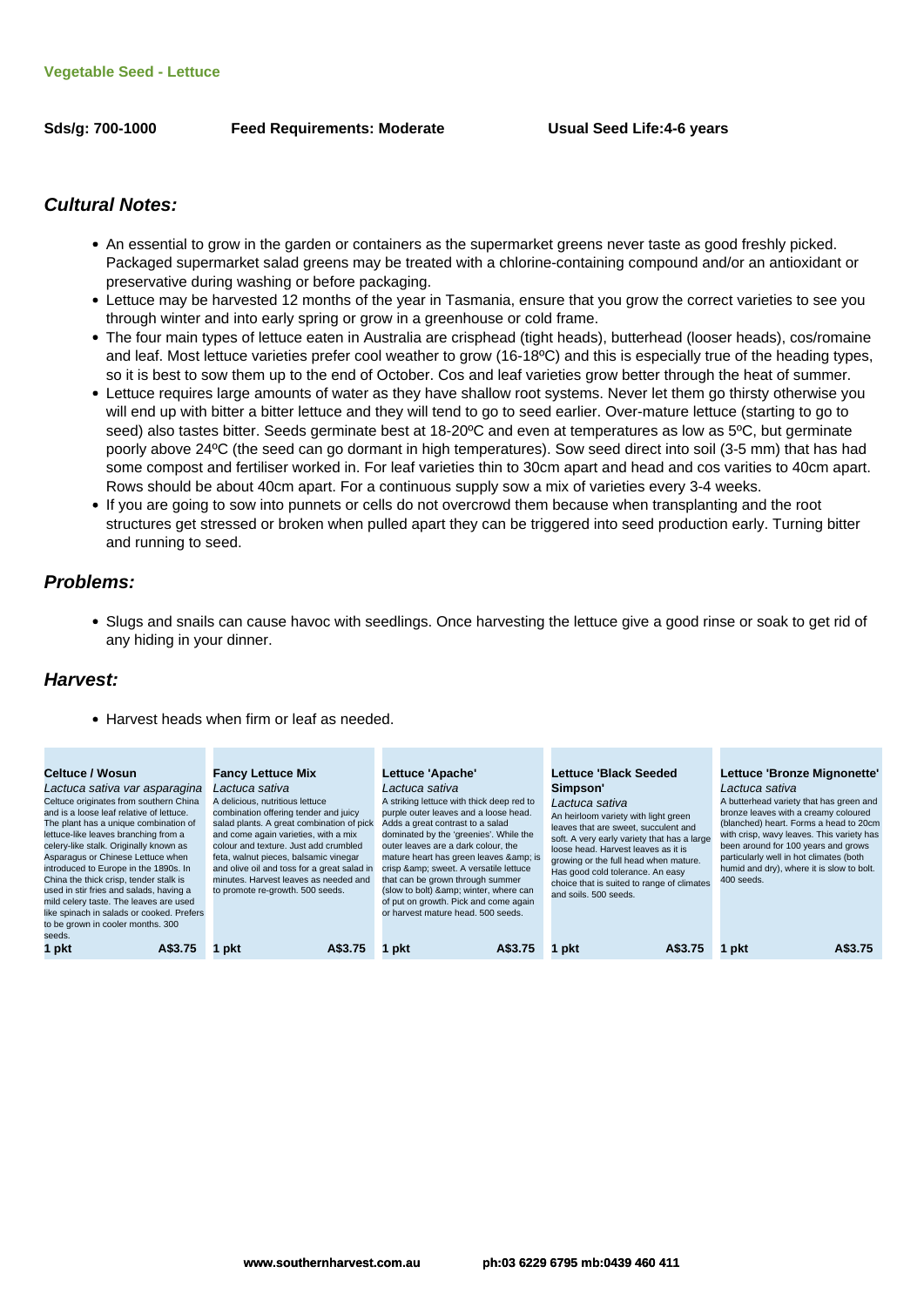**Vegetable Seed - Lettuce**

**Sds/g: 700-1000** **Feed Requirements: Moderate** **Usual Seed Life:4-6 years**

## Cultural Notes:

- An essential to grow in the garden or containers as the supermarket greens never taste as good freshly picked. Packaged supermarket salad greens may be treated with a chlorine-containing compound and/or an antioxidant or preservative during washing or before packaging.
- Lettuce may be harvested 12 months of the year in Tasmania, ensure that you grow the correct varieties to see you through winter and into early spring or grow in a greenhouse or cold frame.
- The four main types of lettuce eaten in Australia are crisphead (tight heads), butterhead (looser heads), cos/romaine and leaf. Most lettuce varieties prefer cool weather to grow (16-18ºC) and this is especially true of the heading types, so it is best to sow them up to the end of October. Cos and leaf varieties grow better through the heat of summer.
- Lettuce requires large amounts of water as they have shallow root systems. Never let them go thirsty otherwise you will end up with bitter a bitter lettuce and they will tend to go to seed earlier. Over-mature lettuce (starting to go to seed) also tastes bitter. Seeds germinate best at 18-20ºC and even at temperatures as low as 5ºC, but germinate poorly above 24ºC (the seed can go dormant in high temperatures). Sow seed direct into soil (3-5 mm) that has had some compost and fertiliser worked in. For leaf varieties thin to 30cm apart and head and cos varities to 40cm apart. Rows should be about 40cm apart. For a continuous supply sow a mix of varieties every 3-4 weeks.
- If you are going to sow into punnets or cells do not overcrowd them because when transplanting and the root structures get stressed or broken when pulled apart they can be triggered into seed production early. Turning bitter and running to seed.

## Problems:

- Slugs and snails can cause havoc with seedlings. Once harvesting the lettuce give a good rinse or soak to get rid of any hiding in your dinner.

## Harvest:

- Harvest heads when firm or leaf as needed.

**Celtuce / Wosun**
*Lactuca sativa var asparagina*
Celtuce originates from southern China and is a loose leaf relative of lettuce. The plant has a unique combination of lettuce-like leaves branching from a celery-like stalk. Originally known as Asparagus or Chinese Lettuce when introduced to Europe in the 1890s. In China the thick crisp, tender stalk is used in stir fries and salads, having a mild celery taste. The leaves are used like spinach in salads or cooked. Prefers to be grown in cooler months. 300 seeds.
**1 pkt** **A$3.75**

**Fancy Lettuce Mix**
*Lactuca sativa*
A delicious, nutritious lettuce combination offering tender and juicy salad plants. A great combination of pick and come again varieties, with a mix colour and texture. Just add crumbled feta, walnut pieces, balsamic vinegar and olive oil and toss for a great salad in minutes. Harvest leaves as needed and to promote re-growth. 500 seeds.
**1 pkt** **A$3.75**

**Lettuce 'Apache'**
*Lactuca sativa*
A striking lettuce with thick deep red to purple outer leaves and a loose head. Adds a great contrast to a salad dominated by the 'greenies'. While the outer leaves are a dark colour, the mature heart has green leaves &amp; is crisp &amp; sweet. A versatile lettuce that can be grown through summer (slow to bolt) &amp; winter, where can of put on growth. Pick and come again or harvest mature head. 500 seeds.
**1 pkt** **A$3.75**

**Lettuce 'Black Seeded Simpson'**
*Lactuca sativa*
An heirloom variety with light green leaves that are sweet, succulent and soft. A very early variety that has a large loose head. Harvest leaves as it is growing or the full head when mature. Has good cold tolerance. An easy choice that is suited to range of climates and soils. 500 seeds.
**1 pkt** **A$3.75**

**Lettuce 'Bronze Mignonette'**
*Lactuca sativa*
A butterhead variety that has green and bronze leaves with a creamy coloured (blanched) heart. Forms a head to 20cm with crisp, wavy leaves. This variety has been around for 100 years and grows particularly well in hot climates (both humid and dry), where it is slow to bolt. 400 seeds.
**1 pkt** **A$3.75**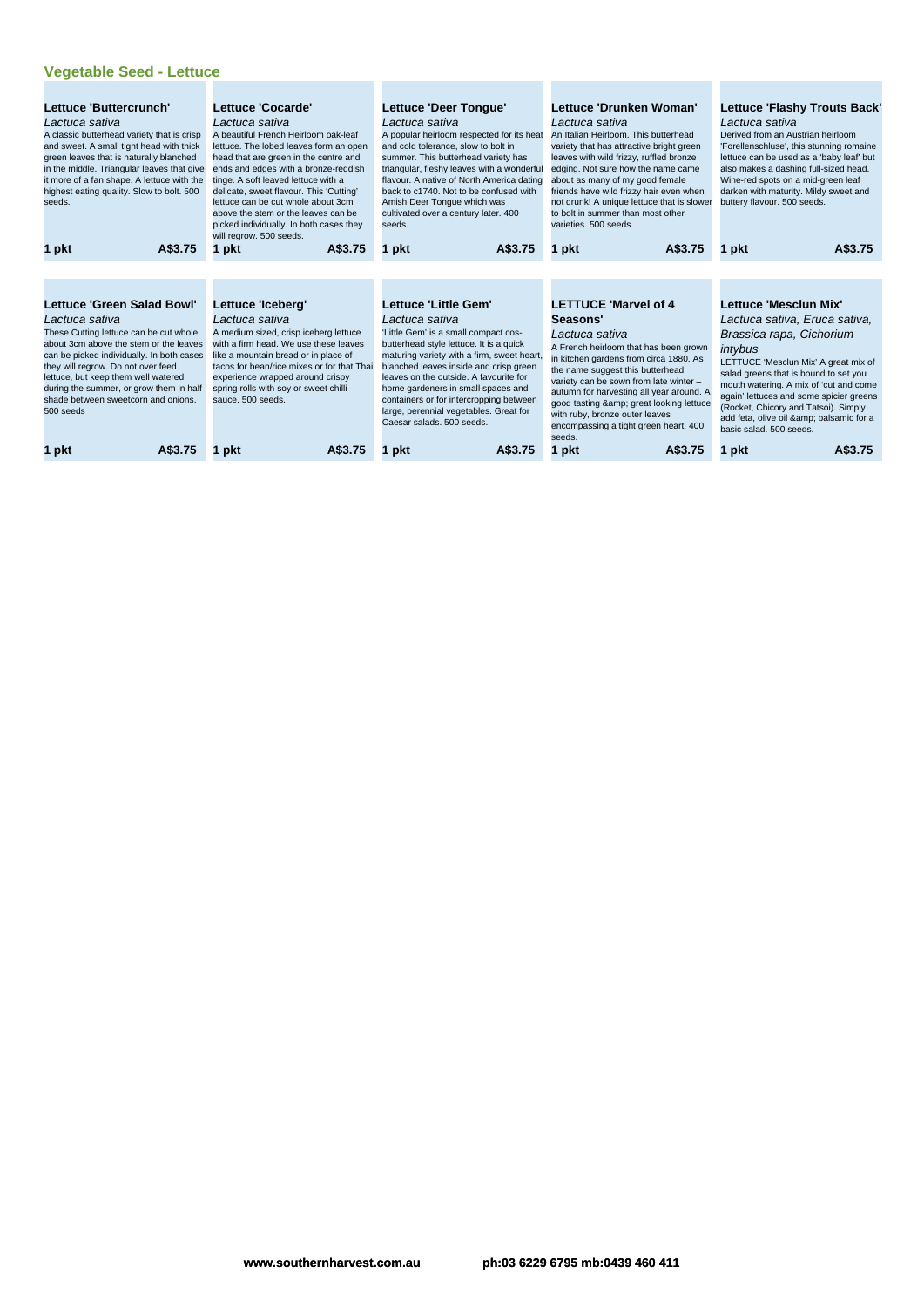## Vegetable Seed - Lettuce

### Lettuce 'Buttercrunch'

*Lactuca sativa*

A classic butterhead variety that is crisp and sweet. A small tight head with thick green leaves that is naturally blanched in the middle. Triangular leaves that give it more of a fan shape. A lettuce with the highest eating quality. Slow to bolt. 500 seeds.

**1 pkt** **A$3.75**

### Lettuce 'Cocarde'

*Lactuca sativa*

A beautiful French Heirloom oak-leaf lettuce. The lobed leaves form an open head that are green in the centre and ends and edges with a bronze-reddish tinge. A soft leaved lettuce with a delicate, sweet flavour. This 'Cutting' lettuce can be cut whole about 3cm above the stem or the leaves can be picked individually. In both cases they will regrow. 500 seeds.

**1 pkt** **A$3.75**

### Lettuce 'Deer Tongue'

*Lactuca sativa*

A popular heirloom respected for its heat and cold tolerance, slow to bolt in summer. This butterhead variety has triangular, fleshy leaves with a wonderful flavour. A native of North America dating back to c1740. Not to be confused with Amish Deer Tongue which was cultivated over a century later. 400 seeds.

**1 pkt** **A$3.75**

### Lettuce 'Drunken Woman'

*Lactuca sativa*

An Italian Heirloom. This butterhead variety that has attractive bright green leaves with wild frizzy, ruffled bronze edging. Not sure how the name came about as many of my good female friends have wild frizzy hair even when not drunk! A unique lettuce that is slower to bolt in summer than most other varieties. 500 seeds.

**1 pkt** **A$3.75**

### Lettuce 'Flashy Trouts Back'

*Lactuca sativa*

Derived from an Austrian heirloom 'Forellenschluse', this stunning romaine lettuce can be used as a 'baby leaf' but also makes a dashing full-sized head. Wine-red spots on a mid-green leaf darken with maturity. Mildy sweet and buttery flavour. 500 seeds.

**1 pkt** **A$3.75**

### Lettuce 'Green Salad Bowl'

*Lactuca sativa*

These Cutting lettuce can be cut whole about 3cm above the stem or the leaves can be picked individually. In both cases they will regrow. Do not over feed lettuce, but keep them well watered during the summer, or grow them in half shade between sweetcorn and onions. 500 seeds

**1 pkt** **A$3.75**

### Lettuce 'Iceberg'

*Lactuca sativa*

A medium sized, crisp iceberg lettuce with a firm head. We use these leaves like a mountain bread or in place of tacos for bean/rice mixes or for that Thai experience wrapped around crispy spring rolls with soy or sweet chilli sauce. 500 seeds.

**1 pkt** **A$3.75**

### Lettuce 'Little Gem'

*Lactuca sativa*

'Little Gem' is a small compact cos-butterhead style lettuce. It is a quick maturing variety with a firm, sweet heart, blanched leaves inside and crisp green leaves on the outside. A favourite for home gardeners in small spaces and containers or for intercropping between large, perennial vegetables. Great for Caesar salads. 500 seeds.

**1 pkt** **A$3.75**

### LETTUCE 'Marvel of 4 Seasons'

*Lactuca sativa*

A French heirloom that has been grown in kitchen gardens from circa 1880. As the name suggest this butterhead variety can be sown from late winter – autumn for harvesting all year around. A good tasting &amp; great looking lettuce with ruby, bronze outer leaves encompassing a tight green heart. 400 seeds.

**1 pkt** **A$3.75**

### Lettuce 'Mesclun Mix'

*Lactuca sativa, Eruca sativa, Brassica rapa, Cichorium intybus*

LETTUCE 'Mesclun Mix' A great mix of salad greens that is bound to set you mouth watering. A mix of 'cut and come again' lettuces and some spicier greens (Rocket, Chicory and Tatsoi). Simply add feta, olive oil &amp; balsamic for a basic salad. 500 seeds.

**1 pkt** **A$3.75**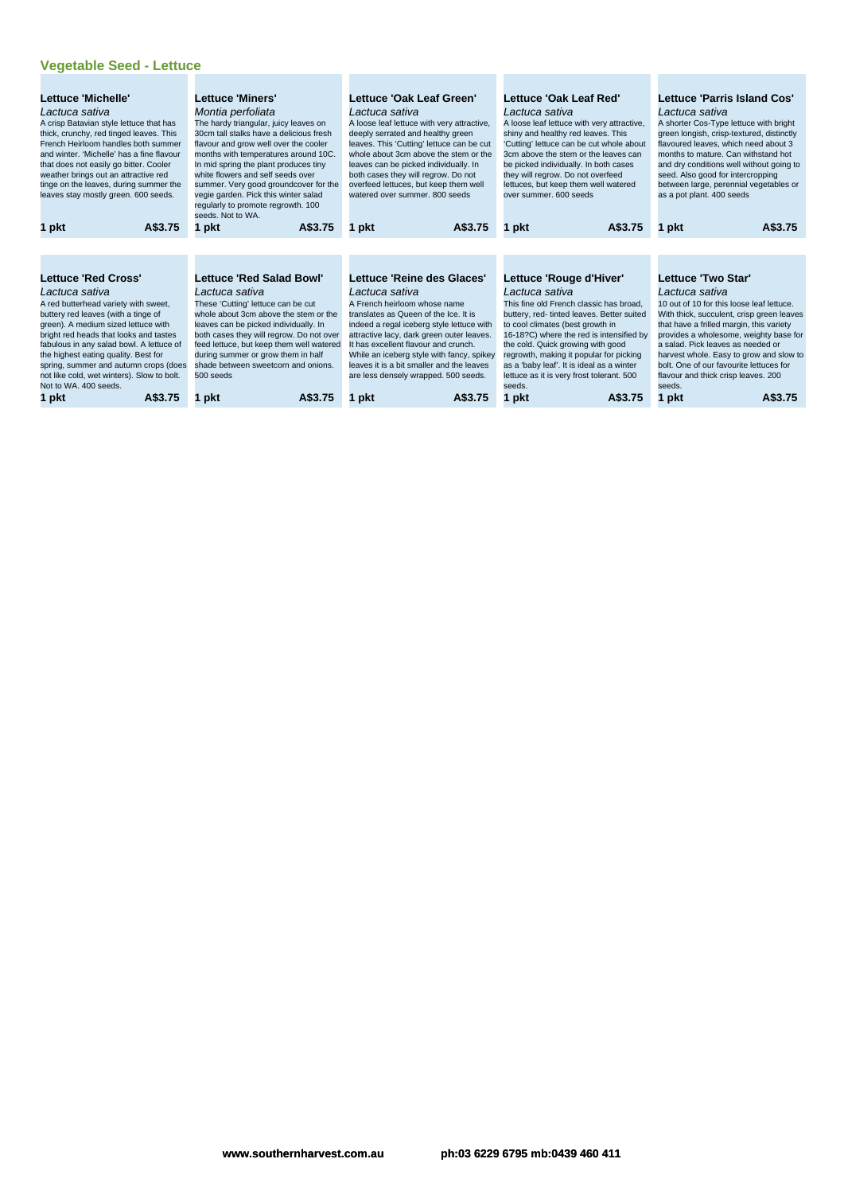## Vegetable Seed - Lettuce

### Lettuce 'Michelle'

*Lactuca sativa*

A crisp Batavian style lettuce that has thick, crunchy, red tinged leaves. This French Heirloom handles both summer and winter. 'Michelle' has a fine flavour that does not easily go bitter. Cooler weather brings out an attractive red tinge on the leaves, during summer the leaves stay mostly green. 600 seeds.

**1 pkt** **A$3.75**

### Lettuce 'Miners'

*Montia perfoliata*

The hardy triangular, juicy leaves on 30cm tall stalks have a delicious fresh flavour and grow well over the cooler months with temperatures around 10C. In mid spring the plant produces tiny white flowers and self seeds over summer. Very good groundcover for the vegie garden. Pick this winter salad regularly to promote regrowth. 100 seeds. Not to WA.

**1 pkt** **A$3.75**

### Lettuce 'Oak Leaf Green'

*Lactuca sativa*

A loose leaf lettuce with very attractive, deeply serrated and healthy green leaves. This 'Cutting' lettuce can be cut whole about 3cm above the stem or the leaves can be picked individually. In both cases they will regrow. Do not overfeed lettuces, but keep them well watered over summer. 800 seeds

**1 pkt** **A$3.75**

### Lettuce 'Oak Leaf Red'

*Lactuca sativa*

A loose leaf lettuce with very attractive, shiny and healthy red leaves. This 'Cutting' lettuce can be cut whole about 3cm above the stem or the leaves can be picked individually. In both cases they will regrow. Do not overfeed lettuces, but keep them well watered over summer. 600 seeds

**1 pkt** **A$3.75**

### Lettuce 'Parris Island Cos'

*Lactuca sativa*

A shorter Cos-Type lettuce with bright green longish, crisp-textured, distinctly flavoured leaves, which need about 3 months to mature. Can withstand hot and dry conditions well without going to seed. Also good for intercropping between large, perennial vegetables or as a pot plant. 400 seeds

**1 pkt** **A$3.75**

### Lettuce 'Red Cross'

*Lactuca sativa*

A red butterhead variety with sweet, buttery red leaves (with a tinge of green). A medium sized lettuce with bright red heads that looks and tastes fabulous in any salad bowl. A lettuce of the highest eating quality. Best for spring, summer and autumn crops (does not like cold, wet winters). Slow to bolt. Not to WA. 400 seeds.

**1 pkt** **A$3.75**

### Lettuce 'Red Salad Bowl'

*Lactuca sativa*

These 'Cutting' lettuce can be cut whole about 3cm above the stem or the leaves can be picked individually. In both cases they will regrow. Do not over feed lettuce, but keep them well watered during summer or grow them in half shade between sweetcorn and onions. 500 seeds

**1 pkt** **A$3.75**

### Lettuce 'Reine des Glaces'

*Lactuca sativa*

A French heirloom whose name translates as Queen of the Ice. It is indeed a regal iceberg style lettuce with attractive lacy, dark green outer leaves. It has excellent flavour and crunch. While an iceberg style with fancy, spikey leaves it is a bit smaller and the leaves are less densely wrapped. 500 seeds.

**1 pkt** **A$3.75**

### Lettuce 'Rouge d'Hiver'

*Lactuca sativa*

This fine old French classic has broad, buttery, red- tinted leaves. Better suited to cool climates (best growth in 16-18?C) where the red is intensified by the cold. Quick growing with good regrowth, making it popular for picking as a 'baby leaf'. It is ideal as a winter lettuce as it is very frost tolerant. 500 seeds.

**1 pkt** **A$3.75**

### Lettuce 'Two Star'

*Lactuca sativa*

10 out of 10 for this loose leaf lettuce. With thick, succulent, crisp green leaves that have a frilled margin, this variety provides a wholesome, weighty base for a salad. Pick leaves as needed or harvest whole. Easy to grow and slow to bolt. One of our favourite lettuces for flavour and thick crisp leaves. 200 seeds.

**1 pkt** **A$3.75**

**www.southernharvest.com.au** **ph:03 6229 6795 mb:0439 460 411**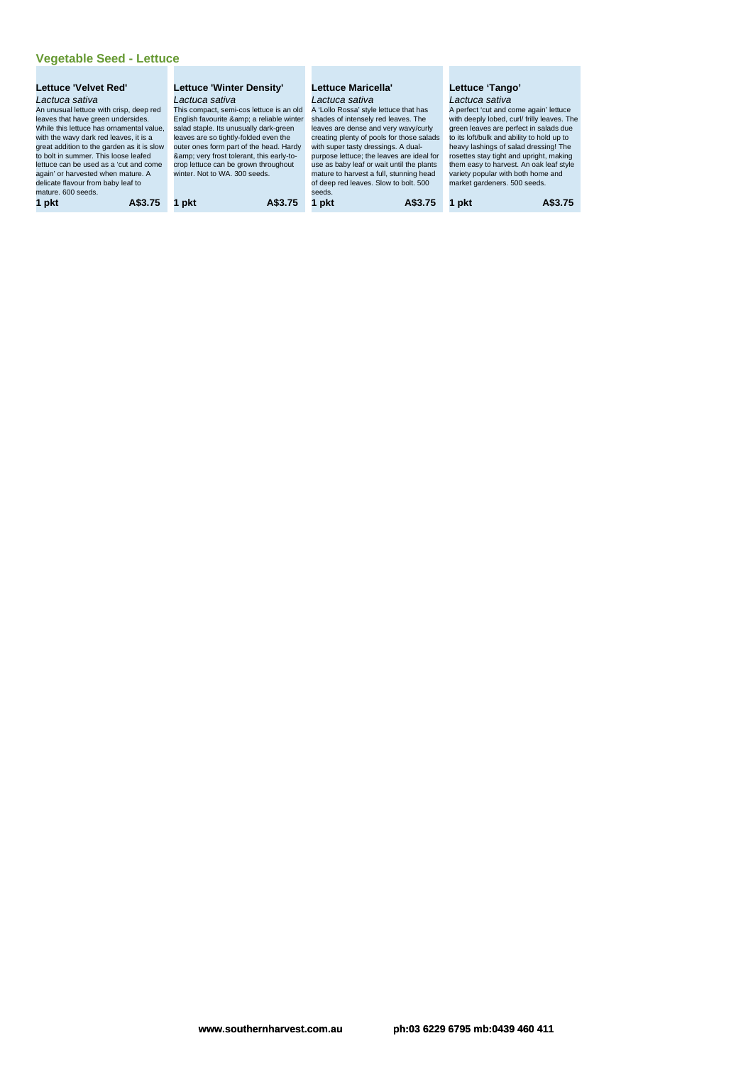## Vegetable Seed - Lettuce

### Lettuce 'Velvet Red'

*Lactuca sativa*

An unusual lettuce with crisp, deep red leaves that have green undersides. While this lettuce has ornamental value, with the wavy dark red leaves, it is a great addition to the garden as it is slow to bolt in summer. This loose leafed lettuce can be used as a 'cut and come again' or harvested when mature. A delicate flavour from baby leaf to mature. 600 seeds.

**1 pkt** **A$3.75**

### Lettuce 'Winter Density'

*Lactuca sativa*

This compact, semi-cos lettuce is an old English favourite &amp; a reliable winter salad staple. Its unusually dark-green leaves are so tightly-folded even the outer ones form part of the head. Hardy &amp; very frost tolerant, this early-to-crop lettuce can be grown throughout winter. Not to WA. 300 seeds.

**1 pkt** **A$3.75**

### Lettuce Maricella'

*Lactuca sativa*

A 'Lollo Rossa' style lettuce that has shades of intensely red leaves. The leaves are dense and very wavy/curly creating plenty of pools for those salads with super tasty dressings. A dual-purpose lettuce; the leaves are ideal for use as baby leaf or wait until the plants mature to harvest a full, stunning head of deep red leaves. Slow to bolt. 500 seeds.

**1 pkt** **A$3.75**

### Lettuce 'Tango'

*Lactuca sativa*

A perfect 'cut and come again' lettuce with deeply lobed, curl/ frilly leaves. The green leaves are perfect in salads due to its loft/bulk and ability to hold up to heavy lashings of salad dressing! The rosettes stay tight and upright, making them easy to harvest. An oak leaf style variety popular with both home and market gardeners. 500 seeds.

**1 pkt** **A$3.75**

www.southernharvest.com.au ph:03 6229 6795 mb:0439 460 411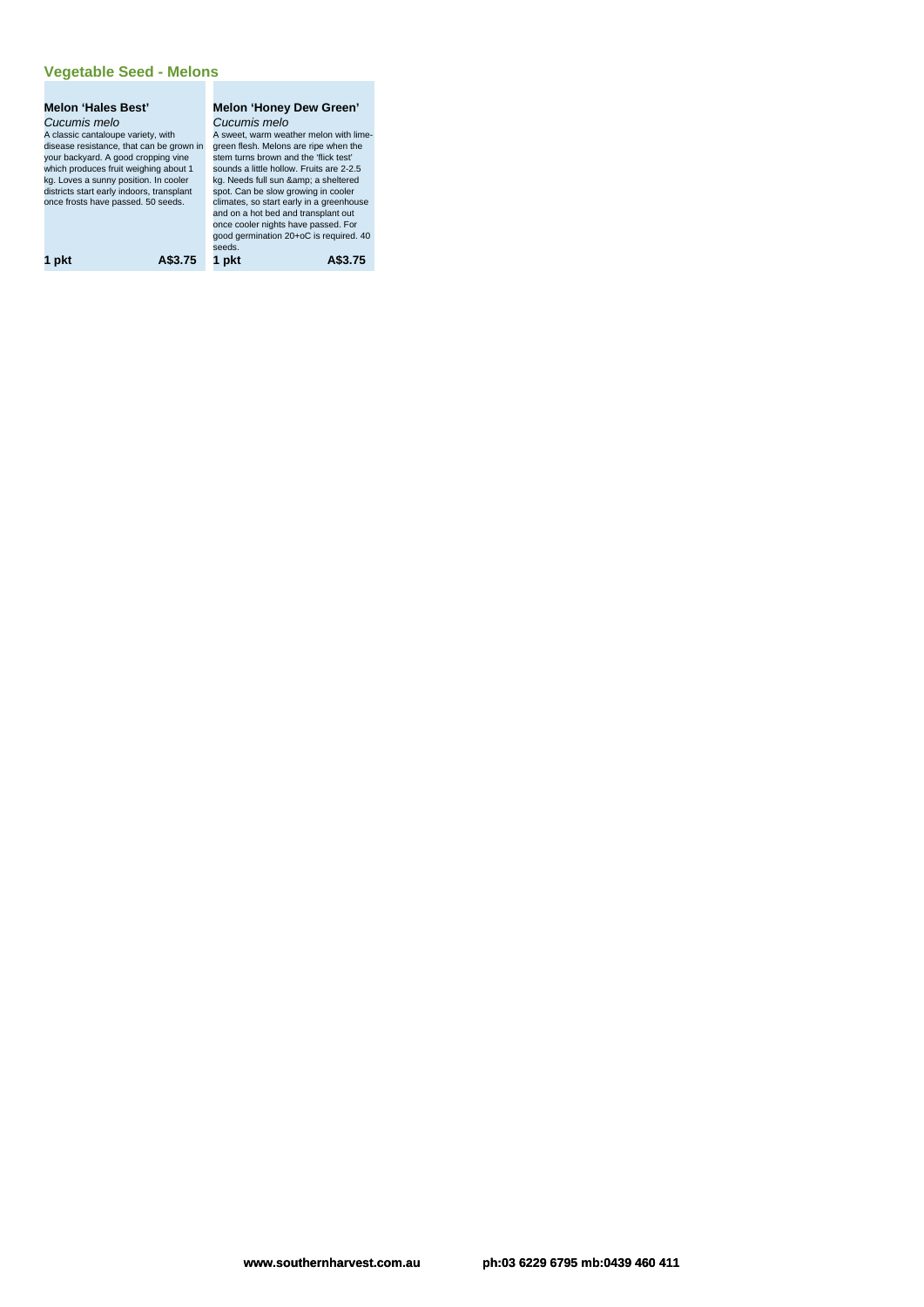## Vegetable Seed - Melons

### Melon 'Hales Best'

*Cucumis melo*

A classic cantaloupe variety, with disease resistance, that can be grown in your backyard. A good cropping vine which produces fruit weighing about 1 kg. Loves a sunny position. In cooler districts start early indoors, transplant once frosts have passed. 50 seeds.

**1 pkt** **A$3.75**

### Melon 'Honey Dew Green'

*Cucumis melo*

A sweet, warm weather melon with lime-green flesh. Melons are ripe when the stem turns brown and the 'flick test' sounds a little hollow. Fruits are 2-2.5 kg. Needs full sun &amp; a sheltered spot. Can be slow growing in cooler climates, so start early in a greenhouse and on a hot bed and transplant out once cooler nights have passed. For good germination 20+oC is required. 40 seeds.

**1 pkt** **A$3.75**

**www.southernharvest.com.au** **ph:03 6229 6795 mb:0439 460 411**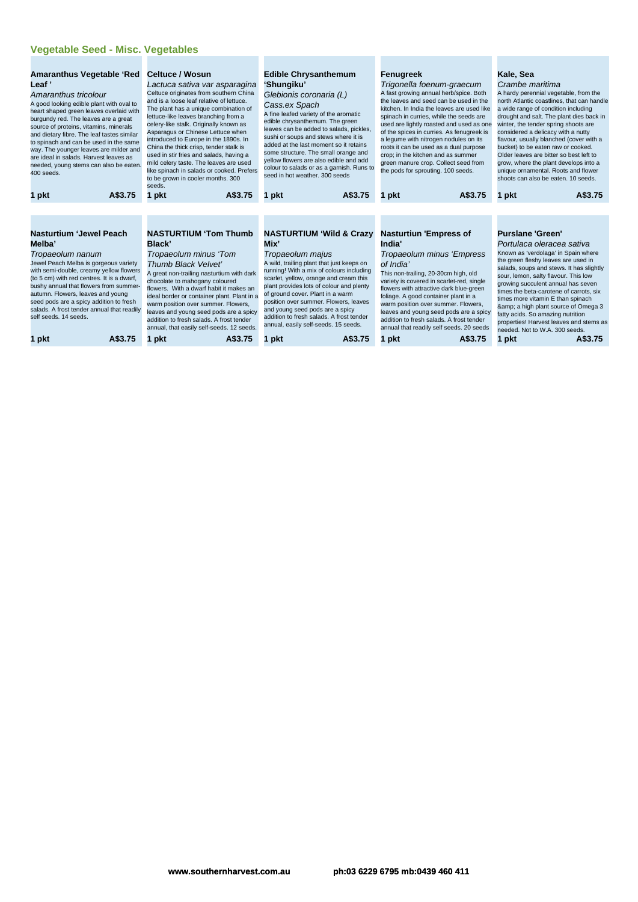## Vegetable Seed - Misc. Vegetables

### Amaranthus Vegetable 'Red Leaf '

*Amaranthus tricolour*

A good looking edible plant with oval to heart shaped green leaves overlaid with burgundy red. The leaves are a great source of proteins, vitamins, minerals and dietary fibre. The leaf tastes similar to spinach and can be used in the same way. The younger leaves are milder and are ideal in salads. Harvest leaves as needed, young stems can also be eaten. 400 seeds.

**1 pkt A$3.75**

### Celtuce / Wosun

*Lactuca sativa var asparagina*

Celtuce originates from southern China and is a loose leaf relative of lettuce. The plant has a unique combination of lettuce-like leaves branching from a celery-like stalk. Originally known as Asparagus or Chinese Lettuce when introduced to Europe in the 1890s. In China the thick crisp, tender stalk is used in stir fries and salads, having a mild celery taste. The leaves are used like spinach in salads or cooked. Prefers to be grown in cooler months. 300 seeds.

**1 pkt A$3.75**

### Edible Chrysanthemum 'Shungiku'

*Glebionis coronaria (L) Cass.ex Spach*

A fine leafed variety of the aromatic edible chrysanthemum. The green leaves can be added to salads, pickles, sushi or soups and stews where it is added at the last moment so it retains some structure. The small orange and yellow flowers are also edible and add colour to salads or as a garnish. Runs to seed in hot weather. 300 seeds

**1 pkt A$3.75**

### Fenugreek

*Trigonella foenum-graecum*

A fast growing annual herb/spice. Both the leaves and seed can be used in the kitchen. In India the leaves are used like spinach in curries, while the seeds are used are lightly roasted and used as one of the spices in curries. As fenugreek is a legume with nitrogen nodules on its roots it can be used as a dual purpose crop; in the kitchen and as summer green manure crop. Collect seed from the pods for sprouting. 100 seeds.

**1 pkt A$3.75**

### Kale, Sea

*Crambe maritima*

A hardy perennial vegetable, from the north Atlantic coastlines, that can handle a wide range of condition including drought and salt. The plant dies back in winter, the tender spring shoots are considered a delicacy with a nutty flavour, usually blanched (cover with a bucket) to be eaten raw or cooked. Older leaves are bitter so best left to grow, where the plant develops into a unique ornamental. Roots and flower shoots can also be eaten. 10 seeds.

**1 pkt A$3.75**

### Nasturtium 'Jewel Peach Melba'

*Tropaeolum nanum*

Jewel Peach Melba is gorgeous variety with semi-double, creamy yellow flowers (to 5 cm) with red centres. It is a dwarf, bushy annual that flowers from summer-autumn. Flowers, leaves and young seed pods are a spicy addition to fresh salads. A frost tender annual that readily self seeds. 14 seeds.

**1 pkt A$3.75**

### NASTURTIUM 'Tom Thumb Black'

*Tropaeolum minus 'Tom Thumb Black Velvet'*

A great non-trailing nasturtium with dark chocolate to mahogany coloured flowers. With a dwarf habit it makes an ideal border or container plant. Plant in a warm position over summer. Flowers, leaves and young seed pods are a spicy addition to fresh salads. A frost tender annual, that easily self-seeds. 12 seeds.

**1 pkt A$3.75**

### NASTURTIUM 'Wild & Crazy Mix'

*Tropaeolum majus*

A wild, trailing plant that just keeps on running! With a mix of colours including scarlet, yellow, orange and cream this plant provides lots of colour and plenty of ground cover. Plant in a warm position over summer. Flowers, leaves and young seed pods are a spicy addition to fresh salads. A frost tender annual, easily self-seeds. 15 seeds.

**1 pkt A$3.75**

### Nasturtiun 'Empress of India'

*Tropaeolum minus 'Empress of India'*

This non-trailing, 20-30cm high, old variety is covered in scarlet-red, single flowers with attractive dark blue-green foliage. A good container plant in a warm position over summer. Flowers, leaves and young seed pods are a spicy addition to fresh salads. A frost tender annual that readily self seeds. 20 seeds

**1 pkt A$3.75**

### Purslane 'Green'

*Portulaca oleracea sativa*

Known as 'verdolaga' in Spain where the green fleshy leaves are used in salads, soups and stews. It has slightly sour, lemon, salty flavour. This low growing succulent annual has seven times the beta-carotene of carrots, six times more vitamin E than spinach &amp; a high plant source of Omega 3 fatty acids. So amazing nutrition properties! Harvest leaves and stems as needed. Not to W.A. 300 seeds.

**1 pkt A$3.75**

www.southernharvest.com.au ph:03 6229 6795 mb:0439 460 411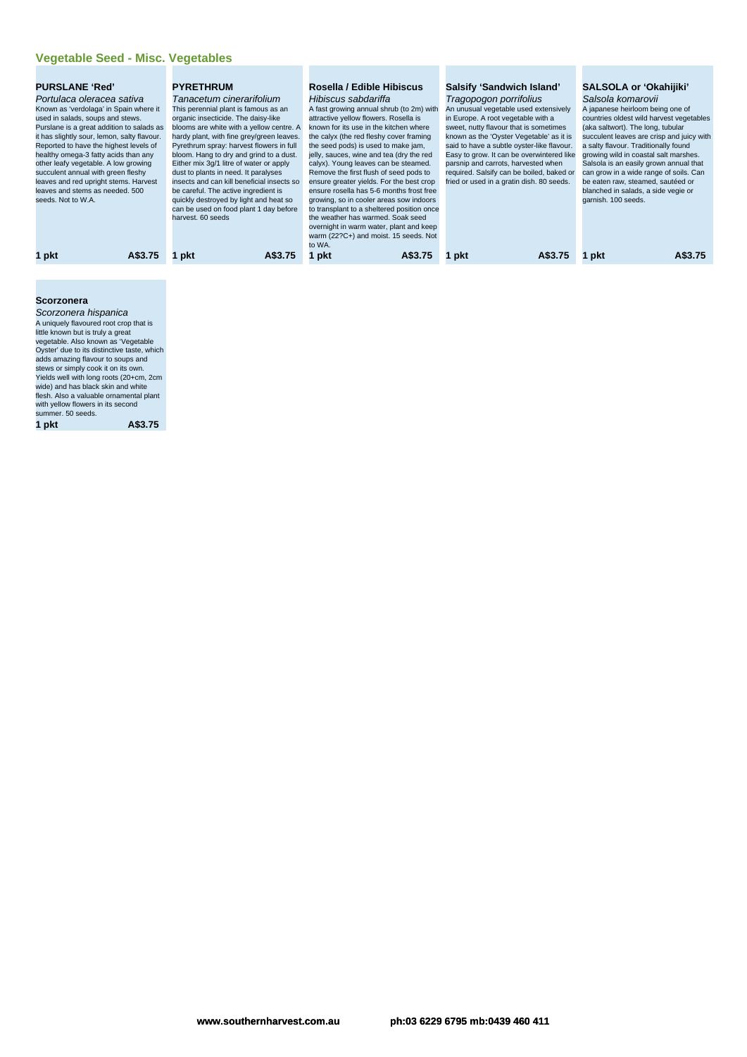## Vegetable Seed - Misc. Vegetables

### PURSLANE 'Red'

*Portulaca oleracea sativa*

Known as 'verdolaga' in Spain where it used in salads, soups and stews. Purslane is a great addition to salads as it has slightly sour, lemon, salty flavour. Reported to have the highest levels of healthy omega-3 fatty acids than any other leafy vegetable. A low growing succulent annual with green fleshy leaves and red upright stems. Harvest leaves and stems as needed. 500 seeds. Not to W.A.

**1 pkt A$3.75**

### PYRETHRUM

*Tanacetum cinerarifolium*

This perennial plant is famous as an organic insecticide. The daisy-like blooms are white with a yellow centre. A hardy plant, with fine grey/green leaves. Pyrethrum spray: harvest flowers in full bloom. Hang to dry and grind to a dust. Either mix 3g/1 litre of water or apply dust to plants in need. It paralyses insects and can kill beneficial insects so be careful. The active ingredient is quickly destroyed by light and heat so can be used on food plant 1 day before harvest. 60 seeds

**1 pkt A$3.75**

### Rosella / Edible Hibiscus

*Hibiscus sabdariffa*

A fast growing annual shrub (to 2m) with attractive yellow flowers. Rosella is known for its use in the kitchen where the calyx (the red fleshy cover framing the seed pods) is used to make jam, jelly, sauces, wine and tea (dry the red calyx). Young leaves can be steamed. Remove the first flush of seed pods to ensure greater yields. For the best crop ensure rosella has 5-6 months frost free growing, so in cooler areas sow indoors to transplant to a sheltered position once the weather has warmed. Soak seed overnight in warm water, plant and keep warm (22?C+) and moist. 15 seeds. Not to WA.

**1 pkt A$3.75**

### Salsify 'Sandwich Island'

*Tragopogon porrifolius*

An unusual vegetable used extensively in Europe. A root vegetable with a sweet, nutty flavour that is sometimes known as the 'Oyster Vegetable' as it is said to have a subtle oyster-like flavour. Easy to grow. It can be overwintered like parsnip and carrots, harvested when required. Salsify can be boiled, baked or fried or used in a gratin dish. 80 seeds.

**1 pkt A$3.75**

### SALSOLA or 'Okahijiki'

*Salsola komarovii*

A japanese heirloom being one of countries oldest wild harvest vegetables (aka saltwort). The long, tubular succulent leaves are crisp and juicy with a salty flavour. Traditionally found growing wild in coastal salt marshes. Salsola is an easily grown annual that can grow in a wide range of soils. Can be eaten raw, steamed, sautéed or blanched in salads, a side vegie or garnish. 100 seeds.

**1 pkt A$3.75**

### Scorzonera

*Scorzonera hispanica*

A uniquely flavoured root crop that is little known but is truly a great vegetable. Also known as 'Vegetable Oyster' due to its distinctive taste, which adds amazing flavour to soups and stews or simply cook it on its own. Yields well with long roots (20+cm, 2cm wide) and has black skin and white flesh. Also a valuable ornamental plant with yellow flowers in its second summer. 50 seeds.

**1 pkt A$3.75**

www.southernharvest.com.au ph:03 6229 6795 mb:0439 460 411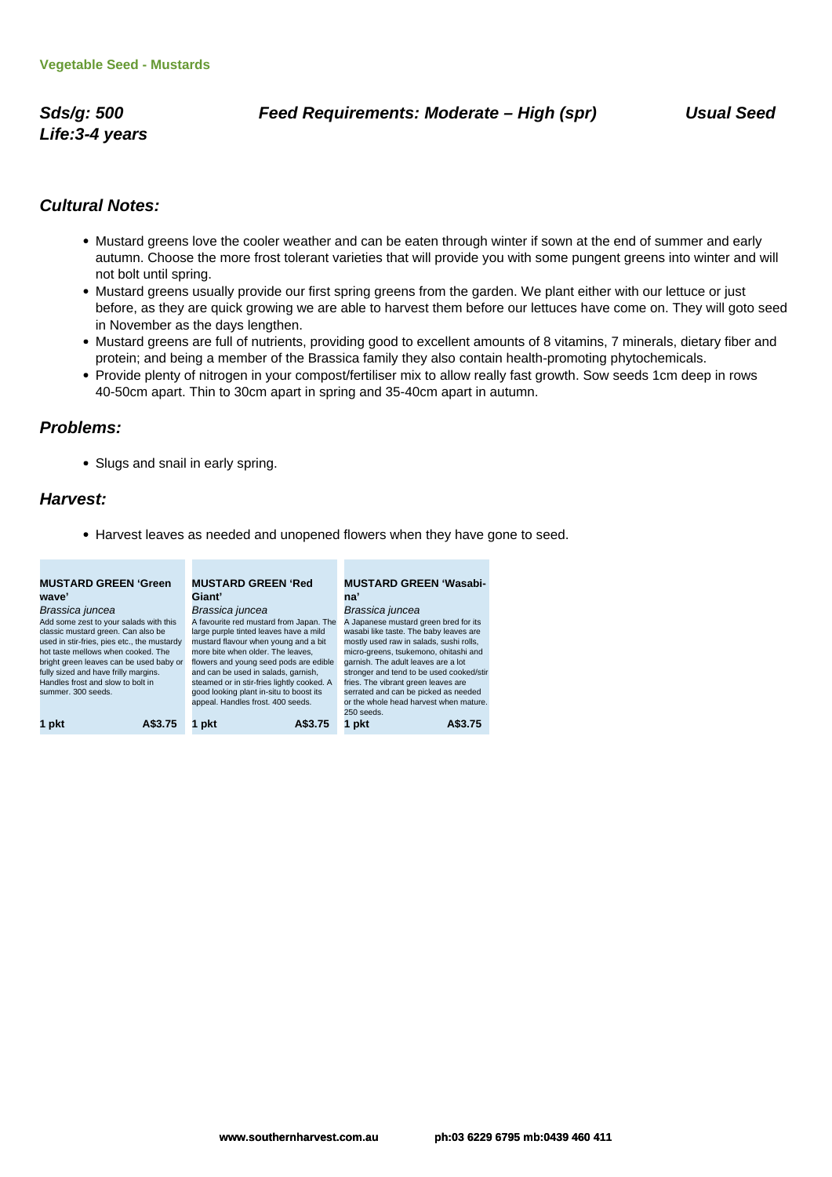Vegetable Seed - Mustards

***Sds/g: 500*** ***Feed Requirements: Moderate – High (spr)*** ***Usual Seed Life:3-4 years***

## *Cultural Notes:*

- Mustard greens love the cooler weather and can be eaten through winter if sown at the end of summer and early autumn. Choose the more frost tolerant varieties that will provide you with some pungent greens into winter and will not bolt until spring.
- Mustard greens usually provide our first spring greens from the garden. We plant either with our lettuce or just before, as they are quick growing we are able to harvest them before our lettuces have come on. They will goto seed in November as the days lengthen.
- Mustard greens are full of nutrients, providing good to excellent amounts of 8 vitamins, 7 minerals, dietary fiber and protein; and being a member of the Brassica family they also contain health-promoting phytochemicals.
- Provide plenty of nitrogen in your compost/fertiliser mix to allow really fast growth. Sow seeds 1cm deep in rows 40-50cm apart. Thin to 30cm apart in spring and 35-40cm apart in autumn.

## *Problems:*

- Slugs and snail in early spring.

## *Harvest:*

- Harvest leaves as needed and unopened flowers when they have gone to seed.

**MUSTARD GREEN 'Green wave'**
*Brassica juncea*
Add some zest to your salads with this classic mustard green. Can also be used in stir-fries, pies etc., the mustardy hot taste mellows when cooked. The bright green leaves can be used baby or fully sized and have frilly margins. Handles frost and slow to bolt in summer. 300 seeds.
**1 pkt** **A$3.75**

**MUSTARD GREEN 'Red Giant'**
*Brassica juncea*
A favourite red mustard from Japan. The large purple tinted leaves have a mild mustard flavour when young and a bit more bite when older. The leaves, flowers and young seed pods are edible and can be used in salads, garnish, steamed or in stir-fries lightly cooked. A good looking plant in-situ to boost its appeal. Handles frost. 400 seeds.
**1 pkt** **A$3.75**

**MUSTARD GREEN 'Wasabi-na'**
*Brassica juncea*
A Japanese mustard green bred for its wasabi like taste. The baby leaves are mostly used raw in salads, sushi rolls, micro-greens, tsukemono, ohitashi and garnish. The adult leaves are a lot stronger and tend to be used cooked/stir fries. The vibrant green leaves are serrated and can be picked as needed or the whole head harvest when mature. 250 seeds.
**1 pkt** **A$3.75**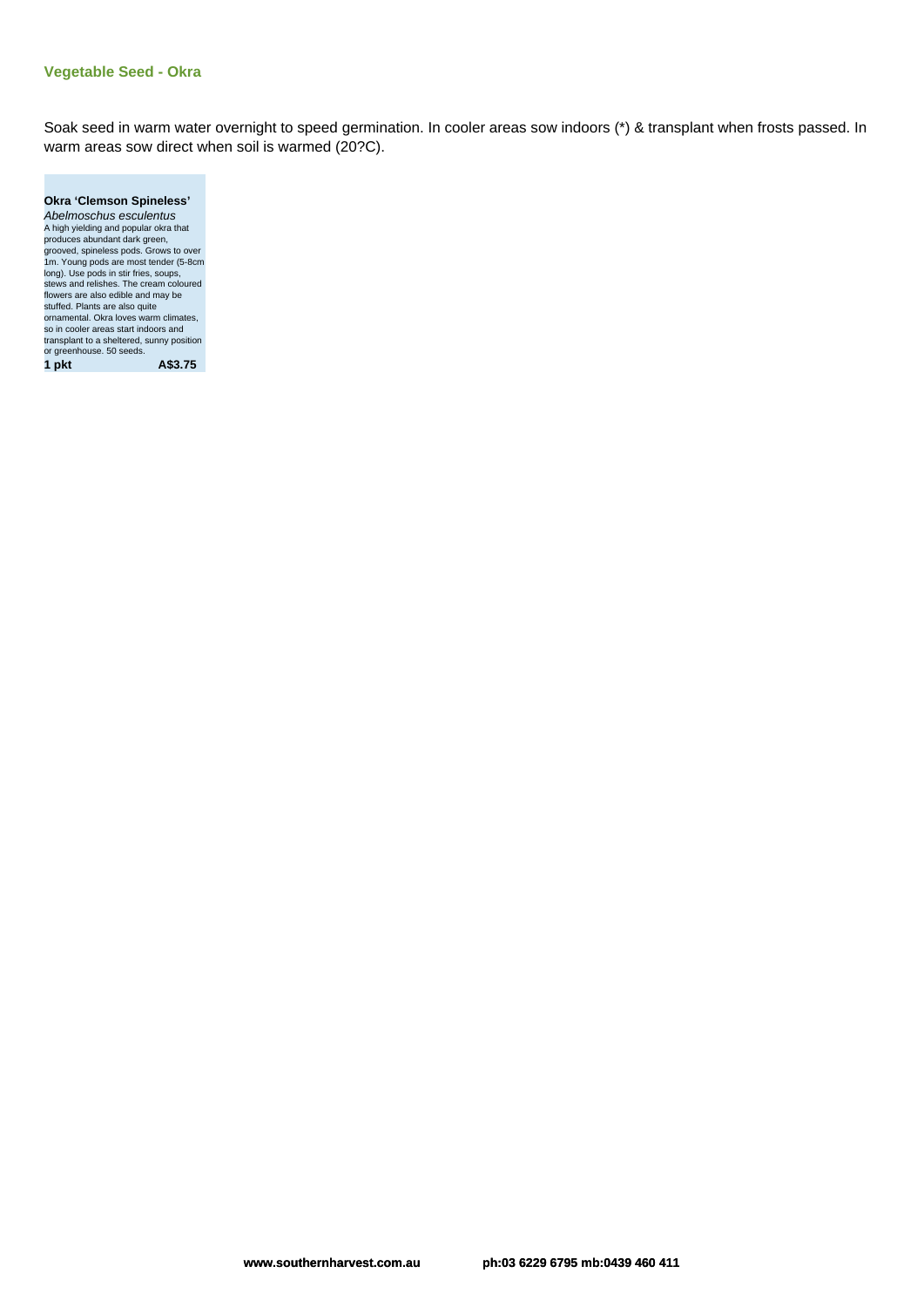## Vegetable Seed - Okra

Soak seed in warm water overnight to speed germination. In cooler areas sow indoors (*) & transplant when frosts passed. In warm areas sow direct when soil is warmed (20?C).

**Okra 'Clemson Spineless'**
*Abelmoschus esculentus*
A high yielding and popular okra that produces abundant dark green, grooved, spineless pods. Grows to over 1m. Young pods are most tender (5-8cm long). Use pods in stir fries, soups, stews and relishes. The cream coloured flowers are also edible and may be stuffed. Plants are also quite ornamental. Okra loves warm climates, so in cooler areas start indoors and transplant to a sheltered, sunny position or greenhouse. 50 seeds.
**1 pkt** **A$3.75**

**www.southernharvest.com.au** **ph:03 6229 6795 mb:0439 460 411**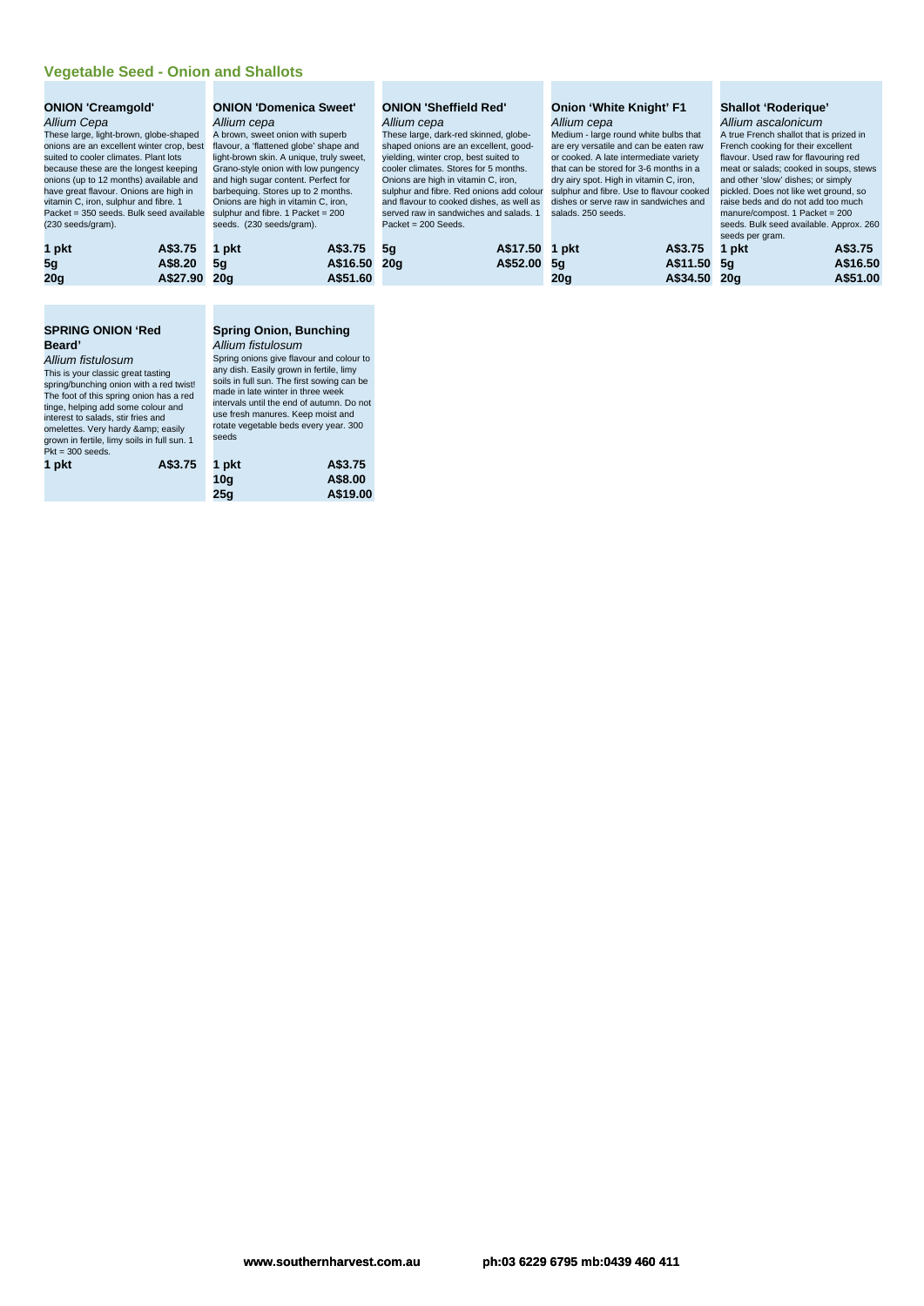## Vegetable Seed - Onion and Shallots

### ONION 'Creamgold'

*Allium Cepa*

These large, light-brown, globe-shaped onions are an excellent winter crop, best suited to cooler climates. Plant lots because these are the longest keeping onions (up to 12 months) available and have great flavour. Onions are high in vitamin C, iron, sulphur and fibre. 1 Packet = 350 seeds. Bulk seed available (230 seeds/gram).

| | |
|---|---|
| **1 pkt** | **A$3.75** |
| **5g** | **A$8.20** |
| **20g** | **A$27.90** |

### ONION 'Domenica Sweet'

*Allium cepa*

A brown, sweet onion with superb flavour, a 'flattened globe' shape and light-brown skin. A unique, truly sweet, Grano-style onion with low pungency and high sugar content. Perfect for barbequing. Stores up to 2 months. Onions are high in vitamin C, iron, sulphur and fibre. 1 Packet = 200 seeds. (230 seeds/gram).

| | |
|---|---|
| **1 pkt** | **A$3.75** |
| **5g** | **A$16.50** |
| **20g** | **A$51.60** |

### ONION 'Sheffield Red'

*Allium cepa*

These large, dark-red skinned, globe-shaped onions are an excellent, good-yielding, winter crop, best suited to cooler climates. Stores for 5 months. Onions are high in vitamin C, iron, sulphur and fibre. Red onions add colour and flavour to cooked dishes, as well as served raw in sandwiches and salads. 1 Packet = 200 Seeds.

| | |
|---|---|
| **5g** | **A$17.50** |
| **20g** | **A$52.00** |

### Onion 'White Knight' F1

*Allium cepa*

Medium - large round white bulbs that are ery versatile and can be eaten raw or cooked. A late intermediate variety that can be stored for 3-6 months in a dry airy spot. High in vitamin C, iron, sulphur and fibre. Use to flavour cooked dishes or serve raw in sandwiches and salads. 250 seeds.

| | |
|---|---|
| **1 pkt** | **A$3.75** |
| **5g** | **A$11.50** |
| **20g** | **A$34.50** |

### Shallot 'Roderique'

*Allium ascalonicum*

A true French shallot that is prized in French cooking for their excellent flavour. Used raw for flavouring red meat or salads; cooked in soups, stews and other 'slow' dishes; or simply pickled. Does not like wet ground, so raise beds and do not add too much manure/compost. 1 Packet = 200 seeds. Bulk seed available. Approx. 260 seeds per gram.

| | |
|---|---|
| **1 pkt** | **A$3.75** |
| **5g** | **A$16.50** |
| **20g** | **A$51.00** |

### SPRING ONION 'Red Beard'

*Allium fistulosum*

This is your classic great tasting spring/bunching onion with a red twist! The foot of this spring onion has a red tinge, helping add some colour and interest to salads, stir fries and omelettes. Very hardy &amp; easily grown in fertile, limy soils in full sun. 1 Pkt = 300 seeds.

| | |
|---|---|
| **1 pkt** | **A$3.75** |

### Spring Onion, Bunching

*Allium fistulosum*

Spring onions give flavour and colour to any dish. Easily grown in fertile, limy soils in full sun. The first sowing can be made in late winter in three week intervals until the end of autumn. Do not use fresh manures. Keep moist and rotate vegetable beds every year. 300 seeds

| | |
|---|---|
| **1 pkt** | **A$3.75** |
| **10g** | **A$8.00** |
| **25g** | **A$19.00** |

**www.southernharvest.com.au** **ph:03 6229 6795 mb:0439 460 411**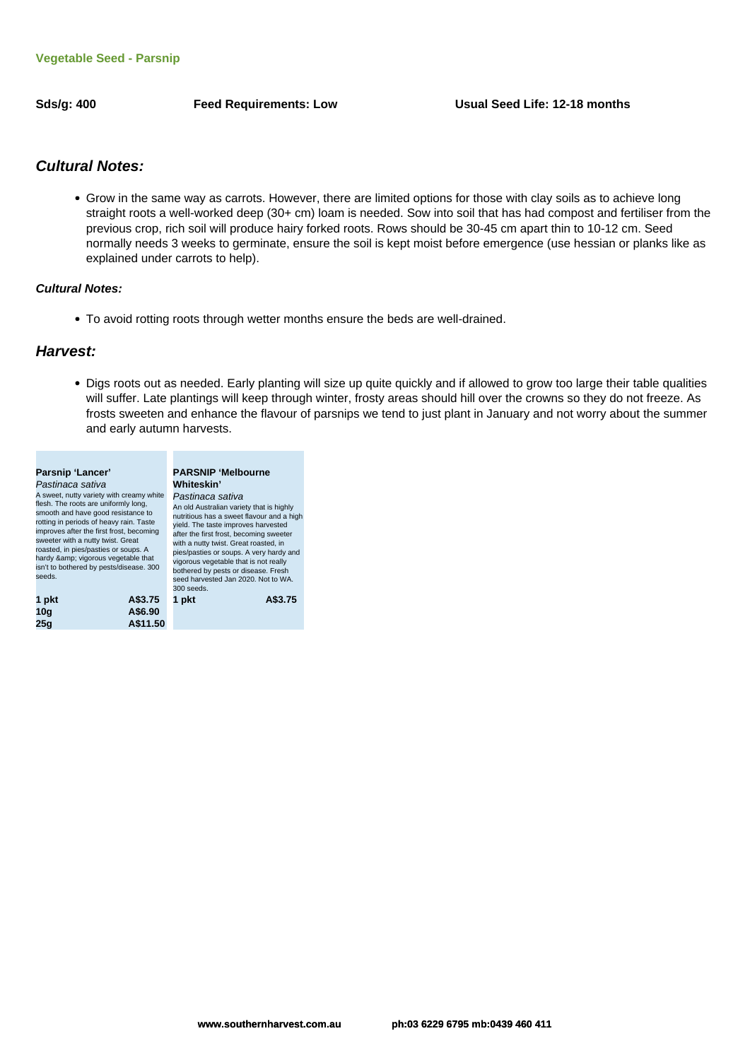### Vegetable Seed - Parsnip

**Sds/g: 400** **Feed Requirements: Low** **Usual Seed Life: 12-18 months**

## *Cultural Notes:*

- Grow in the same way as carrots. However, there are limited options for those with clay soils as to achieve long straight roots a well-worked deep (30+ cm) loam is needed. Sow into soil that has had compost and fertiliser from the previous crop, rich soil will produce hairy forked roots. Rows should be 30-45 cm apart thin to 10-12 cm. Seed normally needs 3 weeks to germinate, ensure the soil is kept moist before emergence (use hessian or planks like as explained under carrots to help).

### *Cultural Notes:*

- To avoid rotting roots through wetter months ensure the beds are well-drained.

## *Harvest:*

- Digs roots out as needed. Early planting will size up quite quickly and if allowed to grow too large their table qualities will suffer. Late plantings will keep through winter, frosty areas should hill over the crowns so they do not freeze. As frosts sweeten and enhance the flavour of parsnips we tend to just plant in January and not worry about the summer and early autumn harvests.

**Parsnip 'Lancer'**
*Pastinaca sativa*
A sweet, nutty variety with creamy white flesh. The roots are uniformly long, smooth and have good resistance to rotting in periods of heavy rain. Taste improves after the first frost, becoming sweeter with a nutty twist. Great roasted, in pies/pasties or soups. A hardy &amp; vigorous vegetable that isn't to bothered by pests/disease. 300 seeds.

| | |
|---|---|
| **1 pkt** | **A$3.75** |
| **10g** | **A$6.90** |
| **25g** | **A$11.50** |

**PARSNIP 'Melbourne Whiteskin'**
*Pastinaca sativa*
An old Australian variety that is highly nutritious has a sweet flavour and a high yield. The taste improves harvested after the first frost, becoming sweeter with a nutty twist. Great roasted, in pies/pasties or soups. A very hardy and vigorous vegetable that is not really bothered by pests or disease. Fresh seed harvested Jan 2020. Not to WA. 300 seeds.

| | |
|---|---|
| **1 pkt** | **A$3.75** |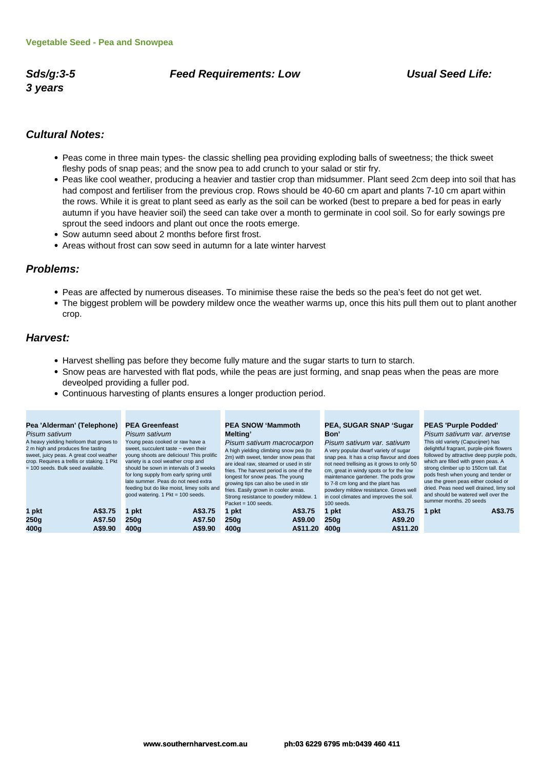Vegetable Seed - Pea and Snowpea

***Sds/g:3-5*** ***Feed Requirements: Low*** ***Usual Seed Life: 3 years***

## *Cultural Notes:*

- Peas come in three main types- the classic shelling pea providing exploding balls of sweetness; the thick sweet fleshy pods of snap peas; and the snow pea to add crunch to your salad or stir fry.
- Peas like cool weather, producing a heavier and tastier crop than midsummer. Plant seed 2cm deep into soil that has had compost and fertiliser from the previous crop. Rows should be 40-60 cm apart and plants 7-10 cm apart within the rows. While it is great to plant seed as early as the soil can be worked (best to prepare a bed for peas in early autumn if you have heavier soil) the seed can take over a month to germinate in cool soil. So for early sowings pre sprout the seed indoors and plant out once the roots emerge.
- Sow autumn seed about 2 months before first frost.
- Areas without frost can sow seed in autumn for a late winter harvest

## *Problems:*

- Peas are affected by numerous diseases. To minimise these raise the beds so the pea's feet do not get wet.
- The biggest problem will be powdery mildew once the weather warms up, once this hits pull them out to plant another crop.

## *Harvest:*

- Harvest shelling pas before they become fully mature and the sugar starts to turn to starch.
- Snow peas are harvested with flat pods, while the peas are just forming, and snap peas when the peas are more deveolped providing a fuller pod.
- Continuous harvesting of plants ensures a longer production period.

**Pea 'Alderman' (Telephone)**
*Pisum sativum*
A heavy yielding heirloom that grows to 2 m high and produces fine tasting sweet, juicy peas. A great cool weather crop. Requires a trellis or staking. 1 Pkt = 100 seeds. Bulk seed available.

| | |
|---|---|
| **1 pkt** | **A$3.75** |
| **250g** | **A$7.50** |
| **400g** | **A$9.90** |

**PEA Greenfeast**
*Pisum sativum*
Young peas cooked or raw have a sweet, succulent taste ~ even their young shoots are delicious! This prolific variety is a cool weather crop and should be sown in intervals of 3 weeks for long supply from early spring until late summer. Peas do not need extra feeding but do like moist, limey soils and good watering. 1 Pkt = 100 seeds.

| | |
|---|---|
| **1 pkt** | **A$3.75** |
| **250g** | **A$7.50** |
| **400g** | **A$9.90** |

**PEA SNOW 'Mammoth Melting'**
*Pisum sativum macrocarpon*
A high yielding climbing snow pea (to 2m) with sweet, tender snow peas that are ideal raw, steamed or used in stir fries. The harvest period is one of the longest for snow peas. The young growing tips can also be used in stir fries. Easily grown in cooler areas. Strong resistance to powdery mildew. 1 Packet = 100 seeds.

| | |
|---|---|
| **1 pkt** | **A$3.75** |
| **250g** | **A$9.00** |
| **400g** | **A$11.20** |

**PEA, SUGAR SNAP 'Sugar Bon'**
*Pisum sativum var. sativum*
A very popular dwarf variety of sugar snap pea. It has a crisp flavour and does not need trellising as it grows to only 50 cm, great in windy spots or for the low maintenance gardener. The pods grow to 7-8 cm long and the plant has powdery mildew resistance. Grows well in cool climates and improves the soil. 100 seeds.

| | |
|---|---|
| **1 pkt** | **A$3.75** |
| **250g** | **A$9.20** |
| **400g** | **A$11.20** |

**PEAS 'Purple Podded'**
*Pisum sativum var. arvense*
This old variety (Capucijner) has delightful fragrant, purple-pink flowers followed by attractive deep purple pods, which are filled with green peas. A strong climber up to 150cm tall. Eat pods fresh when young and tender or use the green peas either cooked or dried. Peas need well drained, limy soil and should be watered well over the summer months. 20 seeds

| | |
|---|---|
| **1 pkt** | **A$3.75** |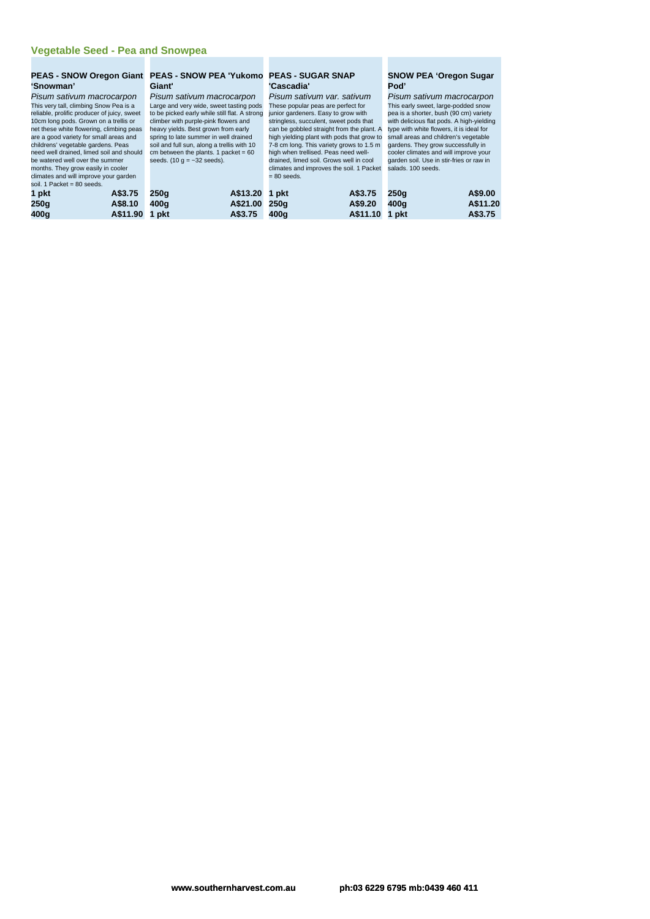## Vegetable Seed - Pea and Snowpea

### PEAS - SNOW Oregon Giant 'Snowman'

*Pisum sativum macrocarpon*

This very tall, climbing Snow Pea is a reliable, prolific producer of juicy, sweet 10cm long pods. Grown on a trellis or net these white flowering, climbing peas are a good variety for small areas and childrens' vegetable gardens. Peas need well drained, limed soil and should be watered well over the summer months. They grow easily in cooler climates and will improve your garden soil. 1 Packet = 80 seeds.

| | |
|---|---|
| **1 pkt** | **A$3.75** |
| **250g** | **A$8.10** |
| **400g** | **A$11.90** |

### PEAS - SNOW PEA 'Yukomo Giant'

*Pisum sativum macrocarpon*

Large and very wide, sweet tasting pods to be picked early while still flat. A strong climber with purple-pink flowers and heavy yields. Best grown from early spring to late summer in well drained soil and full sun, along a trellis with 10 cm between the plants. 1 packet = 60 seeds. (10 g = ~32 seeds).

| | |
|---|---|
| **250g** | **A$13.20** |
| **400g** | **A$21.00** |
| **1 pkt** | **A$3.75** |

### PEAS - SUGAR SNAP 'Cascadia'

*Pisum sativum var. sativum*

These popular peas are perfect for junior gardeners. Easy to grow with stringless, succulent, sweet pods that can be gobbled straight from the plant. A high yielding plant with pods that grow to 7-8 cm long. This variety grows to 1.5 m high when trellised. Peas need well-drained, limed soil. Grows well in cool climates and improves the soil. 1 Packet = 80 seeds.

| | |
|---|---|
| **1 pkt** | **A$3.75** |
| **250g** | **A$9.20** |
| **400g** | **A$11.10** |

### SNOW PEA 'Oregon Sugar Pod'

*Pisum sativum macrocarpon*

This early sweet, large-podded snow pea is a shorter, bush (90 cm) variety with delicious flat pods. A high-yielding type with white flowers, it is ideal for small areas and children's vegetable gardens. They grow successfully in cooler climates and will improve your garden soil. Use in stir-fries or raw in salads. 100 seeds.

| | |
|---|---|
| **250g** | **A$9.00** |
| **400g** | **A$11.20** |
| **1 pkt** | **A$3.75** |

www.southernharvest.com.au ph:03 6229 6795 mb:0439 460 411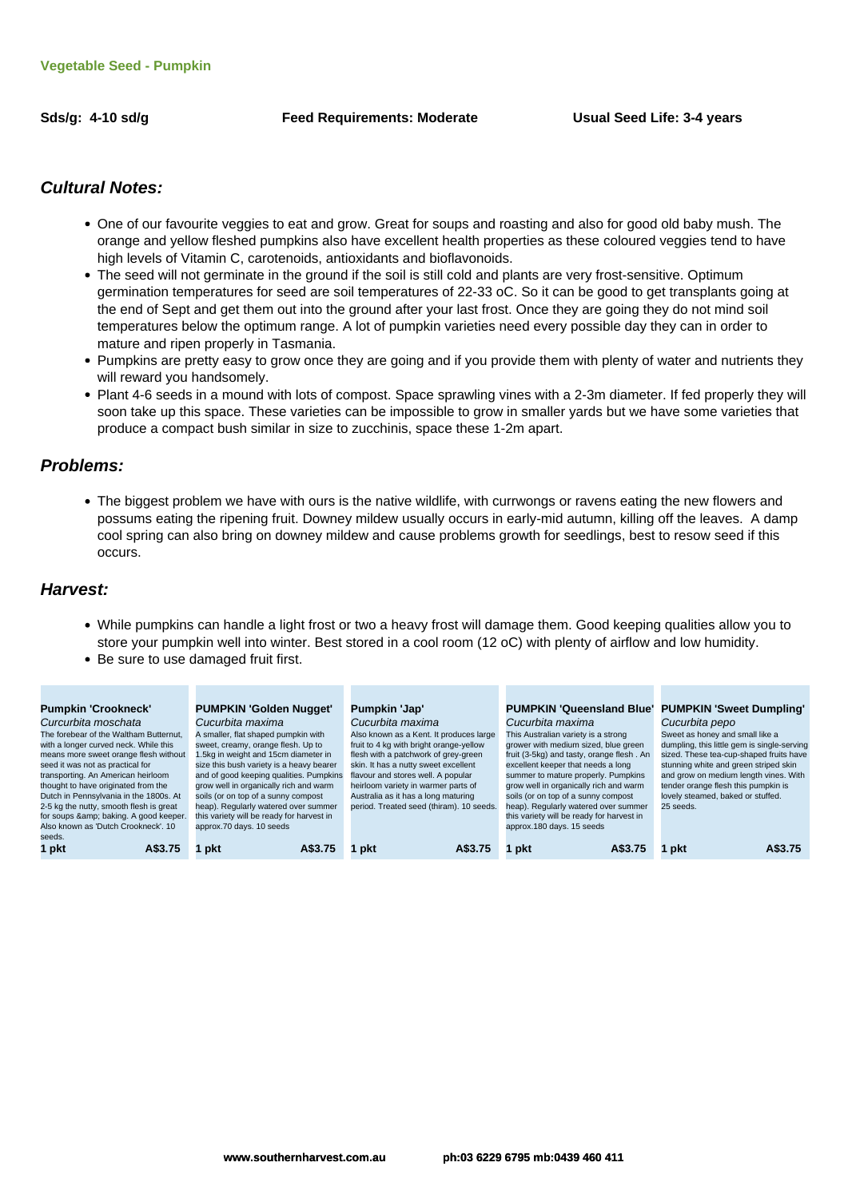**Vegetable Seed - Pumpkin**

**Sds/g: 4-10 sd/g** **Feed Requirements: Moderate** **Usual Seed Life: 3-4 years**

## Cultural Notes:

- One of our favourite veggies to eat and grow. Great for soups and roasting and also for good old baby mush. The orange and yellow fleshed pumpkins also have excellent health properties as these coloured veggies tend to have high levels of Vitamin C, carotenoids, antioxidants and bioflavonoids.
- The seed will not germinate in the ground if the soil is still cold and plants are very frost-sensitive. Optimum germination temperatures for seed are soil temperatures of 22-33 oC. So it can be good to get transplants going at the end of Sept and get them out into the ground after your last frost. Once they are going they do not mind soil temperatures below the optimum range. A lot of pumpkin varieties need every possible day they can in order to mature and ripen properly in Tasmania.
- Pumpkins are pretty easy to grow once they are going and if you provide them with plenty of water and nutrients they will reward you handsomely.
- Plant 4-6 seeds in a mound with lots of compost. Space sprawling vines with a 2-3m diameter. If fed properly they will soon take up this space. These varieties can be impossible to grow in smaller yards but we have some varieties that produce a compact bush similar in size to zucchinis, space these 1-2m apart.

## Problems:

- The biggest problem we have with ours is the native wildlife, with currwongs or ravens eating the new flowers and possums eating the ripening fruit. Downey mildew usually occurs in early-mid autumn, killing off the leaves. A damp cool spring can also bring on downey mildew and cause problems growth for seedlings, best to resow seed if this occurs.

## Harvest:

- While pumpkins can handle a light frost or two a heavy frost will damage them. Good keeping qualities allow you to store your pumpkin well into winter. Best stored in a cool room (12 oC) with plenty of airflow and low humidity.
- Be sure to use damaged fruit first.

**Pumpkin 'Crookneck'**
*Curcurbita moschata*
The forebear of the Waltham Butternut, with a longer curved neck. While this means more sweet orange flesh without seed it was not as practical for transporting. An American heirloom thought to have originated from the Dutch in Pennsylvania in the 1800s. At 2-5 kg the nutty, smooth flesh is great for soups &amp; baking. A good keeper. Also known as 'Dutch Crookneck'. 10 seeds.
**1 pkt** **A$3.75**

**PUMPKIN 'Golden Nugget'**
*Cucurbita maxima*
A smaller, flat shaped pumpkin with sweet, creamy, orange flesh. Up to 1.5kg in weight and 15cm diameter in size this bush variety is a heavy bearer and of good keeping qualities. Pumpkins grow well in organically rich and warm soils (or on top of a sunny compost heap). Regularly watered over summer this variety will be ready for harvest in approx.70 days. 10 seeds
**1 pkt** **A$3.75**

**Pumpkin 'Jap'**
*Cucurbita maxima*
Also known as a Kent. It produces large fruit to 4 kg with bright orange-yellow flesh with a patchwork of grey-green skin. It has a nutty sweet excellent flavour and stores well. A popular heirloom variety in warmer parts of Australia as it has a long maturing period. Treated seed (thiram). 10 seeds.
**1 pkt** **A$3.75**

**PUMPKIN 'Queensland Blue'**
*Cucurbita maxima*
This Australian variety is a strong grower with medium sized, blue green fruit (3-5kg) and tasty, orange flesh . An excellent keeper that needs a long summer to mature properly. Pumpkins grow well in organically rich and warm soils (or on top of a sunny compost heap). Regularly watered over summer this variety will be ready for harvest in approx.180 days. 15 seeds
**1 pkt** **A$3.75**

**PUMPKIN 'Sweet Dumpling'**
*Cucurbita pepo*
Sweet as honey and small like a dumpling, this little gem is single-serving sized. These tea-cup-shaped fruits have stunning white and green striped skin and grow on medium length vines. With tender orange flesh this pumpkin is lovely steamed, baked or stuffed.
25 seeds.
**1 pkt** **A$3.75**

**www.southernharvest.com.au** **ph:03 6229 6795 mb:0439 460 411**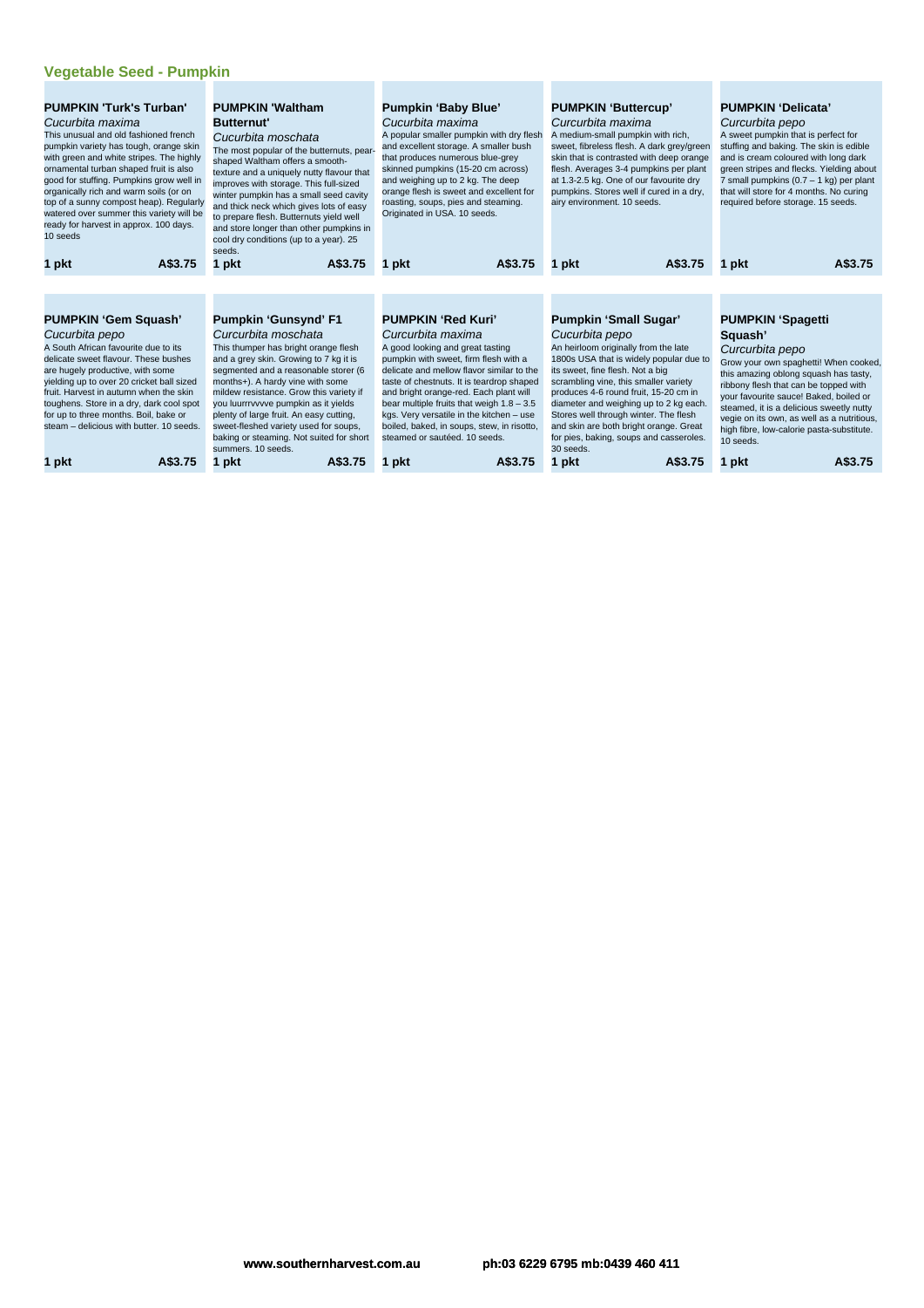## Vegetable Seed - Pumpkin

### PUMPKIN 'Turk's Turban'

*Cucurbita maxima*

This unusual and old fashioned french pumpkin variety has tough, orange skin with green and white stripes. The highly ornamental turban shaped fruit is also good for stuffing. Pumpkins grow well in organically rich and warm soils (or on top of a sunny compost heap). Regularly watered over summer this variety will be ready for harvest in approx. 100 days. 10 seeds

**1 pkt** **A$3.75**

### PUMPKIN 'Waltham Butternut'

*Cucurbita moschata*

The most popular of the butternuts, pear-shaped Waltham offers a smooth-texture and a uniquely nutty flavour that improves with storage. This full-sized winter pumpkin has a small seed cavity and thick neck which gives lots of easy to prepare flesh. Butternuts yield well and store longer than other pumpkins in cool dry conditions (up to a year). 25 seeds.

**1 pkt** **A$3.75**

### Pumpkin 'Baby Blue'

*Cucurbita maxima*

A popular smaller pumpkin with dry flesh and excellent storage. A smaller bush that produces numerous blue-grey skinned pumpkins (15-20 cm across) and weighing up to 2 kg. The deep orange flesh is sweet and excellent for roasting, soups, pies and steaming. Originated in USA. 10 seeds.

**1 pkt** **A$3.75**

### PUMPKIN 'Buttercup'

*Cucurbita maxima*

A medium-small pumpkin with rich, sweet, fibreless flesh. A dark grey/green skin that is contrasted with deep orange flesh. Averages 3-4 pumpkins per plant at 1.3-2.5 kg. One of our favourite dry pumpkins. Stores well if cured in a dry, airy environment. 10 seeds.

**1 pkt** **A$3.75**

### PUMPKIN 'Delicata'

*Cucurbita pepo*

A sweet pumpkin that is perfect for stuffing and baking. The skin is edible and is cream coloured with long dark green stripes and flecks. Yielding about 7 small pumpkins (0.7 – 1 kg) per plant that will store for 4 months. No curing required before storage. 15 seeds.

**1 pkt** **A$3.75**

### PUMPKIN 'Gem Squash'

*Cucurbita pepo*

A South African favourite due to its delicate sweet flavour. These bushes are hugely productive, with some yielding up to over 20 cricket ball sized fruit. Harvest in autumn when the skin toughens. Store in a dry, dark cool spot for up to three months. Boil, bake or steam – delicious with butter. 10 seeds.

**1 pkt** **A$3.75**

### Pumpkin 'Gunsynd' F1

*Curcurbita moschata*

This thumper has bright orange flesh and a grey skin. Growing to 7 kg it is segmented and a reasonable storer (6 months+). A hardy vine with some mildew resistance. Grow this variety if you luurrrvvvve pumpkin as it yields plenty of large fruit. An easy cutting, sweet-fleshed variety used for soups, baking or steaming. Not suited for short summers. 10 seeds.

**1 pkt** **A$3.75**

### PUMPKIN 'Red Kuri'

*Cucurbita maxima*

A good looking and great tasting pumpkin with sweet, firm flesh with a delicate and mellow flavor similar to the taste of chestnuts. It is teardrop shaped and bright orange-red. Each plant will bear multiple fruits that weigh 1.8 – 3.5 kgs. Very versatile in the kitchen – use boiled, baked, in soups, stew, in risotto, steamed or sautéed. 10 seeds.

**1 pkt** **A$3.75**

### Pumpkin 'Small Sugar'

*Cucurbita pepo*

An heirloom originally from the late 1800s USA that is widely popular due to its sweet, fine flesh. Not a big scrambling vine, this smaller variety produces 4-6 round fruit, 15-20 cm in diameter and weighing up to 2 kg each. Stores well through winter. The flesh and skin are both bright orange. Great for pies, baking, soups and casseroles. 30 seeds.

**1 pkt** **A$3.75**

### PUMPKIN 'Spagetti Squash'

*Curcurbita pepo*

Grow your own spaghetti! When cooked, this amazing oblong squash has tasty, ribbony flesh that can be topped with your favourite sauce! Baked, boiled or steamed, it is a delicious sweetly nutty vegie on its own, as well as a nutritious, high fibre, low-calorie pasta-substitute. 10 seeds.

**1 pkt** **A$3.75**

www.southernharvest.com.au ph:03 6229 6795 mb:0439 460 411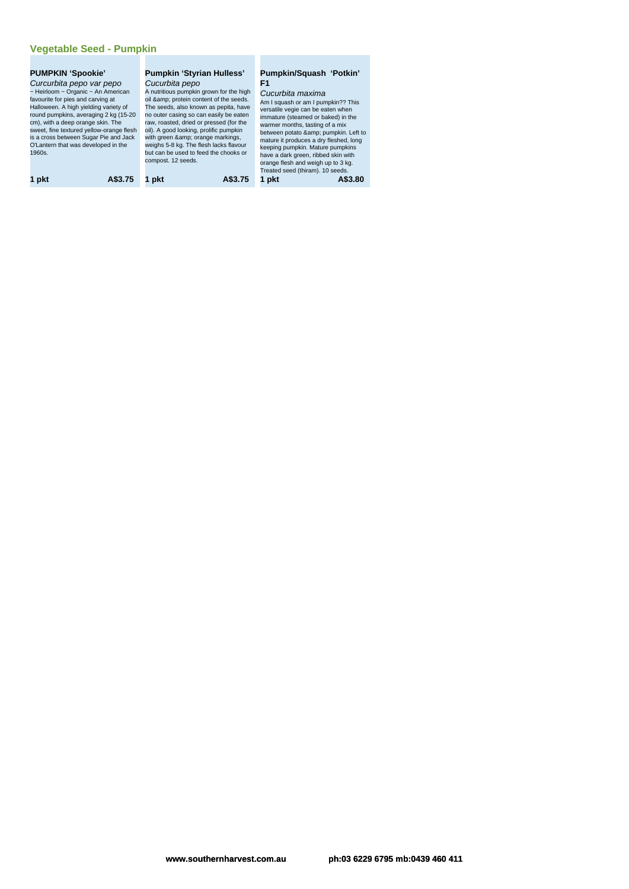## Vegetable Seed - Pumpkin

### PUMPKIN 'Spookie'

*Curcurbita pepo var pepo*

~ Heirloom ~ Organic ~ An American favourite for pies and carving at Halloween. A high yielding variety of round pumpkins, averaging 2 kg (15-20 cm), with a deep orange skin. The sweet, fine textured yellow-orange flesh is a cross between Sugar Pie and Jack O'Lantern that was developed in the 1960s.

**1 pkt** **A$3.75**

### Pumpkin 'Styrian Hulless'

*Cucurbita pepo*

A nutritious pumpkin grown for the high oil &amp; protein content of the seeds. The seeds, also known as pepita, have no outer casing so can easily be eaten raw, roasted, dried or pressed (for the oil). A good looking, prolific pumpkin with green &amp; orange markings, weighs 5-8 kg. The flesh lacks flavour but can be used to feed the chooks or compost. 12 seeds.

**1 pkt** **A$3.75**

### Pumpkin/Squash 'Potkin' F1

*Cucurbita maxima*

Am I squash or am I pumpkin?? This versatile vegie can be eaten when immature (steamed or baked) in the warmer months, tasting of a mix between potato &amp; pumpkin. Left to mature it produces a dry fleshed, long keeping pumpkin. Mature pumpkins have a dark green, ribbed skin with orange flesh and weigh up to 3 kg. Treated seed (thiram). 10 seeds.

**1 pkt** **A$3.80**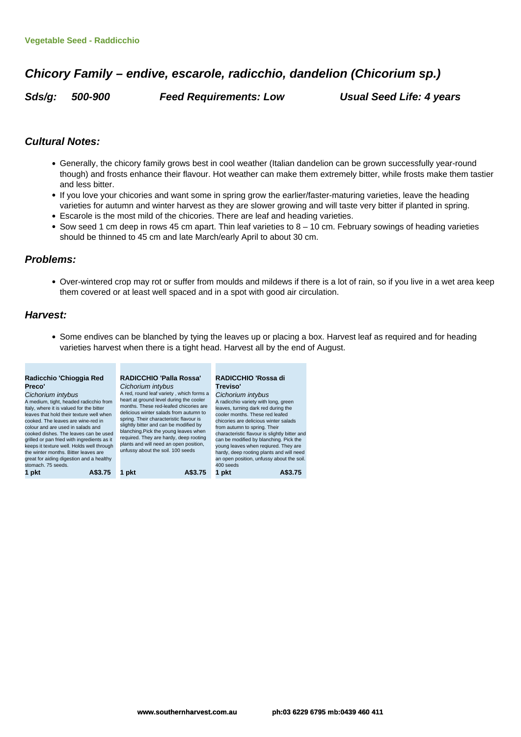Vegetable Seed - Raddicchio

## *Chicory Family – endive, escarole, radicchio, dandelion (Chicorium sp.)*

***Sds/g: 500-900*** ***Feed Requirements: Low*** ***Usual Seed Life: 4 years***

### *Cultural Notes:*

- Generally, the chicory family grows best in cool weather (Italian dandelion can be grown successfully year-round though) and frosts enhance their flavour. Hot weather can make them extremely bitter, while frosts make them tastier and less bitter.
- If you love your chicories and want some in spring grow the earlier/faster-maturing varieties, leave the heading varieties for autumn and winter harvest as they are slower growing and will taste very bitter if planted in spring.
- Escarole is the most mild of the chicories. There are leaf and heading varieties.
- Sow seed 1 cm deep in rows 45 cm apart. Thin leaf varieties to 8 – 10 cm. February sowings of heading varieties should be thinned to 45 cm and late March/early April to about 30 cm.

### *Problems:*

- Over-wintered crop may rot or suffer from moulds and mildews if there is a lot of rain, so if you live in a wet area keep them covered or at least well spaced and in a spot with good air circulation.

### *Harvest:*

- Some endives can be blanched by tying the leaves up or placing a box. Harvest leaf as required and for heading varieties harvest when there is a tight head. Harvest all by the end of August.

**Radicchio 'Chioggia Red Preco'**
*Cichorium intybus*
A medium, tight, headed radicchio from Italy, where it is valued for the bitter leaves that hold their texture well when cooked. The leaves are wine-red in colour and are used in salads and cooked dishes. The leaves can be used grilled or pan fried with ingredients as it keeps it texture well. Holds well through the winter months. Bitter leaves are great for aiding digestion and a healthy stomach. 75 seeds.
**1 pkt** **A$3.75**

**RADICCHIO 'Palla Rossa'**
*Cichorium intybus*
A red, round leaf variety , which forms a heart at ground level during the cooler months. These red-leafed chicories are delicious winter salads from autumn to spring. Their characteristic flavour is slightly bitter and can be modified by blanching.Pick the young leaves when required. They are hardy, deep rooting plants and will need an open position, unfussy about the soil. 100 seeds
**1 pkt** **A$3.75**

**RADICCHIO 'Rossa di Treviso'**
*Cichorium intybus*
A radicchio variety with long, green leaves, turning dark red during the cooler months. These red leafed chicories are delicious winter salads from autumn to spring. Their characteristic flavour is slightly bitter and can be modified by blanching. Pick the young leaves when reqiured. They are hardy, deep rooting plants and will need an open position, unfussy about the soil. 400 seeds
**1 pkt** **A$3.75**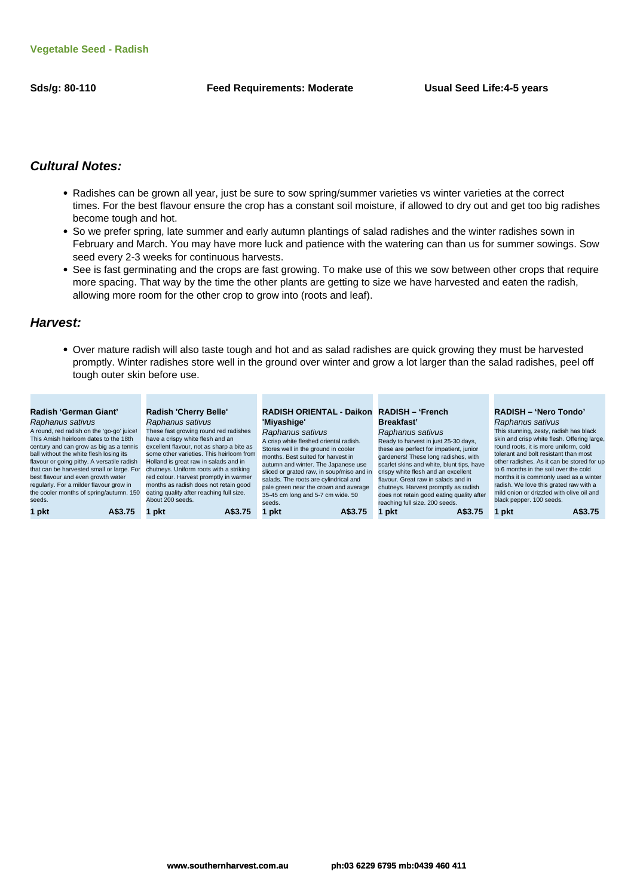**Vegetable Seed - Radish**

**Sds/g: 80-110** **Feed Requirements: Moderate** **Usual Seed Life:4-5 years**

## *Cultural Notes:*

- Radishes can be grown all year, just be sure to sow spring/summer varieties vs winter varieties at the correct times. For the best flavour ensure the crop has a constant soil moisture, if allowed to dry out and get too big radishes become tough and hot.
- So we prefer spring, late summer and early autumn plantings of salad radishes and the winter radishes sown in February and March. You may have more luck and patience with the watering can than us for summer sowings. Sow seed every 2-3 weeks for continuous harvests.
- See is fast germinating and the crops are fast growing. To make use of this we sow between other crops that require more spacing. That way by the time the other plants are getting to size we have harvested and eaten the radish, allowing more room for the other crop to grow into (roots and leaf).

## *Harvest:*

- Over mature radish will also taste tough and hot and as salad radishes are quick growing they must be harvested promptly. Winter radishes store well in the ground over winter and grow a lot larger than the salad radishes, peel off tough outer skin before use.

**Radish 'German Giant'**
*Raphanus sativus*
A round, red radish on the 'go-go' juice! This Amish heirloom dates to the 18th century and can grow as big as a tennis ball without the white flesh losing its flavour or going pithy. A versatile radish that can be harvested small or large. For best flavour and even growth water regularly. For a milder flavour grow in the cooler months of spring/autumn. 150 seeds.
**1 pkt** **A$3.75**

**Radish 'Cherry Belle'**
*Raphanus sativus*
These fast growing round red radishes have a crispy white flesh and an excellent flavour, not as sharp a bite as some other varieties. This heirloom from Holland is great raw in salads and in chutneys. Uniform roots with a striking red colour. Harvest promptly in warmer months as radish does not retain good eating quality after reaching full size. About 200 seeds.
**1 pkt** **A$3.75**

**RADISH ORIENTAL - Daikon 'Miyashige'**
*Raphanus sativus*
A crisp white fleshed oriental radish. Stores well in the ground in cooler months. Best suited for harvest in autumn and winter. The Japanese use sliced or grated raw, in soup/miso and in salads. The roots are cylindrical and pale green near the crown and average 35-45 cm long and 5-7 cm wide. 50 seeds.
**1 pkt** **A$3.75**

**RADISH – 'French Breakfast'**
*Raphanus sativus*
Ready to harvest in just 25-30 days, these are perfect for impatient, junior gardeners! These long radishes, with scarlet skins and white, blunt tips, have crispy white flesh and an excellent flavour. Great raw in salads and in chutneys. Harvest promptly as radish does not retain good eating quality after reaching full size. 200 seeds.
**1 pkt** **A$3.75**

**RADISH – 'Nero Tondo'**
*Raphanus sativus*
This stunning, zesty, radish has black skin and crisp white flesh. Offering large, round roots, it is more uniform, cold tolerant and bolt resistant than most other radishes. As it can be stored for up to 6 months in the soil over the cold months it is commonly used as a winter radish. We love this grated raw with a mild onion or drizzled with olive oil and black pepper. 100 seeds.
**1 pkt** **A$3.75**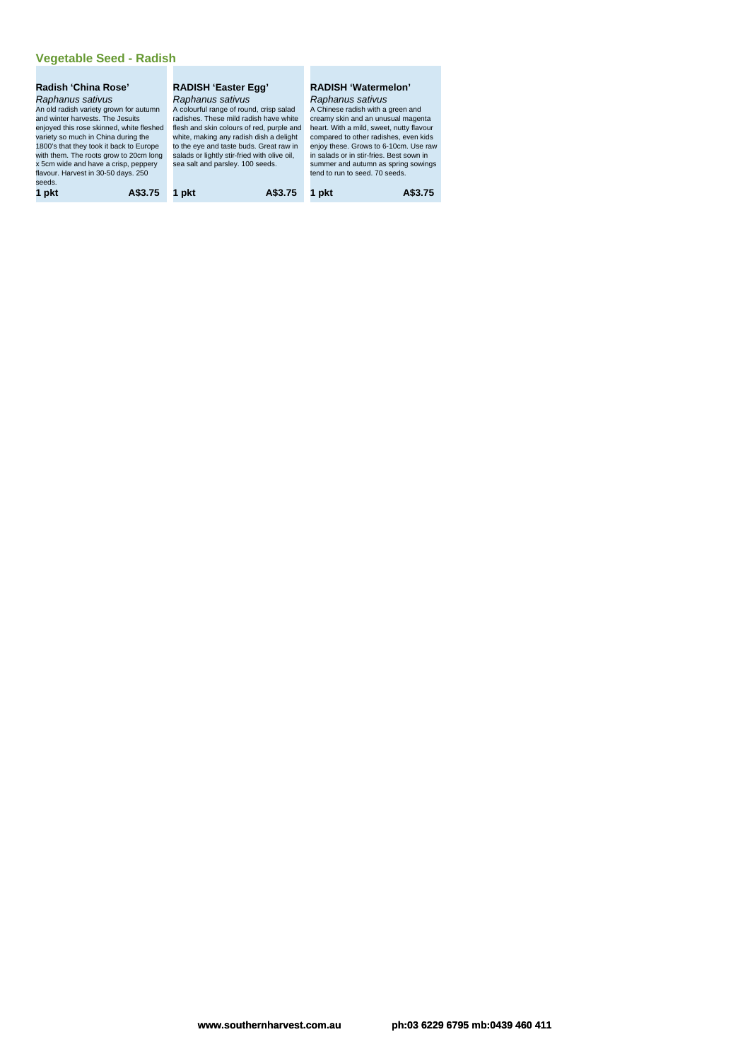## Vegetable Seed - Radish

### Radish 'China Rose'

*Raphanus sativus*

An old radish variety grown for autumn and winter harvests. The Jesuits enjoyed this rose skinned, white fleshed variety so much in China during the 1800's that they took it back to Europe with them. The roots grow to 20cm long x 5cm wide and have a crisp, peppery flavour. Harvest in 30-50 days. 250 seeds.

**1 pkt** **A$3.75**

### RADISH 'Easter Egg'

*Raphanus sativus*

A colourful range of round, crisp salad radishes. These mild radish have white flesh and skin colours of red, purple and white, making any radish dish a delight to the eye and taste buds. Great raw in salads or lightly stir-fried with olive oil, sea salt and parsley. 100 seeds.

**1 pkt** **A$3.75**

### RADISH 'Watermelon'

*Raphanus sativus*

A Chinese radish with a green and creamy skin and an unusual magenta heart. With a mild, sweet, nutty flavour compared to other radishes, even kids enjoy these. Grows to 6-10cm. Use raw in salads or in stir-fries. Best sown in summer and autumn as spring sowings tend to run to seed. 70 seeds.

**1 pkt** **A$3.75**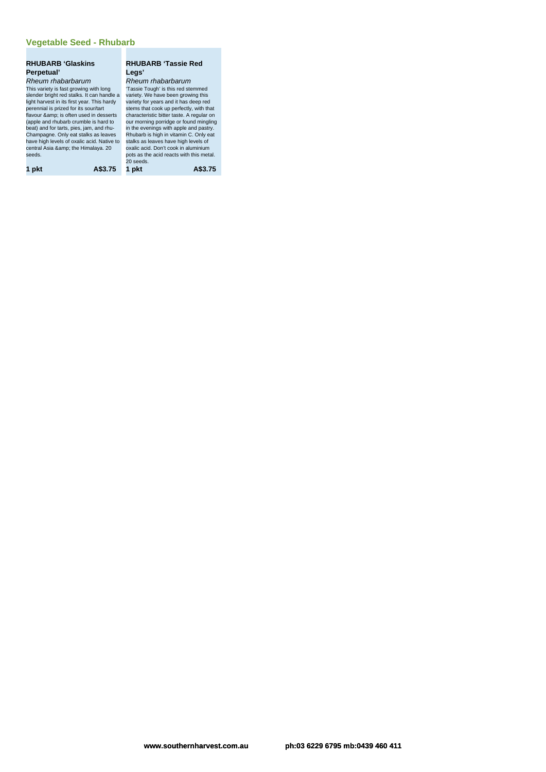## Vegetable Seed - Rhubarb

### RHUBARB 'Glaskins Perpetual'

*Rheum rhabarbarum*

This variety is fast growing with long slender bright red stalks. It can handle a light harvest in its first year. This hardy perennial is prized for its sour/tart flavour &amp; is often used in desserts (apple and rhubarb crumble is hard to beat) and for tarts, pies, jam, and rhu-Champagne. Only eat stalks as leaves have high levels of oxalic acid. Native to central Asia &amp; the Himalaya. 20 seeds.

**1 pkt** **A$3.75**

### RHUBARB 'Tassie Red Legs'

*Rheum rhabarbarum*

'Tassie Tough' is this red stemmed variety. We have been growing this variety for years and it has deep red stems that cook up perfectly, with that characteristic bitter taste. A regular on our morning porridge or found mingling in the evenings with apple and pastry. Rhubarb is high in vitamin C. Only eat stalks as leaves have high levels of oxalic acid. Don't cook in aluminium pots as the acid reacts with this metal. 20 seeds.

**1 pkt** **A$3.75**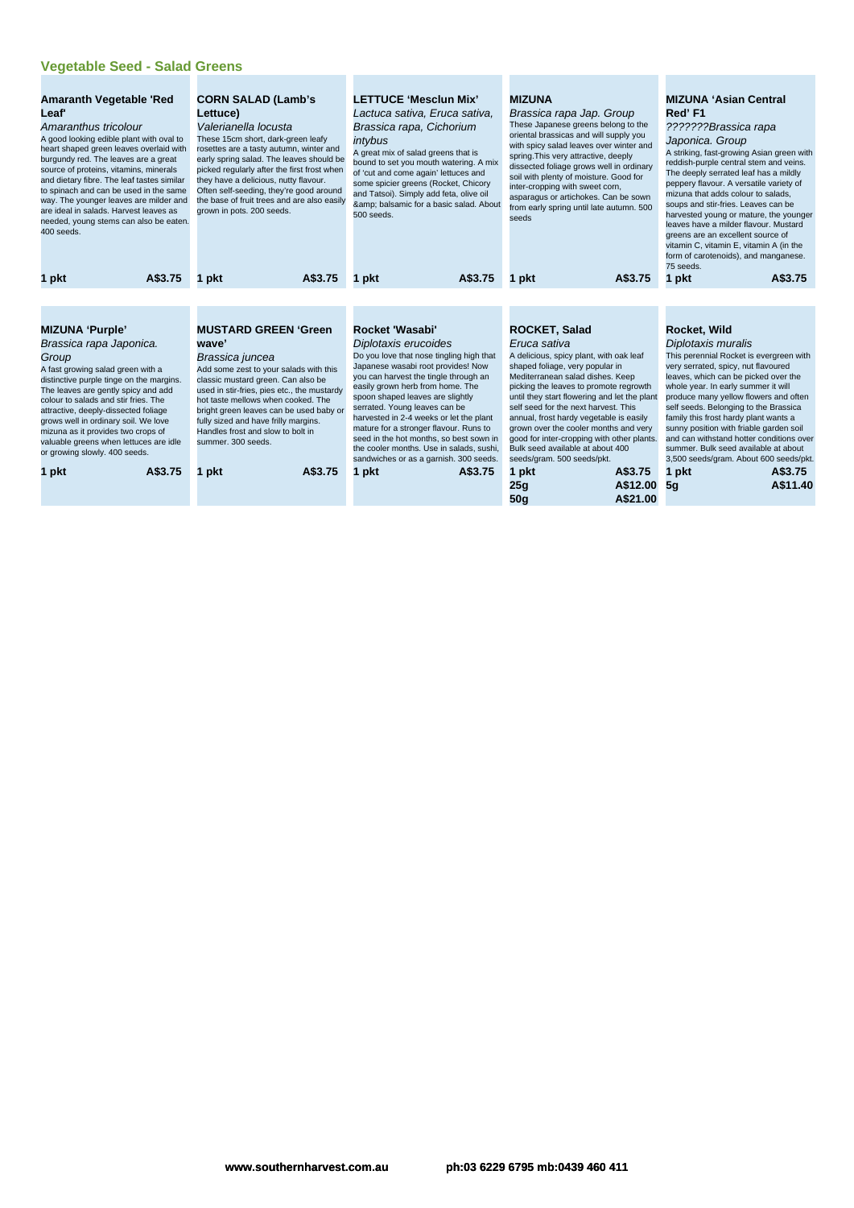## Vegetable Seed - Salad Greens

### Amaranth Vegetable 'Red Leaf'

*Amaranthus tricolour*

A good looking edible plant with oval to heart shaped green leaves overlaid with burgundy red. The leaves are a great source of proteins, vitamins, minerals and dietary fibre. The leaf tastes similar to spinach and can be used in the same way. The younger leaves are milder and are ideal in salads. Harvest leaves as needed, young stems can also be eaten. 400 seeds.

| | |
|---|---|
| 1 pkt | A$3.75 |

### CORN SALAD (Lamb's Lettuce)

*Valerianella locusta*

These 15cm short, dark-green leafy rosettes are a tasty autumn, winter and early spring salad. The leaves should be picked regularly after the first frost when they have a delicious, nutty flavour. Often self-seeding, they're good around the base of fruit trees and are also easily grown in pots. 200 seeds.

| | |
|---|---|
| 1 pkt | A$3.75 |

### LETTUCE 'Mesclun Mix'

*Lactuca sativa, Eruca sativa, Brassica rapa, Cichorium intybus*

A great mix of salad greens that is bound to set you mouth watering. A mix of 'cut and come again' lettuces and some spicier greens (Rocket, Chicory and Tatsoi). Simply add feta, olive oil &amp; balsamic for a basic salad. About 500 seeds.

| | |
|---|---|
| 1 pkt | A$3.75 |

### MIZUNA

*Brassica rapa Jap. Group*

These Japanese greens belong to the oriental brassicas and will supply you with spicy salad leaves over winter and spring.This very attractive, deeply dissected foliage grows well in ordinary soil with plenty of moisture. Good for inter-cropping with sweet corn, asparagus or artichokes. Can be sown from early spring until late autumn. 500 seeds

| | |
|---|---|
| 1 pkt | A$3.75 |

### MIZUNA 'Asian Central Red' F1

*???????Brassica rapa Japonica. Group*

A striking, fast-growing Asian green with reddish-purple central stem and veins. The deeply serrated leaf has a mildly peppery flavour. A versatile variety of mizuna that adds colour to salads, soups and stir-fries. Leaves can be harvested young or mature, the younger leaves have a milder flavour. Mustard greens are an excellent source of vitamin C, vitamin E, vitamin A (in the form of carotenoids), and manganese. 75 seeds.

| | |
|---|---|
| 1 pkt | A$3.75 |

### MIZUNA 'Purple'

*Brassica rapa Japonica. Group*

A fast growing salad green with a distinctive purple tinge on the margins. The leaves are gently spicy and add colour to salads and stir fries. The attractive, deeply-dissected foliage grows well in ordinary soil. We love mizuna as it provides two crops of valuable greens when lettuces are idle or growing slowly. 400 seeds.

| | |
|---|---|
| 1 pkt | A$3.75 |

### MUSTARD GREEN 'Green wave'

*Brassica juncea*

Add some zest to your salads with this classic mustard green. Can also be used in stir-fries, pies etc., the mustardy hot taste mellows when cooked. The bright green leaves can be used baby or fully sized and have frilly margins. Handles frost and slow to bolt in summer. 300 seeds.

| | |
|---|---|
| 1 pkt | A$3.75 |

### Rocket 'Wasabi'

*Diplotaxis erucoides*

Do you love that nose tingling high that Japanese wasabi root provides! Now you can harvest the tingle through an easily grown herb from home. The spoon shaped leaves are slightly serrated. Young leaves can be harvested in 2-4 weeks or let the plant mature for a stronger flavour. Runs to seed in the hot months, so best sown in the cooler months. Use in salads, sushi, sandwiches or as a garnish. 300 seeds.

| | |
|---|---|
| 1 pkt | A$3.75 |

### ROCKET, Salad

*Eruca sativa*

A delicious, spicy plant, with oak leaf shaped foliage, very popular in Mediterranean salad dishes. Keep picking the leaves to promote regrowth until they start flowering and let the plant self seed for the next harvest. This annual, frost hardy vegetable is easily grown over the cooler months and very good for inter-cropping with other plants. Bulk seed available at about 400 seeds/gram. 500 seeds/pkt.

| | |
|---|---|
| 1 pkt | A$3.75 |
| 25g | A$12.00 |
| 50g | A$21.00 |

### Rocket, Wild

*Diplotaxis muralis*

This perennial Rocket is evergreen with very serrated, spicy, nut flavoured leaves, which can be picked over the whole year. In early summer it will produce many yellow flowers and often self seeds. Belonging to the Brassica family this frost hardy plant wants a sunny position with friable garden soil and can withstand hotter conditions over summer. Bulk seed available at about 3,500 seeds/gram. About 600 seeds/pkt.

| | |
|---|---|
| 1 pkt | A$3.75 |
| 5g | A$11.40 |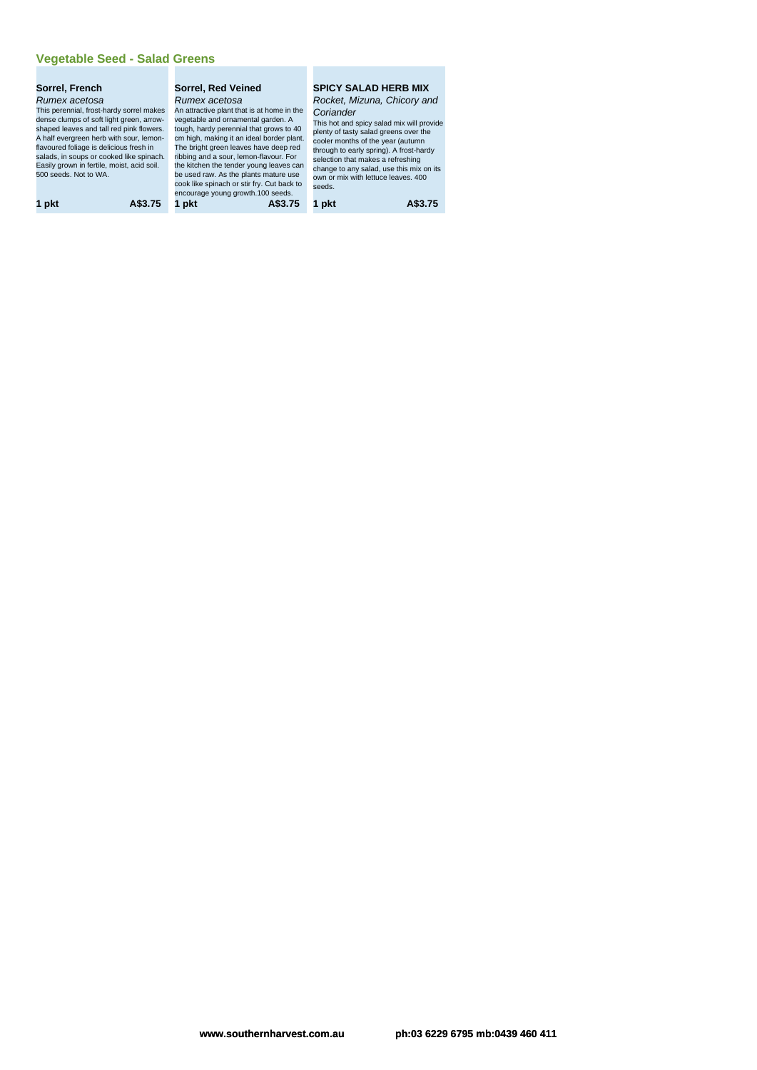## Vegetable Seed - Salad Greens

### Sorrel, French

*Rumex acetosa*

This perennial, frost-hardy sorrel makes dense clumps of soft light green, arrow-shaped leaves and tall red pink flowers. A half evergreen herb with sour, lemon-flavoured foliage is delicious fresh in salads, in soups or cooked like spinach. Easily grown in fertile, moist, acid soil. 500 seeds. Not to WA.

**1 pkt** **A$3.75**

### Sorrel, Red Veined

*Rumex acetosa*

An attractive plant that is at home in the vegetable and ornamental garden. A tough, hardy perennial that grows to 40 cm high, making it an ideal border plant. The bright green leaves have deep red ribbing and a sour, lemon-flavour. For the kitchen the tender young leaves can be used raw. As the plants mature use cook like spinach or stir fry. Cut back to encourage young growth.100 seeds.

**1 pkt** **A$3.75**

### SPICY SALAD HERB MIX

*Rocket, Mizuna, Chicory and Coriander*

This hot and spicy salad mix will provide plenty of tasty salad greens over the cooler months of the year (autumn through to early spring). A frost-hardy selection that makes a refreshing change to any salad, use this mix on its own or mix with lettuce leaves. 400 seeds.

**1 pkt** **A$3.75**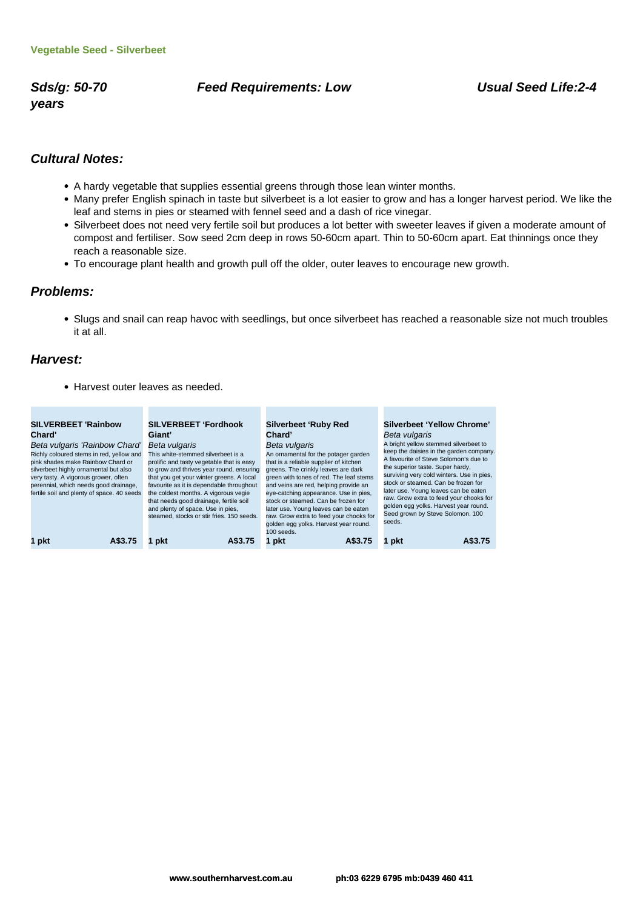**Vegetable Seed - Silverbeet**

***Sds/g: 50-70*** ***Feed Requirements: Low*** ***Usual Seed Life:2-4 years***

## *Cultural Notes:*

- A hardy vegetable that supplies essential greens through those lean winter months.
- Many prefer English spinach in taste but silverbeet is a lot easier to grow and has a longer harvest period. We like the leaf and stems in pies or steamed with fennel seed and a dash of rice vinegar.
- Silverbeet does not need very fertile soil but produces a lot better with sweeter leaves if given a moderate amount of compost and fertiliser. Sow seed 2cm deep in rows 50-60cm apart. Thin to 50-60cm apart. Eat thinnings once they reach a reasonable size.
- To encourage plant health and growth pull off the older, outer leaves to encourage new growth.

## *Problems:*

- Slugs and snail can reap havoc with seedlings, but once silverbeet has reached a reasonable size not much troubles it at all.

## *Harvest:*

- Harvest outer leaves as needed.

**SILVERBEET 'Rainbow Chard'**
*Beta vulgaris 'Rainbow Chard'*
Richly coloured stems in red, yellow and pink shades make Rainbow Chard or silverbeet highly ornamental but also very tasty. A vigorous grower, often perennial, which needs good drainage, fertile soil and plenty of space. 40 seeds

**1 pkt** A$3.75

**SILVERBEET 'Fordhook Giant'**
*Beta vulgaris*
This white-stemmed silverbeet is a prolific and tasty vegetable that is easy to grow and thrives year round, ensuring that you get your winter greens. A local favourite as it is dependable throughout the coldest months. A vigorous vegie that needs good drainage, fertile soil and plenty of space. Use in pies, steamed, stocks or stir fries. 150 seeds.

**1 pkt** A$3.75

**Silverbeet 'Ruby Red Chard'**
*Beta vulgaris*
An ornamental for the potager garden that is a reliable supplier of kitchen greens. The crinkly leaves are dark green with tones of red. The leaf stems and veins are red, helping provide an eye-catching appearance. Use in pies, stock or steamed. Can be frozen for later use. Young leaves can be eaten raw. Grow extra to feed your chooks for golden egg yolks. Harvest year round. 100 seeds.

**1 pkt** A$3.75

**Silverbeet 'Yellow Chrome'**
*Beta vulgaris*
A bright yellow stemmed silverbeet to keep the daisies in the garden company. A favourite of Steve Solomon's due to the superior taste. Super hardy, surviving very cold winters. Use in pies, stock or steamed. Can be frozen for later use. Young leaves can be eaten raw. Grow extra to feed your chooks for golden egg yolks. Harvest year round. Seed grown by Steve Solomon. 100 seeds.

**1 pkt** A$3.75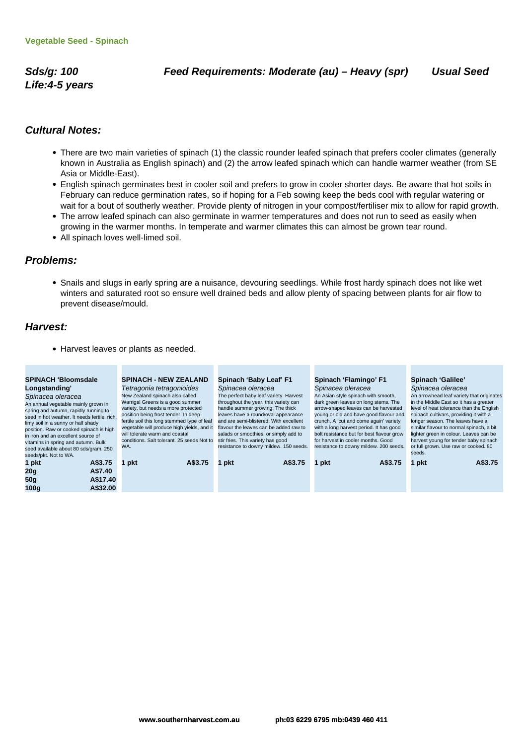**Vegetable Seed - Spinach**

***Sds/g: 100*** ***Feed Requirements: Moderate (au) – Heavy (spr)*** ***Usual Seed Life:4-5 years***

## *Cultural Notes:*

- There are two main varieties of spinach (1) the classic rounder leafed spinach that prefers cooler climates (generally known in Australia as English spinach) and (2) the arrow leafed spinach which can handle warmer weather (from SE Asia or Middle-East).
- English spinach germinates best in cooler soil and prefers to grow in cooler shorter days. Be aware that hot soils in February can reduce germination rates, so if hoping for a Feb sowing keep the beds cool with regular watering or wait for a bout of southerly weather. Provide plenty of nitrogen in your compost/fertiliser mix to allow for rapid growth.
- The arrow leafed spinach can also germinate in warmer temperatures and does not run to seed as easily when growing in the warmer months. In temperate and warmer climates this can almost be grown tear round.
- All spinach loves well-limed soil.

## *Problems:*

- Snails and slugs in early spring are a nuisance, devouring seedlings. While frost hardy spinach does not like wet winters and saturated root so ensure well drained beds and allow plenty of spacing between plants for air flow to prevent disease/mould.

## *Harvest:*

- Harvest leaves or plants as needed.

**SPINACH 'Bloomsdale Longstanding'**
*Spinacea oleracea*
An annual vegetable mainly grown in spring and autumn, rapidly running to seed in hot weather. It needs fertile, rich, limy soil in a sunny or half shady position. Raw or cooked spinach is high in iron and an excellent source of vitamins in spring and autumn. Bulk seed available about 80 sds/gram. 250 seeds/pkt. Not to WA.

| | |
|---|---|
| **1 pkt** | **A$3.75** |
| **20g** | **A$7.40** |
| **50g** | **A$17.40** |
| **100g** | **A$32.00** |

**SPINACH - NEW ZEALAND**
*Tetragonia tetragonioides*
New Zealand spinach also called Warrigal Greens is a good summer variety, but needs a more protected position being frost tender. In deep fertile soil this long stemmed type of leaf vegetable will produce high yields, and it will tolerate warm and coastal conditions. Salt tolerant. 25 seeds Not to WA.

**1 pkt** **A$3.75**

**Spinach 'Baby Leaf' F1**
*Spinacea oleracea*
The perfect baby leaf variety. Harvest throughout the year, this variety can handle summer growing. The thick leaves have a round/oval appearance and are semi-blistered. With excellent flavour the leaves can be added raw to salads or smoothies; or simply add to stir fries. This variety has good resistance to downy mildew. 150 seeds.

**1 pkt** **A$3.75**

**Spinach 'Flamingo' F1**
*Spinacea oleracea*
An Asian style spinach with smooth, dark green leaves on long stems. The arrow-shaped leaves can be harvested young or old and have good flavour and crunch. A 'cut and come again' variety with a long harvest period. It has good bolt resistance but for best flavour grow for harvest in cooler months. Good resistance to downy mildew. 200 seeds.

**1 pkt** **A$3.75**

**Spinach 'Galilee'**
*Spinacea oleracea*
An arrowhead leaf variety that originates in the Middle East so it has a greater level of heat tolerance than the English spinach cultivars, providing it with a longer season. The leaves have a similar flavour to normal spinach, a bit lighter green in colour. Leaves can be harvest young for tender baby spinach or full grown. Use raw or cooked. 80 seeds.

**1 pkt** **A$3.75**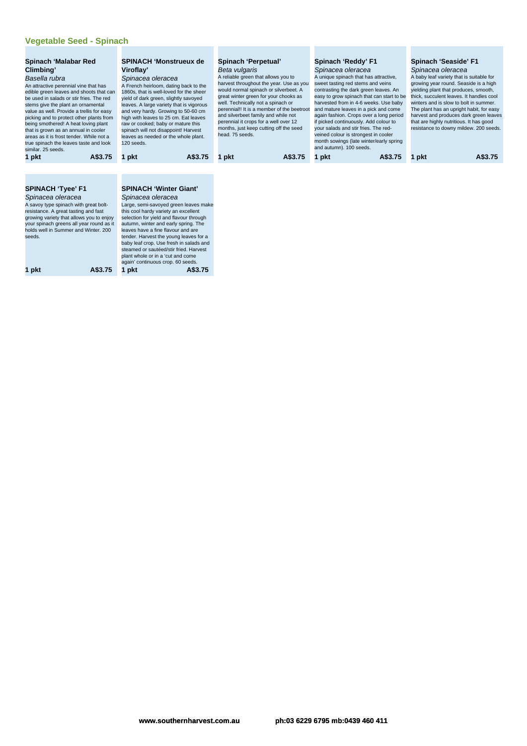## Vegetable Seed - Spinach

### Spinach 'Malabar Red Climbing'

*Basella rubra*

An attractive perennial vine that has edible green leaves and shoots that can be used in salads or stir fries. The red stems give the plant an ornamental value as well. Provide a trellis for easy picking and to protect other plants from being smothered! A heat loving plant that is grown as an annual in cooler areas as it is frost tender. While not a true spinach the leaves taste and look similar. 25 seeds.

**1 pkt** **A$3.75**

### SPINACH 'Monstrueux de Viroflay'

*Spinacea oleracea*

A French heirloom, dating back to the 1860s, that is well-loved for the sheer yield of dark green, slightly savoyed leaves. A large variety that is vigorous and very hardy. Growing to 50-60 cm high with leaves to 25 cm. Eat leaves raw or cooked; baby or mature this spinach will not disappoint! Harvest leaves as needed or the whole plant. 120 seeds.

**1 pkt** **A$3.75**

### Spinach 'Perpetual'

*Beta vulgaris*

A reliable green that allows you to harvest throughout the year. Use as you would normal spinach or silverbeet. A great winter green for your chooks as well. Technically not a spinach or perennial!! It is a member of the beetroot and silverbeet family and while not perennial it crops for a well over 12 months, just keep cutting off the seed head. 75 seeds.

**1 pkt** **A$3.75**

### Spinach 'Reddy' F1

*Spinacea oleracea*

A unique spinach that has attractive, sweet tasting red stems and veins contrasting the dark green leaves. An easy to grow spinach that can start to be harvested from in 4-6 weeks. Use baby and mature leaves in a pick and come again fashion. Crops over a long period if picked continuously. Add colour to your salads and stir fries. The red-veined colour is strongest in cooler month sowings (late winter/early spring and autumn). 100 seeds.

**1 pkt** **A$3.75**

### Spinach 'Seaside' F1

*Spinacea oleracea*

A baby leaf variety that is suitable for growing year round. Seaside is a high yielding plant that produces, smooth, thick, succulent leaves. It handles cool winters and is slow to bolt in summer. The plant has an upright habit, for easy harvest and produces dark green leaves that are highly nutritious. It has good resistance to downy mildew. 200 seeds.

**1 pkt** **A$3.75**

### SPINACH 'Tyee' F1

*Spinacea oleracea*

A savoy type spinach with great bolt-resistance. A great tasting and fast growing variety that allows you to enjoy your spinach greens all year round as it holds well in Summer and Winter. 200 seeds.

**1 pkt** **A$3.75**

### SPINACH 'Winter Giant'

*Spinacea oleracea*

Large, semi-savoyed green leaves make this cool hardy variety an excellent selection for yield and flavour through autumn, winter and early spring. The leaves have a fine flavour and are tender. Harvest the young leaves for a baby leaf crop. Use fresh in salads and steamed or sautéed/stir fried. Harvest plant whole or in a 'cut and come again' continuous crop. 60 seeds.

**1 pkt** **A$3.75**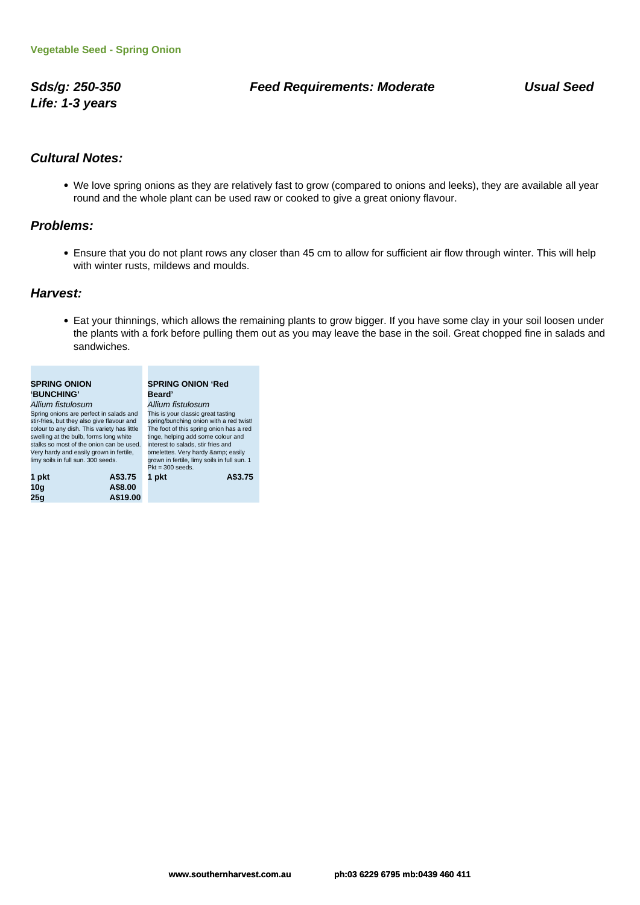Vegetable Seed - Spring Onion

***Sds/g: 250-350*** ***Feed Requirements: Moderate*** ***Usual Seed***
***Life: 1-3 years***

### *Cultural Notes:*

- We love spring onions as they are relatively fast to grow (compared to onions and leeks), they are available all year round and the whole plant can be used raw or cooked to give a great oniony flavour.

### *Problems:*

- Ensure that you do not plant rows any closer than 45 cm to allow for sufficient air flow through winter. This will help with winter rusts, mildews and moulds.

### *Harvest:*

- Eat your thinnings, which allows the remaining plants to grow bigger. If you have some clay in your soil loosen under the plants with a fork before pulling them out as you may leave the base in the soil. Great chopped fine in salads and sandwiches.

**SPRING ONION 'BUNCHING'**
*Allium fistulosum*
Spring onions are perfect in salads and stir-fries, but they also give flavour and colour to any dish. This variety has little swelling at the bulb, forms long white stalks so most of the onion can be used. Very hardy and easily grown in fertile, limy soils in full sun. 300 seeds.

| | |
|---|---|
| **1 pkt** | **A$3.75** |
| **10g** | **A$8.00** |
| **25g** | **A$19.00** |

**SPRING ONION 'Red Beard'**
*Allium fistulosum*
This is your classic great tasting spring/bunching onion with a red twist! The foot of this spring onion has a red tinge, helping add some colour and interest to salads, stir fries and omelettes. Very hardy &amp; easily grown in fertile, limy soils in full sun. 1 Pkt = 300 seeds.

| | |
|---|---|
| **1 pkt** | **A$3.75** |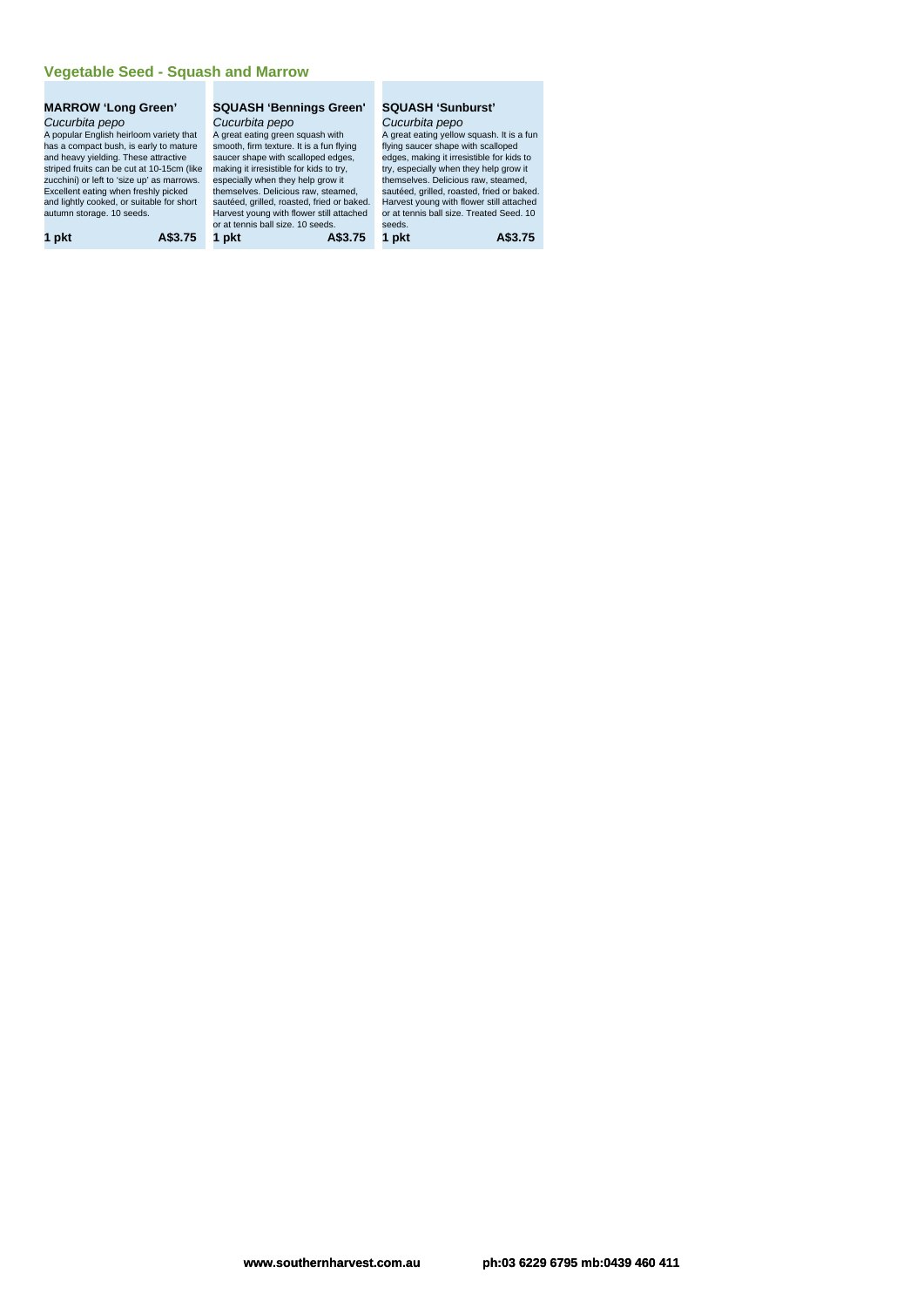## Vegetable Seed - Squash and Marrow

### MARROW 'Long Green'

*Cucurbita pepo*

A popular English heirloom variety that has a compact bush, is early to mature and heavy yielding. These attractive striped fruits can be cut at 10-15cm (like zucchini) or left to 'size up' as marrows. Excellent eating when freshly picked and lightly cooked, or suitable for short autumn storage. 10 seeds.

**1 pkt** **A$3.75**

### SQUASH 'Bennings Green'

*Cucurbita pepo*

A great eating green squash with smooth, firm texture. It is a fun flying saucer shape with scalloped edges, making it irresistible for kids to try, especially when they help grow it themselves. Delicious raw, steamed, sautéed, grilled, roasted, fried or baked. Harvest young with flower still attached or at tennis ball size. 10 seeds.

**1 pkt** **A$3.75**

### SQUASH 'Sunburst'

*Cucurbita pepo*

A great eating yellow squash. It is a fun flying saucer shape with scalloped edges, making it irresistible for kids to try, especially when they help grow it themselves. Delicious raw, steamed, sautéed, grilled, roasted, fried or baked. Harvest young with flower still attached or at tennis ball size. Treated Seed. 10 seeds.

**1 pkt** **A$3.75**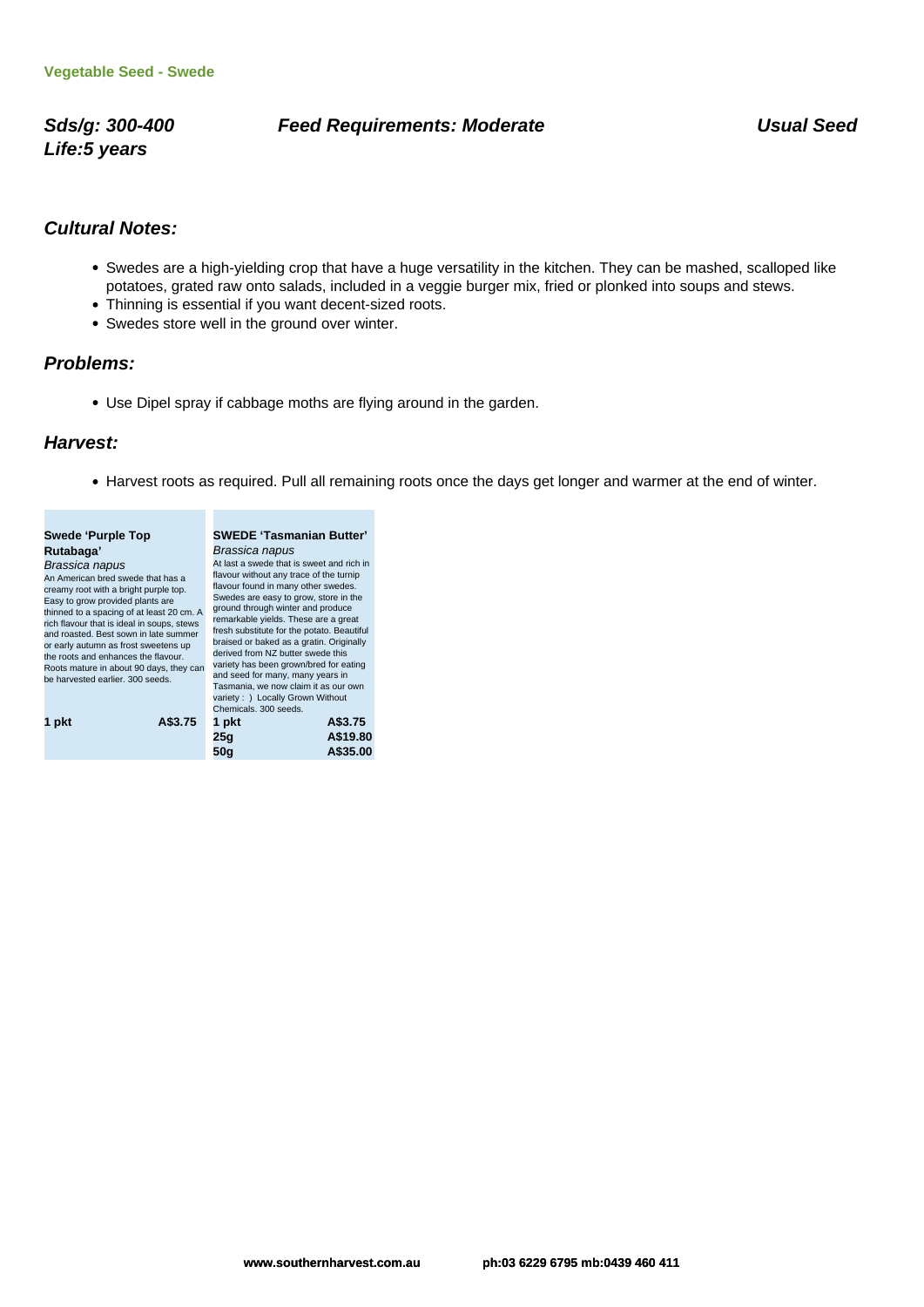Vegetable Seed - Swede

**Sds/g: 300-400** **Feed Requirements: Moderate** **Usual Seed Life:5 years**

## Cultural Notes:

- Swedes are a high-yielding crop that have a huge versatility in the kitchen. They can be mashed, scalloped like potatoes, grated raw onto salads, included in a veggie burger mix, fried or plonked into soups and stews.
- Thinning is essential if you want decent-sized roots.
- Swedes store well in the ground over winter.

## Problems:

- Use Dipel spray if cabbage moths are flying around in the garden.

## Harvest:

- Harvest roots as required. Pull all remaining roots once the days get longer and warmer at the end of winter.

**Swede 'Purple Top Rutabaga'**
*Brassica napus*
An American bred swede that has a creamy root with a bright purple top. Easy to grow provided plants are thinned to a spacing of at least 20 cm. A rich flavour that is ideal in soups, stews and roasted. Best sown in late summer or early autumn as frost sweetens up the roots and enhances the flavour. Roots mature in about 90 days, they can be harvested earlier. 300 seeds.

| | |
|---|---|
| **1 pkt** | **A$3.75** |

**SWEDE 'Tasmanian Butter'**
*Brassica napus*
At last a swede that is sweet and rich in flavour without any trace of the turnip flavour found in many other swedes. Swedes are easy to grow, store in the ground through winter and produce remarkable yields. These are a great fresh substitute for the potato. Beautiful braised or baked as a gratin. Originally derived from NZ butter swede this variety has been grown/bred for eating and seed for many, many years in Tasmania, we now claim it as our own variety : ) Locally Grown Without Chemicals. 300 seeds.

| | |
|---|---|
| **1 pkt** | **A$3.75** |
| **25g** | **A$19.80** |
| **50g** | **A$35.00** |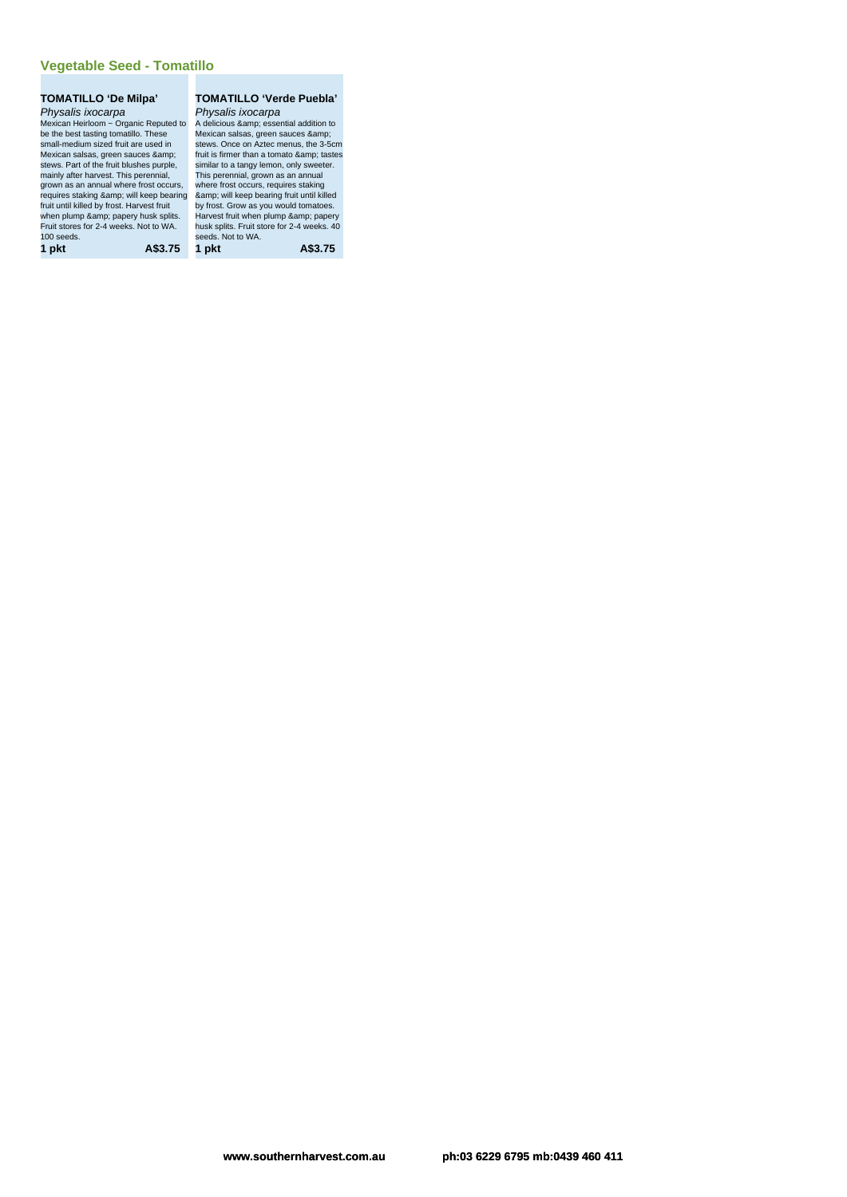## Vegetable Seed - Tomatillo

### TOMATILLO 'De Milpa'

*Physalis ixocarpa*

Mexican Heirloom ~ Organic Reputed to be the best tasting tomatillo. These small-medium sized fruit are used in Mexican salsas, green sauces &amp; stews. Part of the fruit blushes purple, mainly after harvest. This perennial, grown as an annual where frost occurs, requires staking &amp; will keep bearing fruit until killed by frost. Harvest fruit when plump &amp; papery husk splits. Fruit stores for 2-4 weeks. Not to WA. 100 seeds.

**1 pkt** **A$3.75**

### TOMATILLO 'Verde Puebla'

*Physalis ixocarpa*

A delicious &amp; essential addition to Mexican salsas, green sauces &amp; stews. Once on Aztec menus, the 3-5cm fruit is firmer than a tomato &amp; tastes similar to a tangy lemon, only sweeter. This perennial, grown as an annual where frost occurs, requires staking &amp; will keep bearing fruit until killed by frost. Grow as you would tomatoes. Harvest fruit when plump &amp; papery husk splits. Fruit store for 2-4 weeks. 40 seeds. Not to WA.

**1 pkt** **A$3.75**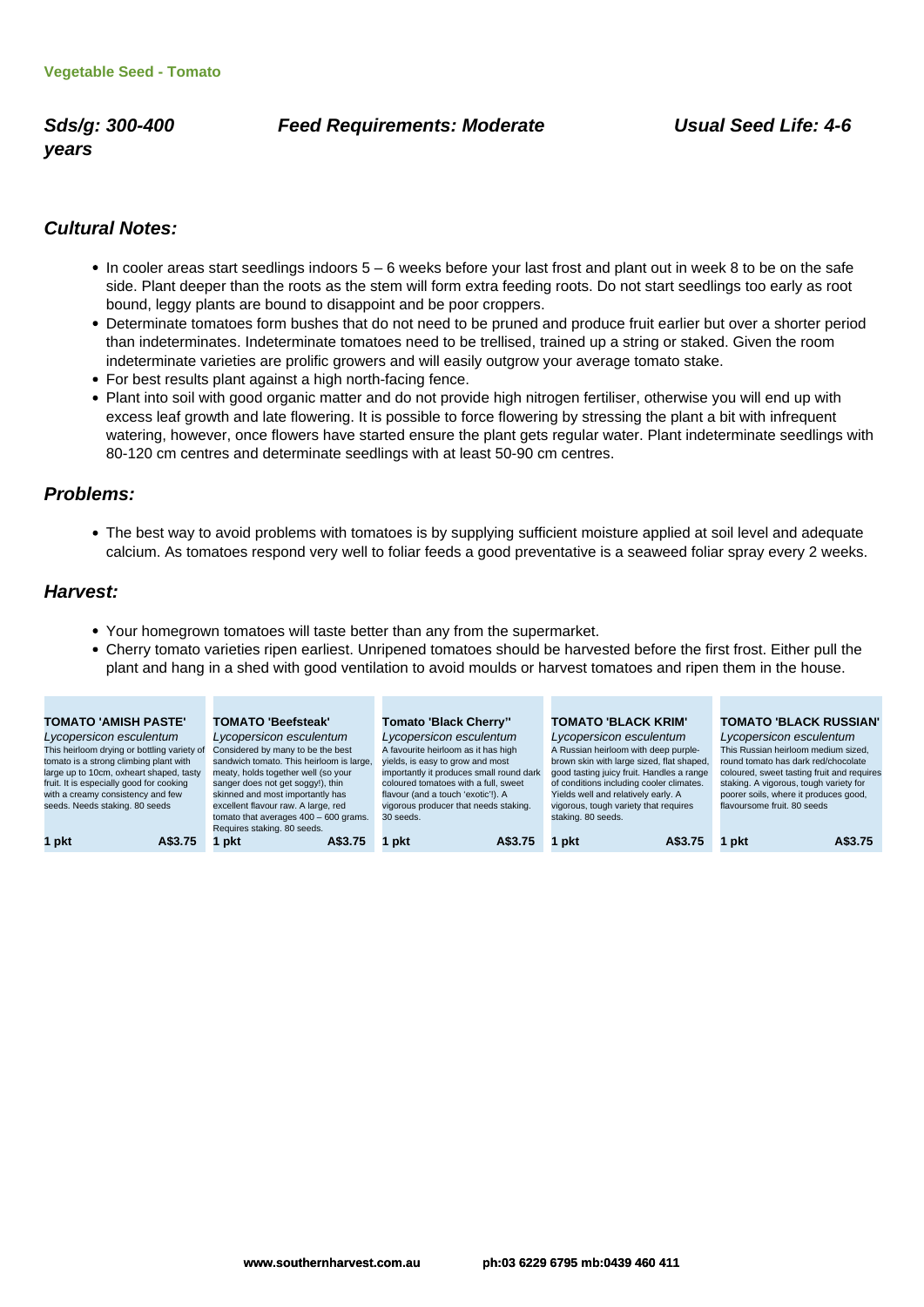**Vegetable Seed - Tomato**

***Sds/g: 300-400*** ***Feed Requirements: Moderate*** ***Usual Seed Life: 4-6 years***

## *Cultural Notes:*

- In cooler areas start seedlings indoors 5 – 6 weeks before your last frost and plant out in week 8 to be on the safe side. Plant deeper than the roots as the stem will form extra feeding roots. Do not start seedlings too early as root bound, leggy plants are bound to disappoint and be poor croppers.
- Determinate tomatoes form bushes that do not need to be pruned and produce fruit earlier but over a shorter period than indeterminates. Indeterminate tomatoes need to be trellised, trained up a string or staked. Given the room indeterminate varieties are prolific growers and will easily outgrow your average tomato stake.
- For best results plant against a high north-facing fence.
- Plant into soil with good organic matter and do not provide high nitrogen fertiliser, otherwise you will end up with excess leaf growth and late flowering. It is possible to force flowering by stressing the plant a bit with infrequent watering, however, once flowers have started ensure the plant gets regular water. Plant indeterminate seedlings with 80-120 cm centres and determinate seedlings with at least 50-90 cm centres.

## *Problems:*

- The best way to avoid problems with tomatoes is by supplying sufficient moisture applied at soil level and adequate calcium. As tomatoes respond very well to foliar feeds a good preventative is a seaweed foliar spray every 2 weeks.

## *Harvest:*

- Your homegrown tomatoes will taste better than any from the supermarket.
- Cherry tomato varieties ripen earliest. Unripened tomatoes should be harvested before the first frost. Either pull the plant and hang in a shed with good ventilation to avoid moulds or harvest tomatoes and ripen them in the house.

**TOMATO 'AMISH PASTE'**
*Lycopersicon esculentum*
This heirloom drying or bottling variety of tomato is a strong climbing plant with large up to 10cm, oxheart shaped, tasty fruit. It is especially good for cooking with a creamy consistency and few seeds. Needs staking. 80 seeds
**1 pkt** **A$3.75**

**TOMATO 'Beefsteak'**
*Lycopersicon esculentum*
Considered by many to be the best sandwich tomato. This heirloom is large, meaty, holds together well (so your sanger does not get soggy!), thin skinned and most importantly has excellent flavour raw. A large, red tomato that averages 400 – 600 grams. Requires staking. 80 seeds.
**1 pkt** **A$3.75**

**Tomato 'Black Cherry''**
*Lycopersicon esculentum*
A favourite heirloom as it has high yields, is easy to grow and most importantly it produces small round dark coloured tomatoes with a full, sweet flavour (and a touch 'exotic'!). A vigorous producer that needs staking. 30 seeds.
**1 pkt** **A$3.75**

**TOMATO 'BLACK KRIM'**
*Lycopersicon esculentum*
A Russian heirloom with deep purple-brown skin with large sized, flat shaped, good tasting juicy fruit. Handles a range of conditions including cooler climates. Yields well and relatively early. A vigorous, tough variety that requires staking. 80 seeds.
**1 pkt** **A$3.75**

**TOMATO 'BLACK RUSSIAN'**
*Lycopersicon esculentum*
This Russian heirloom medium sized, round tomato has dark red/chocolate coloured, sweet tasting fruit and requires staking. A vigorous, tough variety for poorer soils, where it produces good, flavoursome fruit. 80 seeds
**1 pkt** **A$3.75**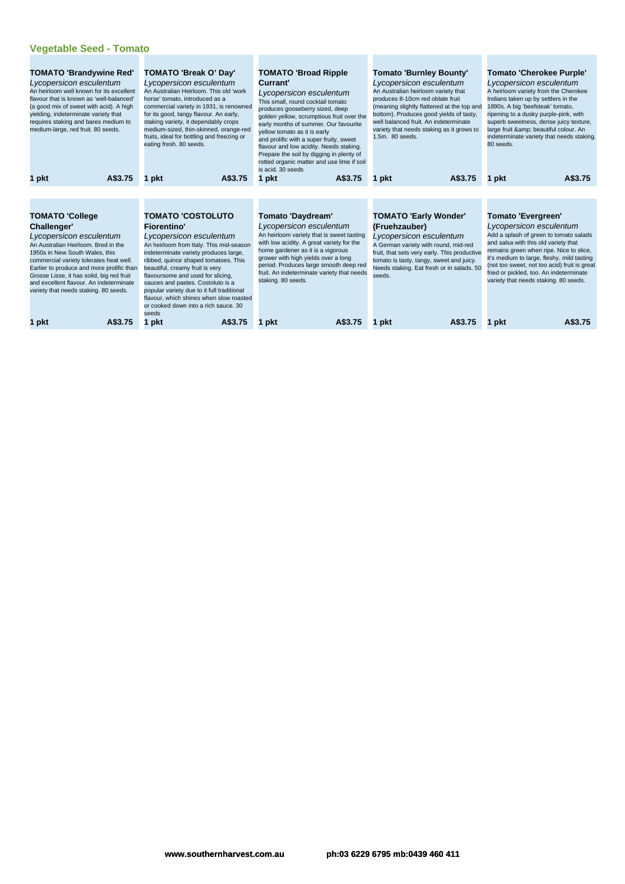## Vegetable Seed - Tomato

### TOMATO 'Brandywine Red'

*Lycopersicon esculentum*

An heirloom well known for its excellent flavour that is known as 'well-balanced' (a good mix of sweet with acid). A high yielding, indeterminate variety that requires staking and bares medium to medium-large, red fruit. 80 seeds.

**1 pkt** **A$3.75**

### TOMATO 'Break O' Day'

*Lycopersicon esculentum*

An Australian Heirloom. This old 'work horse' tomato, introduced as a commercial variety in 1931, is renowned for its good, tangy flavour. An early, staking variety, it dependably crops medium-sized, thin-skinned, orange-red fruits, ideal for bottling and freezing or eating fresh. 80 seeds.

**1 pkt** **A$3.75**

### TOMATO 'Broad Ripple Currant'

*Lycopersicon esculentum*

This small, round cocktail tomato produces gooseberry sized, deep golden yellow, scrumptious fruit over the early months of summer. Our favourite yellow tomato as it is early and prolific with a super fruity, sweet flavour and low acidity. Needs staking. Prepare the soil by digging in plenty of rotted organic matter and use lime if soil is acid. 30 seeds

**1 pkt** **A$3.75**

### Tomato 'Burnley Bounty'

*Lycopersicon esculentum*

An Australian heirloom variety that produces 8-10cm red oblate fruit (meaning slightly flattened at the top and bottom). Produces good yields of tasty, well balanced fruit. An indeterminate variety that needs staking as it grows to 1.5m. 80 seeds.

**1 pkt** **A$3.75**

### Tomato 'Cherokee Purple'

*Lycopersicon esculentum*

A heirloom variety from the Cherokee Indians taken up by settlers in the 1890s. A big 'beefsteak' tomato, ripening to a dusky purple-pink, with superb sweetness, dense juicy texture, large fruit &amp; beautiful colour. An indeterminate variety that needs staking. 80 seeds.

**1 pkt** **A$3.75**

### TOMATO 'College Challenger'

*Lycopersicon esculentum*

An Australian Heirloom. Bred in the 1950s in New South Wales, this commercial variety tolerates heat well. Earlier to produce and more prolific than Grosse Lisse, it has solid, big red fruit and excellent flavour. An indeterminate variety that needs staking. 80 seeds.

**1 pkt** **A$3.75**

### TOMATO 'COSTOLUTO Fiorentino'

*Lycopersicon esculentum*

An heirloom from Italy. This mid-season indeterminate variety produces large, ribbed, quince shaped tomatoes. This beautiful, creamy fruit is very flavoursome and used for slicing, sauces and pastes. Costoluto is a popular variety due to it full traditional flavour, which shines when slow roasted or cooked down into a rich sauce. 30 seeds

**1 pkt** **A$3.75**

### Tomato 'Daydream'

*Lycopersicon esculentum*

An heirloom variety that is sweet tasting with low acidity. A great variety for the home gardener as it is a vigorous grower with high yields over a long period. Produces large smooth deep red fruit. An indeterminate variety that needs staking. 80 seeds.

**1 pkt** **A$3.75**

### TOMATO 'Early Wonder' (Fruehzauber)

*Lycopersicon esculentum*

A German variety with round, mid-red fruit, that sets very early. This productive tomato is tasty, tangy, sweet and juicy. Needs staking. Eat fresh or in salads. 50 seeds.

**1 pkt** **A$3.75**

### Tomato 'Evergreen'

*Lycopersicon esculentum*

Add a splash of green to tomato salads and salsa with this old variety that remains green when ripe. Nice to slice, it's medium to large, fleshy, mild tasting (not too sweet, not too acid) fruit is great fried or pickled, too. An indeterminate variety that needs staking. 80 seeds.

**1 pkt** **A$3.75**

www.southernharvest.com.au ph:03 6229 6795 mb:0439 460 411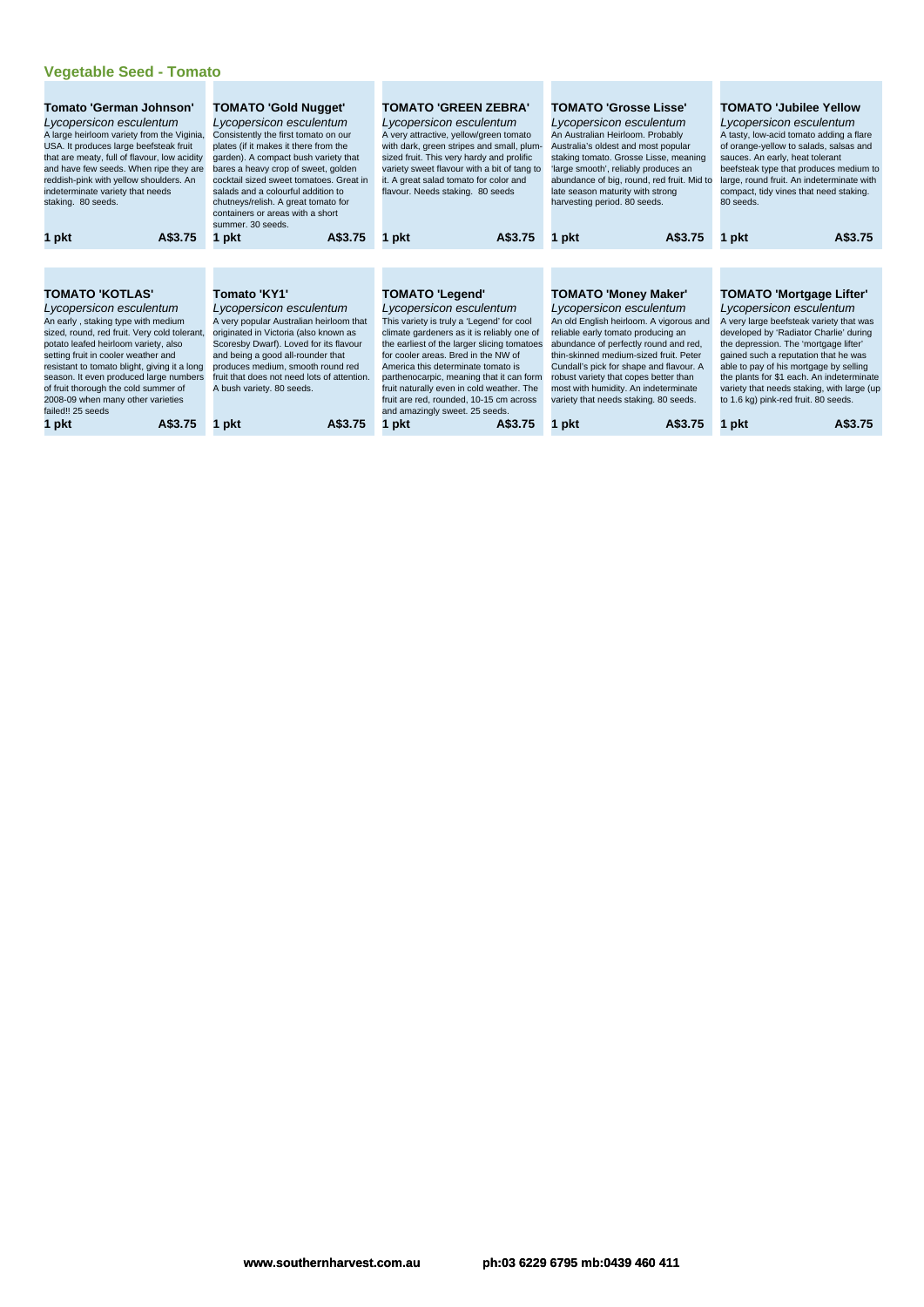## Vegetable Seed - Tomato

### Tomato 'German Johnson'

*Lycopersicon esculentum*

A large heirloom variety from the Viginia, USA. It produces large beefsteak fruit that are meaty, full of flavour, low acidity and have few seeds. When ripe they are reddish-pink with yellow shoulders. An indeterminate variety that needs staking. 80 seeds.

**1 pkt** **A$3.75**

### TOMATO 'Gold Nugget'

*Lycopersicon esculentum*

Consistently the first tomato on our plates (if it makes it there from the garden). A compact bush variety that bares a heavy crop of sweet, golden cocktail sized sweet tomatoes. Great in salads and a colourful addition to chutneys/relish. A great tomato for containers or areas with a short summer. 30 seeds.

**1 pkt** **A$3.75**

### TOMATO 'GREEN ZEBRA'

*Lycopersicon esculentum*

A very attractive, yellow/green tomato with dark, green stripes and small, plum-sized fruit. This very hardy and prolific variety sweet flavour with a bit of tang to it. A great salad tomato for color and flavour. Needs staking. 80 seeds

**1 pkt** **A$3.75**

### TOMATO 'Grosse Lisse'

*Lycopersicon esculentum*

An Australian Heirloom. Probably Australia's oldest and most popular staking tomato. Grosse Lisse, meaning 'large smooth', reliably produces an abundance of big, round, red fruit. Mid to late season maturity with strong harvesting period. 80 seeds.

**1 pkt** **A$3.75**

### TOMATO 'Jubilee Yellow

*Lycopersicon esculentum*

A tasty, low-acid tomato adding a flare of orange-yellow to salads, salsas and sauces. An early, heat tolerant beefsteak type that produces medium to large, round fruit. An indeterminate with compact, tidy vines that need staking. 80 seeds.

**1 pkt** **A$3.75**

### TOMATO 'KOTLAS'

*Lycopersicon esculentum*

An early , staking type with medium sized, round, red fruit. Very cold tolerant, potato leafed heirloom variety, also setting fruit in cooler weather and resistant to tomato blight, giving it a long season. It even produced large numbers of fruit thorough the cold summer of 2008-09 when many other varieties failed!! 25 seeds

**1 pkt** **A$3.75**

### Tomato 'KY1'

*Lycopersicon esculentum*

A very popular Australian heirloom that originated in Victoria (also known as Scoresby Dwarf). Loved for its flavour and being a good all-rounder that produces medium, smooth round red fruit that does not need lots of attention. A bush variety. 80 seeds.

**1 pkt** **A$3.75**

### TOMATO 'Legend'

*Lycopersicon esculentum*

This variety is truly a 'Legend' for cool climate gardeners as it is reliably one of the earliest of the larger slicing tomatoes for cooler areas. Bred in the NW of America this determinate tomato is parthenocarpic, meaning that it can form fruit naturally even in cold weather. The fruit are red, rounded, 10-15 cm across and amazingly sweet. 25 seeds.

**1 pkt** **A$3.75**

### TOMATO 'Money Maker'

*Lycopersicon esculentum*

An old English heirloom. A vigorous and reliable early tomato producing an abundance of perfectly round and red, thin-skinned medium-sized fruit. Peter Cundall's pick for shape and flavour. A robust variety that copes better than most with humidity. An indeterminate variety that needs staking. 80 seeds.

**1 pkt** **A$3.75**

### TOMATO 'Mortgage Lifter'

*Lycopersicon esculentum*

A very large beefsteak variety that was developed by 'Radiator Charlie' during the depression. The 'mortgage lifter' gained such a reputation that he was able to pay of his mortgage by selling the plants for $1 each. An indeterminate variety that needs staking, with large (up to 1.6 kg) pink-red fruit. 80 seeds.

**1 pkt** **A$3.75**

**www.southernharvest.com.au** **ph:03 6229 6795 mb:0439 460 411**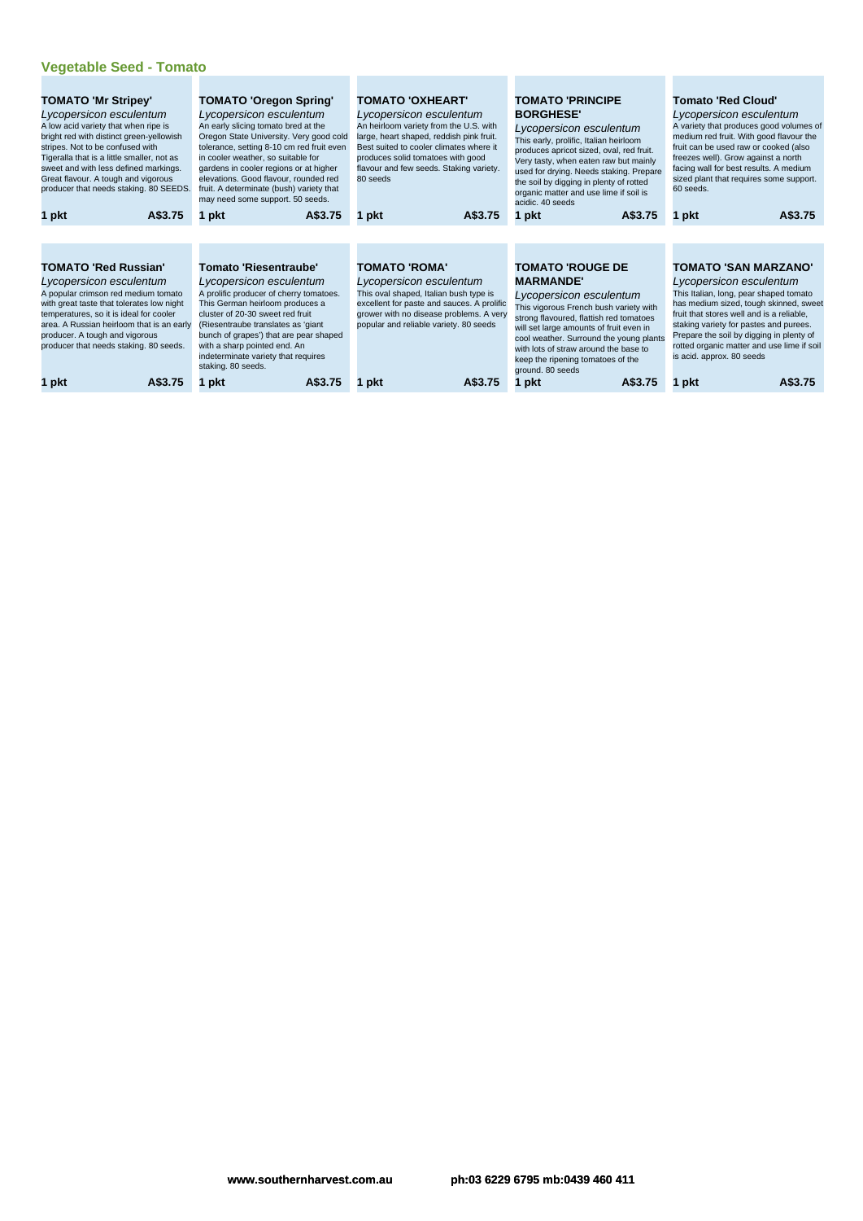## Vegetable Seed - Tomato

### TOMATO 'Mr Stripey'

*Lycopersicon esculentum*

A low acid variety that when ripe is bright red with distinct green-yellowish stripes. Not to be confused with Tigeralla that is a little smaller, not as sweet and with less defined markings. Great flavour. A tough and vigorous producer that needs staking. 80 SEEDS.

**1 pkt** **A$3.75**

### TOMATO 'Oregon Spring'

*Lycopersicon esculentum*

An early slicing tomato bred at the Oregon State University. Very good cold tolerance, setting 8-10 cm red fruit even in cooler weather, so suitable for gardens in cooler regions or at higher elevations. Good flavour, rounded red fruit. A determinate (bush) variety that may need some support. 50 seeds.

**1 pkt** **A$3.75**

### TOMATO 'OXHEART'

*Lycopersicon esculentum*

An heirloom variety from the U.S. with large, heart shaped, reddish pink fruit. Best suited to cooler climates where it produces solid tomatoes with good flavour and few seeds. Staking variety. 80 seeds

**1 pkt** **A$3.75**

### TOMATO 'PRINCIPE BORGHESE'

*Lycopersicon esculentum*

This early, prolific, Italian heirloom produces apricot sized, oval, red fruit. Very tasty, when eaten raw but mainly used for drying. Needs staking. Prepare the soil by digging in plenty of rotted organic matter and use lime if soil is acidic. 40 seeds

**1 pkt** **A$3.75**

### Tomato 'Red Cloud'

*Lycopersicon esculentum*

A variety that produces good volumes of medium red fruit. With good flavour the fruit can be used raw or cooked (also freezes well). Grow against a north facing wall for best results. A medium sized plant that requires some support. 60 seeds.

**1 pkt** **A$3.75**

### TOMATO 'Red Russian'

*Lycopersicon esculentum*

A popular crimson red medium tomato with great taste that tolerates low night temperatures, so it is ideal for cooler area. A Russian heirloom that is an early producer. A tough and vigorous producer that needs staking. 80 seeds.

**1 pkt** **A$3.75**

### Tomato 'Riesentraube'

*Lycopersicon esculentum*

A prolific producer of cherry tomatoes. This German heirloom produces a cluster of 20-30 sweet red fruit (Riesentraube translates as 'giant bunch of grapes') that are pear shaped with a sharp pointed end. An indeterminate variety that requires staking. 80 seeds.

**1 pkt** **A$3.75**

### TOMATO 'ROMA'

*Lycopersicon esculentum*

This oval shaped, Italian bush type is excellent for paste and sauces. A prolific grower with no disease problems. A very popular and reliable variety. 80 seeds

**1 pkt** **A$3.75**

### TOMATO 'ROUGE DE MARMANDE'

*Lycopersicon esculentum*

This vigorous French bush variety with strong flavoured, flattish red tomatoes will set large amounts of fruit even in cool weather. Surround the young plants with lots of straw around the base to keep the ripening tomatoes of the ground. 80 seeds

**1 pkt** **A$3.75**

### TOMATO 'SAN MARZANO'

*Lycopersicon esculentum*

This Italian, long, pear shaped tomato has medium sized, tough skinned, sweet fruit that stores well and is a reliable, staking variety for pastes and purees. Prepare the soil by digging in plenty of rotted organic matter and use lime if soil is acid. approx. 80 seeds

**1 pkt** **A$3.75**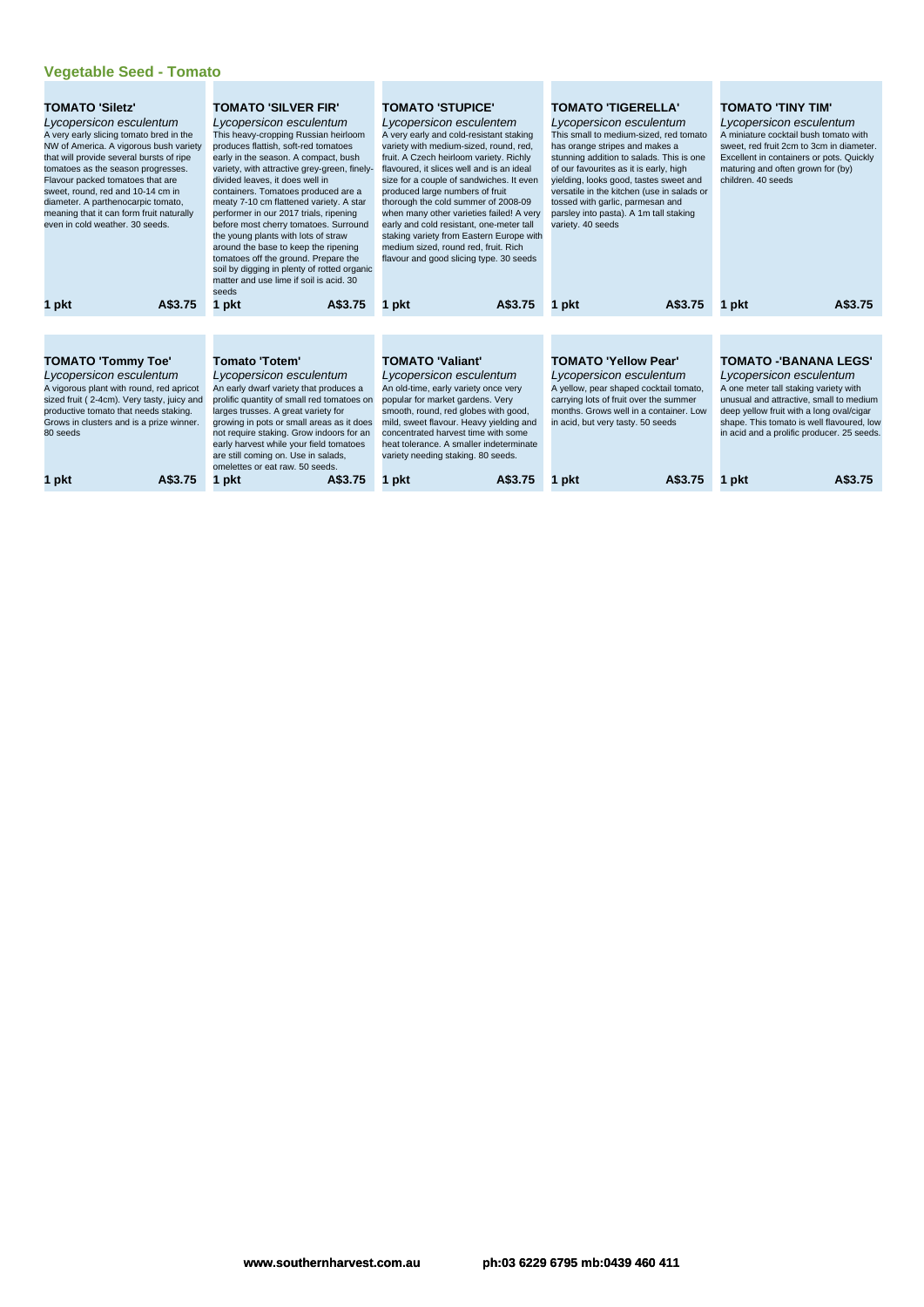## Vegetable Seed - Tomato

### TOMATO 'Siletz'

*Lycopersicon esculentum*

A very early slicing tomato bred in the NW of America. A vigorous bush variety that will provide several bursts of ripe tomatoes as the season progresses. Flavour packed tomatoes that are sweet, round, red and 10-14 cm in diameter. A parthenocarpic tomato, meaning that it can form fruit naturally even in cold weather. 30 seeds.

**1 pkt** — **A$3.75**

### TOMATO 'SILVER FIR'

*Lycopersicon esculentum*

This heavy-cropping Russian heirloom produces flattish, soft-red tomatoes early in the season. A compact, bush variety, with attractive grey-green, finely-divided leaves, it does well in containers. Tomatoes produced are a meaty 7-10 cm flattened variety. A star performer in our 2017 trials, ripening before most cherry tomatoes. Surround the young plants with lots of straw around the base to keep the ripening tomatoes off the ground. Prepare the soil by digging in plenty of rotted organic matter and use lime if soil is acid. 30 seeds

**1 pkt** — **A$3.75**

### TOMATO 'STUPICE'

*Lycopersicon esculentem*

A very early and cold-resistant staking variety with medium-sized, round, red, fruit. A Czech heirloom variety. Richly flavoured, it slices well and is an ideal size for a couple of sandwiches. It even produced large numbers of fruit thorough the cold summer of 2008-09 when many other varieties failed! A very early and cold resistant, one-meter tall staking variety from Eastern Europe with medium sized, round red, fruit. Rich flavour and good slicing type. 30 seeds

**1 pkt** — **A$3.75**

### TOMATO 'TIGERELLA'

*Lycopersicon esculentum*

This small to medium-sized, red tomato has orange stripes and makes a stunning addition to salads. This is one of our favourites as it is early, high yielding, looks good, tastes sweet and versatile in the kitchen (use in salads or tossed with garlic, parmesan and parsley into pasta). A 1m tall staking variety. 40 seeds

**1 pkt** — **A$3.75**

### TOMATO 'TINY TIM'

*Lycopersicon esculentum*

A miniature cocktail bush tomato with sweet, red fruit 2cm to 3cm in diameter. Excellent in containers or pots. Quickly maturing and often grown for (by) children. 40 seeds

**1 pkt** — **A$3.75**

### TOMATO 'Tommy Toe'

*Lycopersicon esculentum*

A vigorous plant with round, red apricot sized fruit ( 2-4cm). Very tasty, juicy and productive tomato that needs staking. Grows in clusters and is a prize winner. 80 seeds

**1 pkt** — **A$3.75**

### Tomato 'Totem'

*Lycopersicon esculentum*

An early dwarf variety that produces a prolific quantity of small red tomatoes on larges trusses. A great variety for growing in pots or small areas as it does not require staking. Grow indoors for an early harvest while your field tomatoes are still coming on. Use in salads, omelettes or eat raw. 50 seeds.

**1 pkt** — **A$3.75**

### TOMATO 'Valiant'

*Lycopersicon esculentum*

An old-time, early variety once very popular for market gardens. Very smooth, round, red globes with good, mild, sweet flavour. Heavy yielding and concentrated harvest time with some heat tolerance. A smaller indeterminate variety needing staking. 80 seeds.

**1 pkt** — **A$3.75**

### TOMATO 'Yellow Pear'

*Lycopersicon esculentum*

A yellow, pear shaped cocktail tomato, carrying lots of fruit over the summer months. Grows well in a container. Low in acid, but very tasty. 50 seeds

**1 pkt** — **A$3.75**

### TOMATO -'BANANA LEGS'

*Lycopersicon esculentum*

A one meter tall staking variety with unusual and attractive, small to medium deep yellow fruit with a long oval/cigar shape. This tomato is well flavoured, low in acid and a prolific producer. 25 seeds.

**1 pkt** — **A$3.75**

www.southernharvest.com.au ph:03 6229 6795 mb:0439 460 411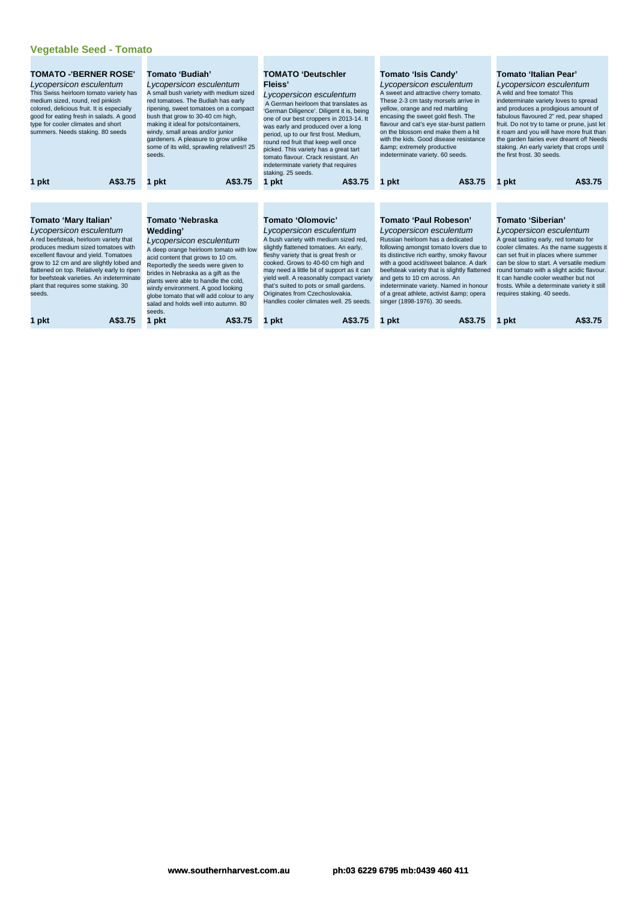## Vegetable Seed - Tomato

### TOMATO -'BERNER ROSE'

*Lycopersicon esculentum*

This Swiss heirloom tomato variety has medium sized, round, red pinkish colored, delicious fruit. It is especially good for eating fresh in salads. A good type for cooler climates and short summers. Needs staking. 80 seeds

**1 pkt** **A$3.75**

### Tomato 'Budiah'

*Lycopersicon esculentum*

A small bush variety with medium sized red tomatoes. The Budiah has early ripening, sweet tomatoes on a compact bush that grow to 30-40 cm high, making it ideal for pots/containers, windy, small areas and/or junior gardeners. A pleasure to grow unlike some of its wild, sprawling relatives!! 25 seeds.

**1 pkt** **A$3.75**

### TOMATO 'Deutschler Fleiss'

*Lycopersicon esculentum*

A German heirloom that translates as 'German Diligence'. Diligent it is, being one of our best croppers in 2013-14. It was early and produced over a long period, up to our first frost. Medium, round red fruit that keep well once picked. This variety has a great tart tomato flavour. Crack resistant. An indeterminate variety that requires staking. 25 seeds.

**1 pkt** **A$3.75**

### Tomato 'Isis Candy'

*Lycopersicon esculentum*

A sweet and attractive cherry tomato. These 2-3 cm tasty morsels arrive in yellow, orange and red marbling encasing the sweet gold flesh. The flavour and cat's eye star-burst pattern on the blossom end make them a hit with the kids. Good disease resistance &amp; extremely productive indeterminate variety. 60 seeds.

**1 pkt** **A$3.75**

### Tomato 'Italian Pear'

*Lycopersicon esculentum*

A wild and free tomato! This indeterminate variety loves to spread and produces a prodigious amount of fabulous flavoured 2" red, pear shaped fruit. Do not try to tame or prune, just let it roam and you will have more fruit than the garden fairies ever dreamt of! Needs staking. An early variety that crops until the first frost. 30 seeds.

**1 pkt** **A$3.75**

### Tomato 'Mary Italian'

*Lycopersicon esculentum*

A red beefsteak, heirloom variety that produces medium sized tomatoes with excellent flavour and yield. Tomatoes grow to 12 cm and are slightly lobed and flattened on top. Relatively early to ripen for beefsteak varieties. An indeterminate plant that requires some staking. 30 seeds.

**1 pkt** **A$3.75**

### Tomato 'Nebraska Wedding'

*Lycopersicon esculentum*

A deep orange heirloom tomato with low acid content that grows to 10 cm. Reportedly the seeds were given to brides in Nebraska as a gift as the plants were able to handle the cold, windy environment. A good looking globe tomato that will add colour to any salad and holds well into autumn. 80 seeds.

**1 pkt** **A$3.75**

### Tomato 'Olomovic'

*Lycopersicon esculentum*

A bush variety with medium sized red, slightly flattened tomatoes. An early, fleshy variety that is great fresh or cooked. Grows to 40-60 cm high and may need a little bit of support as it can yield well. A reasonably compact variety that's suited to pots or small gardens. Originates from Czechoslovakia. Handles cooler climates well. 25 seeds.

**1 pkt** **A$3.75**

### Tomato 'Paul Robeson'

*Lycopersicon esculentum*

Russian heirloom has a dedicated following amongst tomato lovers due to its distinctive rich earthy, smoky flavour with a good acid/sweet balance. A dark beefsteak variety that is slightly flattened and gets to 10 cm across. An indeterminate variety. Named in honour of a great athlete, activist &amp; opera singer (1898-1976). 30 seeds.

**1 pkt** **A$3.75**

### Tomato 'Siberian'

*Lycopersicon esculentum*

A great tasting early, red tomato for cooler climates. As the name suggests it can set fruit in places where summer can be slow to start. A versatile medium round tomato with a slight acidic flavour. It can handle cooler weather but not frosts. While a determinate variety it still requires staking. 40 seeds.

**1 pkt** **A$3.75**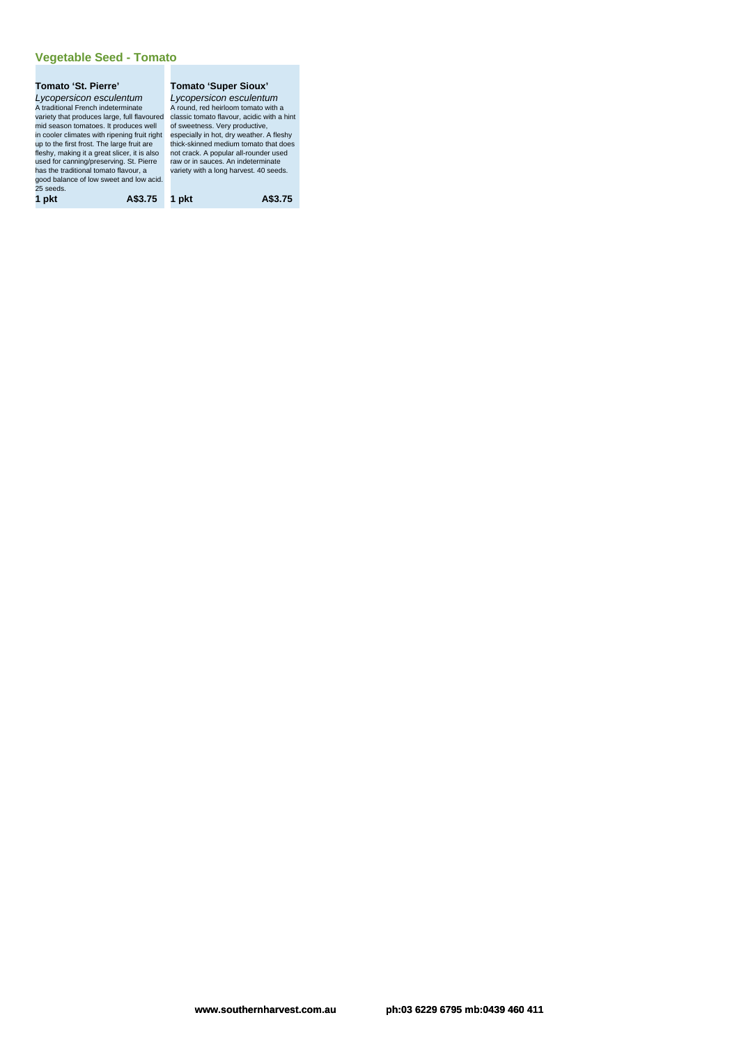## Vegetable Seed - Tomato

### Tomato 'St. Pierre'

*Lycopersicon esculentum*

A traditional French indeterminate variety that produces large, full flavoured mid season tomatoes. It produces well in cooler climates with ripening fruit right up to the first frost. The large fruit are fleshy, making it a great slicer, it is also used for canning/preserving. St. Pierre has the traditional tomato flavour, a good balance of low sweet and low acid. 25 seeds.

**1 pkt** **A$3.75**

### Tomato 'Super Sioux'

*Lycopersicon esculentum*

A round, red heirloom tomato with a classic tomato flavour, acidic with a hint of sweetness. Very productive, especially in hot, dry weather. A fleshy thick-skinned medium tomato that does not crack. A popular all-rounder used raw or in sauces. An indeterminate variety with a long harvest. 40 seeds.

**1 pkt** **A$3.75**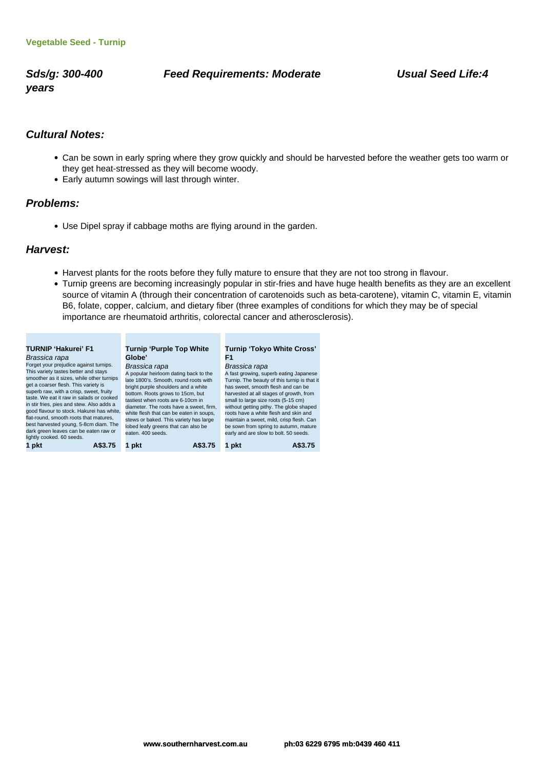**Vegetable Seed - Turnip**

***Sds/g: 300-400*** ***Feed Requirements: Moderate*** ***Usual Seed Life:4 years***

## *Cultural Notes:*

- Can be sown in early spring where they grow quickly and should be harvested before the weather gets too warm or they get heat-stressed as they will become woody.
- Early autumn sowings will last through winter.

## *Problems:*

- Use Dipel spray if cabbage moths are flying around in the garden.

## *Harvest:*

- Harvest plants for the roots before they fully mature to ensure that they are not too strong in flavour.
- Turnip greens are becoming increasingly popular in stir-fries and have huge health benefits as they are an excellent source of vitamin A (through their concentration of carotenoids such as beta-carotene), vitamin C, vitamin E, vitamin B6, folate, copper, calcium, and dietary fiber (three examples of conditions for which they may be of special importance are rheumatoid arthritis, colorectal cancer and atherosclerosis).

**TURNIP 'Hakurei' F1**
*Brassica rapa*
Forget your prejudice against turnips. This variety tastes better and stays smoother as it sizes, while other turnips get a coarser flesh. This variety is superb raw, with a crisp, sweet, fruity taste. We eat it raw in salads or cooked in stir fries, pies and stew. Also adds a good flavour to stock. Hakurei has white, flat-round, smooth roots that matures, best harvested young, 5-8cm diam. The dark green leaves can be eaten raw or lightly cooked. 60 seeds.
**1 pkt A$3.75**

**Turnip 'Purple Top White Globe'**
*Brassica rapa*
A popular heirloom dating back to the late 1800's. Smooth, round roots with bright purple shoulders and a white bottom. Roots grows to 15cm, but tastiest when roots are 6-10cm in diameter. The roots have a sweet, firm, white flesh that can be eaten in soups, stews or baked. This variety has large lobed leafy greens that can also be eaten. 400 seeds.
**1 pkt A$3.75**

**Turnip 'Tokyo White Cross' F1**
*Brassica rapa*
A fast growing, superb eating Japanese Turnip. The beauty of this turnip is that it has sweet, smooth flesh and can be harvested at all stages of growth, from small to large size roots (5-15 cm) without getting pithy. The globe shaped roots have a white flesh and skin and maintain a sweet, mild, crisp flesh. Can be sown from spring to autumn, mature early and are slow to bolt. 50 seeds.
**1 pkt A$3.75**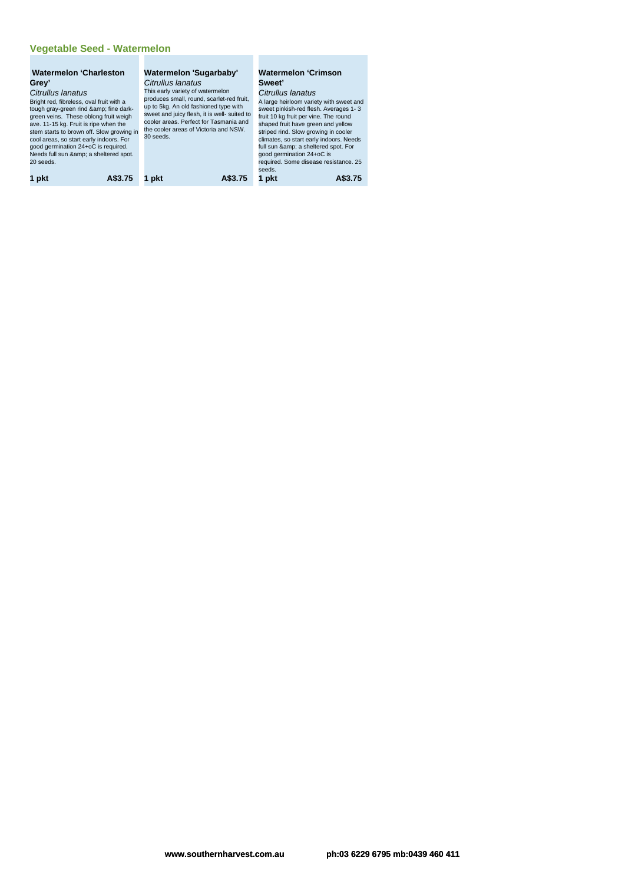## Vegetable Seed - Watermelon

### Watermelon 'Charleston Grey'

*Citrullus lanatus*

Bright red, fibreless, oval fruit with a tough gray-green rind &amp; fine dark-green veins. These oblong fruit weigh ave. 11-15 kg. Fruit is ripe when the stem starts to brown off. Slow growing in cool areas, so start early indoors. For good germination 24+oC is required. Needs full sun &amp; a sheltered spot. 20 seeds.

**1 pkt** **A$3.75**

### Watermelon 'Sugarbaby'

*Citrullus lanatus*

This early variety of watermelon produces small, round, scarlet-red fruit, up to 5kg. An old fashioned type with sweet and juicy flesh, it is well- suited to cooler areas. Perfect for Tasmania and the cooler areas of Victoria and NSW. 30 seeds.

**1 pkt** **A$3.75**

### Watermelon 'Crimson Sweet'

*Citrullus lanatus*

A large heirloom variety with sweet and sweet pinkish-red flesh. Averages 1- 3 fruit 10 kg fruit per vine. The round shaped fruit have green and yellow striped rind. Slow growing in cooler climates, so start early indoors. Needs full sun &amp; a sheltered spot. For good germination 24+oC is required. Some disease resistance. 25 seeds.

**1 pkt** **A$3.75**

www.southernharvest.com.au ph:03 6229 6795 mb:0439 460 411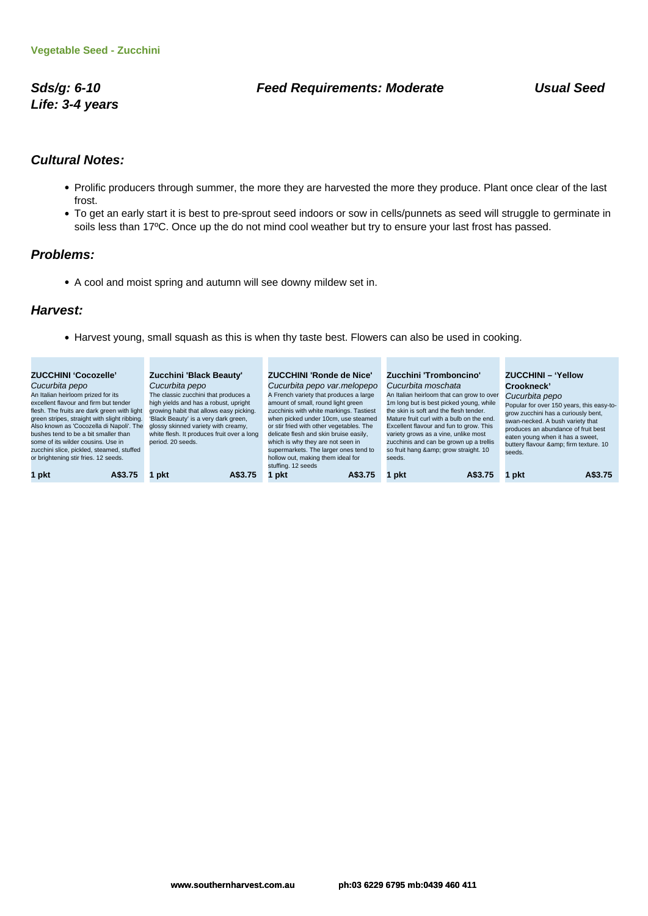**Vegetable Seed - Zucchini**

**_Sds/g: 6-10_** **_Feed Requirements: Moderate_** **_Usual Seed Life: 3-4 years_**

## _Cultural Notes:_

- Prolific producers through summer, the more they are harvested the more they produce. Plant once clear of the last frost.
- To get an early start it is best to pre-sprout seed indoors or sow in cells/punnets as seed will struggle to germinate in soils less than 17ºC. Once up the do not mind cool weather but try to ensure your last frost has passed.

## _Problems:_

- A cool and moist spring and autumn will see downy mildew set in.

## _Harvest:_

- Harvest young, small squash as this is when thy taste best. Flowers can also be used in cooking.

**ZUCCHINI 'Cocozelle'**
_Cucurbita pepo_
An Italian heirloom prized for its excellent flavour and firm but tender flesh. The fruits are dark green with light green stripes, straight with slight ribbing. Also known as 'Cocozella di Napoli'. The bushes tend to be a bit smaller than some of its wilder cousins. Use in zucchini slice, pickled, steamed, stuffed or brightening stir fries. 12 seeds.
**1 pkt** **A$3.75**

**Zucchini 'Black Beauty'**
_Cucurbita pepo_
The classic zucchini that produces a high yields and has a robust, upright growing habit that allows easy picking. 'Black Beauty' is a very dark green, glossy skinned variety with creamy, white flesh. It produces fruit over a long period. 20 seeds.
**1 pkt** **A$3.75**

**ZUCCHINI 'Ronde de Nice'**
_Cucurbita pepo var.melopepo_
A French variety that produces a large amount of small, round light green zucchinis with white markings. Tastiest when picked under 10cm, use steamed or stir fried with other vegetables. The delicate flesh and skin bruise easily, which is why they are not seen in supermarkets. The larger ones tend to hollow out, making them ideal for stuffing. 12 seeds
**1 pkt** **A$3.75**

**Zucchini 'Tromboncino'**
_Cucurbita moschata_
An Italian heirloom that can grow to over 1m long but is best picked young, while the skin is soft and the flesh tender. Mature fruit curl with a bulb on the end. Excellent flavour and fun to grow. This variety grows as a vine, unlike most zucchinis and can be grown up a trellis so fruit hang &amp; grow straight. 10 seeds.
**1 pkt** **A$3.75**

**ZUCCHINI – 'Yellow Crookneck'**
_Cucurbita pepo_
Popular for over 150 years, this easy-to-grow zucchini has a curiously bent, swan-necked. A bush variety that produces an abundance of fruit best eaten young when it has a sweet, buttery flavour &amp; firm texture. 10 seeds.
**1 pkt** **A$3.75**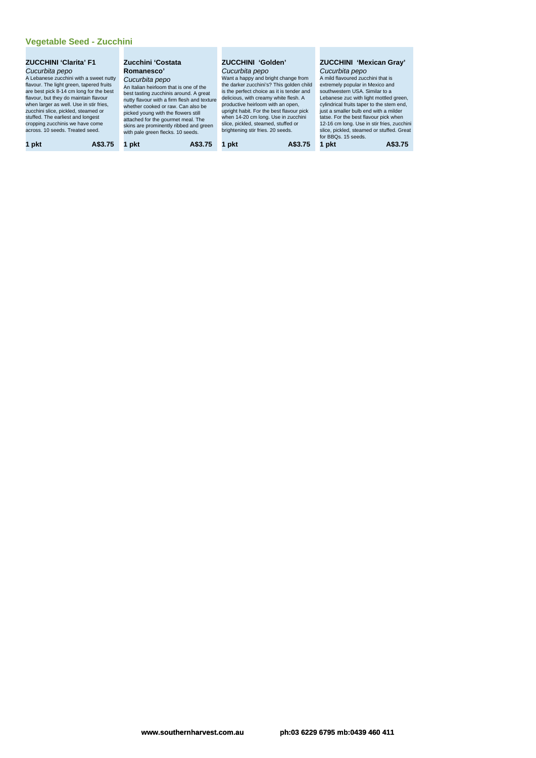## Vegetable Seed - Zucchini

### ZUCCHINI 'Clarita' F1

*Cucurbita pepo*

A Lebanese zucchini with a sweet nutty flavour. The light green, tapered fruits are best pick 8-14 cm long for the best flavour, but they do maintain flavour when larger as well. Use in stir fries, zucchini slice, pickled, steamed or stuffed. The earliest and longest cropping zucchinis we have come across. 10 seeds. Treated seed.

**1 pkt** **A$3.75**

### Zucchini 'Costata Romanesco'

*Cucurbita pepo*

An Italian heirloom that is one of the best tasting zucchinis around. A great nutty flavour with a firm flesh and texture whether cooked or raw. Can also be picked young with the flowers still attached for the gourmet meal. The skins are prominently ribbed and green with pale green flecks. 10 seeds.

**1 pkt** **A$3.75**

### ZUCCHINI 'Golden'

*Cucurbita pepo*

Want a happy and bright change from the darker zucchini's? This golden child is the perfect choice as it is tender and delicious, with creamy white flesh. A productive heirloom with an open, upright habit. For the best flavour pick when 14-20 cm long. Use in zucchini slice, pickled, steamed, stuffed or brightening stir fries. 20 seeds.

**1 pkt** **A$3.75**

### ZUCCHINI 'Mexican Gray'

*Cucurbita pepo*

A mild flavoured zucchini that is extremely popular in Mexico and southwestern USA. Similar to a Lebanese zuc with light mottled green, cylindrical fruits taper to the stem end, just a smaller bulb end with a milder tatse. For the best flavour pick when 12-16 cm long. Use in stir fries, zucchini slice, pickled, steamed or stuffed. Great for BBQs. 15 seeds.

**1 pkt** **A$3.75**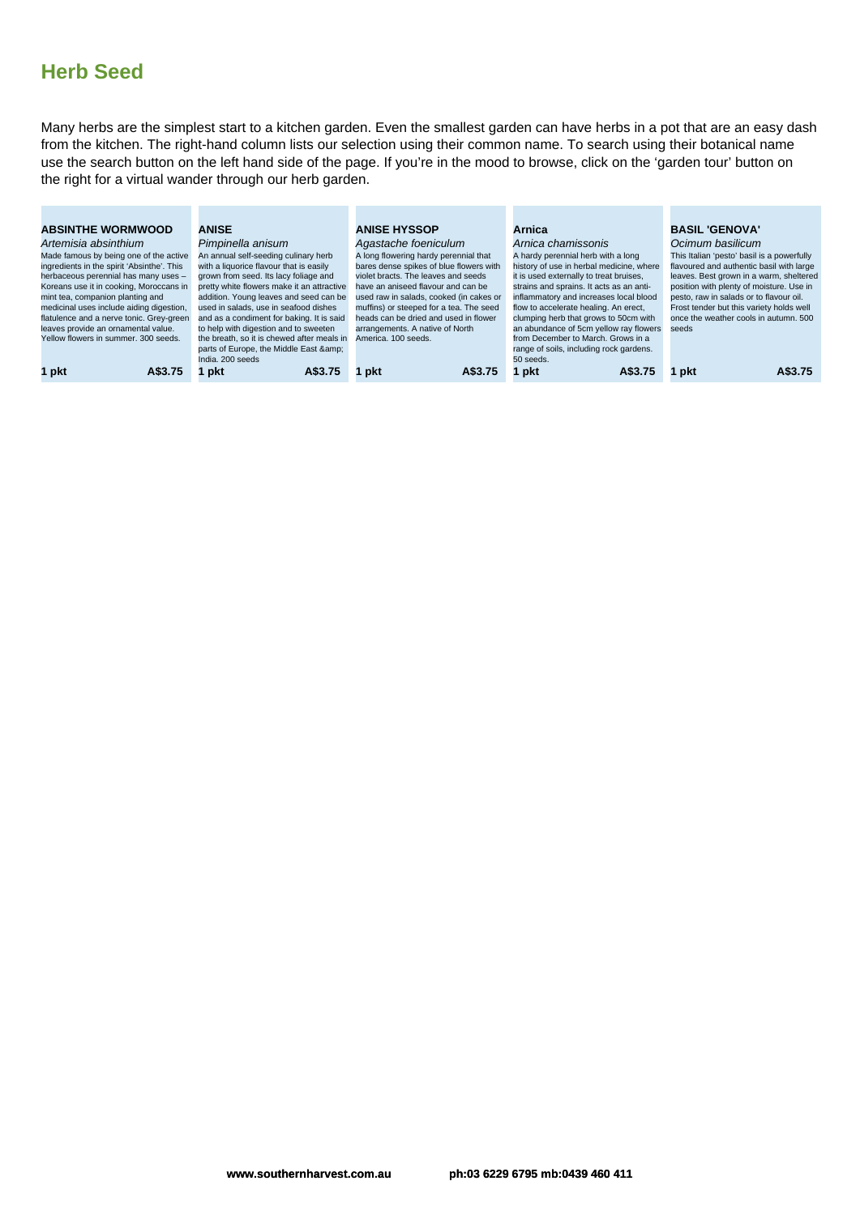## Herb Seed

Many herbs are the simplest start to a kitchen garden. Even the smallest garden can have herbs in a pot that are an easy dash from the kitchen. The right-hand column lists our selection using their common name. To search using their botanical name use the search button on the left hand side of the page. If you're in the mood to browse, click on the 'garden tour' button on the right for a virtual wander through our herb garden.

**ABSINTHE WORMWOOD**

*Artemisia absinthium*

Made famous by being one of the active ingredients in the spirit 'Absinthe'. This herbaceous perennial has many uses – Koreans use it in cooking, Moroccans in mint tea, companion planting and medicinal uses include aiding digestion, flatulence and a nerve tonic. Grey-green leaves provide an ornamental value. Yellow flowers in summer. 300 seeds.

**1 pkt** **A$3.75**

**ANISE**

*Pimpinella anisum*

An annual self-seeding culinary herb with a liquorice flavour that is easily grown from seed. Its lacy foliage and pretty white flowers make it an attractive addition. Young leaves and seed can be used in salads, use in seafood dishes and as a condiment for baking. It is said to help with digestion and to sweeten the breath, so it is chewed after meals in parts of Europe, the Middle East &amp; India. 200 seeds

**1 pkt** **A$3.75**

**ANISE HYSSOP**

*Agastache foeniculum*

A long flowering hardy perennial that bares dense spikes of blue flowers with violet bracts. The leaves and seeds have an aniseed flavour and can be used raw in salads, cooked (in cakes or muffins) or steeped for a tea. The seed heads can be dried and used in flower arrangements. A native of North America. 100 seeds.

**1 pkt** **A$3.75**

**Arnica**

*Arnica chamissonis*

A hardy perennial herb with a long history of use in herbal medicine, where it is used externally to treat bruises, strains and sprains. It acts as an anti-inflammatory and increases local blood flow to accelerate healing. An erect, clumping herb that grows to 50cm with an abundance of 5cm yellow ray flowers from December to March. Grows in a range of soils, including rock gardens. 50 seeds.

**1 pkt** **A$3.75**

**BASIL 'GENOVA'**

*Ocimum basilicum*

This Italian 'pesto' basil is a powerfully flavoured and authentic basil with large leaves. Best grown in a warm, sheltered position with plenty of moisture. Use in pesto, raw in salads or to flavour oil. Frost tender but this variety holds well once the weather cools in autumn. 500 seeds

**1 pkt** **A$3.75**

www.southernharvest.com.au ph:03 6229 6795 mb:0439 460 411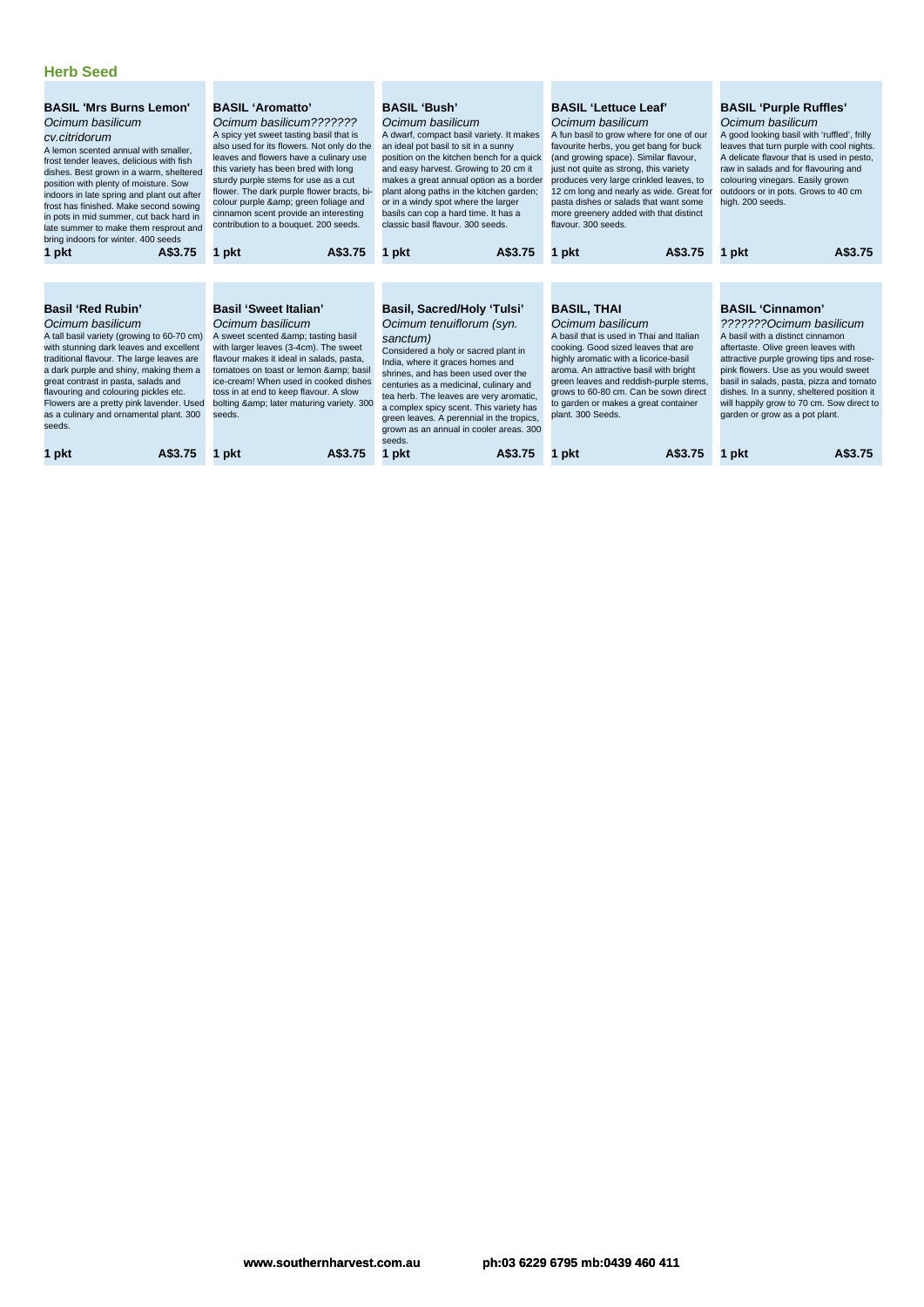## Herb Seed

### BASIL 'Mrs Burns Lemon'

*Ocimum basilicum cv.citridorum*

A lemon scented annual with smaller, frost tender leaves, delicious with fish dishes. Best grown in a warm, sheltered position with plenty of moisture. Sow indoors in late spring and plant out after frost has finished. Make second sowing in pots in mid summer, cut back hard in late summer to make them resprout and bring indoors for winter. 400 seeds

**1 pkt** **A$3.75**

### BASIL 'Aromatto'

*Ocimum basilicum???????*

A spicy yet sweet tasting basil that is also used for its flowers. Not only do the leaves and flowers have a culinary use this variety has been bred with long sturdy purple stems for use as a cut flower. The dark purple flower bracts, bi-colour purple &amp; green foliage and cinnamon scent provide an interesting contribution to a bouquet. 200 seeds.

**1 pkt** **A$3.75**

### BASIL 'Bush'

*Ocimum basilicum*

A dwarf, compact basil variety. It makes an ideal pot basil to sit in a sunny position on the kitchen bench for a quick and easy harvest. Growing to 20 cm it makes a great annual option as a border plant along paths in the kitchen garden; or in a windy spot where the larger basils can cop a hard time. It has a classic basil flavour. 300 seeds.

**1 pkt** **A$3.75**

### BASIL 'Lettuce Leaf'

*Ocimum basilicum*

A fun basil to grow where for one of our favourite herbs, you get bang for buck (and growing space). Similar flavour, just not quite as strong, this variety produces very large crinkled leaves, to 12 cm long and nearly as wide. Great for pasta dishes or salads that want some more greenery added with that distinct flavour. 300 seeds.

**1 pkt** **A$3.75**

### BASIL 'Purple Ruffles'

*Ocimum basilicum*

A good looking basil with 'ruffled', frilly leaves that turn purple with cool nights. A delicate flavour that is used in pesto, raw in salads and for flavouring and colouring vinegars. Easily grown outdoors or in pots. Grows to 40 cm high. 200 seeds.

**1 pkt** **A$3.75**

### Basil 'Red Rubin'

*Ocimum basilicum*

A tall basil variety (growing to 60-70 cm) with stunning dark leaves and excellent traditional flavour. The large leaves are a dark purple and shiny, making them a great contrast in pasta, salads and flavouring and colouring pickles etc. Flowers are a pretty pink lavender. Used as a culinary and ornamental plant. 300 seeds.

**1 pkt** **A$3.75**

### Basil 'Sweet Italian'

*Ocimum basilicum*

A sweet scented &amp; tasting basil with larger leaves (3-4cm). The sweet flavour makes it ideal in salads, pasta, tomatoes on toast or lemon &amp; basil ice-cream! When used in cooked dishes toss in at end to keep flavour. A slow bolting &amp; later maturing variety. 300 seeds.

**1 pkt** **A$3.75**

### Basil, Sacred/Holy 'Tulsi'

*Ocimum tenuiflorum (syn. sanctum)*

Considered a holy or sacred plant in India, where it graces homes and shrines, and has been used over the centuries as a medicinal, culinary and tea herb. The leaves are very aromatic, a complex spicy scent. This variety has green leaves. A perennial in the tropics, grown as an annual in cooler areas. 300 seeds.

**1 pkt** **A$3.75**

### BASIL, THAI

*Ocimum basilicum*

A basil that is used in Thai and Italian cooking. Good sized leaves that are highly aromatic with a licorice-basil aroma. An attractive basil with bright green leaves and reddish-purple stems, grows to 60-80 cm. Can be sown direct to garden or makes a great container plant. 300 Seeds.

**1 pkt** **A$3.75**

### BASIL 'Cinnamon'

*???????Ocimum basilicum*

A basil with a distinct cinnamon aftertaste. Olive green leaves with attractive purple growing tips and rose-pink flowers. Use as you would sweet basil in salads, pasta, pizza and tomato dishes. In a sunny, sheltered position it will happily grow to 70 cm. Sow direct to garden or grow as a pot plant.

**1 pkt** **A$3.75**

**www.southernharvest.com.au** **ph:03 6229 6795 mb:0439 460 411**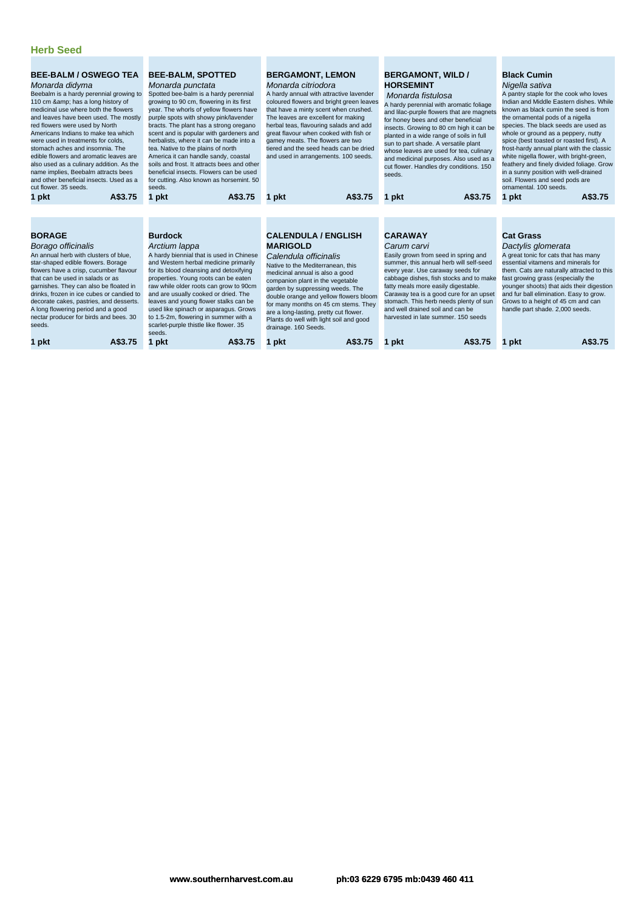## Herb Seed

### BEE-BALM / OSWEGO TEA

*Monarda didyma*

Beebalm is a hardy perennial growing to 110 cm &amp; has a long history of medicinal use where both the flowers and leaves have been used. The mostly red flowers were used by North Americans Indians to make tea which were used in treatments for colds, stomach aches and insomnia. The edible flowers and aromatic leaves are also used as a culinary addition. As the name implies, Beebalm attracts bees and other beneficial insects. Used as a cut flower. 35 seeds.

**1 pkt** **A$3.75**

### BEE-BALM, SPOTTED

*Monarda punctata*

Spotted bee-balm is a hardy perennial growing to 90 cm, flowering in its first year. The whorls of yellow flowers have purple spots with showy pink/lavender bracts. The plant has a strong oregano scent and is popular with gardeners and herbalists, where it can be made into a tea. Native to the plains of north America it can handle sandy, coastal soils and frost. It attracts bees and other beneficial insects. Flowers can be used for cutting. Also known as horsemint. 50 seeds.

**1 pkt** **A$3.75**

### BERGAMONT, LEMON

*Monarda citriodora*

A hardy annual with attractive lavender coloured flowers and bright green leaves that have a minty scent when crushed. The leaves are excellent for making herbal teas, flavouring salads and add great flavour when cooked with fish or gamey meats. The flowers are two tiered and the seed heads can be dried and used in arrangements. 100 seeds.

**1 pkt** **A$3.75**

### BERGAMONT, WILD / HORSEMINT

*Monarda fistulosa*

A hardy perennial with aromatic foliage and lilac-purple flowers that are magnets for honey bees and other beneficial insects. Growing to 80 cm high it can be planted in a wide range of soils in full sun to part shade. A versatile plant whose leaves are used for tea, culinary and medicinal purposes. Also used as a cut flower. Handles dry conditions. 150 seeds.

**1 pkt** **A$3.75**

### Black Cumin

*Nigella sativa*

A pantry staple for the cook who loves Indian and Middle Eastern dishes. While known as black cumin the seed is from the ornamental pods of a nigella species. The black seeds are used as whole or ground as a peppery, nutty spice (best toasted or roasted first). A frost-hardy annual plant with the classic white nigella flower, with bright-green, feathery and finely divided foliage. Grow in a sunny position with well-drained soil. Flowers and seed pods are ornamental. 100 seeds.

**1 pkt** **A$3.75**

### BORAGE

*Borago officinalis*

An annual herb with clusters of blue, star-shaped edible flowers. Borage flowers have a crisp, cucumber flavour that can be used in salads or as garnishes. They can also be floated in drinks, frozen in ice cubes or candied to decorate cakes, pastries, and desserts. A long flowering period and a good nectar producer for birds and bees. 30 seeds.

**1 pkt** **A$3.75**

### Burdock

*Arctium lappa*

A hardy biennial that is used in Chinese and Western herbal medicine primarily for its blood cleansing and detoxifying properties. Young roots can be eaten raw while older roots can grow to 90cm and are usually cooked or dried. The leaves and young flower stalks can be used like spinach or asparagus. Grows to 1.5-2m, flowering in summer with a scarlet-purple thistle like flower. 35 seeds.

**1 pkt** **A$3.75**

### CALENDULA / ENGLISH MARIGOLD

*Calendula officinalis*

Native to the Mediterranean, this medicinal annual is also a good companion plant in the vegetable garden by suppressing weeds. The double orange and yellow flowers bloom for many months on 45 cm stems. They are a long-lasting, pretty cut flower. Plants do well with light soil and good drainage. 160 Seeds.

**1 pkt** **A$3.75**

### CARAWAY

*Carum carvi*

Easily grown from seed in spring and summer, this annual herb will self-seed every year. Use caraway seeds for cabbage dishes, fish stocks and to make fatty meals more easily digestable. Caraway tea is a good cure for an upset stomach. This herb needs plenty of sun and well drained soil and can be harvested in late summer. 150 seeds

**1 pkt** **A$3.75**

### Cat Grass

*Dactylis glomerata*

A great tonic for cats that has many essential vitamens and minerals for them. Cats are naturally attracted to this fast growing grass (especially the younger shoots) that aids their digestion and fur ball elimination. Easy to grow. Grows to a height of 45 cm and can handle part shade. 2,000 seeds.

**1 pkt** **A$3.75**

**www.southernharvest.com.au** **ph:03 6229 6795 mb:0439 460 411**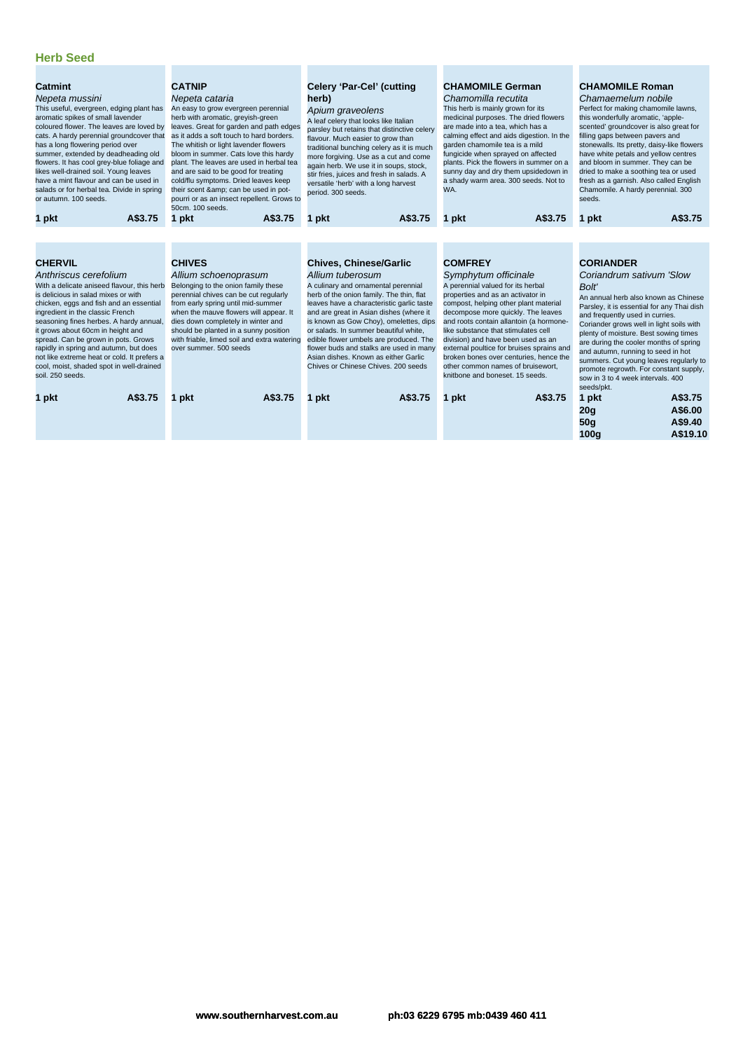## Herb Seed

### Catmint

*Nepeta mussini*

This useful, evergreen, edging plant has aromatic spikes of small lavender coloured flower. The leaves are loved by cats. A hardy perennial groundcover that has a long flowering period over summer, extended by deadheading old flowers. It has cool grey-blue foliage and likes well-drained soil. Young leaves have a mint flavour and can be used in salads or for herbal tea. Divide in spring or autumn. 100 seeds.

**1 pkt** **A$3.75**

### CATNIP

*Nepeta cataria*

An easy to grow evergreen perennial herb with aromatic, greyish-green leaves. Great for garden and path edges as it adds a soft touch to hard borders. The whitish or light lavender flowers bloom in summer. Cats love this hardy plant. The leaves are used in herbal tea and are said to be good for treating cold/flu symptoms. Dried leaves keep their scent &amp; can be used in pot-pourri or as an insect repellent. Grows to 50cm. 100 seeds.

**1 pkt** **A$3.75**

### Celery 'Par-Cel' (cutting herb)

*Apium graveolens*

A leaf celery that looks like Italian parsley but retains that distinctive celery flavour. Much easier to grow than traditional bunching celery as it is much more forgiving. Use as a cut and come again herb. We use it in soups, stock, stir fries, juices and fresh in salads. A versatile 'herb' with a long harvest period. 300 seeds.

**1 pkt** **A$3.75**

### CHAMOMILE German

*Chamomilla recutita*

This herb is mainly grown for its medicinal purposes. The dried flowers are made into a tea, which has a calming effect and aids digestion. In the garden chamomile tea is a mild fungicide when sprayed on affected plants. Pick the flowers in summer on a sunny day and dry them upsidedown in a shady warm area. 300 seeds. Not to WA.

**1 pkt** **A$3.75**

### CHAMOMILE Roman

*Chamaemelum nobile*

Perfect for making chamomile lawns, this wonderfully aromatic, 'apple-scented' groundcover is also great for filling gaps between pavers and stonewalls. Its pretty, daisy-like flowers have white petals and yellow centres and bloom in summer. They can be dried to make a soothing tea or used fresh as a garnish. Also called English Chamomile. A hardy perennial. 300 seeds.

**1 pkt** **A$3.75**

### CHERVIL

*Anthriscus cerefolium*

With a delicate aniseed flavour, this herb is delicious in salad mixes or with chicken, eggs and fish and an essential ingredient in the classic French seasoning fines herbes. A hardy annual, it grows about 60cm in height and spread. Can be grown in pots. Grows rapidly in spring and autumn, but does not like extreme heat or cold. It prefers a cool, moist, shaded spot in well-drained soil. 250 seeds.

**1 pkt** **A$3.75**

### CHIVES

*Allium schoenoprasum*

Belonging to the onion family these perennial chives can be cut regularly from early spring until mid-summer when the mauve flowers will appear. It dies down completely in winter and should be planted in a sunny position with friable, limed soil and extra watering over summer. 500 seeds

**1 pkt** **A$3.75**

### Chives, Chinese/Garlic

*Allium tuberosum*

A culinary and ornamental perennial herb of the onion family. The thin, flat leaves have a characteristic garlic taste and are great in Asian dishes (where it is known as Gow Choy), omelettes, dips or salads. In summer beautiful white, edible flower umbels are produced. The flower buds and stalks are used in many Asian dishes. Known as either Garlic Chives or Chinese Chives. 200 seeds

**1 pkt** **A$3.75**

### COMFREY

*Symphytum officinale*

A perennial valued for its herbal properties and as an activator in compost, helping other plant material decompose more quickly. The leaves and roots contain allantoin (a hormone-like substance that stimulates cell division) and have been used as an external poultice for bruises sprains and broken bones over centuries, hence the other common names of bruisewort, knitbone and boneset. 15 seeds.

**1 pkt** **A$3.75**

### CORIANDER

*Coriandrum sativum 'Slow Bolt'*

An annual herb also known as Chinese Parsley, it is essential for any Thai dish and frequently used in curries. Coriander grows well in light soils with plenty of moisture. Best sowing times are during the cooler months of spring and autumn, running to seed in hot summers. Cut young leaves regularly to promote regrowth. For constant supply, sow in 3 to 4 week intervals. 400 seeds/pkt.

| | |
|---|---|
| **1 pkt** | **A$3.75** |
| **20g** | **A$6.00** |
| **50g** | **A$9.40** |
| **100g** | **A$19.10** |

www.southernharvest.com.au ph:03 6229 6795 mb:0439 460 411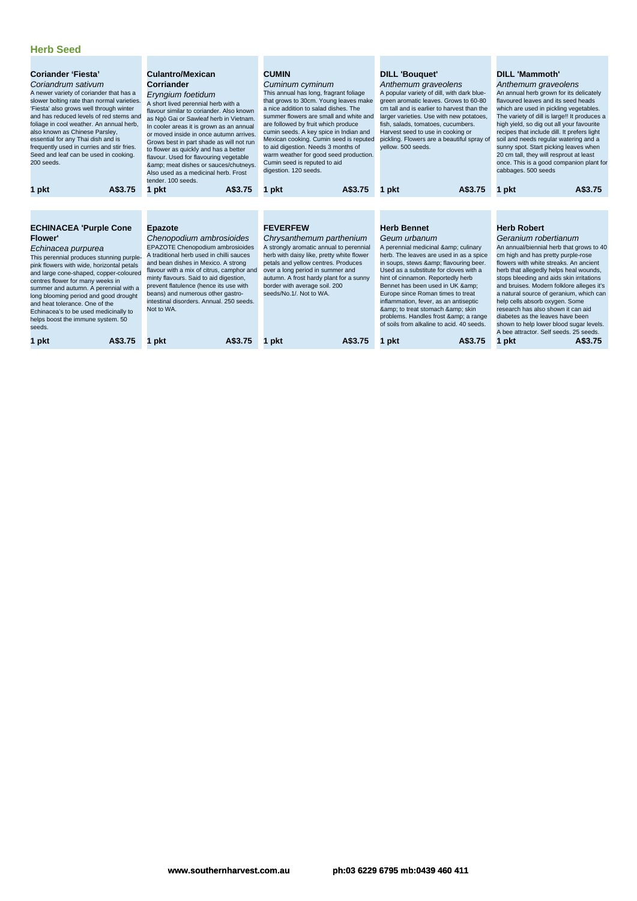## Herb Seed

### Coriander 'Fiesta'

*Coriandrum sativum*

A newer variety of coriander that has a slower bolting rate than normal varieties. 'Fiesta' also grows well through winter and has reduced levels of red stems and foliage in cool weather. An annual herb, also known as Chinese Parsley, essential for any Thai dish and is frequently used in curries and stir fries. Seed and leaf can be used in cooking. 200 seeds.

**1 pkt** **A$3.75**

### Culantro/Mexican Corriander

*Eryngium foetidum*

A short lived perennial herb with a flavour similar to coriander. Also known as Ngò Gai or Sawleaf herb in Vietnam. In cooler areas it is grown as an annual or moved inside in once autumn arrives. Grows best in part shade as will not run to flower as quickly and has a better flavour. Used for flavouring vegetable &amp; meat dishes or sauces/chutneys. Also used as a medicinal herb. Frost tender. 100 seeds.

**1 pkt** **A$3.75**

### CUMIN

*Cuminum cyminum*

This annual has long, fragrant foliage that grows to 30cm. Young leaves make a nice addition to salad dishes. The summer flowers are small and white and are followed by fruit which produce cumin seeds. A key spice in Indian and Mexican cooking. Cumin seed is reputed to aid digestion. Needs 3 months of warm weather for good seed production. Cumin seed is reputed to aid digestion. 120 seeds.

**1 pkt** **A$3.75**

### DILL 'Bouquet'

*Anthemum graveolens*

A popular variety of dill, with dark blue-green aromatic leaves. Grows to 60-80 cm tall and is earlier to harvest than the larger varieties. Use with new potatoes, fish, salads, tomatoes, cucumbers. Harvest seed to use in cooking or pickling. Flowers are a beautiful spray of yellow. 500 seeds.

**1 pkt** **A$3.75**

### DILL 'Mammoth'

*Anthemum graveolens*

An annual herb grown for its delicately flavoured leaves and its seed heads which are used in pickling vegetables. The variety of dill is large!! It produces a high yield, so dig out all your favourite recipes that include dill. It prefers light soil and needs regular watering and a sunny spot. Start picking leaves when 20 cm tall, they will resprout at least once. This is a good companion plant for cabbages. 500 seeds

**1 pkt** **A$3.75**

### ECHINACEA 'Purple Cone Flower'

*Echinacea purpurea*

This perennial produces stunning purple-pink flowers with wide, horizontal petals and large cone-shaped, copper-coloured centres flower for many weeks in summer and autumn. A perennial with a long blooming period and good drought and heat tolerance. One of the Echinacea's to be used medicinally to helps boost the immune system. 50 seeds.

**1 pkt** **A$3.75**

### Epazote

*Chenopodium ambrosioides*

EPAZOTE Chenopodium ambrosioides A traditional herb used in chilli sauces and bean dishes in Mexico. A strong flavour with a mix of citrus, camphor and minty flavours. Said to aid digestion, prevent flatulence (hence its use with beans) and numerous other gastro-intestinal disorders. Annual. 250 seeds. Not to WA.

**1 pkt** **A$3.75**

### FEVERFEW

*Chrysanthemum parthenium*

A strongly aromatic annual to perennial herb with daisy like, pretty white flower petals and yellow centres. Produces over a long period in summer and autumn. A frost hardy plant for a sunny border with average soil. 200 seeds/No.1/. Not to WA.

**1 pkt** **A$3.75**

### Herb Bennet

*Geum urbanum*

A perennial medicinal &amp; culinary herb. The leaves are used in as a spice in soups, stews &amp; flavouring beer. Used as a substitute for cloves with a hint of cinnamon. Reportedly herb Bennet has been used in UK &amp; Europe since Roman times to treat inflammation, fever, as an antiseptic &amp; to treat stomach &amp; skin problems. Handles frost &amp; a range of soils from alkaline to acid. 40 seeds.

**1 pkt** **A$3.75**

### Herb Robert

*Geranium robertianum*

An annual/biennial herb that grows to 40 cm high and has pretty purple-rose flowers with white streaks. An ancient herb that allegedly helps heal wounds, stops bleeding and aids skin irritations and bruises. Modern folklore alleges it's a natural source of geranium, which can help cells absorb oxygen. Some research has also shown it can aid diabetes as the leaves have been shown to help lower blood sugar levels. A bee attractor. Self seeds. 25 seeds.

**1 pkt** **A$3.75**

**www.southernharvest.com.au** **ph:03 6229 6795 mb:0439 460 411**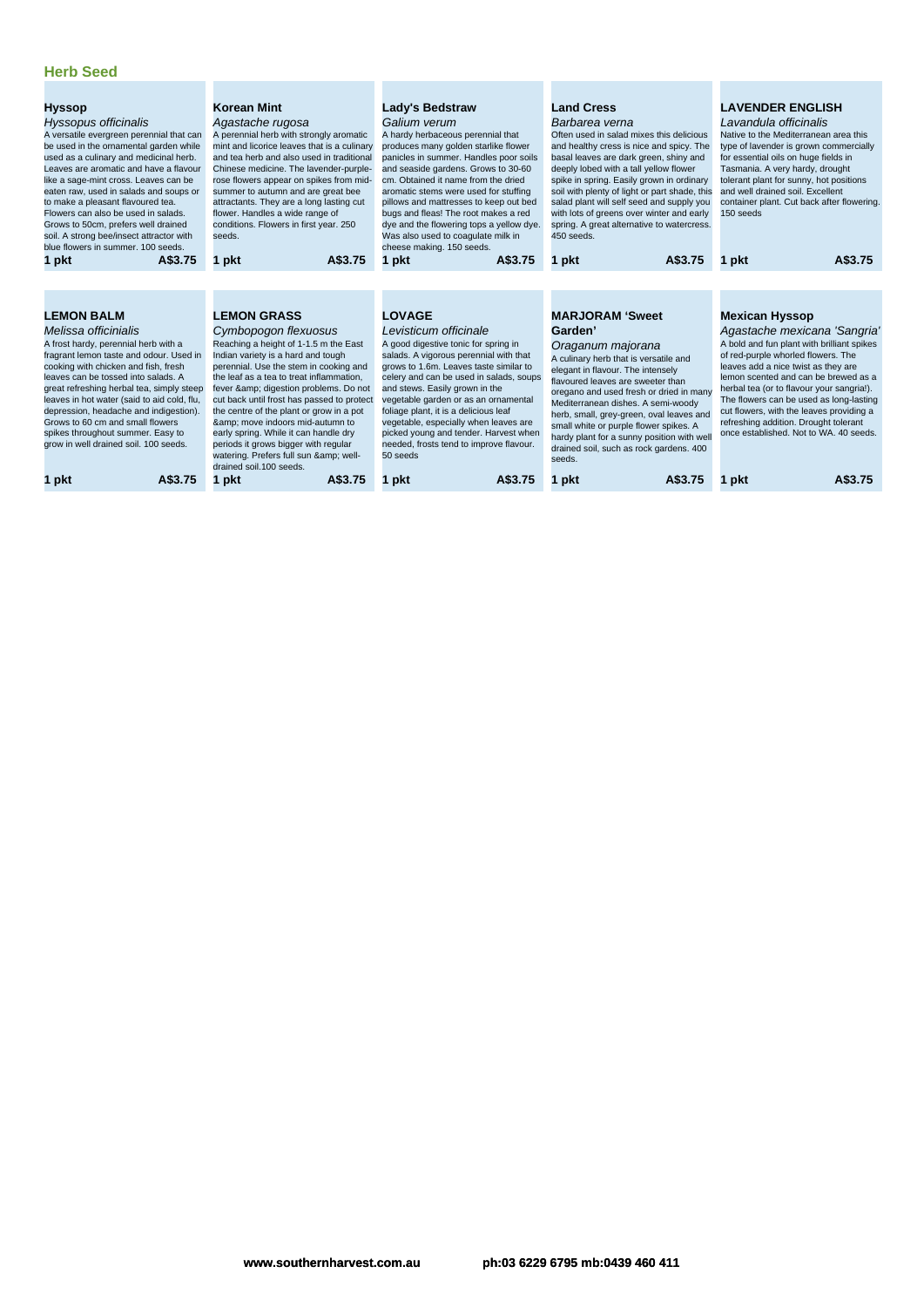## Herb Seed

### Hyssop

*Hyssopus officinalis*

A versatile evergreen perennial that can be used in the ornamental garden while used as a culinary and medicinal herb. Leaves are aromatic and have a flavour like a sage-mint cross. Leaves can be eaten raw, used in salads and soups or to make a pleasant flavoured tea. Flowers can also be used in salads. Grows to 50cm, prefers well drained soil. A strong bee/insect attractor with blue flowers in summer. 100 seeds.

**1 pkt** **A$3.75**

### Korean Mint

*Agastache rugosa*

A perennial herb with strongly aromatic mint and licorice leaves that is a culinary and tea herb and also used in traditional Chinese medicine. The lavender-purple-rose flowers appear on spikes from mid-summer to autumn and are great bee attractants. They are a long lasting cut flower. Handles a wide range of conditions. Flowers in first year. 250 seeds.

**1 pkt** **A$3.75**

### Lady's Bedstraw

*Galium verum*

A hardy herbaceous perennial that produces many golden starlike flower panicles in summer. Handles poor soils and seaside gardens. Grows to 30-60 cm. Obtained it name from the dried aromatic stems were used for stuffing pillows and mattresses to keep out bed bugs and fleas! The root makes a red dye and the flowering tops a yellow dye. Was also used to coagulate milk in cheese making. 150 seeds.

**1 pkt** **A$3.75**

### Land Cress

*Barbarea verna*

Often used in salad mixes this delicious and healthy cress is nice and spicy. The basal leaves are dark green, shiny and deeply lobed with a tall yellow flower spike in spring. Easily grown in ordinary soil with plenty of light or part shade, this salad plant will self seed and supply you with lots of greens over winter and early spring. A great alternative to watercress. 450 seeds.

**1 pkt** **A$3.75**

### LAVENDER ENGLISH

*Lavandula officinalis*

Native to the Mediterranean area this type of lavender is grown commercially for essential oils on huge fields in Tasmania. A very hardy, drought tolerant plant for sunny, hot positions and well drained soil. Excellent container plant. Cut back after flowering. 150 seeds

**1 pkt** **A$3.75**

### LEMON BALM

*Melissa officinialis*

A frost hardy, perennial herb with a fragrant lemon taste and odour. Used in cooking with chicken and fish, fresh leaves can be tossed into salads. A great refreshing herbal tea, simply steep leaves in hot water (said to aid cold, flu, depression, headache and indigestion). Grows to 60 cm and small flowers spikes throughout summer. Easy to grow in well drained soil. 100 seeds.

**1 pkt** **A$3.75**

### LEMON GRASS

*Cymbopogon flexuosus*

Reaching a height of 1-1.5 m the East Indian variety is a hard and tough perennial. Use the stem in cooking and the leaf as a tea to treat inflammation, fever &amp; digestion problems. Do not cut back until frost has passed to protect the centre of the plant or grow in a pot &amp; move indoors mid-autumn to early spring. While it can handle dry periods it grows bigger with regular watering. Prefers full sun &amp; well-drained soil.100 seeds.

**1 pkt** **A$3.75**

### LOVAGE

*Levisticum officinale*

A good digestive tonic for spring in salads. A vigorous perennial with that grows to 1.6m. Leaves taste similar to celery and can be used in salads, soups and stews. Easily grown in the vegetable garden or as an ornamental foliage plant, it is a delicious leaf vegetable, especially when leaves are picked young and tender. Harvest when needed, frosts tend to improve flavour. 50 seeds

**1 pkt** **A$3.75**

### MARJORAM 'Sweet Garden'

*Oraganum majorana*

A culinary herb that is versatile and elegant in flavour. The intensely flavoured leaves are sweeter than oregano and used fresh or dried in many Mediterranean dishes. A semi-woody herb, small, grey-green, oval leaves and small white or purple flower spikes. A hardy plant for a sunny position with well drained soil, such as rock gardens. 400 seeds.

**1 pkt** **A$3.75**

### Mexican Hyssop

*Agastache mexicana 'Sangria'*

A bold and fun plant with brilliant spikes of red-purple whorled flowers. The leaves add a nice twist as they are lemon scented and can be brewed as a herbal tea (or to flavour your sangria!). The flowers can be used as long-lasting cut flowers, with the leaves providing a refreshing addition. Drought tolerant once established. Not to WA. 40 seeds.

**1 pkt** **A$3.75**

www.southernharvest.com.au ph:03 6229 6795 mb:0439 460 411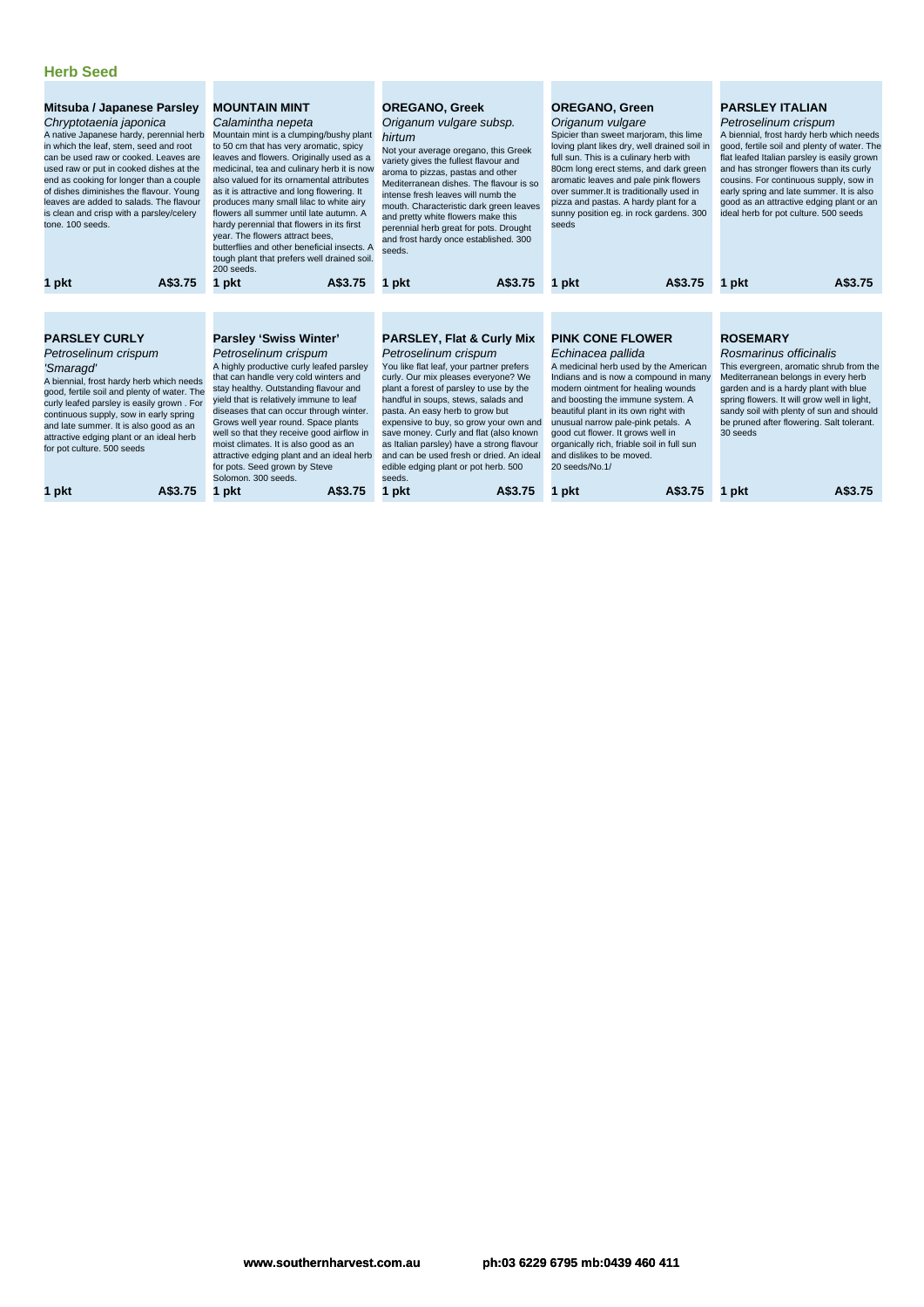## Herb Seed

### Mitsuba / Japanese Parsley

*Chryptotaenia japonica*

A native Japanese hardy, perennial herb in which the leaf, stem, seed and root can be used raw or cooked. Leaves are used raw or put in cooked dishes at the end as cooking for longer than a couple of dishes diminishes the flavour. Young leaves are added to salads. The flavour is clean and crisp with a parsley/celery tone. 100 seeds.

**1 pkt** **A$3.75**

### MOUNTAIN MINT

*Calamintha nepeta*

Mountain mint is a clumping/bushy plant to 50 cm that has very aromatic, spicy leaves and flowers. Originally used as a medicinal, tea and culinary herb it is now also valued for its ornamental attributes as it is attractive and long flowering. It produces many small lilac to white airy flowers all summer until late autumn. A hardy perennial that flowers in its first year. The flowers attract bees, butterflies and other beneficial insects. A tough plant that prefers well drained soil. 200 seeds.

**1 pkt** **A$3.75**

### OREGANO, Greek

*Origanum vulgare subsp. hirtum*

Not your average oregano, this Greek variety gives the fullest flavour and aroma to pizzas, pastas and other Mediterranean dishes. The flavour is so intense fresh leaves will numb the mouth. Characteristic dark green leaves and pretty white flowers make this perennial herb great for pots. Drought and frost hardy once established. 300 seeds.

**1 pkt** **A$3.75**

### OREGANO, Green

*Origanum vulgare*

Spicier than sweet marjoram, this lime loving plant likes dry, well drained soil in full sun. This is a culinary herb with 80cm long erect stems, and dark green aromatic leaves and pale pink flowers over summer.It is traditionally used in pizza and pastas. A hardy plant for a sunny position eg. in rock gardens. 300 seeds

**1 pkt** **A$3.75**

### PARSLEY ITALIAN

*Petroselinum crispum*

A biennial, frost hardy herb which needs good, fertile soil and plenty of water. The flat leafed Italian parsley is easily grown and has stronger flowers than its curly cousins. For continuous supply, sow in early spring and late summer. It is also good as an attractive edging plant or an ideal herb for pot culture. 500 seeds

**1 pkt** **A$3.75**

### PARSLEY CURLY

*Petroselinum crispum 'Smaragd'*

A biennial, frost hardy herb which needs good, fertile soil and plenty of water. The curly leafed parsley is easily grown . For continuous supply, sow in early spring and late summer. It is also good as an attractive edging plant or an ideal herb for pot culture. 500 seeds

**1 pkt** **A$3.75**

### Parsley 'Swiss Winter'

*Petroselinum crispum*

A highly productive curly leafed parsley that can handle very cold winters and stay healthy. Outstanding flavour and yield that is relatively immune to leaf diseases that can occur through winter. Grows well year round. Space plants well so that they receive good airflow in moist climates. It is also good as an attractive edging plant and an ideal herb for pots. Seed grown by Steve Solomon. 300 seeds.

**1 pkt** **A$3.75**

### PARSLEY, Flat & Curly Mix

*Petroselinum crispum*

You like flat leaf, your partner prefers curly. Our mix pleases everyone? We plant a forest of parsley to use by the handful in soups, stews, salads and pasta. An easy herb to grow but expensive to buy, so grow your own and save money. Curly and flat (also known as Italian parsley) have a strong flavour and can be used fresh or dried. An ideal edible edging plant or pot herb. 500 seeds.

**1 pkt** **A$3.75**

### PINK CONE FLOWER

*Echinacea pallida*

A medicinal herb used by the American Indians and is now a compound in many modern ointment for healing wounds and boosting the immune system. A beautiful plant in its own right with unusual narrow pale-pink petals. A good cut flower. It grows well in organically rich, friable soil in full sun and dislikes to be moved. 20 seeds/No.1/

**1 pkt** **A$3.75**

### ROSEMARY

*Rosmarinus officinalis*

This evergreen, aromatic shrub from the Mediterranean belongs in every herb garden and is a hardy plant with blue spring flowers. It will grow well in light, sandy soil with plenty of sun and should be pruned after flowering. Salt tolerant. 30 seeds

**1 pkt** **A$3.75**

www.southernharvest.com.au ph:03 6229 6795 mb:0439 460 411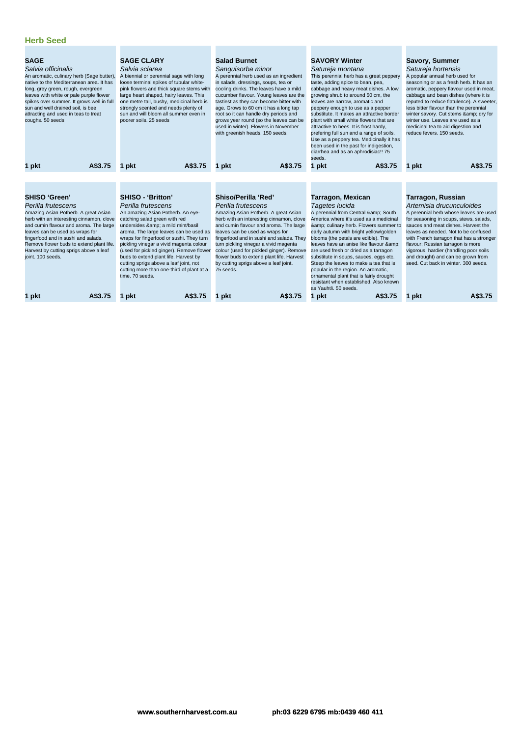## Herb Seed

### SAGE
*Salvia officinalis*

An aromatic, culinary herb (Sage butter), native to the Mediterranean area. It has long, grey green, rough, evergreen leaves with white or pale purple flower spikes over summer. It grows well in full sun and well drained soil, is bee attracting and used in teas to treat coughs. 50 seeds

**1 pkt** **A$3.75**

### SAGE CLARY
*Salvia sclarea*

A biennial or perennial sage with long loose terminal spikes of tubular white-pink flowers and thick square stems with large heart shaped, hairy leaves. This one metre tall, bushy, medicinal herb is strongly scented and needs plenty of sun and will bloom all summer even in poorer soils. 25 seeds

**1 pkt** **A$3.75**

### Salad Burnet
*Sanguisorba minor*

A perennial herb used as an ingredient in salads, dressings, soups, tea or cooling drinks. The leaves have a mild cucumber flavour. Young leaves are the tastiest as they can become bitter with age. Grows to 60 cm it has a long tap root so it can handle dry periods and grows year round (so the leaves can be used in winter). Flowers in November with greenish heads. 150 seeds.

**1 pkt** **A$3.75**

### SAVORY Winter
*Satureja montana*

This perennial herb has a great peppery taste, adding spice to bean, pea, cabbage and heavy meat dishes. A low growing shrub to around 50 cm, the leaves are narrow, aromatic and peppery enough to use as a pepper substitute. It makes an attractive border plant with small white flowers that are attractive to bees. It is frost hardy, prefering full sun and a range of soils. Use as a peppery tea. Medicinally it has been used in the past for indigestion, diarrhea and as an aphrodisiac!! 75 seeds.

**1 pkt** **A$3.75**

### Savory, Summer
*Satureja hortensis*

A popular annual herb used for seasoning or as a fresh herb. It has an aromatic, peppery flavour used in meat, cabbage and bean dishes (where it is reputed to reduce flatulence). A sweeter, less bitter flavour than the perennial winter savory. Cut stems &amp; dry for winter use. Leaves are used as a medicinal tea to aid digestion and reduce fevers. 150 seeds.

**1 pkt** **A$3.75**

### SHISO 'Green'
*Perilla frutescens*

Amazing Asian Potherb. A great Asian herb with an interesting cinnamon, clove and cumin flavour and aroma. The large leaves can be used as wraps for fingerfood and in sushi and salads. Remove flower buds to extend plant life. Harvest by cutting sprigs above a leaf joint. 100 seeds.

**1 pkt** **A$3.75**

### SHISO - 'Britton'
*Perilla frutescens*

An amazing Asian Potherb. An eye-catching salad green with red undersides &amp; a mild mint/basil aroma. The large leaves can be used as wraps for fingerfood or sushi. They turn pickling vinegar a vivid magenta colour (used for pickled ginger). Remove flower buds to extend plant life. Harvest by cutting sprigs above a leaf joint, not cutting more than one-third of plant at a time. 70 seeds.

**1 pkt** **A$3.75**

### Shiso/Perilla 'Red'
*Perilla frutescens*

Amazing Asian Potherb. A great Asian herb with an interesting cinnamon, clove and cumin flavour and aroma. The large leaves can be used as wraps for fingerfood and in sushi and salads. They turn pickling vinegar a vivid magenta colour (used for pickled ginger). Remove flower buds to extend plant life. Harvest by cutting sprigs above a leaf joint. 75 seeds.

**1 pkt** **A$3.75**

### Tarragon, Mexican
*Tagetes lucida*

A perennial from Central &amp; South America where it's used as a medicinal &amp; culinary herb. Flowers summer to early autumn with bright yellow/golden blooms (the petals are edible). The leaves have an anise like flavour &amp; are used fresh or dried as a tarragon substitute in soups, sauces, eggs etc. Steep the leaves to make a tea that is popular in the region. An aromatic, ornamental plant that is fairly drought resistant when established. Also known as Yauhtli. 50 seeds.

**1 pkt** **A$3.75**

### Tarragon, Russian
*Artemisia drucunculoides*

A perennial herb whose leaves are used for seasoning in soups, stews, salads, sauces and meat dishes. Harvest the leaves as needed. Not to be confused with French tarragon that has a stronger flavour; Russian tarragon is more vigorous, hardier (handling poor soils and drought) and can be grown from seed. Cut back in winter. 300 seeds.

**1 pkt** **A$3.75**

**www.southernharvest.com.au** **ph:03 6229 6795 mb:0439 460 411**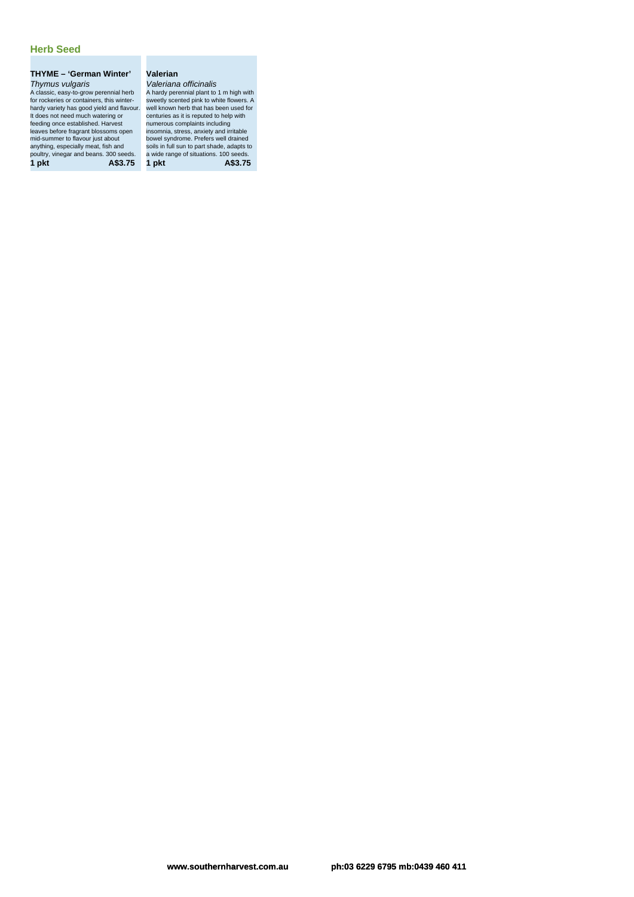## Herb Seed

### THYME – 'German Winter'

*Thymus vulgaris*

A classic, easy-to-grow perennial herb for rockeries or containers, this winter-hardy variety has good yield and flavour. It does not need much watering or feeding once established. Harvest leaves before fragrant blossoms open mid-summer to flavour just about anything, especially meat, fish and poultry, vinegar and beans. 300 seeds.

**1 pkt A$3.75**

### Valerian

*Valeriana officinalis*

A hardy perennial plant to 1 m high with sweetly scented pink to white flowers. A well known herb that has been used for centuries as it is reputed to help with numerous complaints including insomnia, stress, anxiety and irritable bowel syndrome. Prefers well drained soils in full sun to part shade, adapts to a wide range of situations. 100 seeds.

**1 pkt A$3.75**

**www.southernharvest.com.au ph:03 6229 6795 mb:0439 460 411**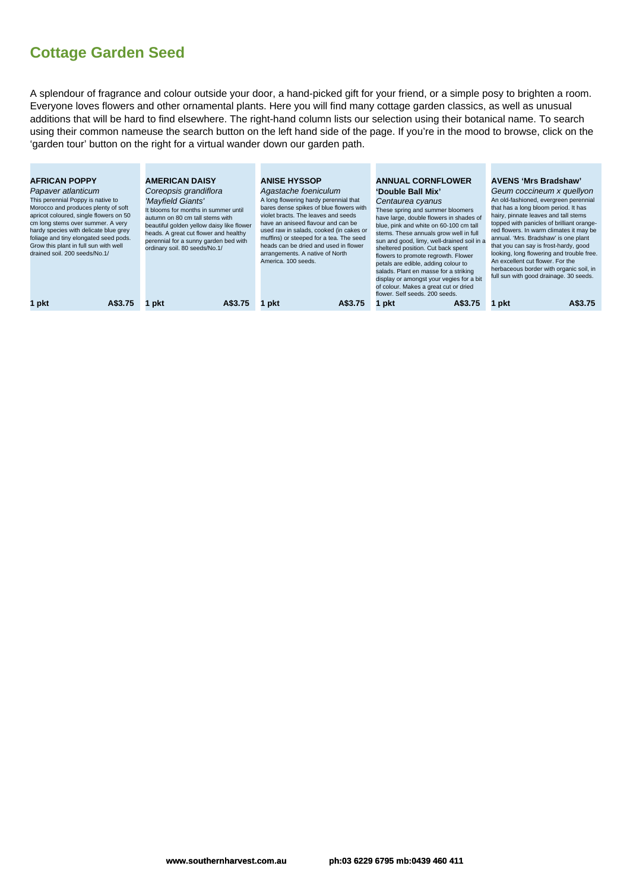# Cottage Garden Seed

A splendour of fragrance and colour outside your door, a hand-picked gift for your friend, or a simple posy to brighten a room. Everyone loves flowers and other ornamental plants. Here you will find many cottage garden classics, as well as unusual additions that will be hard to find elsewhere. The right-hand column lists our selection using their botanical name. To search using their common nameuse the search button on the left hand side of the page. If you're in the mood to browse, click on the 'garden tour' button on the right for a virtual wander down our garden path.

**AFRICAN POPPY**
*Papaver atlanticum*
This perennial Poppy is native to Morocco and produces plenty of soft apricot coloured, single flowers on 50 cm long stems over summer. A very hardy species with delicate blue grey foliage and tiny elongated seed pods. Grow this plant in full sun with well drained soil. 200 seeds/No.1/

**1 pkt** **A$3.75**

**AMERICAN DAISY**
*Coreopsis grandiflora 'Mayfield Giants'*
It blooms for months in summer until autumn on 80 cm tall stems with beautiful golden yellow daisy like flower heads. A great cut flower and healthy perennial for a sunny garden bed with ordinary soil. 80 seeds/No.1/

**1 pkt** **A$3.75**

**ANISE HYSSOP**
*Agastache foeniculum*
A long flowering hardy perennial that bares dense spikes of blue flowers with violet bracts. The leaves and seeds have an aniseed flavour and can be used raw in salads, cooked (in cakes or muffins) or steeped for a tea. The seed heads can be dried and used in flower arrangements. A native of North America. 100 seeds.

**1 pkt** **A$3.75**

**ANNUAL CORNFLOWER 'Double Ball Mix'**
*Centaurea cyanus*
These spring and summer bloomers have large, double flowers in shades of blue, pink and white on 60-100 cm tall stems. These annuals grow well in full sun and good, limy, well-drained soil in a sheltered position. Cut back spent flowers to promote regrowth. Flower petals are edible, adding colour to salads. Plant en masse for a striking display or amongst your vegies for a bit of colour. Makes a great cut or dried flower. Self seeds. 200 seeds.

**1 pkt** **A$3.75**

**AVENS 'Mrs Bradshaw'**
*Geum coccineum x quellyon*
An old-fashioned, evergreen perennial that has a long bloom period. It has hairy, pinnate leaves and tall stems topped with panicles of brilliant orange-red flowers. In warm climates it may be annual. 'Mrs. Bradshaw' is one plant that you can say is frost-hardy, good looking, long flowering and trouble free. An excellent cut flower. For the herbaceous border with organic soil, in full sun with good drainage. 30 seeds.

**1 pkt** **A$3.75**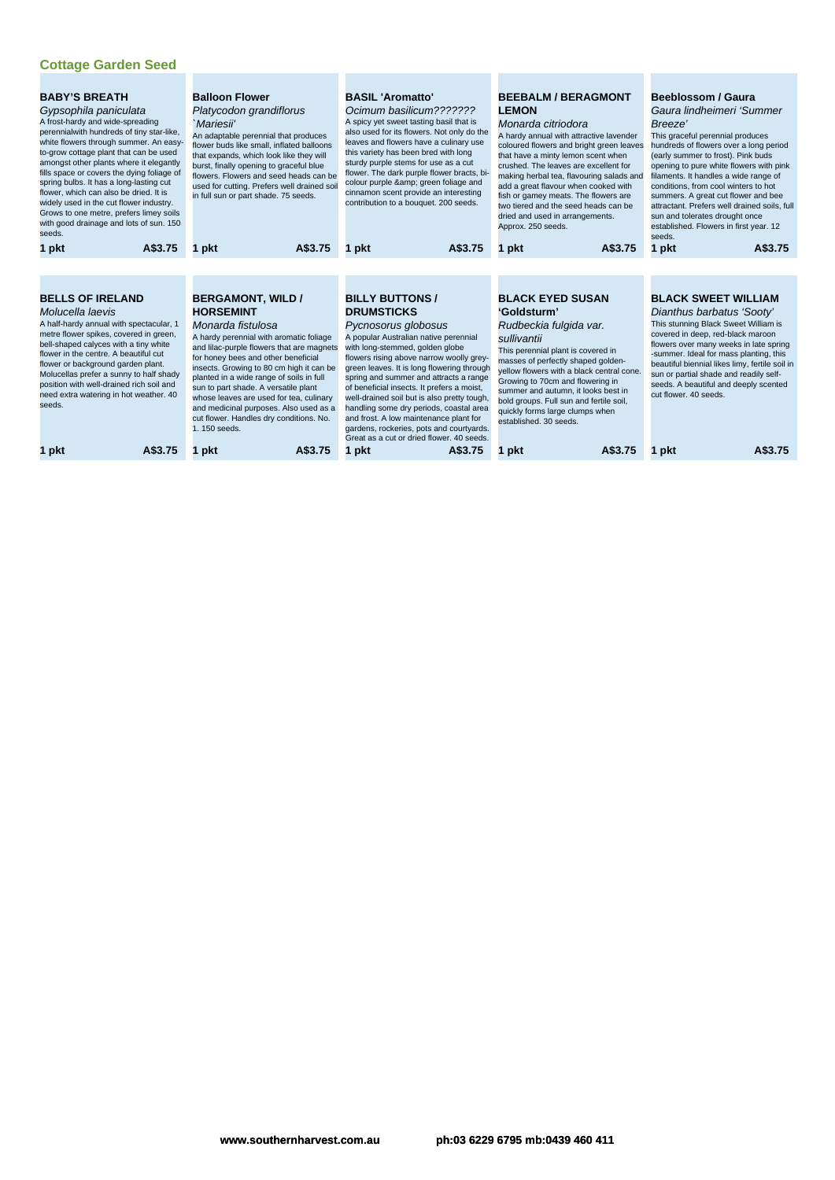## Cottage Garden Seed

### BABY'S BREATH

*Gypsophila paniculata*

A frost-hardy and wide-spreading perennialwith hundreds of tiny star-like, white flowers through summer. An easy-to-grow cottage plant that can be used amongst other plants where it elegantly fills space or covers the dying foliage of spring bulbs. It has a long-lasting cut flower, which can also be dried. It is widely used in the cut flower industry. Grows to one metre, prefers limey soils with good drainage and lots of sun. 150 seeds.

**1 pkt** **A$3.75**

### Balloon Flower

*Platycodon grandiflorus `Mariesii'*

An adaptable perennial that produces flower buds like small, inflated balloons that expands, which look like they will burst, finally opening to graceful blue flowers. Flowers and seed heads can be used for cutting. Prefers well drained soil in full sun or part shade. 75 seeds.

**1 pkt** **A$3.75**

### BASIL 'Aromatto'

*Ocimum basilicum???????*

A spicy yet sweet tasting basil that is also used for its flowers. Not only do the leaves and flowers have a culinary use this variety has been bred with long sturdy purple stems for use as a cut flower. The dark purple flower bracts, bi-colour purple &amp; green foliage and cinnamon scent provide an interesting contribution to a bouquet. 200 seeds.

**1 pkt** **A$3.75**

### BEEBALM / BERAGMONT LEMON

*Monarda citriodora*

A hardy annual with attractive lavender coloured flowers and bright green leaves that have a minty lemon scent when crushed. The leaves are excellent for making herbal tea, flavouring salads and add a great flavour when cooked with fish or gamey meats. The flowers are two tiered and the seed heads can be dried and used in arrangements. Approx. 250 seeds.

**1 pkt** **A$3.75**

### Beeblossom / Gaura

*Gaura lindheimeri 'Summer Breeze'*

This graceful perennial produces hundreds of flowers over a long period (early summer to frost). Pink buds opening to pure white flowers with pink filaments. It handles a wide range of conditions, from cool winters to hot summers. A great cut flower and bee attractant. Prefers well drained soils, full sun and tolerates drought once established. Flowers in first year. 12 seeds.

**1 pkt** **A$3.75**

### BELLS OF IRELAND

*Molucella laevis*

A half-hardy annual with spectacular, 1 metre flower spikes, covered in green, bell-shaped calyces with a tiny white flower in the centre. A beautiful cut flower or background garden plant. Molucellas prefer a sunny to half shady position with well-drained rich soil and need extra watering in hot weather. 40 seeds.

**1 pkt** **A$3.75**

### BERGAMONT, WILD / HORSEMINT

*Monarda fistulosa*

A hardy perennial with aromatic foliage and lilac-purple flowers that are magnets for honey bees and other beneficial insects. Growing to 80 cm high it can be planted in a wide range of soils in full sun to part shade. A versatile plant whose leaves are used for tea, culinary and medicinal purposes. Also used as a cut flower. Handles dry conditions. No. 1. 150 seeds.

**1 pkt** **A$3.75**

### BILLY BUTTONS / DRUMSTICKS

*Pycnosorus globosus*

A popular Australian native perennial with long-stemmed, golden globe flowers rising above narrow woolly grey-green leaves. It is long flowering through spring and summer and attracts a range of beneficial insects. It prefers a moist, well-drained soil but is also pretty tough, handling some dry periods, coastal area and frost. A low maintenance plant for gardens, rockeries, pots and courtyards. Great as a cut or dried flower. 40 seeds.

**1 pkt** **A$3.75**

### BLACK EYED SUSAN 'Goldsturm'

*Rudbeckia fulgida var. sullivantii*

This perennial plant is covered in masses of perfectly shaped golden-yellow flowers with a black central cone. Growing to 70cm and flowering in summer and autumn, it looks best in bold groups. Full sun and fertile soil, quickly forms large clumps when established. 30 seeds.

**1 pkt** **A$3.75**

### BLACK SWEET WILLIAM

*Dianthus barbatus 'Sooty'*

This stunning Black Sweet William is covered in deep, red-black maroon flowers over many weeks in late spring -summer. Ideal for mass planting, this beautiful biennial likes limy, fertile soil in sun or partial shade and readily self-seeds. A beautiful and deeply scented cut flower. 40 seeds.

**1 pkt** **A$3.75**

www.southernharvest.com.au ph:03 6229 6795 mb:0439 460 411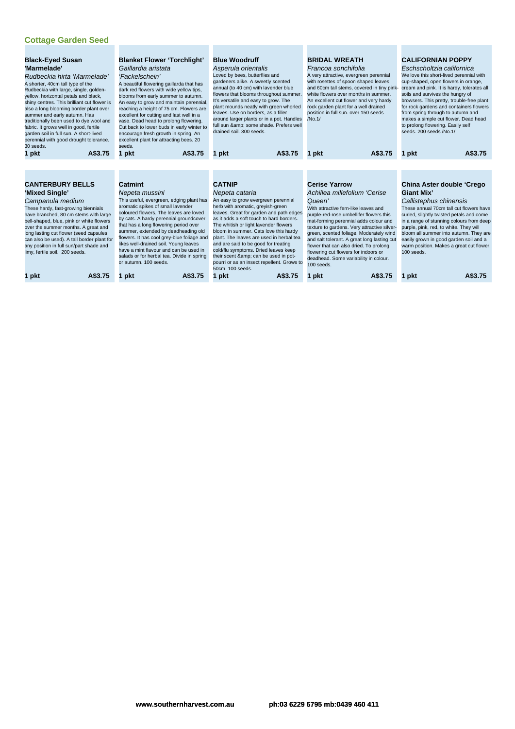## Cottage Garden Seed

### Black-Eyed Susan 'Marmelade'

*Rudbeckia hirta 'Marmelade'*

A shorter, 40cm tall type of the Rudbeckia with large, single, golden-yellow, horizontal petals and black, shiny centres. This brilliant cut flower is also a long blooming border plant over summer and early autumn. Has traditionally been used to dye wool and fabric. It grows well in good, fertile garden soil in full sun. A short-lived perennial with good drought tolerance. 30 seeds.

**1 pkt** **A$3.75**

### Blanket Flower 'Torchlight'

*Gaillardia aristata 'Fackelschein'*

A beautiful flowering gaillarda that has dark red flowers with wide yellow tips, blooms from early summer to autumn. An easy to grow and maintain perennial, reaching a height of 75 cm. Flowers are excellent for cutting and last well in a vase. Dead head to prolong flowering. Cut back to lower buds in early winter to encourage fresh growth in spring. An excellent plant for attracting bees. 20 seeds.

**1 pkt** **A$3.75**

### Blue Woodruff

*Asperula orientalis*

Loved by bees, butterflies and gardeners alike. A sweetly scented annual (to 40 cm) with lavender blue flowers that blooms throughout summer. It's versatile and easy to grow. The plant mounds neatly with green whorled leaves. Use on borders, as a filler around larger plants or in a pot. Handles full sun &amp; some shade. Prefers well drained soil. 300 seeds.

**1 pkt** **A$3.75**

### BRIDAL WREATH

*Francoa sonchifolia*

A very attractive, evergreen perennial with rosettes of spoon shaped leaves and 60cm tall stems, covered in tiny pink-white flowers over months in summer. An excellent cut flower and very hardy rock garden plant for a well drained position in full sun. over 150 seeds /No.1/

**1 pkt** **A$3.75**

### CALIFORNIAN POPPY

*Eschscholtzia californica*

We love this short-lived perennial with cup-shaped, open flowers in orange, cream and pink. It is hardy, tolerates all soils and survives the hungry of browsers. This pretty, trouble-free plant for rock gardens and containers flowers from spring through to autumn and makes a simple cut flower. Dead head to prolong flowering. Easily self seeds. 200 seeds /No.1/

**1 pkt** **A$3.75**

### CANTERBURY BELLS 'Mixed Single'

*Campanula medium*

These hardy, fast-growing biennials have branched, 80 cm stems with large bell-shaped, blue, pink or white flowers over the summer months. A great and long lasting cut flower (seed capsules can also be used). A tall border plant for any position in full sun/part shade and limy, fertile soil. 200 seeds.

**1 pkt** **A$3.75**

### Catmint

*Nepeta mussini*

This useful, evergreen, edging plant has aromatic spikes of small lavender coloured flowers. The leaves are loved by cats. A hardy perennial groundcover that has a long flowering period over summer, extended by deadheading old flowers. It has cool grey-blue foliage and likes well-drained soil. Young leaves have a mint flavour and can be used in salads or for herbal tea. Divide in spring or autumn. 100 seeds.

**1 pkt** **A$3.75**

### CATNIP

*Nepeta cataria*

An easy to grow evergreen perennial herb with aromatic, greyish-green leaves. Great for garden and path edges as it adds a soft touch to hard borders. The whitish or light lavender flowers bloom in summer. Cats love this hardy plant. The leaves are used in herbal tea and are said to be good for treating cold/flu symptoms. Dried leaves keep their scent &amp; can be used in pot-pourri or as an insect repellent. Grows to 50cm. 100 seeds.

**1 pkt** **A$3.75**

### Cerise Yarrow

*Achillea millefolium 'Cerise Queen'*

With attractive fern-like leaves and purple-red-rose umbellifer flowers this mat-forming perennial adds colour and texture to gardens. Very attractive silver-green, scented foliage. Moderately wind and salt tolerant. A great long lasting cut flower that can also dried. To prolong flowering cut flowers for indoors or deadhead. Some variability in colour. 100 seeds.

**1 pkt** **A$3.75**

### China Aster double 'Crego Giant Mix'

*Callistephus chinensis*

These annual 70cm tall cut flowers have curled, slightly twisted petals and come in a range of stunning colours from deep purple, pink, red, to white. They will bloom all summer into autumn. They are easily grown in good garden soil and a warm position. Makes a great cut flower. 100 seeds.

**1 pkt** **A$3.75**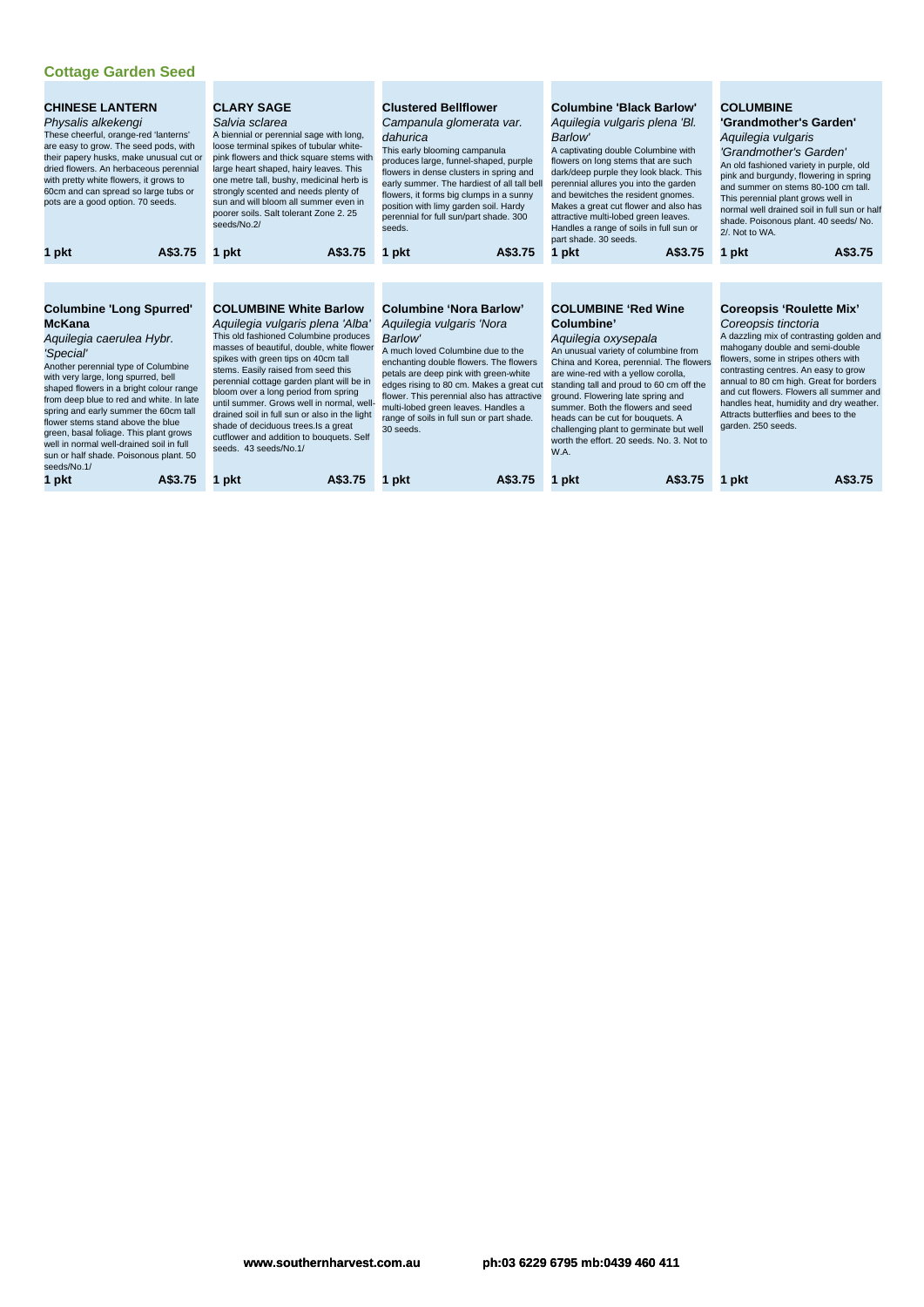## Cottage Garden Seed

### CHINESE LANTERN

*Physalis alkekengi*

These cheerful, orange-red 'lanterns' are easy to grow. The seed pods, with their papery husks, make unusual cut or dried flowers. An herbaceous perennial with pretty white flowers, it grows to 60cm and can spread so large tubs or pots are a good option. 70 seeds.

1 pkt A$3.75

### CLARY SAGE

*Salvia sclarea*

A biennial or perennial sage with long, loose terminal spikes of tubular white-pink flowers and thick square stems with large heart shaped, hairy leaves. This one metre tall, bushy, medicinal herb is strongly scented and needs plenty of sun and will bloom all summer even in poorer soils. Salt tolerant Zone 2. 25 seeds/No.2/

1 pkt A$3.75

### Clustered Bellflower

*Campanula glomerata var. dahurica*

This early blooming campanula produces large, funnel-shaped, purple flowers in dense clusters in spring and early summer. The hardiest of all tall bell flowers, it forms big clumps in a sunny position with limy garden soil. Hardy perennial for full sun/part shade. 300 seeds.

1 pkt A$3.75

### Columbine 'Black Barlow'

*Aquilegia vulgaris plena 'Bl. Barlow'*

A captivating double Columbine with flowers on long stems that are such dark/deep purple they look black. This perennial allures you into the garden and bewitches the resident gnomes. Makes a great cut flower and also has attractive multi-lobed green leaves. Handles a range of soils in full sun or part shade. 30 seeds.

1 pkt A$3.75

### COLUMBINE 'Grandmother's Garden'

*Aquilegia vulgaris 'Grandmother's Garden'*

An old fashioned variety in purple, old pink and burgundy, flowering in spring and summer on stems 80-100 cm tall. This perennial plant grows well in normal well drained soil in full sun or half shade. Poisonous plant. 40 seeds/ No. 2/. Not to WA.

1 pkt A$3.75

### Columbine 'Long Spurred' McKana

*Aquilegia caerulea Hybr. 'Special'*

Another perennial type of Columbine with very large, long spurred, bell shaped flowers in a bright colour range from deep blue to red and white. In late spring and early summer the 60cm tall flower stems stand above the blue green, basal foliage. This plant grows well in normal well-drained soil in full sun or half shade. Poisonous plant. 50 seeds/No.1/

1 pkt A$3.75

### COLUMBINE White Barlow

*Aquilegia vulgaris plena 'Alba'*

This old fashioned Columbine produces masses of beautiful, double, white flower spikes with green tips on 40cm tall stems. Easily raised from seed this perennial cottage garden plant will be in bloom over a long period from spring until summer. Grows well in normal, well-drained soil in full sun or also in the light shade of deciduous trees.Is a great cutflower and addition to bouquets. Self seeds. 43 seeds/No.1/

1 pkt A$3.75

### Columbine 'Nora Barlow'

*Aquilegia vulgaris 'Nora Barlow'*

A much loved Columbine due to the enchanting double flowers. The flowers petals are deep pink with green-white edges rising to 80 cm. Makes a great cut flower. This perennial also has attractive multi-lobed green leaves. Handles a range of soils in full sun or part shade. 30 seeds.

1 pkt A$3.75

### COLUMBINE 'Red Wine Columbine'

*Aquilegia oxysepala*

An unusual variety of columbine from China and Korea, perennial. The flowers are wine-red with a yellow corolla, standing tall and proud to 60 cm off the ground. Flowering late spring and summer. Both the flowers and seed heads can be cut for bouquets. A challenging plant to germinate but well worth the effort. 20 seeds. No. 3. Not to W.A.

1 pkt A$3.75

### Coreopsis 'Roulette Mix'

*Coreopsis tinctoria*

A dazzling mix of contrasting golden and mahogany double and semi-double flowers, some in stripes others with contrasting centres. An easy to grow annual to 80 cm high. Great for borders and cut flowers. Flowers all summer and handles heat, humidity and dry weather. Attracts butterflies and bees to the garden. 250 seeds.

1 pkt A$3.75

**www.southernharvest.com.au** **ph:03 6229 6795 mb:0439 460 411**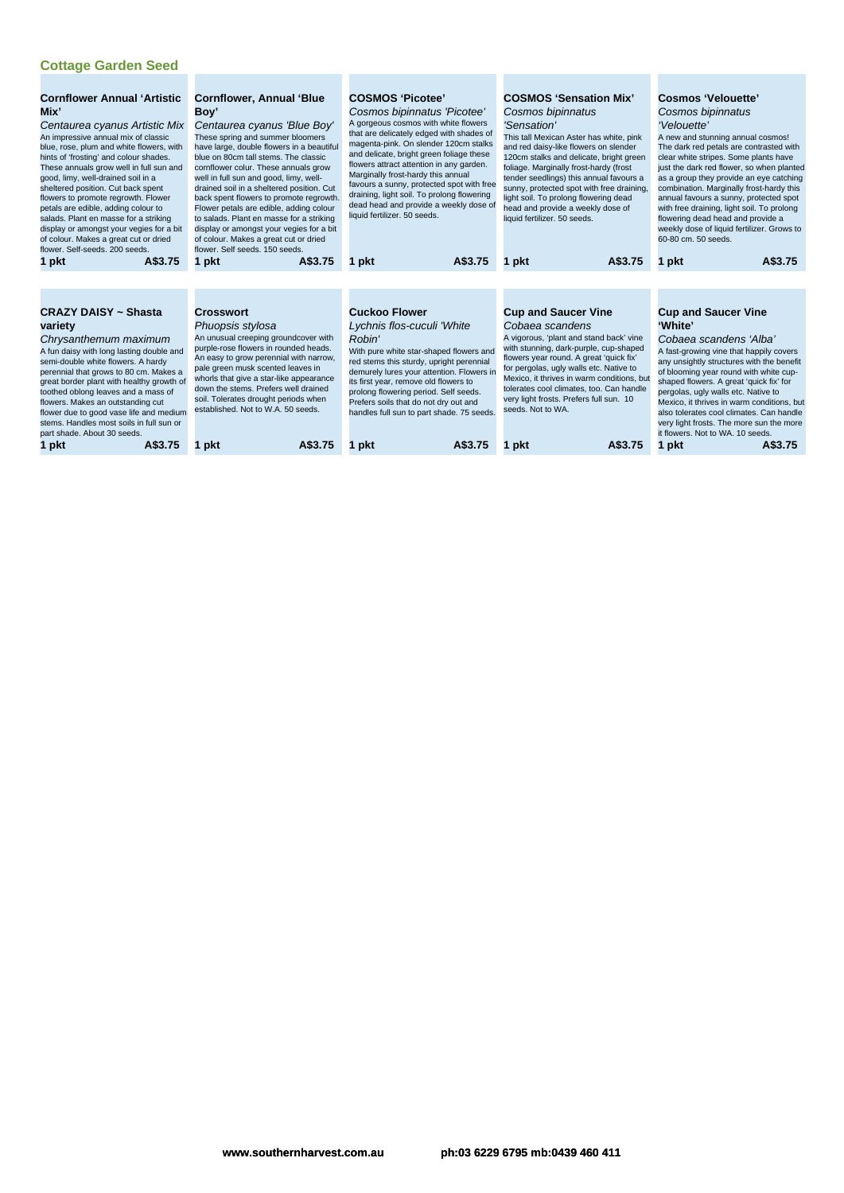## Cottage Garden Seed

### Cornflower Annual 'Artistic Mix'

*Centaurea cyanus Artistic Mix*

An impressive annual mix of classic blue, rose, plum and white flowers, with hints of 'frosting' and colour shades. These annuals grow well in full sun and good, limy, well-drained soil in a sheltered position. Cut back spent flowers to promote regrowth. Flower petals are edible, adding colour to salads. Plant en masse for a striking display or amongst your vegies for a bit of colour. Makes a great cut or dried flower. Self-seeds. 200 seeds.

**1 pkt A$3.75**

### Cornflower, Annual 'Blue Boy'

*Centaurea cyanus 'Blue Boy'*

These spring and summer bloomers have large, double flowers in a beautiful blue on 80cm tall stems. The classic cornflower colour. These annuals grow well in full sun and good, limy, well-drained soil in a sheltered position. Cut back spent flowers to promote regrowth. Flower petals are edible, adding colour to salads. Plant en masse for a striking display or amongst your vegies for a bit of colour. Makes a great cut or dried flower. Self seeds. 150 seeds.

**1 pkt A$3.75**

### COSMOS 'Picotee'

*Cosmos bipinnatus 'Picotee'*

A gorgeous cosmos with white flowers that are delicately edged with shades of magenta-pink. On slender 120cm stalks and delicate, bright green foliage these flowers attract attention in any garden. Marginally frost-hardy this annual favours a sunny, protected spot with free draining, light soil. To prolong flowering dead head and provide a weekly dose of liquid fertilizer. 50 seeds.

**1 pkt A$3.75**

### COSMOS 'Sensation Mix'

*Cosmos bipinnatus 'Sensation'*

This tall Mexican Aster has white, pink and red daisy-like flowers on slender 120cm stalks and delicate, bright green foliage. Marginally frost-hardy (frost tender seedlings) this annual favours a sunny, protected spot with free draining, light soil. To prolong flowering dead head and provide a weekly dose of liquid fertilizer. 50 seeds.

**1 pkt A$3.75**

### Cosmos 'Velouette'

*Cosmos bipinnatus 'Velouette'*

A new and stunning annual cosmos! The dark red petals are contrasted with clear white stripes. Some plants have just the dark red flower, so when planted as a group they provide an eye catching combination. Marginally frost-hardy this annual favours a sunny, protected spot with free draining, light soil. To prolong flowering dead head and provide a weekly dose of liquid fertilizer. Grows to 60-80 cm. 50 seeds.

**1 pkt A$3.75**

### CRAZY DAISY ~ Shasta variety

*Chrysanthemum maximum*

A fun daisy with long lasting double and semi-double white flowers. A hardy perennial that grows to 80 cm. Makes a great border plant with healthy growth of toothed oblong leaves and a mass of flowers. Makes an outstanding cut flower due to good vase life and medium stems. Handles most soils in full sun or part shade. About 30 seeds.

**1 pkt A$3.75**

### Crosswort

*Phuopsis stylosa*

An unusual creeping groundcover with purple-rose flowers in rounded heads. An easy to grow perennial with narrow, pale green musk scented leaves in whorls that give a star-like appearance down the stems. Prefers well drained soil. Tolerates drought periods when established. Not to W.A. 50 seeds.

**1 pkt A$3.75**

### Cuckoo Flower

*Lychnis flos-cuculi 'White Robin'*

With pure white star-shaped flowers and red stems this sturdy, upright perennial demurely lures your attention. Flowers in its first year, remove old flowers to prolong flowering period. Self seeds. Prefers soils that do not dry out and handles full sun to part shade. 75 seeds.

**1 pkt A$3.75**

### Cup and Saucer Vine

*Cobaea scandens*

A vigorous, 'plant and stand back' vine with stunning, dark-purple, cup-shaped flowers year round. A great 'quick fix' for pergolas, ugly walls etc. Native to Mexico, it thrives in warm conditions, but tolerates cool climates, too. Can handle very light frosts. Prefers full sun. 10 seeds. Not to WA.

**1 pkt A$3.75**

### Cup and Saucer Vine 'White'

*Cobaea scandens 'Alba'*

A fast-growing vine that happily covers any unsightly structures with the benefit of blooming year round with white cup-shaped flowers. A great 'quick fix' for pergolas, ugly walls etc. Native to Mexico, it thrives in warm conditions, but also tolerates cool climates. Can handle very light frosts. The more sun the more it flowers. Not to WA. 10 seeds.

**1 pkt A$3.75**

**www.southernharvest.com.au ph:03 6229 6795 mb:0439 460 411**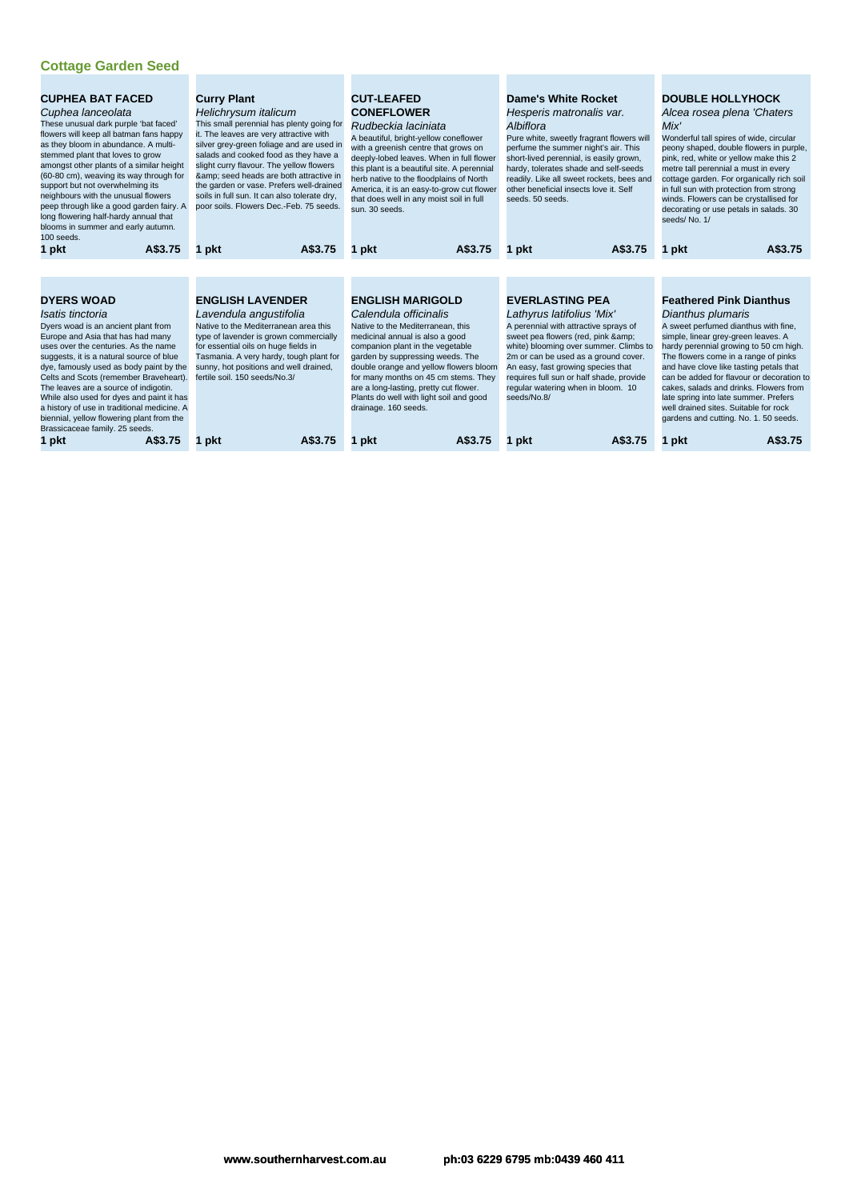## Cottage Garden Seed

### CUPHEA BAT FACED
*Cuphea lanceolata*

These unusual dark purple 'bat faced' flowers will keep all batman fans happy as they bloom in abundance. A multi-stemmed plant that loves to grow amongst other plants of a similar height (60-80 cm), weaving its way through for support but not overwhelming its neighbours with the unusual flowers peep through like a good garden fairy. A long flowering half-hardy annual that blooms in summer and early autumn. 100 seeds.

**1 pkt** **A$3.75**

### Curry Plant
*Helichrysum italicum*

This small perennial has plenty going for it. The leaves are very attractive with silver grey-green foliage and are used in salads and cooked food as they have a slight curry flavour. The yellow flowers &amp; seed heads are both attractive in the garden or vase. Prefers well-drained soils in full sun. It can also tolerate dry, poor soils. Flowers Dec.-Feb. 75 seeds.

**1 pkt** **A$3.75**

### CUT-LEAFED CONEFLOWER
*Rudbeckia laciniata*

A beautiful, bright-yellow coneflower with a greenish centre that grows on deeply-lobed leaves. When in full flower this plant is a beautiful site. A perennial herb native to the floodplains of North America, it is an easy-to-grow cut flower that does well in any moist soil in full sun. 30 seeds.

**1 pkt** **A$3.75**

### Dame's White Rocket
*Hesperis matronalis var. Albiflora*

Pure white, sweetly fragrant flowers will perfume the summer night's air. This short-lived perennial, is easily grown, hardy, tolerates shade and self-seeds readily. Like all sweet rockets, bees and other beneficial insects love it. Self seeds. 50 seeds.

**1 pkt** **A$3.75**

### DOUBLE HOLLYHOCK
*Alcea rosea plena 'Chaters Mix'*

Wonderful tall spires of wide, circular peony shaped, double flowers in purple, pink, red, white or yellow make this 2 metre tall perennial a must in every cottage garden. For organically rich soil in full sun with protection from strong winds. Flowers can be crystallised for decorating or use petals in salads. 30 seeds/ No. 1/

**1 pkt** **A$3.75**

### DYERS WOAD
*Isatis tinctoria*

Dyers woad is an ancient plant from Europe and Asia that has had many uses over the centuries. As the name suggests, it is a natural source of blue dye, famously used as body paint by the Celts and Scots (remember Braveheart). The leaves are a source of indigotin. While also used for dyes and paint it has a history of use in traditional medicine. A biennial, yellow flowering plant from the Brassicaceae family. 25 seeds.

**1 pkt** **A$3.75**

### ENGLISH LAVENDER
*Lavendula angustifolia*

Native to the Mediterranean area this type of lavender is grown commercially for essential oils on huge fields in Tasmania. A very hardy, tough plant for sunny, hot positions and well drained, fertile soil. 150 seeds/No.3/

**1 pkt** **A$3.75**

### ENGLISH MARIGOLD
*Calendula officinalis*

Native to the Mediterranean, this medicinal annual is also a good companion plant in the vegetable garden by suppressing weeds. The double orange and yellow flowers bloom for many months on 45 cm stems. They are a long-lasting, pretty cut flower. Plants do well with light soil and good drainage. 160 seeds.

**1 pkt** **A$3.75**

### EVERLASTING PEA
*Lathyrus latifolius 'Mix'*

A perennial with attractive sprays of sweet pea flowers (red, pink &amp; white) blooming over summer. Climbs to 2m or can be used as a ground cover. An easy, fast growing species that requires full sun or half shade, provide regular watering when in bloom. 10 seeds/No.8/

**1 pkt** **A$3.75**

### Feathered Pink Dianthus
*Dianthus plumaris*

A sweet perfumed dianthus with fine, simple, linear grey-green leaves. A hardy perennial growing to 50 cm high. The flowers come in a range of pinks and have clove like tasting petals that can be added for flavour or decoration to cakes, salads and drinks. Flowers from late spring into late summer. Prefers well drained sites. Suitable for rock gardens and cutting. No. 1. 50 seeds.

**1 pkt** **A$3.75**

**www.southernharvest.com.au** **ph:03 6229 6795 mb:0439 460 411**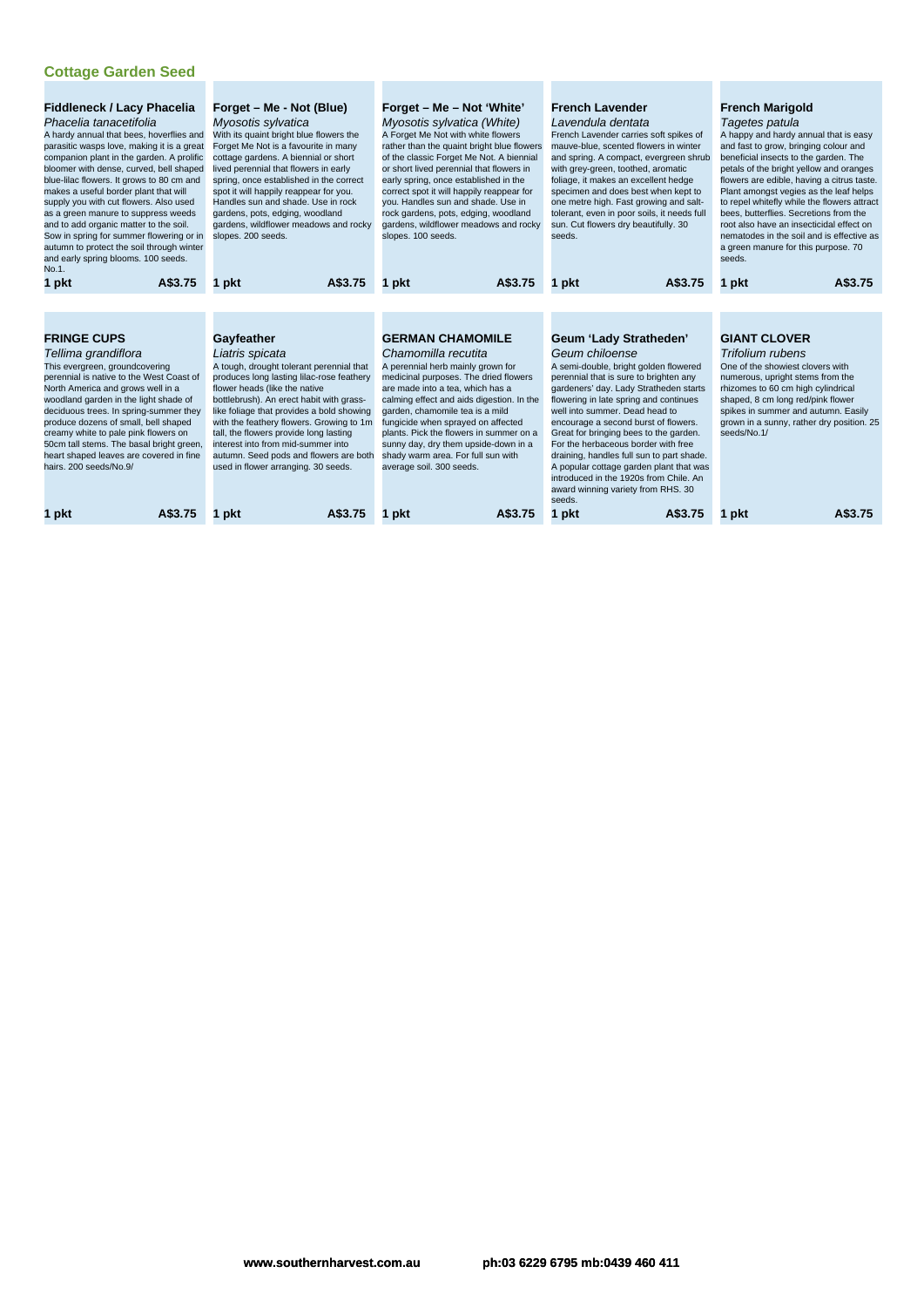## Cottage Garden Seed

### Fiddleneck / Lacy Phacelia

*Phacelia tanacetifolia*

A hardy annual that bees, hoverflies and parasitic wasps love, making it is a great companion plant in the garden. A prolific bloomer with dense, curved, bell shaped blue-lilac flowers. It grows to 80 cm and makes a useful border plant that will supply you with cut flowers. Also used as a green manure to suppress weeds and to add organic matter to the soil. Sow in spring for summer flowering or in autumn to protect the soil through winter and early spring blooms. 100 seeds. No.1.

**1 pkt A$3.75**

### Forget – Me - Not (Blue)

*Myosotis sylvatica*

With its quaint bright blue flowers the Forget Me Not is a favourite in many cottage gardens. A biennial or short lived perennial that flowers in early spring, once established in the correct spot it will happily reappear for you. Handles sun and shade. Use in rock gardens, pots, edging, woodland gardens, wildflower meadows and rocky slopes. 200 seeds.

**1 pkt A$3.75**

### Forget – Me – Not 'White'

*Myosotis sylvatica (White)*

A Forget Me Not with white flowers rather than the quaint bright blue flowers of the classic Forget Me Not. A biennial or short lived perennial that flowers in early spring, once established in the correct spot it will happily reappear for you. Handles sun and shade. Use in rock gardens, pots, edging, woodland gardens, wildflower meadows and rocky slopes. 100 seeds.

**1 pkt A$3.75**

### French Lavender

*Lavendula dentata*

French Lavender carries soft spikes of mauve-blue, scented flowers in winter and spring. A compact, evergreen shrub with grey-green, toothed, aromatic foliage, it makes an excellent hedge specimen and does best when kept to one metre high. Fast growing and salt-tolerant, even in poor soils, it needs full sun. Cut flowers dry beautifully. 30 seeds.

**1 pkt A$3.75**

### French Marigold

*Tagetes patula*

A happy and hardy annual that is easy and fast to grow, bringing colour and beneficial insects to the garden. The petals of the bright yellow and oranges flowers are edible, having a citrus taste. Plant amongst vegies as the leaf helps to repel whitefly while the flowers attract bees, butterflies. Secretions from the root also have an insecticidal effect on nematodes in the soil and is effective as a green manure for this purpose. 70 seeds.

**1 pkt A$3.75**

### FRINGE CUPS

*Tellima grandiflora*

This evergreen, groundcovering perennial is native to the West Coast of North America and grows well in a woodland garden in the light shade of deciduous trees. In spring-summer they produce dozens of small, bell shaped creamy white to pale pink flowers on 50cm tall stems. The basal bright green, heart shaped leaves are covered in fine hairs. 200 seeds/No.9/

**1 pkt A$3.75**

### Gayfeather

*Liatris spicata*

A tough, drought tolerant perennial that produces long lasting lilac-rose feathery flower heads (like the native bottlebrush). An erect habit with grass-like foliage that provides a bold showing with the feathery flowers. Growing to 1m tall, the flowers provide long lasting interest into from mid-summer into autumn. Seed pods and flowers are both used in flower arranging. 30 seeds.

**1 pkt A$3.75**

### GERMAN CHAMOMILE

*Chamomilla recutita*

A perennial herb mainly grown for medicinal purposes. The dried flowers are made into a tea, which has a calming effect and aids digestion. In the garden, chamomile tea is a mild fungicide when sprayed on affected plants. Pick the flowers in summer on a sunny day, dry them upside-down in a shady warm area. For full sun with average soil. 300 seeds.

**1 pkt A$3.75**

### Geum 'Lady Stratheden'

*Geum chiloense*

A semi-double, bright golden flowered perennial that is sure to brighten any gardeners' day. Lady Stratheden starts flowering in late spring and continues well into summer. Dead head to encourage a second burst of flowers. Great for bringing bees to the garden. For the herbaceous border with free draining, handles full sun to part shade. A popular cottage garden plant that was introduced in the 1920s from Chile. An award winning variety from RHS. 30 seeds.

**1 pkt A$3.75**

### GIANT CLOVER

*Trifolium rubens*

One of the showiest clovers with numerous, upright stems from the rhizomes to 60 cm high cylindrical shaped, 8 cm long red/pink flower spikes in summer and autumn. Easily grown in a sunny, rather dry position. 25 seeds/No.1/

**1 pkt A$3.75**

**www.southernharvest.com.au ph:03 6229 6795 mb:0439 460 411**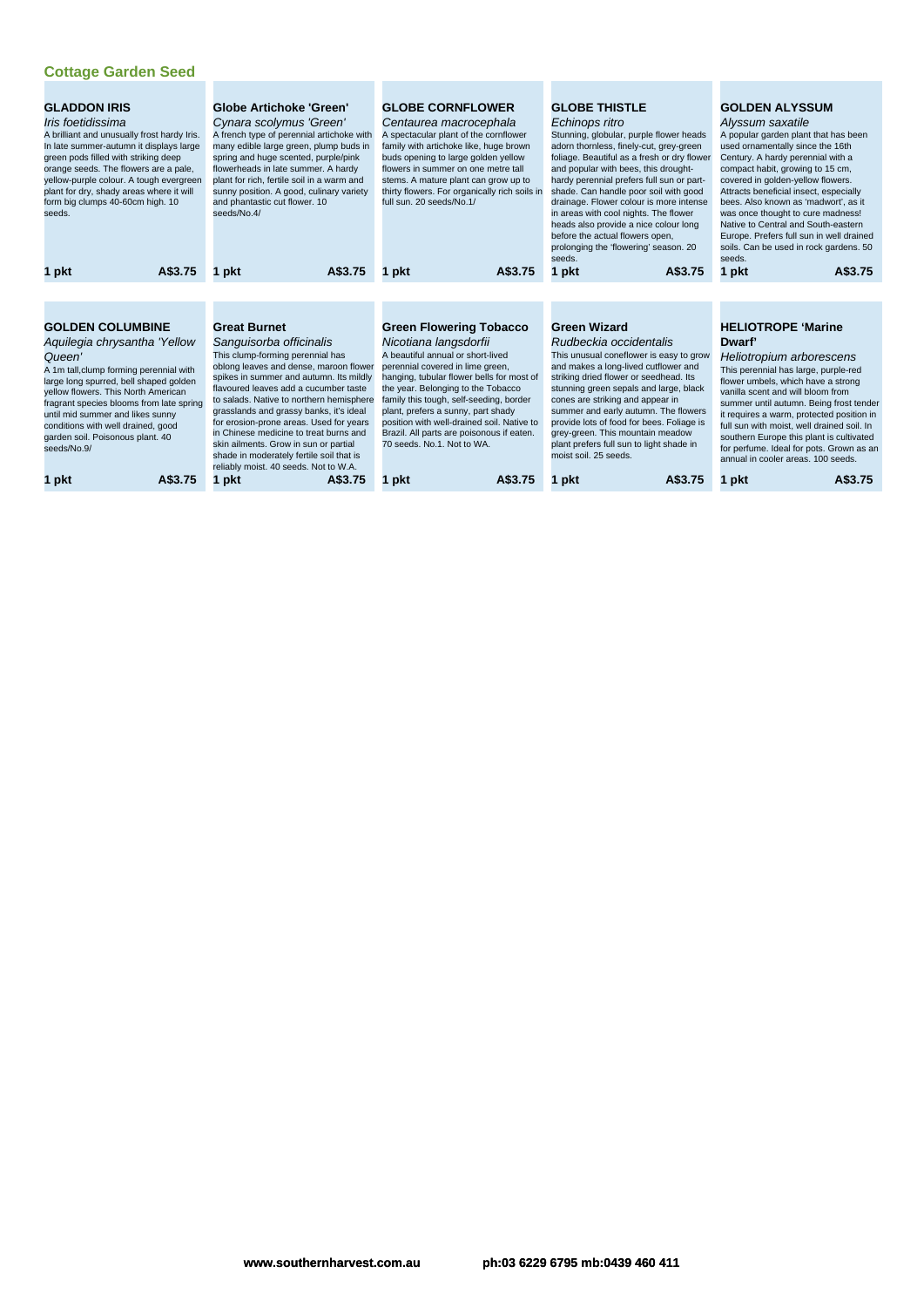## Cottage Garden Seed

### GLADDON IRIS

*Iris foetidissima*

A brilliant and unusually frost hardy Iris. In late summer-autumn it displays large green pods filled with striking deep orange seeds. The flowers are a pale, yellow-purple colour. A tough evergreen plant for dry, shady areas where it will form big clumps 40-60cm high. 10 seeds.

**1 pkt** **A$3.75**

### Globe Artichoke 'Green'

*Cynara scolymus 'Green'*

A french type of perennial artichoke with many edible large green, plump buds in spring and huge scented, purple/pink flowerheads in late summer. A hardy plant for rich, fertile soil in a warm and sunny position. A good, culinary variety and phantastic cut flower. 10 seeds/No.4/

**1 pkt** **A$3.75**

### GLOBE CORNFLOWER

*Centaurea macrocephala*

A spectacular plant of the cornflower family with artichoke like, huge brown buds opening to large golden yellow flowers in summer on one metre tall stems. A mature plant can grow up to thirty flowers. For organically rich soils in full sun. 20 seeds/No.1/

**1 pkt** **A$3.75**

### GLOBE THISTLE

*Echinops ritro*

Stunning, globular, purple flower heads adorn thornless, finely-cut, grey-green foliage. Beautiful as a fresh or dry flower and popular with bees, this drought-hardy perennial prefers full sun or part-shade. Can handle poor soil with good drainage. Flower colour is more intense in areas with cool nights. The flower heads also provide a nice colour long before the actual flowers open, prolonging the 'flowering' season. 20 seeds.

**1 pkt** **A$3.75**

### GOLDEN ALYSSUM

*Alyssum saxatile*

A popular garden plant that has been used ornamentally since the 16th Century. A hardy perennial with a compact habit, growing to 15 cm, covered in golden-yellow flowers. Attracts beneficial insect, especially bees. Also known as 'madwort', as it was once thought to cure madness! Native to Central and South-eastern Europe. Prefers full sun in well drained soils. Can be used in rock gardens. 50 seeds.

**1 pkt** **A$3.75**

### GOLDEN COLUMBINE

*Aquilegia chrysantha 'Yellow Queen'*

A 1m tall,clump forming perennial with large long spurred, bell shaped golden yellow flowers. This North American fragrant species blooms from late spring until mid summer and likes sunny conditions with well drained, good garden soil. Poisonous plant. 40 seeds/No.9/

**1 pkt** **A$3.75**

### Great Burnet

*Sanguisorba officinalis*

This clump-forming perennial has oblong leaves and dense, maroon flower spikes in summer and autumn. Its mildly flavoured leaves add a cucumber taste to salads. Native to northern hemisphere grasslands and grassy banks, it's ideal for erosion-prone areas. Used for years in Chinese medicine to treat burns and skin ailments. Grow in sun or partial shade in moderately fertile soil that is reliably moist. 40 seeds. Not to W.A.

**1 pkt** **A$3.75**

### Green Flowering Tobacco

*Nicotiana langsdorfii*

A beautiful annual or short-lived perennial covered in lime green, hanging, tubular flower bells for most of the year. Belonging to the Tobacco family this tough, self-seeding, border plant, prefers a sunny, part shady position with well-drained soil. Native to Brazil. All parts are poisonous if eaten. 70 seeds. No.1. Not to WA.

**1 pkt** **A$3.75**

### Green Wizard

*Rudbeckia occidentalis*

This unusual coneflower is easy to grow and makes a long-lived cutflower and striking dried flower or seedhead. Its stunning green sepals and large, black cones are striking and appear in summer and early autumn. The flowers provide lots of food for bees. Foliage is grey-green. This mountain meadow plant prefers full sun to light shade in moist soil. 25 seeds.

**1 pkt** **A$3.75**

### HELIOTROPE 'Marine Dwarf'

*Heliotropium arborescens*

This perennial has large, purple-red flower umbels, which have a strong vanilla scent and will bloom from summer until autumn. Being frost tender it requires a warm, protected position in full sun with moist, well drained soil. In southern Europe this plant is cultivated for perfume. Ideal for pots. Grown as an annual in cooler areas. 100 seeds.

**1 pkt** **A$3.75**

**www.southernharvest.com.au** **ph:03 6229 6795 mb:0439 460 411**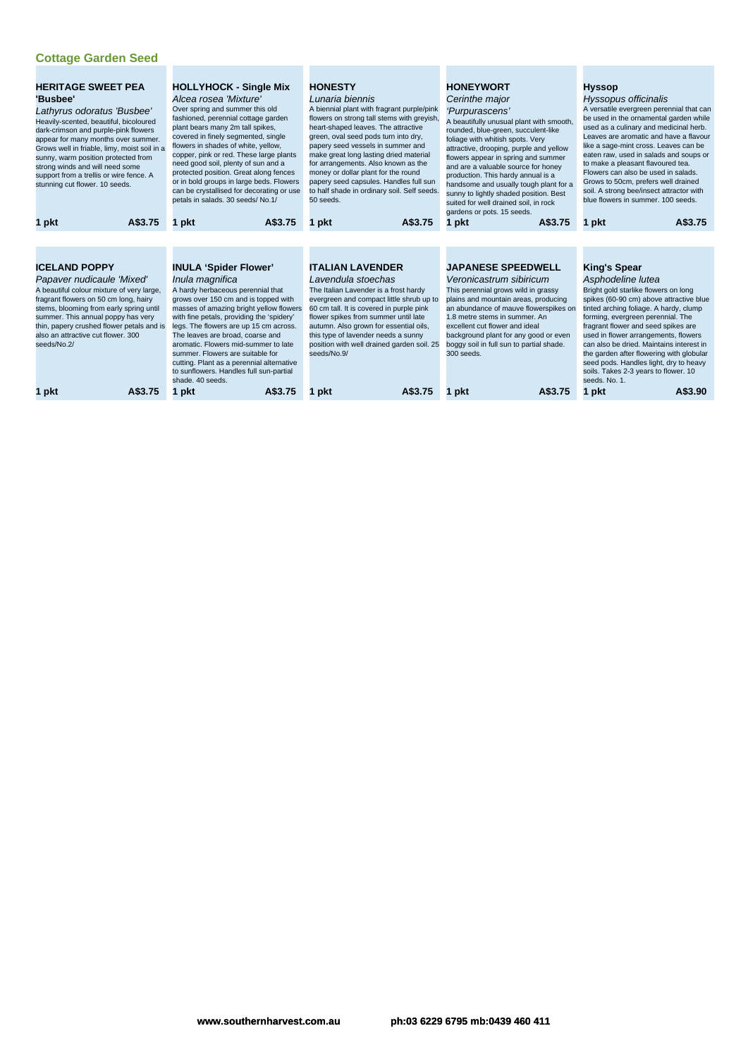## Cottage Garden Seed

### HERITAGE SWEET PEA 'Busbee'

*Lathyrus odoratus 'Busbee'*

Heavily-scented, beautiful, bicoloured dark-crimson and purple-pink flowers appear for many months over summer. Grows well in friable, limy, moist soil in a sunny, warm position protected from strong winds and will need some support from a trellis or wire fence. A stunning cut flower. 10 seeds.

**1 pkt** **A$3.75**

### HOLLYHOCK - Single Mix

*Alcea rosea 'Mixture'*

Over spring and summer this old fashioned, perennial cottage garden plant bears many 2m tall spikes, covered in finely segmented, single flowers in shades of white, yellow, copper, pink or red. These large plants need good soil, plenty of sun and a protected position. Great along fences or in bold groups in large beds. Flowers can be crystallised for decorating or use petals in salads. 30 seeds/ No.1/

**1 pkt** **A$3.75**

### HONESTY

*Lunaria biennis*

A biennial plant with fragrant purple/pink flowers on strong tall stems with greyish, heart-shaped leaves. The attractive green, oval seed pods turn into dry, papery seed vessels in summer and make great long lasting dried material for arrangements. Also known as the money or dollar plant for the round papery seed capsules. Handles full sun to half shade in ordinary soil. Self seeds. 50 seeds.

**1 pkt** **A$3.75**

### HONEYWORT

*Cerinthe major 'Purpurascens'*

A beautifully unusual plant with smooth, rounded, blue-green, succulent-like foliage with whitish spots. Very attractive, drooping, purple and yellow flowers appear in spring and summer and are a valuable source for honey production. This hardy annual is a handsome and usually tough plant for a sunny to lightly shaded position. Best suited for well drained soil, in rock gardens or pots. 15 seeds.

**1 pkt** **A$3.75**

### Hyssop

*Hyssopus officinalis*

A versatile evergreen perennial that can be used in the ornamental garden while used as a culinary and medicinal herb. Leaves are aromatic and have a flavour like a sage-mint cross. Leaves can be eaten raw, used in salads and soups or to make a pleasant flavoured tea. Flowers can also be used in salads. Grows to 50cm, prefers well drained soil. A strong bee/insect attractor with blue flowers in summer. 100 seeds.

**1 pkt** **A$3.75**

### ICELAND POPPY

*Papaver nudicaule 'Mixed'*

A beautiful colour mixture of very large, fragrant flowers on 50 cm long, hairy stems, blooming from early spring until summer. This annual poppy has very thin, papery crushed flower petals and is also an attractive cut flower. 300 seeds/No.2/

**1 pkt** **A$3.75**

### INULA 'Spider Flower'

*Inula magnifica*

A hardy herbaceous perennial that grows over 150 cm and is topped with masses of amazing bright yellow flowers with fine petals, providing the 'spidery' legs. The flowers are up 15 cm across. The leaves are broad, coarse and aromatic. Flowers mid-summer to late summer. Flowers are suitable for cutting. Plant as a perennial alternative to sunflowers. Handles full sun-partial shade. 40 seeds.

**1 pkt** **A$3.75**

### ITALIAN LAVENDER

*Lavendula stoechas*

The Italian Lavender is a frost hardy evergreen and compact little shrub up to 60 cm tall. It is covered in purple pink flower spikes from summer until late autumn. Also grown for essential oils, this type of lavender needs a sunny position with well drained garden soil. 25 seeds/No.9/

**1 pkt** **A$3.75**

### JAPANESE SPEEDWELL

*Veronicastrum sibiricum*

This perennial grows wild in grassy plains and mountain areas, producing an abundance of mauve flowerspikes on 1.8 metre stems in summer. An excellent cut flower and ideal background plant for any good or even boggy soil in full sun to partial shade. 300 seeds.

**1 pkt** **A$3.75**

### King's Spear

*Asphodeline lutea*

Bright gold starlike flowers on long spikes (60-90 cm) above attractive blue tinted arching foliage. A hardy, clump forming, evergreen perennial. The fragrant flower and seed spikes are used in flower arrangements, flowers can also be dried. Maintains interest in the garden after flowering with globular seed pods. Handles light, dry to heavy soils. Takes 2-3 years to flower. 10 seeds. No. 1.

**1 pkt** **A$3.90**

www.southernharvest.com.au ph:03 6229 6795 mb:0439 460 411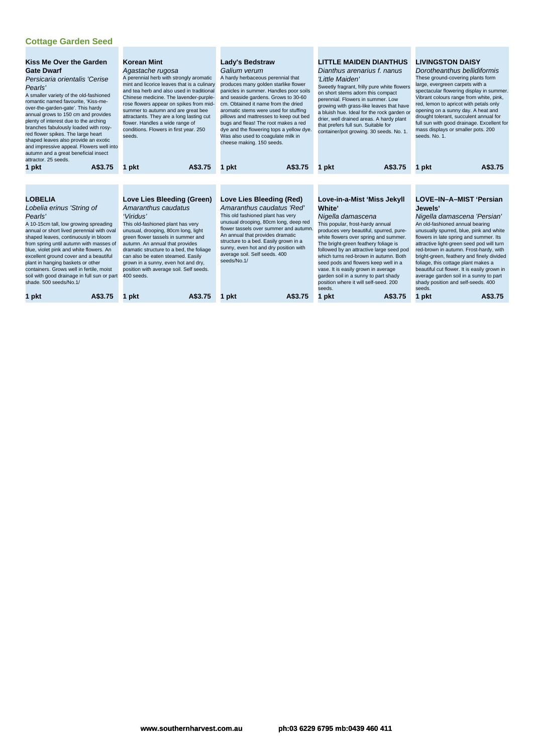## Cottage Garden Seed

### Kiss Me Over the Garden Gate Dwarf

*Persicaria orientalis 'Cerise Pearls'*

A smaller variety of the old-fashioned romantic named favourite, 'Kiss-me-over-the-garden-gate'. This hardy annual grows to 150 cm and provides plenty of interest due to the arching branches fabulously loaded with rosy-red flower spikes. The large heart shaped leaves also provide an exotic and impressive appeal. Flowers well into autumn and a great beneficial insect attractor. 25 seeds.

**1 pkt A$3.75**

### Korean Mint

*Agastache rugosa*

A perennial herb with strongly aromatic mint and licorice leaves that is a culinary and tea herb and also used in traditional Chinese medicine. The lavender-purple-rose flowers appear on spikes from mid-summer to autumn and are great bee attractants. They are a long lasting cut flower. Handles a wide range of conditions. Flowers in first year. 250 seeds.

**1 pkt A$3.75**

### Lady's Bedstraw

*Galium verum*

A hardy herbaceous perennial that produces many golden starlike flower panicles in summer. Handles poor soils and seaside gardens. Grows to 30-60 cm. Obtained it name from the dried aromatic stems were used for stuffing pillows and mattresses to keep out bed bugs and fleas! The root makes a red dye and the flowering tops a yellow dye. Was also used to coagulate milk in cheese making. 150 seeds.

**1 pkt A$3.75**

### LITTLE MAIDEN DIANTHUS

*Dianthus arenarius f. nanus 'Little Maiden'*

Sweetly fragrant, frilly pure white flowers on short stems adorn this compact perennial. Flowers in summer. Low growing with grass-like leaves that have a bluish hue. Ideal for the rock garden or drier, well drained areas. A hardy plant that prefers full sun. Suitable for container/pot growing. 30 seeds. No. 1.

**1 pkt A$3.75**

### LIVINGSTON DAISY

*Dorotheanthus bellidiformis*

These ground-covering plants form large, evergreen carpets with a spectacular flowering display in summer. Vibrant colours range from white, pink, red, lemon to apricot with petals only opening on a sunny day. A heat and drought tolerant, succulent annual for full sun with good drainage. Excellent for mass displays or smaller pots. 200 seeds. No. 1.

**1 pkt A$3.75**

### LOBELIA

*Lobelia erinus 'String of Pearls'*

A 10-15cm tall, low growing spreading annual or short lived perennial with oval shaped leaves, continuously in bloom from spring until autumn with masses of blue, violet pink and white flowers. An excellent ground cover and a beautiful plant in hanging baskets or other containers. Grows well in fertile, moist soil with good drainage in full sun or part shade. 500 seeds/No.1/

**1 pkt A$3.75**

### Love Lies Bleeding (Green)

*Amaranthus caudatus 'Viridus'*

This old-fashioned plant has very unusual, drooping, 80cm long, light green flower tassels in summer and autumn. An annual that provides dramatic structure to a bed, the foliage can also be eaten steamed. Easily grown in a sunny, even hot and dry, position with average soil. Self seeds. 400 seeds.

**1 pkt A$3.75**

### Love Lies Bleeding (Red)

*Amaranthus caudatus 'Red'*

This old fashioned plant has very unusual drooping, 80cm long, deep red flower tassels over summer and autumn. An annual that provides dramatic structure to a bed. Easily grown in a sunny, even hot and dry position with average soil. Self seeds. 400 seeds/No.1/

**1 pkt A$3.75**

### Love-in-a-Mist 'Miss Jekyll White'

*Nigella damascena*

This popular, frost-hardy annual produces very beautiful, spurred, pure-white flowers over spring and summer. The bright-green feathery foliage is followed by an attractive large seed pod which turns red-brown in autumn. Both seed pods and flowers keep well in a vase. It is easily grown in average garden soil in a sunny to part shady position where it will self-seed. 200 seeds.

**1 pkt A$3.75**

### LOVE–IN–A–MIST 'Persian Jewels'

*Nigella damascena 'Persian'*

An old-fashioned annual bearing unusually spurred, blue, pink and white flowers in late spring and summer. Its attractive light-green seed pod will turn red-brown in autumn. Frost-hardy, with bright-green, feathery and finely divided foliage, this cottage plant makes a beautiful cut flower. It is easily grown in average garden soil in a sunny to part shady position and self-seeds. 400 seeds.

**1 pkt A$3.75**

**www.southernharvest.com.au** **ph:03 6229 6795 mb:0439 460 411**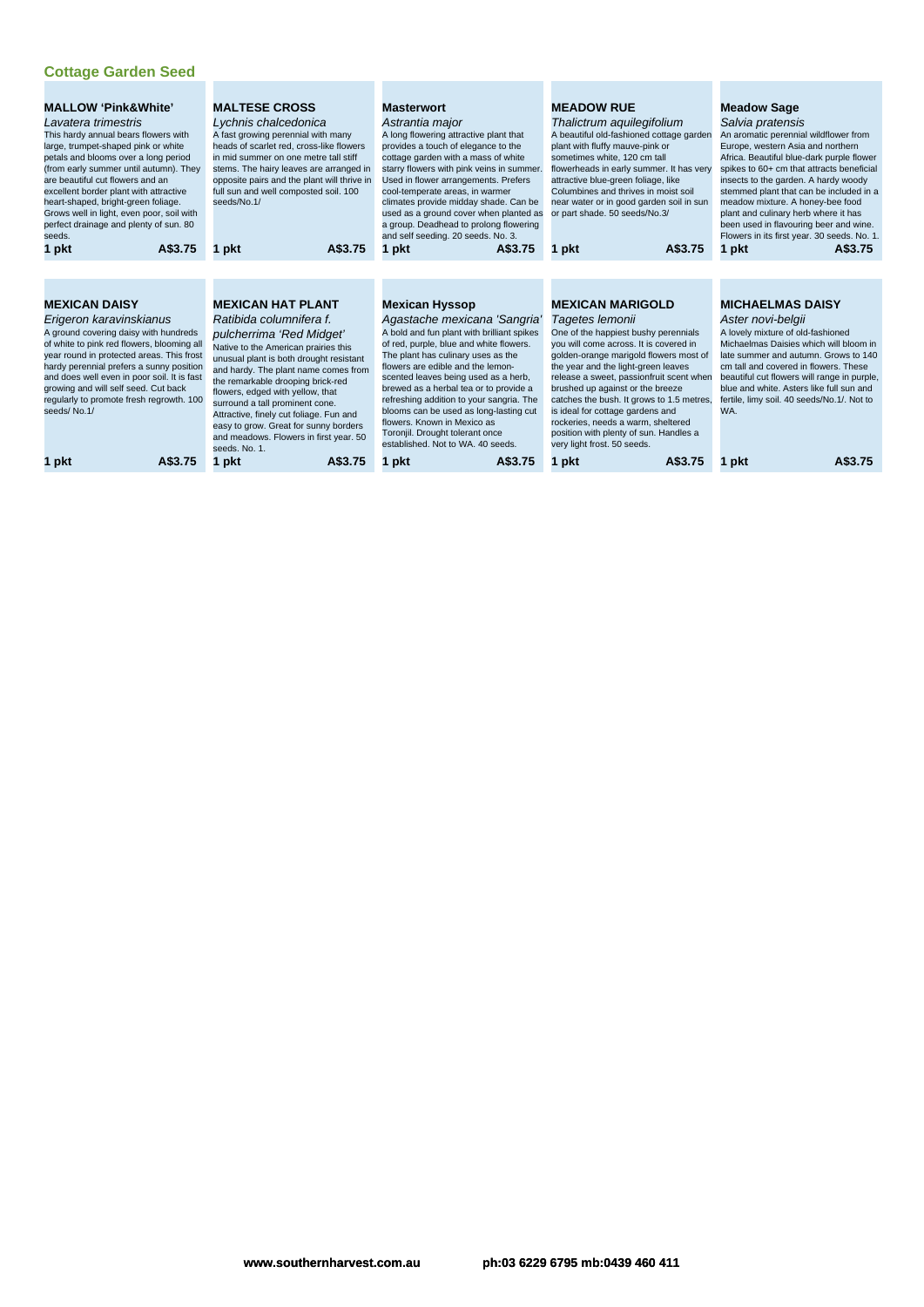## Cottage Garden Seed

### MALLOW 'Pink&White'

*Lavatera trimestris*

This hardy annual bears flowers with large, trumpet-shaped pink or white petals and blooms over a long period (from early summer until autumn). They are beautiful cut flowers and an excellent border plant with attractive heart-shaped, bright-green foliage. Grows well in light, even poor, soil with perfect drainage and plenty of sun. 80 seeds.

**1 pkt** **A$3.75**

### MALTESE CROSS

*Lychnis chalcedonica*

A fast growing perennial with many heads of scarlet red, cross-like flowers in mid summer on one metre tall stiff stems. The hairy leaves are arranged in opposite pairs and the plant will thrive in full sun and well composted soil. 100 seeds/No.1/

**1 pkt** **A$3.75**

### Masterwort

*Astrantia major*

A long flowering attractive plant that provides a touch of elegance to the cottage garden with a mass of white starry flowers with pink veins in summer. Used in flower arrangements. Prefers cool-temperate areas, in warmer climates provide midday shade. Can be used as a ground cover when planted as a group. Deadhead to prolong flowering and self seeding. 20 seeds. No. 3.

**1 pkt** **A$3.75**

### MEADOW RUE

*Thalictrum aquilegifolium*

A beautiful old-fashioned cottage garden plant with fluffy mauve-pink or sometimes white, 120 cm tall flowerheads in early summer. It has very attractive blue-green foliage, like Columbines and thrives in moist soil near water or in good garden soil in sun or part shade. 50 seeds/No.3/

**1 pkt** **A$3.75**

### Meadow Sage

*Salvia pratensis*

An aromatic perennial wildflower from Europe, western Asia and northern Africa. Beautiful blue-dark purple flower spikes to 60+ cm that attracts beneficial insects to the garden. A hardy woody stemmed plant that can be included in a meadow mixture. A honey-bee food plant and culinary herb where it has been used in flavouring beer and wine. Flowers in its first year. 30 seeds. No. 1.

**1 pkt** **A$3.75**

### MEXICAN DAISY

*Erigeron karavinskianus*

A ground covering daisy with hundreds of white to pink red flowers, blooming all year round in protected areas. This frost hardy perennial prefers a sunny position and does well even in poor soil. It is fast growing and will self seed. Cut back regularly to promote fresh regrowth. 100 seeds/ No.1/

**1 pkt** **A$3.75**

### MEXICAN HAT PLANT

*Ratibida columnifera f. pulcherrima 'Red Midget'*

Native to the American prairies this unusual plant is both drought resistant and hardy. The plant name comes from the remarkable drooping brick-red flowers, edged with yellow, that surround a tall prominent cone. Attractive, finely cut foliage. Fun and easy to grow. Great for sunny borders and meadows. Flowers in first year. 50 seeds. No. 1.

**1 pkt** **A$3.75**

### Mexican Hyssop

*Agastache mexicana 'Sangria'*

A bold and fun plant with brilliant spikes of red, purple, blue and white flowers. The plant has culinary uses as the flowers are edible and the lemon-scented leaves being used as a herb, brewed as a herbal tea or to provide a refreshing addition to your sangria. The blooms can be used as long-lasting cut flowers. Known in Mexico as Toronjil. Drought tolerant once established. Not to WA. 40 seeds.

**1 pkt** **A$3.75**

### MEXICAN MARIGOLD

*Tagetes lemonii*

One of the happiest bushy perennials you will come across. It is covered in golden-orange marigold flowers most of the year and the light-green leaves release a sweet, passionfruit scent when brushed up against or the breeze catches the bush. It grows to 1.5 metres, is ideal for cottage gardens and rockeries, needs a warm, sheltered position with plenty of sun. Handles a very light frost. 50 seeds.

**1 pkt** **A$3.75**

### MICHAELMAS DAISY

*Aster novi-belgii*

A lovely mixture of old-fashioned Michaelmas Daisies which will bloom in late summer and autumn. Grows to 140 cm tall and covered in flowers. These beautiful cut flowers will range in purple, blue and white. Asters like full sun and fertile, limy soil. 40 seeds/No.1/. Not to WA.

**1 pkt** **A$3.75**

www.southernharvest.com.au ph:03 6229 6795 mb:0439 460 411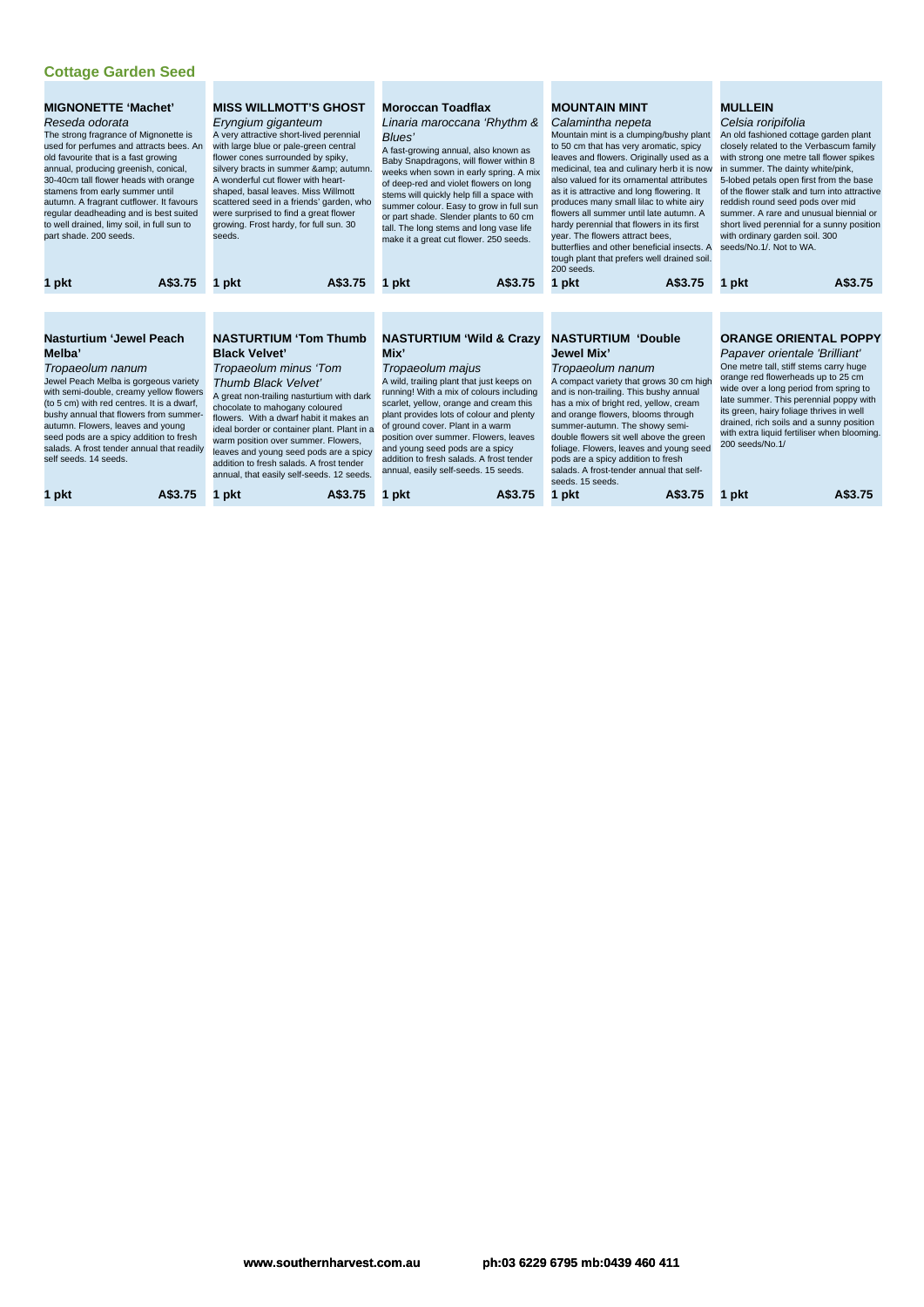## Cottage Garden Seed

### MIGNONETTE 'Machet'

*Reseda odorata*

The strong fragrance of Mignonette is used for perfumes and attracts bees. An old favourite that is a fast growing annual, producing greenish, conical, 30-40cm tall flower heads with orange stamens from early summer until autumn. A fragrant cutflower. It favours regular deadheading and is best suited to well drained, limy soil, in full sun to part shade. 200 seeds.

**1 pkt** **A$3.75**

### MISS WILLMOTT'S GHOST

*Eryngium giganteum*

A very attractive short-lived perennial with large blue or pale-green central flower cones surrounded by spiky, silvery bracts in summer &amp; autumn. A wonderful cut flower with heart-shaped, basal leaves. Miss Willmott scattered seed in a friends' garden, who were surprised to find a great flower growing. Frost hardy, for full sun. 30 seeds.

**1 pkt** **A$3.75**

### Moroccan Toadflax

*Linaria maroccana 'Rhythm & Blues'*

A fast-growing annual, also known as Baby Snapdragons, will flower within 8 weeks when sown in early spring. A mix of deep-red and violet flowers on long stems will quickly help fill a space with summer colour. Easy to grow in full sun or part shade. Slender plants to 60 cm tall. The long stems and long vase life make it a great cut flower. 250 seeds.

**1 pkt** **A$3.75**

### MOUNTAIN MINT

*Calamintha nepeta*

Mountain mint is a clumping/bushy plant to 50 cm that has very aromatic, spicy leaves and flowers. Originally used as a medicinal, tea and culinary herb it is now also valued for its ornamental attributes as it is attractive and long flowering. It produces many small lilac to white airy flowers all summer until late autumn. A hardy perennial that flowers in its first year. The flowers attract bees, butterflies and other beneficial insects. A tough plant that prefers well drained soil. 200 seeds.

**1 pkt** **A$3.75**

### MULLEIN

*Celsia roripifolia*

An old fashioned cottage garden plant closely related to the Verbascum family with strong one metre tall flower spikes in summer. The dainty white/pink, 5-lobed petals open first from the base of the flower stalk and turn into attractive reddish round seed pods over mid summer. A rare and unusual biennial or short lived perennial for a sunny position with ordinary garden soil. 300 seeds/No.1/. Not to WA.

**1 pkt** **A$3.75**

### Nasturtium 'Jewel Peach Melba'

*Tropaeolum nanum*

Jewel Peach Melba is gorgeous variety with semi-double, creamy yellow flowers (to 5 cm) with red centres. It is a dwarf, bushy annual that flowers from summer-autumn. Flowers, leaves and young seed pods are a spicy addition to fresh salads. A frost tender annual that readily self seeds. 14 seeds.

**1 pkt** **A$3.75**

### NASTURTIUM 'Tom Thumb Black Velvet'

*Tropaeolum minus 'Tom Thumb Black Velvet'*

A great non-trailing nasturtium with dark chocolate to mahogany coloured flowers. With a dwarf habit it makes an ideal border or container plant. Plant in a warm position over summer. Flowers, leaves and young seed pods are a spicy addition to fresh salads. A frost tender annual, that easily self-seeds. 12 seeds.

**1 pkt** **A$3.75**

### NASTURTIUM 'Wild & Crazy Mix'

*Tropaeolum majus*

A wild, trailing plant that just keeps on running! With a mix of colours including scarlet, yellow, orange and cream this plant provides lots of colour and plenty of ground cover. Plant in a warm position over summer. Flowers, leaves and young seed pods are a spicy addition to fresh salads. A frost tender annual, easily self-seeds. 15 seeds.

**1 pkt** **A$3.75**

### NASTURTIUM 'Double Jewel Mix'

*Tropaeolum nanum*

A compact variety that grows 30 cm high and is non-trailing. This bushy annual has a mix of bright red, yellow, cream and orange flowers, blooms through summer-autumn. The showy semi-double flowers sit well above the green foliage. Flowers, leaves and young seed pods are a spicy addition to fresh salads. A frost-tender annual that self-seeds. 15 seeds.

**1 pkt** **A$3.75**

### ORANGE ORIENTAL POPPY

*Papaver orientale 'Brilliant'*

One metre tall, stiff stems carry huge orange red flowerheads up to 25 cm wide over a long period from spring to late summer. This perennial poppy with its green, hairy foliage thrives in well drained, rich soils and a sunny position with extra liquid fertiliser when blooming. 200 seeds/No.1/

**1 pkt** **A$3.75**

www.southernharvest.com.au ph:03 6229 6795 mb:0439 460 411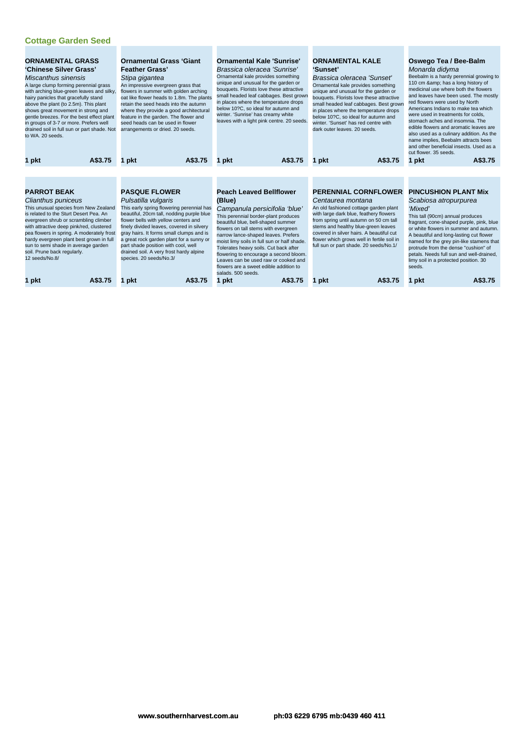## Cottage Garden Seed

### ORNAMENTAL GRASS 'Chinese Silver Grass'

*Miscanthus sinensis*

A large clump forming perennial grass with arching blue-green leaves and silky, hairy panicles that gracefully stand above the plant (to 2.5m). This plant shows great movement in strong and gentle breezes. For the best effect plant in groups of 3-7 or more. Prefers well drained soil in full sun or part shade. Not to WA. 20 seeds.

**1 pkt** **A$3.75**

### Ornamental Grass 'Giant Feather Grass'

*Stipa gigantea*

An impressive evergreen grass that flowers in summer with golden arching oat like flower heads to 1.8m. The plants retain the seed heads into the autumn where they provide a good architectural feature in the garden. The flower and seed heads can be used in flower arrangements or dried. 20 seeds.

**1 pkt** **A$3.75**

### Ornamental Kale 'Sunrise'

*Brassica oleracea 'Sunrise'*

Ornamental kale provides something unique and unusual for the garden or bouquets. Florists love these attractive small headed leaf cabbages. Best grown in places where the temperature drops below 10?C, so ideal for autumn and winter. 'Sunrise' has creamy white leaves with a light pink centre. 20 seeds.

**1 pkt** **A$3.75**

### ORNAMENTAL KALE 'Sunset'

*Brassica oleracea 'Sunset'*

Ornamental kale provides something unique and unusual for the garden or bouquets. Florists love these attractive small headed leaf cabbages. Best grown in places where the temperature drops below 10?C, so ideal for autumn and winter. 'Sunset' has red centre with dark outer leaves. 20 seeds.

**1 pkt** **A$3.75**

### Oswego Tea / Bee-Balm

*Monarda didyma*

Beebalm is a hardy perennial growing to 110 cm &amp; has a long history of medicinal use where both the flowers and leaves have been used. The mostly red flowers were used by North Americans Indians to make tea which were used in treatments for colds, stomach aches and insomnia. The edible flowers and aromatic leaves are also used as a culinary addition. As the name implies, Beebalm attracts bees and other beneficial insects. Used as a cut flower. 35 seeds.

**1 pkt** **A$3.75**

### PARROT BEAK

*Clianthus puniceus*

This unusual species from New Zealand is related to the Sturt Desert Pea. An evergreen shrub or scrambling climber with attractive deep pink/red, clustered pea flowers in spring. A moderately frost hardy evergreen plant best grown in full sun to semi shade in average garden soil. Prune back regularly.
12 seeds/No.8/

**1 pkt** **A$3.75**

### PASQUE FLOWER

*Pulsatilla vulgaris*

This early spring flowering perennial has beautiful, 20cm tall, nodding purple blue flower bells with yellow centers and finely divided leaves, covered in silvery gray hairs. It forms small clumps and is a great rock garden plant for a sunny or part shade position with cool, well drained soil. A very frost hardy alpine species. 20 seeds/No.3/

**1 pkt** **A$3.75**

### Peach Leaved Bellflower (Blue)

*Campanula persicifolia 'blue'*

This perennial border-plant produces beautiful blue, bell-shaped summer flowers on tall stems with evergreen narrow lance-shaped leaves. Prefers moist limy soils in full sun or half shade. Tolerates heavy soils. Cut back after flowering to encourage a second bloom. Leaves can be used raw or cooked and flowers are a sweet edible addition to salads. 500 seeds.

**1 pkt** **A$3.75**

### PERENNIAL CORNFLOWER

*Centaurea montana*

An old fashioned cottage garden plant with large dark blue, feathery flowers from spring until autumn on 50 cm tall stems and healthy blue-green leaves covered in silver hairs. A beautiful cut flower which grows well in fertile soil in full sun or part shade. 20 seeds/No.1/

**1 pkt** **A$3.75**

### PINCUSHION PLANT Mix

*Scabiosa atropurpurea 'Mixed'*

This tall (90cm) annual produces fragrant, cone-shaped purple, pink, blue or white flowers in summer and autumn. A beautiful and long-lasting cut flower named for the grey pin-like stamens that protrude from the dense "cushion" of petals. Needs full sun and well-drained, limy soil in a protected position. 30 seeds.

**1 pkt** **A$3.75**

www.southernharvest.com.au ph:03 6229 6795 mb:0439 460 411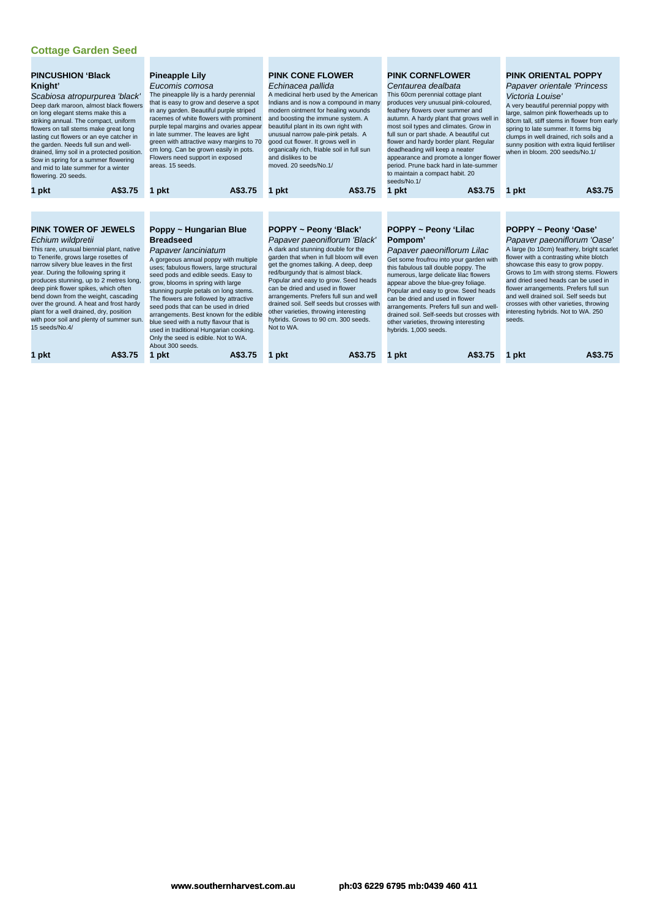## Cottage Garden Seed

### PINCUSHION 'Black Knight'

*Scabiosa atropurpurea 'black'*

Deep dark maroon, almost black flowers on long elegant stems make this a striking annual. The compact, uniform flowers on tall stems make great long lasting cut flowers or an eye catcher in the garden. Needs full sun and well-drained, limy soil in a protected position. Sow in spring for a summer flowering and mid to late summer for a winter flowering. 20 seeds.

**1 pkt** **A$3.75**

### Pineapple Lily

*Eucomis comosa*

The pineapple lily is a hardy perennial that is easy to grow and deserve a spot in any garden. Beautiful purple striped racemes of white flowers with prominent purple tepal margins and ovaries appear in late summer. The leaves are light green with attractive wavy margins to 70 cm long. Can be grown easily in pots. Flowers need support in exposed areas. 15 seeds.

**1 pkt** **A$3.75**

### PINK CONE FLOWER

*Echinacea pallida*

A medicinal herb used by the American Indians and is now a compound in many modern ointment for healing wounds and boosting the immune system. A beautiful plant in its own right with unusual narrow pale-pink petals. A good cut flower. It grows well in organically rich, friable soil in full sun and dislikes to be moved. 20 seeds/No.1/

**1 pkt** **A$3.75**

### PINK CORNFLOWER

*Centaurea dealbata*

This 60cm perennial cottage plant produces very unusual pink-coloured, feathery flowers over summer and autumn. A hardy plant that grows well in most soil types and climates. Grow in full sun or part shade. A beautiful cut flower and hardy border plant. Regular deadheading will keep a neater appearance and promote a longer flower period. Prune back hard in late-summer to maintain a compact habit. 20 seeds/No.1/

**1 pkt** **A$3.75**

### PINK ORIENTAL POPPY

*Papaver orientale 'Princess Victoria Louise'*

A very beautiful perennial poppy with large, salmon pink flowerheads up to 80cm tall, stiff stems in flower from early spring to late summer. It forms big clumps in well drained, rich soils and a sunny position with extra liquid fertiliser when in bloom. 200 seeds/No.1/

**1 pkt** **A$3.75**

### PINK TOWER OF JEWELS

*Echium wildpretii*

This rare, unusual biennial plant, native to Tenerife, grows large rosettes of narrow silvery blue leaves in the first year. During the following spring it produces stunning, up to 2 metres long, deep pink flower spikes, which often bend down from the weight, cascading over the ground. A heat and frost hardy plant for a well drained, dry, position with poor soil and plenty of summer sun. 15 seeds/No.4/

**1 pkt** **A$3.75**

### Poppy ~ Hungarian Blue Breadseed

*Papaver lanciniatum*

A gorgeous annual poppy with multiple uses; fabulous flowers, large structural seed pods and edible seeds. Easy to grow, blooms in spring with large stunning purple petals on long stems. The flowers are followed by attractive seed pods that can be used in dried arrangements. Best known for the edible blue seed with a nutty flavour that is used in traditional Hungarian cooking. Only the seed is edible. Not to WA. About 300 seeds.

**1 pkt** **A$3.75**

### POPPY ~ Peony 'Black'

*Papaver paeoniflorum 'Black'*

A dark and stunning double for the garden that when in full bloom will even get the gnomes talking. A deep, deep red/burgundy that is almost black. Popular and easy to grow. Seed heads can be dried and used in flower arrangements. Prefers full sun and well drained soil. Self seeds but crosses with other varieties, throwing interesting hybrids. Grows to 90 cm. 300 seeds. Not to WA.

**1 pkt** **A$3.75**

### POPPY ~ Peony 'Lilac Pompom'

*Papaver paeoniflorum Lilac*

Get some froufrou into your garden with this fabulous tall double poppy. The numerous, large delicate lilac flowers appear above the blue-grey foliage. Popular and easy to grow. Seed heads can be dried and used in flower arrangements. Prefers full sun and well-drained soil. Self-seeds but crosses with other varieties, throwing interesting hybrids. 1,000 seeds.

**1 pkt** **A$3.75**

### POPPY ~ Peony 'Oase'

*Papaver paeoniflorum 'Oase'*

A large (to 10cm) feathery, bright scarlet flower with a contrasting white blotch showcase this easy to grow poppy. Grows to 1m with strong stems. Flowers and dried seed heads can be used in flower arrangements. Prefers full sun and well drained soil. Self seeds but crosses with other varieties, throwing interesting hybrids. Not to WA. 250 seeds.

**1 pkt** **A$3.75**

**www.southernharvest.com.au** **ph:03 6229 6795 mb:0439 460 411**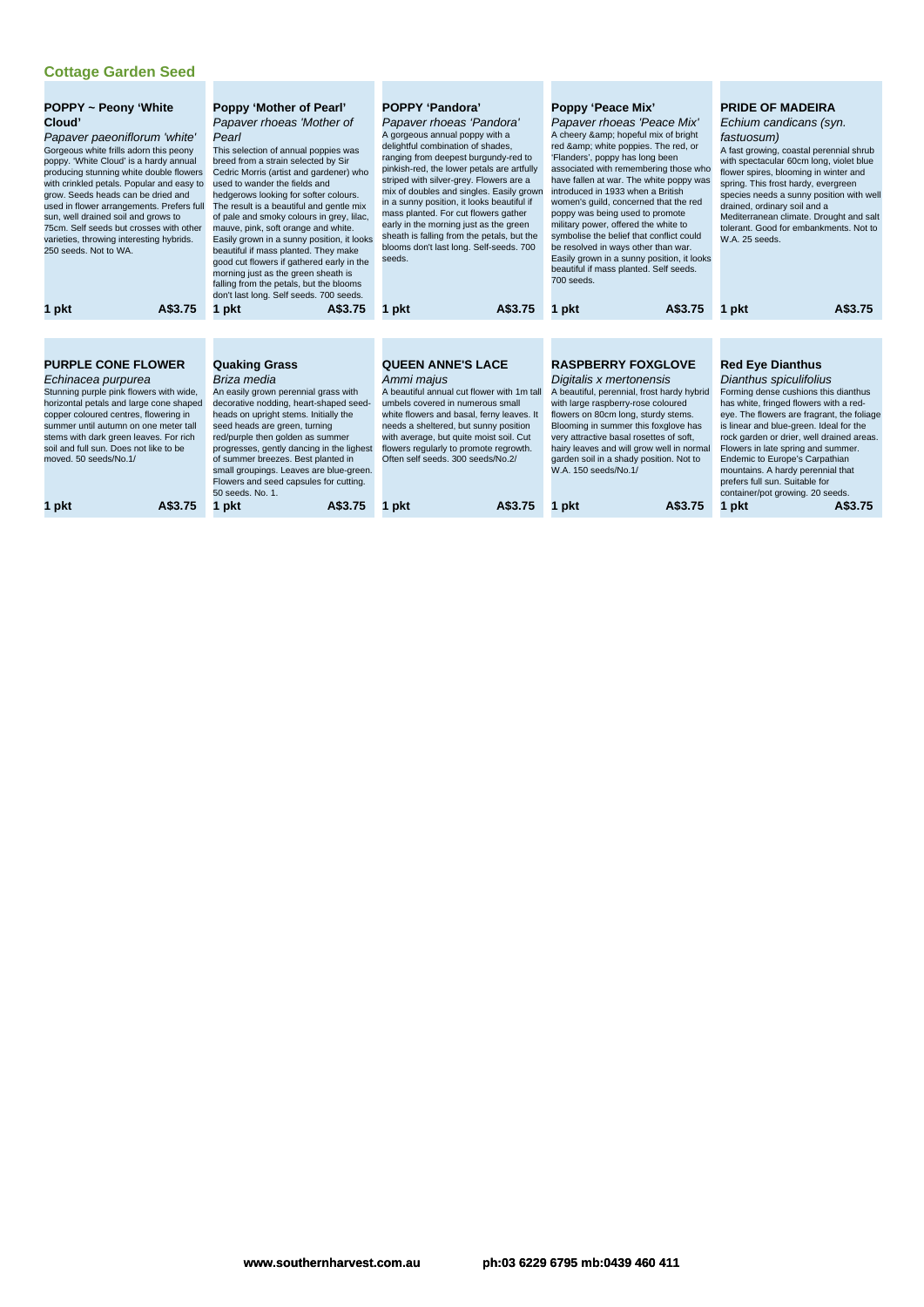## Cottage Garden Seed

### POPPY ~ Peony 'White Cloud'

*Papaver paeoniflorum 'white'*

Gorgeous white frills adorn this peony poppy. 'White Cloud' is a hardy annual producing stunning white double flowers with crinkled petals. Popular and easy to grow. Seeds heads can be dried and used in flower arrangements. Prefers full sun, well drained soil and grows to 75cm. Self seeds but crosses with other varieties, throwing interesting hybrids. 250 seeds. Not to WA.

**1 pkt** **A$3.75**

### Poppy 'Mother of Pearl'

*Papaver rhoeas 'Mother of Pearl*

This selection of annual poppies was breed from a strain selected by Sir Cedric Morris (artist and gardener) who used to wander the fields and hedgerows looking for softer colours. The result is a beautiful and gentle mix of pale and smoky colours in grey, lilac, mauve, pink, soft orange and white. Easily grown in a sunny position, it looks beautiful if mass planted. They make good cut flowers if gathered early in the morning just as the green sheath is falling from the petals, but the blooms don't last long. Self seeds. 700 seeds.

**1 pkt** **A$3.75**

### POPPY 'Pandora'

*Papaver rhoeas 'Pandora'*

A gorgeous annual poppy with a delightful combination of shades, ranging from deepest burgundy-red to pinkish-red, the lower petals are artfully striped with silver-grey. Flowers are a mix of doubles and singles. Easily grown in a sunny position, it looks beautiful if mass planted. For cut flowers gather early in the morning just as the green sheath is falling from the petals, but the blooms don't last long. Self-seeds. 700 seeds.

**1 pkt** **A$3.75**

### Poppy 'Peace Mix'

*Papaver rhoeas 'Peace Mix'*

A cheery &amp; hopeful mix of bright red &amp; white poppies. The red, or 'Flanders', poppy has long been associated with remembering those who have fallen at war. The white poppy was introduced in 1933 when a British women's guild, concerned that the red poppy was being used to promote military power, offered the white to symbolise the belief that conflict could be resolved in ways other than war. Easily grown in a sunny position, it looks beautiful if mass planted. Self seeds. 700 seeds.

**1 pkt** **A$3.75**

### PRIDE OF MADEIRA

*Echium candicans (syn. fastuosum)*

A fast growing, coastal perennial shrub with spectacular 60cm long, violet blue flower spires, blooming in winter and spring. This frost hardy, evergreen species needs a sunny position with well drained, ordinary soil and a Mediterranean climate. Drought and salt tolerant. Good for embankments. Not to W.A. 25 seeds.

**1 pkt** **A$3.75**

### PURPLE CONE FLOWER

*Echinacea purpurea*

Stunning purple pink flowers with wide, horizontal petals and large cone shaped copper coloured centres, flowering in summer until autumn on one meter tall stems with dark green leaves. For rich soil and full sun. Does not like to be moved. 50 seeds/No.1/

**1 pkt** **A$3.75**

### Quaking Grass

*Briza media*

An easily grown perennial grass with decorative nodding, heart-shaped seed-heads on upright stems. Initially the seed heads are green, turning red/purple then golden as summer progresses, gently dancing in the lighest of summer breezes. Best planted in small groupings. Leaves are blue-green. Flowers and seed capsules for cutting. 50 seeds. No. 1.

**1 pkt** **A$3.75**

### QUEEN ANNE'S LACE

*Ammi majus*

A beautiful annual cut flower with 1m tall umbels covered in numerous small white flowers and basal, ferny leaves. It needs a sheltered, but sunny position with average, but quite moist soil. Cut flowers regularly to promote regrowth. Often self seeds. 300 seeds/No.2/

**1 pkt** **A$3.75**

### RASPBERRY FOXGLOVE

*Digitalis x mertonensis*

A beautiful, perennial, frost hardy hybrid with large raspberry-rose coloured flowers on 80cm long, sturdy stems. Blooming in summer this foxglove has very attractive basal rosettes of soft, hairy leaves and will grow well in normal garden soil in a shady position. Not to W.A. 150 seeds/No.1/

**1 pkt** **A$3.75**

### Red Eye Dianthus

*Dianthus spiculifolius*

Forming dense cushions this dianthus has white, fringed flowers with a red-eye. The flowers are fragrant, the foliage is linear and blue-green. Ideal for the rock garden or drier, well drained areas. Flowers in late spring and summer. Endemic to Europe's Carpathian mountains. A hardy perennial that prefers full sun. Suitable for container/pot growing. 20 seeds.

**1 pkt** **A$3.75**

**www.southernharvest.com.au** **ph:03 6229 6795 mb:0439 460 411**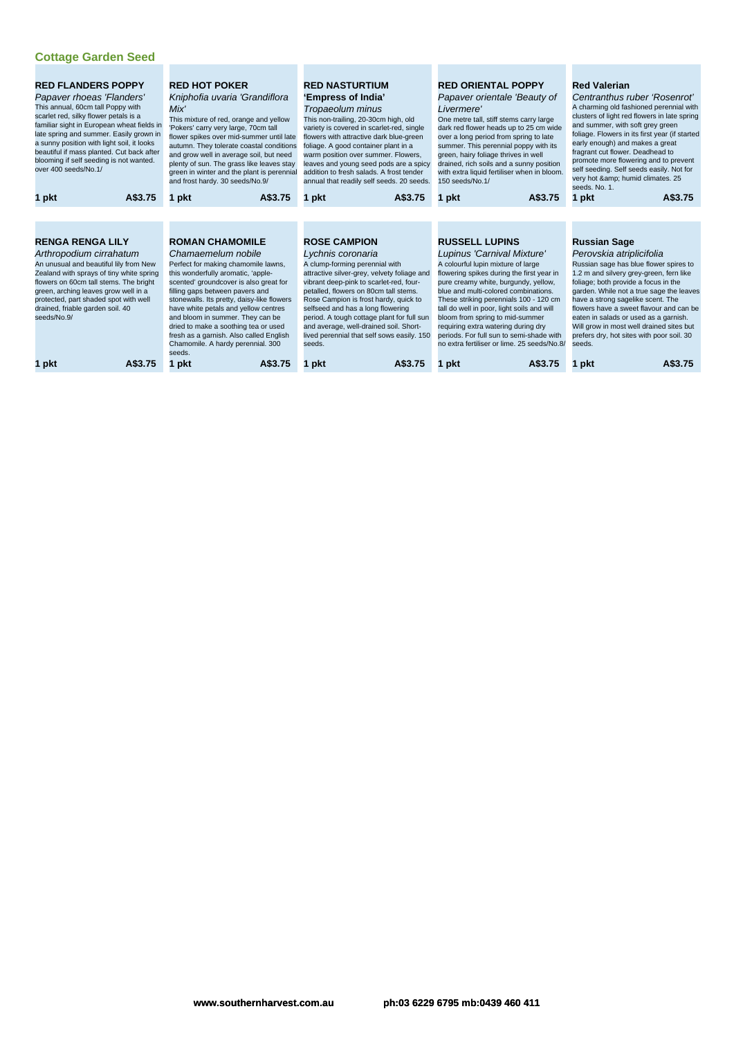## Cottage Garden Seed

### RED FLANDERS POPPY

*Papaver rhoeas 'Flanders'*

This annual, 60cm tall Poppy with scarlet red, silky flower petals is a familiar sight in European wheat fields in late spring and summer. Easily grown in a sunny position with light soil, it looks beautiful if mass planted. Cut back after blooming if self seeding is not wanted. over 400 seeds/No.1/

1 pkt A$3.75

### RED HOT POKER

*Kniphofia uvaria 'Grandiflora Mix'*

This mixture of red, orange and yellow 'Pokers' carry very large, 70cm tall flower spikes over mid-summer until late autumn. They tolerate coastal conditions and grow well in average soil, but need plenty of sun. The grass like leaves stay green in winter and the plant is perennial and frost hardy. 30 seeds/No.9/

1 pkt A$3.75

### RED NASTURTIUM 'Empress of India'

*Tropaeolum minus*

This non-trailing, 20-30cm high, old variety is covered in scarlet-red, single flowers with attractive dark blue-green foliage. A good container plant in a warm position over summer. Flowers, leaves and young seed pods are a spicy addition to fresh salads. A frost tender annual that readily self seeds. 20 seeds.

1 pkt A$3.75

### RED ORIENTAL POPPY

*Papaver orientale 'Beauty of Livermere'*

One metre tall, stiff stems carry large dark red flower heads up to 25 cm wide over a long period from spring to late summer. This perennial poppy with its green, hairy foliage thrives in well drained, rich soils and a sunny position with extra liquid fertiliser when in bloom. 150 seeds/No.1/

1 pkt A$3.75

### Red Valerian

*Centranthus ruber 'Rosenrot'*

A charming old fashioned perennial with clusters of light red flowers in late spring and summer, with soft grey green foliage. Flowers in its first year (if started early enough) and makes a great fragrant cut flower. Deadhead to promote more flowering and to prevent self seeding. Self seeds easily. Not for very hot &amp; humid climates. 25 seeds. No. 1.

1 pkt A$3.75

### RENGA RENGA LILY

*Arthropodium cirrahatum*

An unusual and beautiful lily from New Zealand with sprays of tiny white spring flowers on 60cm tall stems. The bright green, arching leaves grow well in a protected, part shaded spot with well drained, friable garden soil. 40 seeds/No.9/

1 pkt A$3.75

### ROMAN CHAMOMILE

*Chamaemelum nobile*

Perfect for making chamomile lawns, this wonderfully aromatic, 'apple-scented' groundcover is also great for filling gaps between pavers and stonewalls. Its pretty, daisy-like flowers have white petals and yellow centres and bloom in summer. They can be dried to make a soothing tea or used fresh as a garnish. Also called English Chamomile. A hardy perennial. 300 seeds.

1 pkt A$3.75

### ROSE CAMPION

*Lychnis coronaria*

A clump-forming perennial with attractive silver-grey, velvety foliage and vibrant deep-pink to scarlet-red, four-petalled, flowers on 80cm tall stems. Rose Campion is frost hardy, quick to selfseed and has a long flowering period. A tough cottage plant for full sun and average, well-drained soil. Short-lived perennial that self sows easily. 150 seeds.

1 pkt A$3.75

### RUSSELL LUPINS

*Lupinus 'Carnival Mixture'*

A colourful lupin mixture of large flowering spikes during the first year in pure creamy white, burgundy, yellow, blue and multi-colored combinations. These striking perennials 100 - 120 cm tall do well in poor, light soils and will bloom from spring to mid-summer requiring extra watering during dry periods. For full sun to semi-shade with no extra fertiliser or lime. 25 seeds/No.8/

1 pkt A$3.75

### Russian Sage

*Perovskia atriplicifolia*

Russian sage has blue flower spires to 1.2 m and silvery grey-green, fern like foliage; both provide a focus in the garden. While not a true sage the leaves have a strong sagelike scent. The flowers have a sweet flavour and can be eaten in salads or used as a garnish. Will grow in most well drained sites but prefers dry, hot sites with poor soil. 30 seeds.

1 pkt A$3.75

www.southernharvest.com.au ph:03 6229 6795 mb:0439 460 411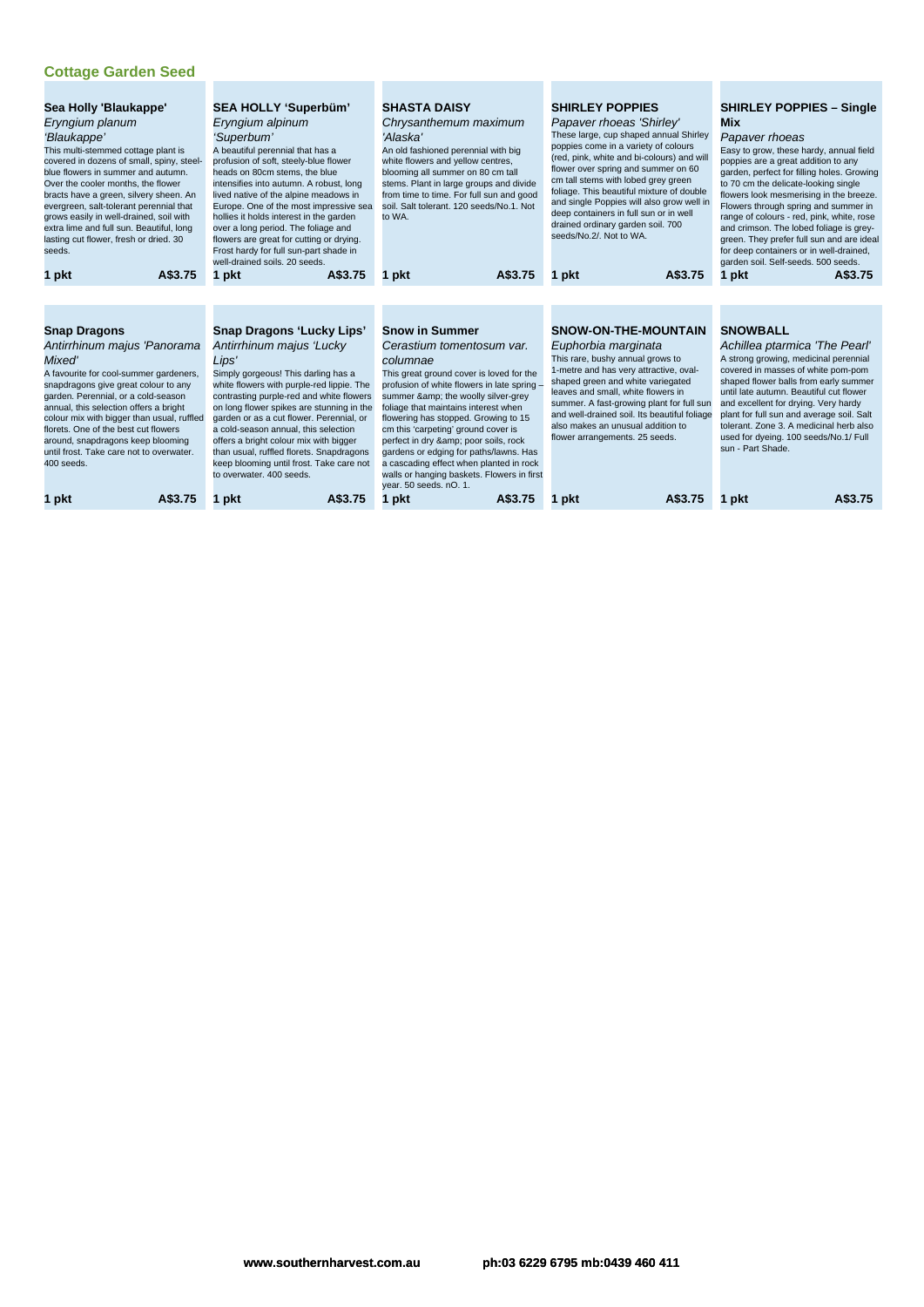## Cottage Garden Seed

### Sea Holly 'Blaukappe'

*Eryngium planum 'Blaukappe'*

This multi-stemmed cottage plant is covered in dozens of small, spiny, steel-blue flowers in summer and autumn. Over the cooler months, the flower bracts have a green, silvery sheen. An evergreen, salt-tolerant perennial that grows easily in well-drained, soil with extra lime and full sun. Beautiful, long lasting cut flower, fresh or dried. 30 seeds.

**1 pkt** **A$3.75**

### SEA HOLLY 'Superbüm'

*Eryngium alpinum 'Superbum'*

A beautiful perennial that has a profusion of soft, steely-blue flower heads on 80cm stems, the blue intensifies into autumn. A robust, long lived native of the alpine meadows in Europe. One of the most impressive sea hollies it holds interest in the garden over a long period. The foliage and flowers are great for cutting or drying. Frost hardy for full sun-part shade in well-drained soils. 20 seeds.

**1 pkt** **A$3.75**

### SHASTA DAISY

*Chrysanthemum maximum 'Alaska'*

An old fashioned perennial with big white flowers and yellow centres, blooming all summer on 80 cm tall stems. Plant in large groups and divide from time to time. For full sun and good soil. Salt tolerant. 120 seeds/No.1. Not to WA.

**1 pkt** **A$3.75**

### SHIRLEY POPPIES

*Papaver rhoeas 'Shirley'*

These large, cup shaped annual Shirley poppies come in a variety of colours (red, pink, white and bi-colours) and will flower over spring and summer on 60 cm tall stems with lobed grey green foliage. This beautiful mixture of double and single Poppies will also grow well in deep containers in full sun or in well drained ordinary garden soil. 700 seeds/No.2/. Not to WA.

**1 pkt** **A$3.75**

### SHIRLEY POPPIES – Single Mix

*Papaver rhoeas*

Easy to grow, these hardy, annual field poppies are a great addition to any garden, perfect for filling holes. Growing to 70 cm the delicate-looking single flowers look mesmerising in the breeze. Flowers through spring and summer in range of colours - red, pink, white, rose and crimson. The lobed foliage is grey-green. They prefer full sun and are ideal for deep containers or in well-drained, garden soil. Self-seeds. 500 seeds.

**1 pkt** **A$3.75**

### Snap Dragons

*Antirrhinum majus 'Panorama Mixed'*

A favourite for cool-summer gardeners, snapdragons give great colour to any garden. Perennial, or a cold-season annual, this selection offers a bright colour mix with bigger than usual, ruffled florets. One of the best cut flowers around, snapdragons keep blooming until frost. Take care not to overwater. 400 seeds.

**1 pkt** **A$3.75**

### Snap Dragons 'Lucky Lips'

*Antirrhinum majus 'Lucky Lips'*

Simply gorgeous! This darling has a white flowers with purple-red lippie. The contrasting purple-red and white flowers on long flower spikes are stunning in the garden or as a cut flower. Perennial, or a cold-season annual, this selection offers a bright colour mix with bigger than usual, ruffled florets. Snapdragons keep blooming until frost. Take care not to overwater. 400 seeds.

**1 pkt** **A$3.75**

### Snow in Summer

*Cerastium tomentosum var. columnae*

This great ground cover is loved for the profusion of white flowers in late spring – summer &amp; the woolly silver-grey foliage that maintains interest when flowering has stopped. Growing to 15 cm this 'carpeting' ground cover is perfect in dry &amp; poor soils, rock gardens or edging for paths/lawns. Has a cascading effect when planted in rock walls or hanging baskets. Flowers in first year. 50 seeds. nO. 1.

**1 pkt** **A$3.75**

### SNOW-ON-THE-MOUNTAIN

*Euphorbia marginata*

This rare, bushy annual grows to 1-metre and has very attractive, oval-shaped green and white variegated leaves and small, white flowers in summer. A fast-growing plant for full sun and well-drained soil. Its beautiful foliage also makes an unusual addition to flower arrangements. 25 seeds.

**1 pkt** **A$3.75**

### SNOWBALL

*Achillea ptarmica 'The Pearl'*

A strong growing, medicinal perennial covered in masses of white pom-pom shaped flower balls from early summer until late autumn. Beautiful cut flower and excellent for drying. Very hardy plant for full sun and average soil. Salt tolerant. Zone 3. A medicinal herb also used for dyeing. 100 seeds/No.1/ Full sun - Part Shade.

**1 pkt** **A$3.75**

www.southernharvest.com.au ph:03 6229 6795 mb:0439 460 411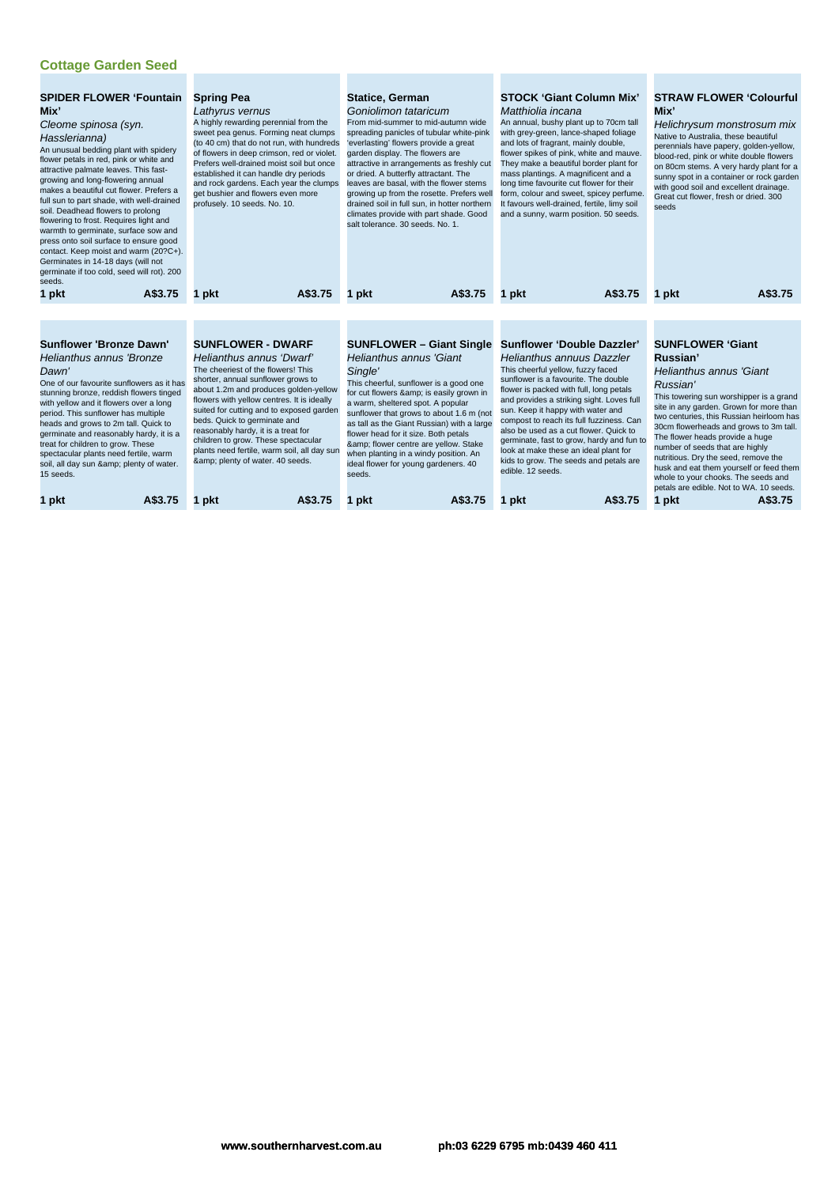## Cottage Garden Seed

### SPIDER FLOWER 'Fountain Mix'

*Cleome spinosa (syn. Hasslerianna)*

An unusual bedding plant with spidery flower petals in red, pink or white and attractive palmate leaves. This fast-growing and long-flowering annual makes a beautiful cut flower. Prefers a full sun to part shade, with well-drained soil. Deadhead flowers to prolong flowering to frost. Requires light and warmth to germinate, surface sow and press onto soil surface to ensure good contact. Keep moist and warm (20?C+). Germinates in 14-18 days (will not germinate if too cold, seed will rot). 200 seeds.

**1 pkt A$3.75**

### Spring Pea

*Lathyrus vernus*

A highly rewarding perennial from the sweet pea genus. Forming neat clumps (to 40 cm) that do not run, with hundreds of flowers in deep crimson, red or violet. Prefers well-drained moist soil but once established it can handle dry periods and rock gardens. Each year the clumps get bushier and flowers even more profusely. 10 seeds. No. 10.

**1 pkt A$3.75**

### Statice, German

*Goniolimon tataricum*

From mid-summer to mid-autumn wide spreading panicles of tubular white-pink 'everlasting' flowers provide a great garden display. The flowers are attractive in arrangements as freshly cut or dried. A butterfly attractant. The leaves are basal, with the flower stems growing up from the rosette. Prefers well drained soil in full sun, in hotter northern climates provide with part shade. Good salt tolerance. 30 seeds. No. 1.

**1 pkt A$3.75**

### STOCK 'Giant Column Mix'

*Matthiola incana*

An annual, bushy plant up to 70cm tall with grey-green, lance-shaped foliage and lots of fragrant, mainly double, flower spikes of pink, white and mauve. They make a beautiful border plant for mass plantings. A magnificent and a long time favourite cut flower for their form, colour and sweet, spicey perfume. It favours well-drained, fertile, limy soil and a sunny, warm position. 50 seeds.

**1 pkt A$3.75**

### STRAW FLOWER 'Colourful Mix'

*Helichrysum monstrosum mix*

Native to Australia, these beautiful perennials have papery, golden-yellow, blood-red, pink or white double flowers on 80cm stems. A very hardy plant for a sunny spot in a container or rock garden with good soil and excellent drainage. Great cut flower, fresh or dried. 300 seeds

**1 pkt A$3.75**

### Sunflower 'Bronze Dawn'

*Helianthus annus 'Bronze Dawn'*

One of our favourite sunflowers as it has stunning bronze, reddish flowers tinged with yellow and it flowers over a long period. This sunflower has multiple heads and grows to 2m tall. Quick to germinate and reasonably hardy, it is a treat for children to grow. These spectacular plants need fertile, warm soil, all day sun &amp; plenty of water. 15 seeds.

**1 pkt A$3.75**

### SUNFLOWER - DWARF

*Helianthus annus 'Dwarf'*

The cheeriest of the flowers! This shorter, annual sunflower grows to about 1.2m and produces golden-yellow flowers with yellow centres. It is ideally suited for cutting and to exposed garden beds. Quick to germinate and reasonably hardy, it is a treat for children to grow. These spectacular plants need fertile, warm soil, all day sun &amp; plenty of water. 40 seeds.

**1 pkt A$3.75**

### SUNFLOWER – Giant Single

*Helianthus annus 'Giant Single'*

This cheerful, sunflower is a good one for cut flowers &amp; is easily grown in a warm, sheltered spot. A popular sunflower that grows to about 1.6 m (not as tall as the Giant Russian) with a large flower head for it size. Both petals &amp; flower centre are yellow. Stake when planting in a windy position. An ideal flower for young gardeners. 40 seeds.

**1 pkt A$3.75**

### Sunflower 'Double Dazzler'

*Helianthus annuus Dazzler*

This cheerful yellow, fuzzy faced sunflower is a favourite. The double flower is packed with full, long petals and provides a striking sight. Loves full sun. Keep it happy with water and compost to reach its full fuzziness. Can also be used as a cut flower. Quick to germinate, fast to grow, hardy and fun to look at make these an ideal plant for kids to grow. The seeds and petals are edible. 12 seeds.

**1 pkt A$3.75**

### SUNFLOWER 'Giant Russian'

*Helianthus annus 'Giant Russian'*

This towering sun worshipper is a grand site in any garden. Grown for more than two centuries, this Russian heirloom has 30cm flowerheads and grows to 3m tall. The flower heads provide a huge number of seeds that are highly nutritious. Dry the seed, remove the husk and eat them yourself or feed them whole to your chooks. The seeds and petals are edible. Not to WA. 10 seeds.

**1 pkt A$3.75**

www.southernharvest.com.au ph:03 6229 6795 mb:0439 460 411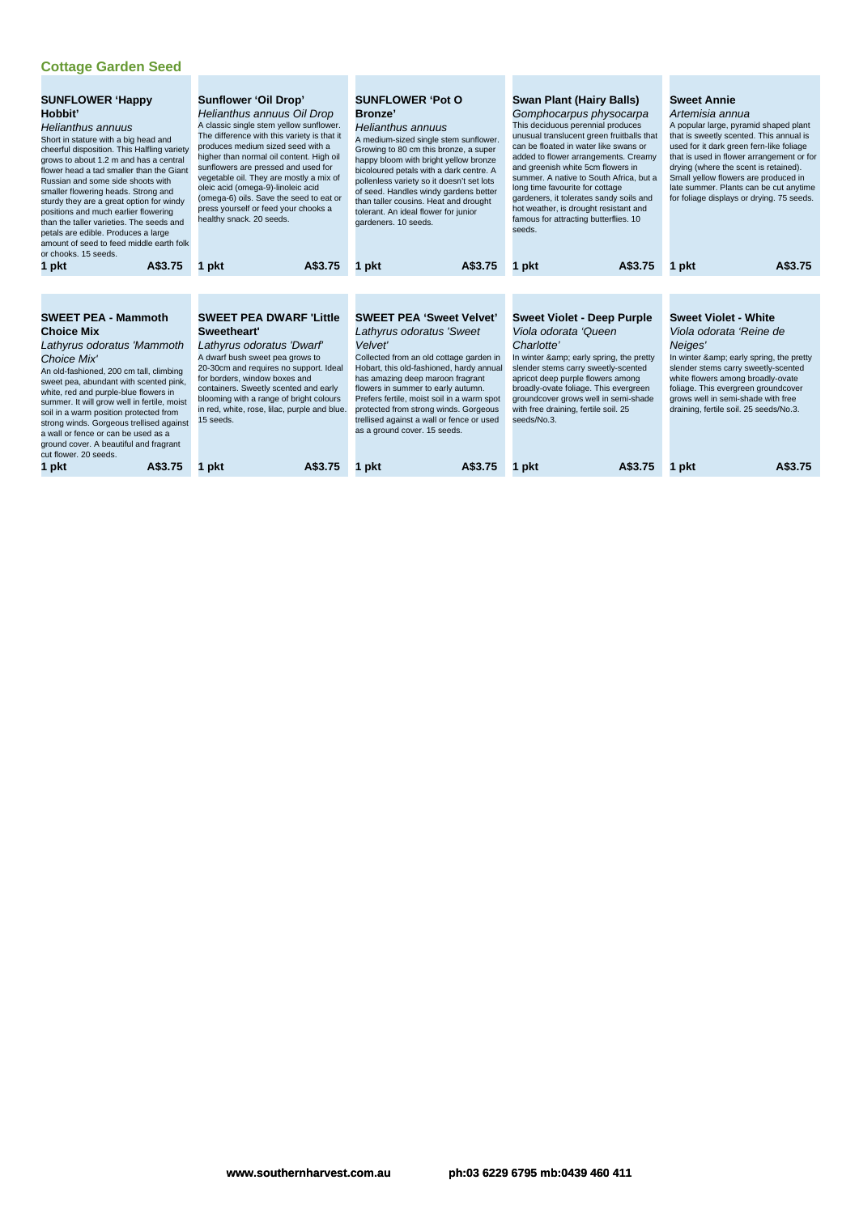## Cottage Garden Seed

### SUNFLOWER 'Happy Hobbit'

*Helianthus annuus*

Short in stature with a big head and cheerful disposition. This Halfling variety grows to about 1.2 m and has a central flower head a tad smaller than the Giant Russian and some side shoots with smaller flowering heads. Strong and sturdy they are a great option for windy positions and much earlier flowering than the taller varieties. The seeds and petals are edible. Produces a large amount of seed to feed middle earth folk or chooks. 15 seeds.

**1 pkt** **A$3.75**

### Sunflower 'Oil Drop'

*Helianthus annuus Oil Drop*

A classic single stem yellow sunflower. The difference with this variety is that it produces medium sized seed with a higher than normal oil content. High oil sunflowers are pressed and used for vegetable oil. They are mostly a mix of oleic acid (omega-9)-linoleic acid (omega-6) oils. Save the seed to eat or press yourself or feed your chooks a healthy snack. 20 seeds.

**1 pkt** **A$3.75**

### SUNFLOWER 'Pot O Bronze'

*Helianthus annuus*

A medium-sized single stem sunflower. Growing to 80 cm this bronze, a super happy bloom with bright yellow bronze bicoloured petals with a dark centre. A pollenless variety so it doesn't set lots of seed. Handles windy gardens better than taller cousins. Heat and drought tolerant. An ideal flower for junior gardeners. 10 seeds.

**1 pkt** **A$3.75**

### Swan Plant (Hairy Balls)

*Gomphocarpus physocarpa*

This deciduous perennial produces unusual translucent green fruitballs that can be floated in water like swans or added to flower arrangements. Creamy and greenish white 5cm flowers in summer. A native to South Africa, but a long time favourite for cottage gardeners, it tolerates sandy soils and hot weather, is drought resistant and famous for attracting butterflies. 10 seeds.

**1 pkt** **A$3.75**

### Sweet Annie

*Artemisia annua*

A popular large, pyramid shaped plant that is sweetly scented. This annual is used for it dark green fern-like foliage that is used in flower arrangement or for drying (where the scent is retained). Small yellow flowers are produced in late summer. Plants can be cut anytime for foliage displays or drying. 75 seeds.

**1 pkt** **A$3.75**

### SWEET PEA - Mammoth Choice Mix

*Lathyrus odoratus 'Mammoth Choice Mix'*

An old-fashioned, 200 cm tall, climbing sweet pea, abundant with scented pink, white, red and purple-blue flowers in summer. It will grow well in fertile, moist soil in a warm position protected from strong winds. Gorgeous trellised against a wall or fence or can be used as a ground cover. A beautiful and fragrant cut flower. 20 seeds.

**1 pkt** **A$3.75**

### SWEET PEA DWARF 'Little Sweetheart'

*Lathyrus odoratus 'Dwarf'*

A dwarf bush sweet pea grows to 20-30cm and requires no support. Ideal for borders, window boxes and containers. Sweetly scented and early blooming with a range of bright colours in red, white, rose, lilac, purple and blue. 15 seeds.

**1 pkt** **A$3.75**

### SWEET PEA 'Sweet Velvet'

*Lathyrus odoratus 'Sweet Velvet'*

Collected from an old cottage garden in Hobart, this old-fashioned, hardy annual has amazing deep maroon fragrant flowers in summer to early autumn. Prefers fertile, moist soil in a warm spot protected from strong winds. Gorgeous trellised against a wall or fence or used as a ground cover. 15 seeds.

**1 pkt** **A$3.75**

### Sweet Violet - Deep Purple

*Viola odorata 'Queen Charlotte'*

In winter &amp; early spring, the pretty slender stems carry sweetly-scented apricot deep purple flowers among broadly-ovate foliage. This evergreen groundcover grows well in semi-shade with free draining, fertile soil. 25 seeds/No.3.

**1 pkt** **A$3.75**

### Sweet Violet - White

*Viola odorata 'Reine de Neiges'*

In winter &amp; early spring, the pretty slender stems carry sweetly-scented white flowers among broadly-ovate foliage. This evergreen groundcover grows well in semi-shade with free draining, fertile soil. 25 seeds/No.3.

**1 pkt** **A$3.75**

**www.southernharvest.com.au** **ph:03 6229 6795 mb:0439 460 411**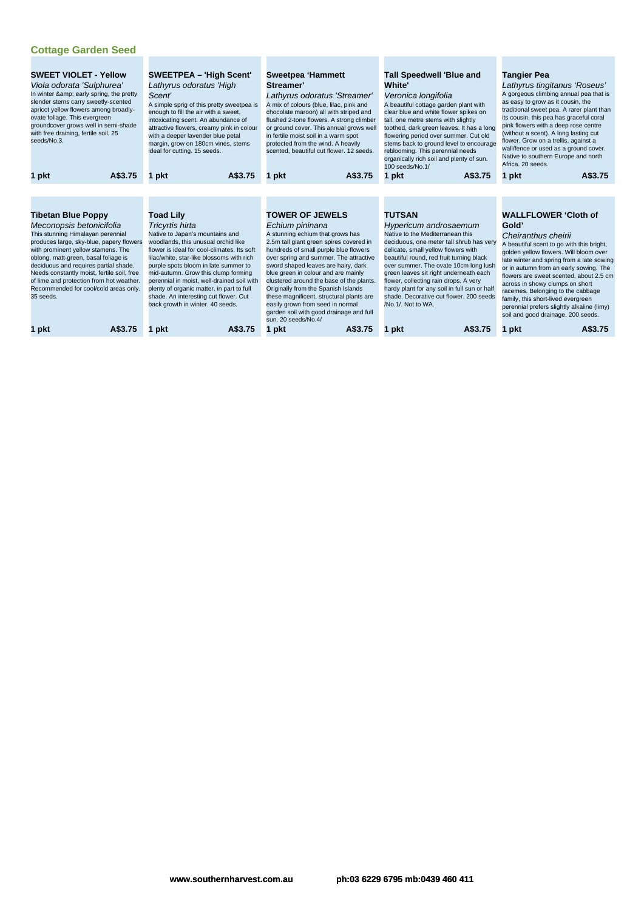## Cottage Garden Seed

### SWEET VIOLET - Yellow

*Viola odorata 'Sulphurea'*

In winter &amp; early spring, the pretty slender stems carry sweetly-scented apricot yellow flowers among broadly-ovate foliage. This evergreen groundcover grows well in semi-shade with free draining, fertile soil. 25 seeds/No.3.

**1 pkt** **A$3.75**

### SWEETPEA – 'High Scent'

*Lathyrus odoratus 'High Scent'*

A simple sprig of this pretty sweetpea is enough to fill the air with a sweet, intoxicating scent. An abundance of attractive flowers, creamy pink in colour with a deeper lavender blue petal margin, grow on 180cm vines, stems ideal for cutting. 15 seeds.

**1 pkt** **A$3.75**

### Sweetpea 'Hammett Streamer'

*Lathyrus odoratus 'Streamer'*

A mix of colours (blue, lilac, pink and chocolate maroon) all with striped and flushed 2-tone flowers. A strong climber or ground cover. This annual grows well in fertile moist soil in a warm spot protected from the wind. A heavily scented, beautiful cut flower. 12 seeds.

**1 pkt** **A$3.75**

### Tall Speedwell 'Blue and White'

*Veronica longifolia*

A beautiful cottage garden plant with clear blue and white flower spikes on tall, one metre stems with slightly toothed, dark green leaves. It has a long flowering period over summer. Cut old stems back to ground level to encourage reblooming. This perennial needs organically rich soil and plenty of sun. 100 seeds/No.1/

**1 pkt** **A$3.75**

### Tangier Pea

*Lathyrus tingitanus 'Roseus'*

A gorgeous climbing annual pea that is as easy to grow as it cousin, the traditional sweet pea. A rarer plant than its cousin, this pea has graceful coral pink flowers with a deep rose centre (without a scent). A long lasting cut flower. Grow on a trellis, against a wall/fence or used as a ground cover. Native to southern Europe and north Africa. 20 seeds.

**1 pkt** **A$3.75**

### Tibetan Blue Poppy

*Meconopsis betonicifolia*

This stunning Himalayan perennial produces large, sky-blue, papery flowers with prominent yellow stamens. The oblong, matt-green, basal foliage is deciduous and requires partial shade. Needs constantly moist, fertile soil, free of lime and protection from hot weather. Recommended for cool/cold areas only. 35 seeds.

**1 pkt** **A$3.75**

### Toad Lily

*Tricyrtis hirta*

Native to Japan's mountains and woodlands, this unusual orchid like flower is ideal for cool-climates. Its soft lilac/white, star-like blossoms with rich purple spots bloom in late summer to mid-autumn. Grow this clump forming perennial in moist, well-drained soil with plenty of organic matter, in part to full shade. An interesting cut flower. Cut back growth in winter. 40 seeds.

**1 pkt** **A$3.75**

### TOWER OF JEWELS

*Echium pininana*

A stunning echium that grows has 2.5m tall giant green spires covered in hundreds of small purple blue flowers over spring and summer. The attractive sword shaped leaves are hairy, dark blue green in colour and are mainly clustered around the base of the plants. Originally from the Spanish Islands these magnificent, structural plants are easily grown from seed in normal garden soil with good drainage and full sun. 20 seeds/No.4/

**1 pkt** **A$3.75**

### TUTSAN

*Hypericum androsaemum*

Native to the Mediterranean this deciduous, one meter tall shrub has very delicate, small yellow flowers with beautiful round, red fruit turning black over summer. The ovate 10cm long lush green leaves sit right underneath each flower, collecting rain drops. A very hardy plant for any soil in full sun or half shade. Decorative cut flower. 200 seeds /No.1/. Not to WA.

**1 pkt** **A$3.75**

### WALLFLOWER 'Cloth of Gold'

*Cheiranthus cheirii*

A beautiful scent to go with this bright, golden yellow flowers. Will bloom over late winter and spring from a late sowing or in autumn from an early sowing. The flowers are sweet scented, about 2.5 cm across in showy clumps on short racemes. Belonging to the cabbage family, this short-lived evergreen perennial prefers slightly alkaline (limy) soil and good drainage. 200 seeds.

**1 pkt** **A$3.75**

**www.southernharvest.com.au** **ph:03 6229 6795 mb:0439 460 411**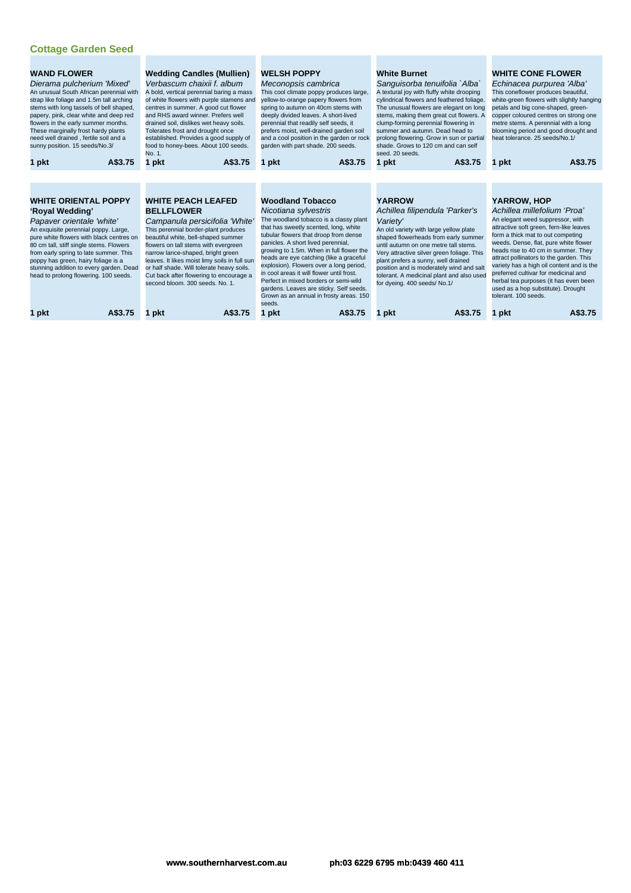## Cottage Garden Seed

### WAND FLOWER

*Dierama pulcherium 'Mixed'*

An unusual South African perennial with strap like foliage and 1.5m tall arching stems with long tassels of bell shaped, papery, pink, clear white and deep red flowers in the early summer months. These marginally frost hardy plants need well drained , fertile soil and a sunny position. 15 seeds/No.3/

**1 pkt** **A$3.75**

### Wedding Candles (Mullien)

*Verbascum chaixii f. album*

A bold, vertical perennial baring a mass of white flowers with purple stamens and centres in summer. A good cut flower and RHS award winner. Prefers well drained soil, dislikes wet heavy soils. Tolerates frost and drought once established. Provides a good supply of food to honey-bees. About 100 seeds. No. 1.

**1 pkt** **A$3.75**

### WELSH POPPY

*Meconopsis cambrica*

This cool climate poppy produces large, yellow-to-orange papery flowers from spring to autumn on 40cm stems with deeply divided leaves. A short-lived perennial that readily self seeds, it prefers moist, well-drained garden soil and a cool position in the garden or rock garden with part shade. 200 seeds.

**1 pkt** **A$3.75**

### White Burnet

*Sanguisorba tenuifolia `Alba`*

A textural joy with fluffy white drooping cylindrical flowers and feathered foliage. The unusual flowers are elegant on long stems, making them great cut flowers. A clump-forming perennial flowering in summer and autumn. Dead head to prolong flowering. Grow in sun or partial shade. Grows to 120 cm and can self seed. 20 seeds.

**1 pkt** **A$3.75**

### WHITE CONE FLOWER

*Echinacea purpurea 'Alba'*

This coneflower produces beautiful, white-green flowers with slightly hanging petals and big cone-shaped, green-copper coloured centres on strong one metre stems. A perennial with a long blooming period and good drought and heat tolerance. 25 seeds/No.1/

**1 pkt** **A$3.75**

### WHITE ORIENTAL POPPY 'Royal Wedding'

*Papaver orientale 'white'*

An exquisite perennial poppy. Large, pure white flowers with black centres on 80 cm tall, stiff single stems. Flowers from early spring to late summer. This poppy has green, hairy foliage is a stunning addition to every garden. Dead head to prolong flowering. 100 seeds.

**1 pkt** **A$3.75**

### WHITE PEACH LEAFED BELLFLOWER

*Campanula persicifolia 'White'*

This perennial border-plant produces beautiful white, bell-shaped summer flowers on tall stems with evergreen narrow lance-shaped, bright green leaves. It likes moist limy soils in full sun or half shade. Will tolerate heavy soils. Cut back after flowering to encourage a second bloom. 300 seeds. No. 1.

**1 pkt** **A$3.75**

### Woodland Tobacco

*Nicotiana sylvestris*

The woodland tobacco is a classy plant that has sweetly scented, long, white tubular flowers that droop from dense panicles. A short lived perennial, growing to 1.5m. When in full flower the heads are eye catching (like a graceful explosion). Flowers over a long period, in cool areas it will flower until frost. Perfect in mixed borders or semi-wild gardens. Leaves are sticky. Self seeds. Grown as an annual in frosty areas. 150 seeds.

**1 pkt** **A$3.75**

### YARROW

*Achillea filipendula 'Parker's Variety'*

An old variety with large yellow plate shaped flowerheads from early summer until autumn on one metre tall stems. Very attractive silver green foliage. This plant prefers a sunny, well drained position and is moderately wind and salt tolerant. A medicinal plant and also used for dyeing. 400 seeds/ No.1/

**1 pkt** **A$3.75**

### YARROW, HOP

*Achillea millefolium 'Proa'*

An elegant weed suppressor, with attractive soft green, fern-like leaves form a thick mat to out competing weeds. Dense, flat, pure white flower heads rise to 40 cm in summer. They attract pollinators to the garden. This variety has a high oil content and is the preferred cultivar for medicinal and herbal tea purposes (it has even been used as a hop substitute). Drought tolerant. 100 seeds.

**1 pkt** **A$3.75**

**www.southernharvest.com.au** **ph:03 6229 6795 mb:0439 460 411**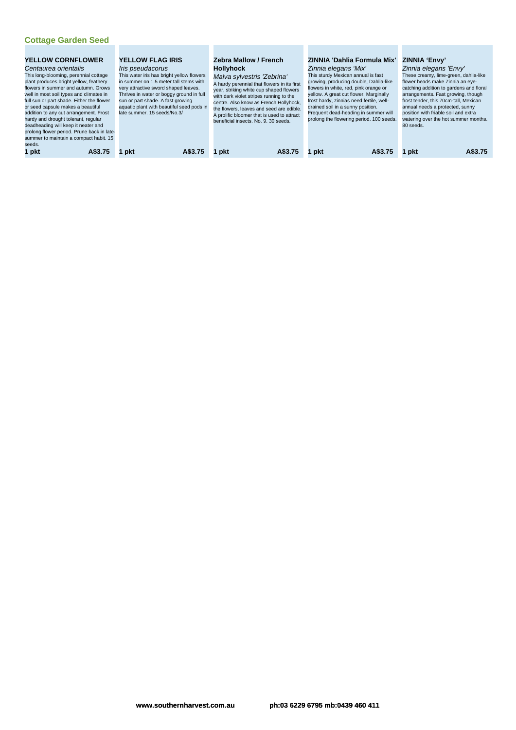## Cottage Garden Seed

### YELLOW CORNFLOWER

*Centaurea orientalis*

This long-blooming, perennial cottage plant produces bright yellow, feathery flowers in summer and autumn. Grows well in most soil types and climates in full sun or part shade. Either the flower or seed capsule makes a beautiful addition to any cut arrangement. Frost hardy and drought tolerant, regular deadheading will keep it neater and prolong flower period. Prune back in late-summer to maintain a compact habit. 15 seeds.

**1 pkt** **A$3.75**

### YELLOW FLAG IRIS

*Iris pseudacorus*

This water iris has bright yellow flowers in summer on 1.5 meter tall stems with very attractive sword shaped leaves. Thrives in water or boggy ground in full sun or part shade. A fast growing aquatic plant with beautiful seed pods in late summer. 15 seeds/No.3/

**1 pkt** **A$3.75**

### Zebra Mallow / French Hollyhock

*Malva sylvestris 'Zebrina'*

A hardy perennial that flowers in its first year, striking white cup shaped flowers with dark violet stripes running to the centre. Also know as French Hollyhock, the flowers, leaves and seed are edible. A prolific bloomer that is used to attract beneficial insects. No. 9. 30 seeds.

**1 pkt** **A$3.75**

### ZINNIA 'Dahlia Formula Mix'

*Zinnia elegans 'Mix'*

This sturdy Mexican annual is fast growing, producing double, Dahlia-like flowers in white, red, pink orange or yellow. A great cut flower. Marginally frost hardy, zinnias need fertile, well-drained soil in a sunny position. Frequent dead-heading in summer will prolong the flowering period. 100 seeds.

**1 pkt** **A$3.75**

### ZINNIA 'Envy'

*Zinnia elegans 'Envy'*

These creamy, lime-green, dahlia-like flower heads make Zinnia an eye-catching addition to gardens and floral arrangements. Fast growing, though frost tender, this 70cm-tall, Mexican annual needs a protected, sunny position with friable soil and extra watering over the hot summer months. 80 seeds.

**1 pkt** **A$3.75**

www.southernharvest.com.au ph:03 6229 6795 mb:0439 460 411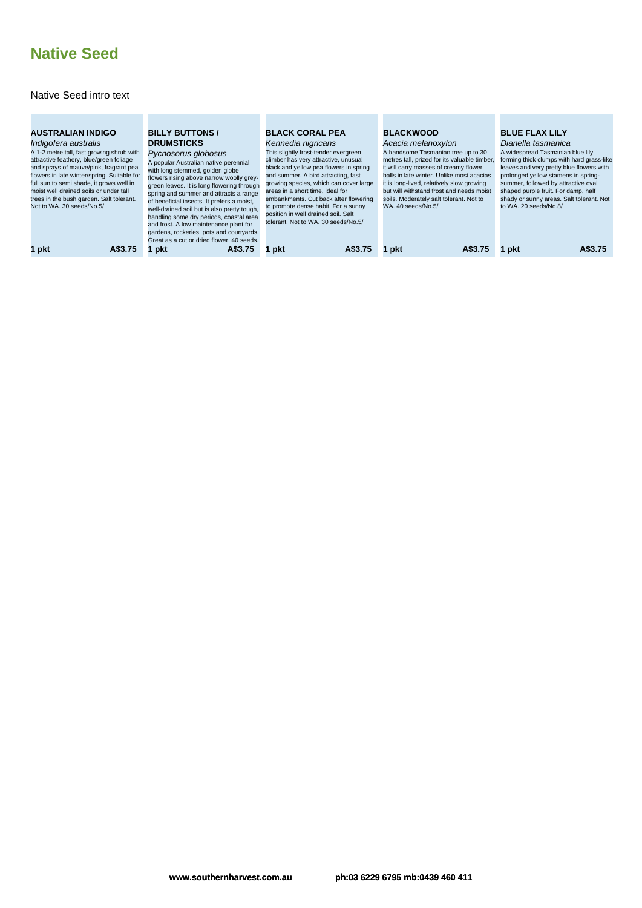# Native Seed

Native Seed intro text

### AUSTRALIAN INDIGO

*Indigofera australis*

A 1-2 metre tall, fast growing shrub with attractive feathery, blue/green foliage and sprays of mauve/pink, fragrant pea flowers in late winter/spring. Suitable for full sun to semi shade, it grows well in moist well drained soils or under tall trees in the bush garden. Salt tolerant. Not to WA. 30 seeds/No.5/

**1 pkt** **A$3.75**

### BILLY BUTTONS / DRUMSTICKS

*Pycnosorus globosus*

A popular Australian native perennial with long stemmed, golden globe flowers rising above narrow woolly grey-green leaves. It is long flowering through spring and summer and attracts a range of beneficial insects. It prefers a moist, well-drained soil but is also pretty tough, handling some dry periods, coastal area and frost. A low maintenance plant for gardens, rockeries, pots and courtyards. Great as a cut or dried flower. 40 seeds.

**1 pkt** **A$3.75**

### BLACK CORAL PEA

*Kennedia nigricans*

This slightly frost-tender evergreen climber has very attractive, unusual black and yellow pea flowers in spring and summer. A bird attracting, fast growing species, which can cover large areas in a short time, ideal for embankments. Cut back after flowering to promote dense habit. For a sunny position in well drained soil. Salt tolerant. Not to WA. 30 seeds/No.5/

**1 pkt** **A$3.75**

### BLACKWOOD

*Acacia melanoxylon*

A handsome Tasmanian tree up to 30 metres tall, prized for its valuable timber, it will carry masses of creamy flower balls in late winter. Unlike most acacias it is long-lived, relatively slow growing but will withstand frost and needs moist soils. Moderately salt tolerant. Not to WA. 40 seeds/No.5/

**1 pkt** **A$3.75**

### BLUE FLAX LILY

*Dianella tasmanica*

A widespread Tasmanian blue lily forming thick clumps with hard grass-like leaves and very pretty blue flowers with prolonged yellow stamens in spring-summer, followed by attractive oval shaped purple fruit. For damp, half shady or sunny areas. Salt tolerant. Not to WA. 20 seeds/No.8/

**1 pkt** **A$3.75**

**www.southernharvest.com.au** **ph:03 6229 6795 mb:0439 460 411**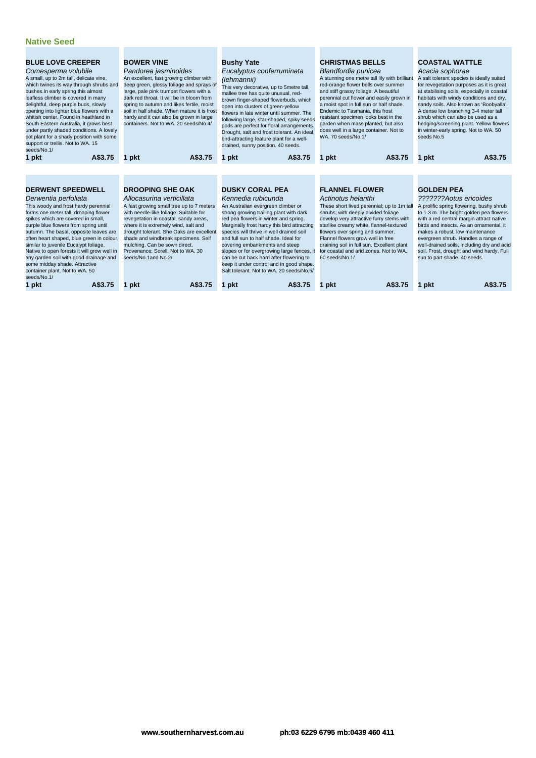## Native Seed

### BLUE LOVE CREEPER

*Comesperma volubile*

A small, up to 2m tall, delicate vine, which twines its way through shrubs and bushes.In early spring this almost leafless climber is covered in many delightful, deep purple buds, slowly opening into lighter blue flowers with a whitish center. Found in heathland in South Eastern Australia, it grows best under partly shaded conditions. A lovely pot plant for a shady position with some support or trellis. Not to WA. 15 seeds/No.1/

**1 pkt** **A$3.75**

### BOWER VINE

*Pandorea jasminoides*

An excellent, fast growing climber with deep green, glossy foliage and sprays of large, pale pink trumpet flowers with a dark red throat. It will be in bloom from spring to autumn and likes fertile, moist soil in half shade. When mature it is frost hardy and it can also be grown in large containers. Not to WA. 20 seeds/No.4/

**1 pkt** **A$3.75**

### Bushy Yate

*Eucalyptus conferruminata (lehmannii)*

This very decorative, up to 5metre tall, mallee tree has quite unusual, red-brown finger-shaped flowerbuds, which open into clusters of green-yellow flowers in late winter until summer. The following large, star-shaped, spiky seeds pods are perfect for floral arrangements. Drought, salt and frost tolerant. An ideal, bird-attracting feature plant for a well-drained, sunny position. 40 seeds.

**1 pkt** **A$3.75**

### CHRISTMAS BELLS

*Blandfordia punicea*

A stunning one metre tall lily with brilliant red-orange flower bells over summer and stiff grassy foliage. A beautiful perennial cut flower and easily grown in a moist spot in full sun or half shade. Endemic to Tasmania, this frost resistant specimen looks best in the garden when mass planted, but also does well in a large container. Not to WA. 70 seeds/No.1/

**1 pkt** **A$3.75**

### COASTAL WATTLE

*Acacia sophorae*

A salt tolerant species is ideally suited for revegetation purposes as it is great at stabilising soils, especially in coastal habitats with windy conditions and dry, sandy soils. Also known as 'Boobyalla'. A dense low branching 3-4 meter tall shrub which can also be used as a hedging/screening plant. Yellow flowers in winter-early spring. Not to WA. 50 seeds No.5

**1 pkt** **A$3.75**

### DERWENT SPEEDWELL

*Derwentia perfoliata*

This woody and frost hardy perennial forms one meter tall, drooping flower spikes which are covered in small, purple blue flowers from spring until autumn. The basal, opposite leaves are often heart shaped, blue green in colour, similar to juvenile Eucalypt foliage. Native to open forests it will grow well in any garden soil with good drainage and some midday shade. Attractive container plant. Not to WA. 50 seeds/No.1/

**1 pkt** **A$3.75**

### DROOPING SHE OAK

*Allocasurina verticillata*

A fast growing small tree up to 7 meters with needle-like foliage. Suitable for revegetation in coastal, sandy areas, where it is extremely wind, salt and drought tolerant. She Oaks are excellent shade and windbreak specimens. Self mulching. Can be sown direct. Provenance: Sorell. Not to WA. 30 seeds/No.1and No.2/

**1 pkt** **A$3.75**

### DUSKY CORAL PEA

*Kennedia rubicunda*

An Australian evergreen climber or strong growing trailing plant with dark red pea flowers in winter and spring. Marginally frost hardy this bird attracting species will thrive in well drained soil and full sun to half shade. Ideal for covering embankments and steep slopes or for overgrowing large fences, it can be cut back hard after flowering to keep it under control and in good shape. Salt tolerant. Not to WA. 20 seeds/No.5/

**1 pkt** **A$3.75**

### FLANNEL FLOWER

*Actinotus helanthi*

These short lived perennial; up to 1m tall shrubs; with deeply divided foliage develop very attractive furry stems with starlike creamy white, flannel-textured flowers over spring and summer. Flannel flowers grow well in free draining soil in full sun. Excellent plant for coastal and arid zones. Not to WA. 60 seeds/No.1/

**1 pkt** **A$3.75**

### GOLDEN PEA

*???????Aotus ericoides*

A prolific spring flowering, bushy shrub to 1.3 m. The bright golden pea flowers with a red central margin attract native birds and insects. As an ornamental, it makes a robust, low maintenance evergreen shrub. Handles a range of well-drained soils, including dry and acid soil. Frost, drought and wind hardy. Full sun to part shade. 40 seeds.

**1 pkt** **A$3.75**

www.southernharvest.com.au ph:03 6229 6795 mb:0439 460 411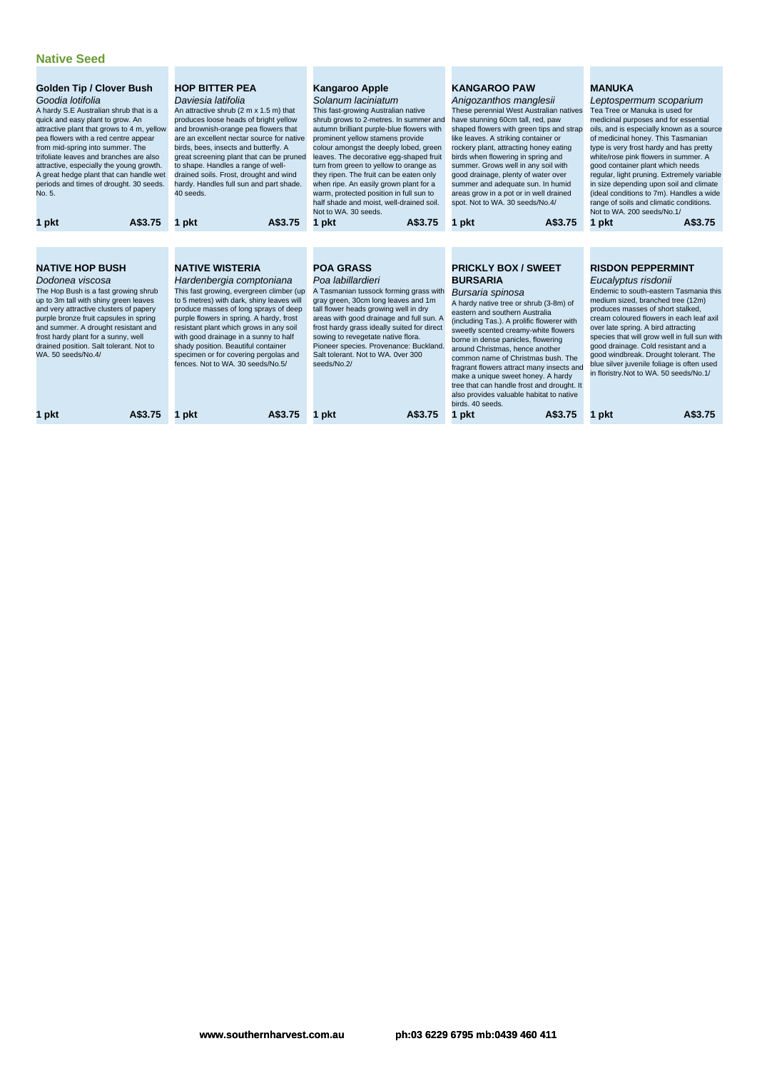## Native Seed

### Golden Tip / Clover Bush

*Goodia lotifolia*

A hardy S.E Australian shrub that is a quick and easy plant to grow. An attractive plant that grows to 4 m, yellow pea flowers with a red centre appear from mid-spring into summer. The trifoliate leaves and branches are also attractive, especially the young growth. A great hedge plant that can handle wet periods and times of drought. 30 seeds. No. 5.

**1 pkt** **A$3.75**

### HOP BITTER PEA

*Daviesia latifolia*

An attractive shrub (2 m x 1.5 m) that produces loose heads of bright yellow and brownish-orange pea flowers that are an excellent nectar source for native birds, bees, insects and butterfly. A great screening plant that can be pruned to shape. Handles a range of well-drained soils. Frost, drought and wind hardy. Handles full sun and part shade. 40 seeds.

**1 pkt** **A$3.75**

### Kangaroo Apple

*Solanum laciniatum*

This fast-growing Australian native shrub grows to 2-metres. In summer and autumn brilliant purple-blue flowers with prominent yellow stamens provide colour amongst the deeply lobed, green leaves. The decorative egg-shaped fruit turn from green to yellow to orange as they ripen. The fruit can be eaten only when ripe. An easily grown plant for a warm, protected position in full sun to half shade and moist, well-drained soil. Not to WA. 30 seeds.

**1 pkt** **A$3.75**

### KANGAROO PAW

*Anigozanthos manglesii*

These perennial West Australian natives have stunning 60cm tall, red, paw shaped flowers with green tips and strap like leaves. A striking container or rockery plant, attracting honey eating birds when flowering in spring and summer. Grows well in any soil with good drainage, plenty of water over summer and adequate sun. In humid areas grow in a pot or in well drained spot. Not to WA. 30 seeds/No.4/

**1 pkt** **A$3.75**

### MANUKA

*Leptospermum scoparium*

Tea Tree or Manuka is used for medicinal purposes and for essential oils, and is especially known as a source of medicinal honey. This Tasmanian type is very frost hardy and has pretty white/rose pink flowers in summer. A good container plant which needs regular, light pruning. Extremely variable in size depending upon soil and climate (ideal conditions to 7m). Handles a wide range of soils and climatic conditions. Not to WA. 200 seeds/No.1/

**1 pkt** **A$3.75**

### NATIVE HOP BUSH

*Dodonea viscosa*

The Hop Bush is a fast growing shrub up to 3m tall with shiny green leaves and very attractive clusters of papery purple bronze fruit capsules in spring and summer. A drought resistant and frost hardy plant for a sunny, well drained position. Salt tolerant. Not to WA. 50 seeds/No.4/

**1 pkt** **A$3.75**

### NATIVE WISTERIA

*Hardenbergia comptoniana*

This fast growing, evergreen climber (up to 5 metres) with dark, shiny leaves will produce masses of long sprays of deep purple flowers in spring. A hardy, frost resistant plant which grows in any soil with good drainage in a sunny to half shady position. Beautiful container specimen or for covering pergolas and fences. Not to WA. 30 seeds/No.5/

**1 pkt** **A$3.75**

### POA GRASS

*Poa labillardieri*

A Tasmanian tussock forming grass with gray green, 30cm long leaves and 1m tall flower heads growing well in dry areas with good drainage and full sun. A frost hardy grass ideally suited for direct sowing to revegetate native flora. Pioneer species. Provenance: Buckland. Salt tolerant. Not to WA. 0ver 300 seeds/No.2/

**1 pkt** **A$3.75**

### PRICKLY BOX / SWEET BURSARIA

*Bursaria spinosa*

A hardy native tree or shrub (3-8m) of eastern and southern Australia (including Tas.). A prolific flowerer with sweetly scented creamy-white flowers borne in dense panicles, flowering around Christmas, hence another common name of Christmas bush. The fragrant flowers attract many insects and make a unique sweet honey. A hardy tree that can handle frost and drought. It also provides valuable habitat to native birds. 40 seeds.

**1 pkt** **A$3.75**

### RISDON PEPPERMINT

*Eucalyptus risdonii*

Endemic to south-eastern Tasmania this medium sized, branched tree (12m) produces masses of short stalked, cream coloured flowers in each leaf axil over late spring. A bird attracting species that will grow well in full sun with good drainage. Cold resistant and a good windbreak. Drought tolerant. The blue silver juvenile foliage is often used in floristry.Not to WA. 50 seeds/No.1/

**1 pkt** **A$3.75**

www.southernharvest.com.au ph:03 6229 6795 mb:0439 460 411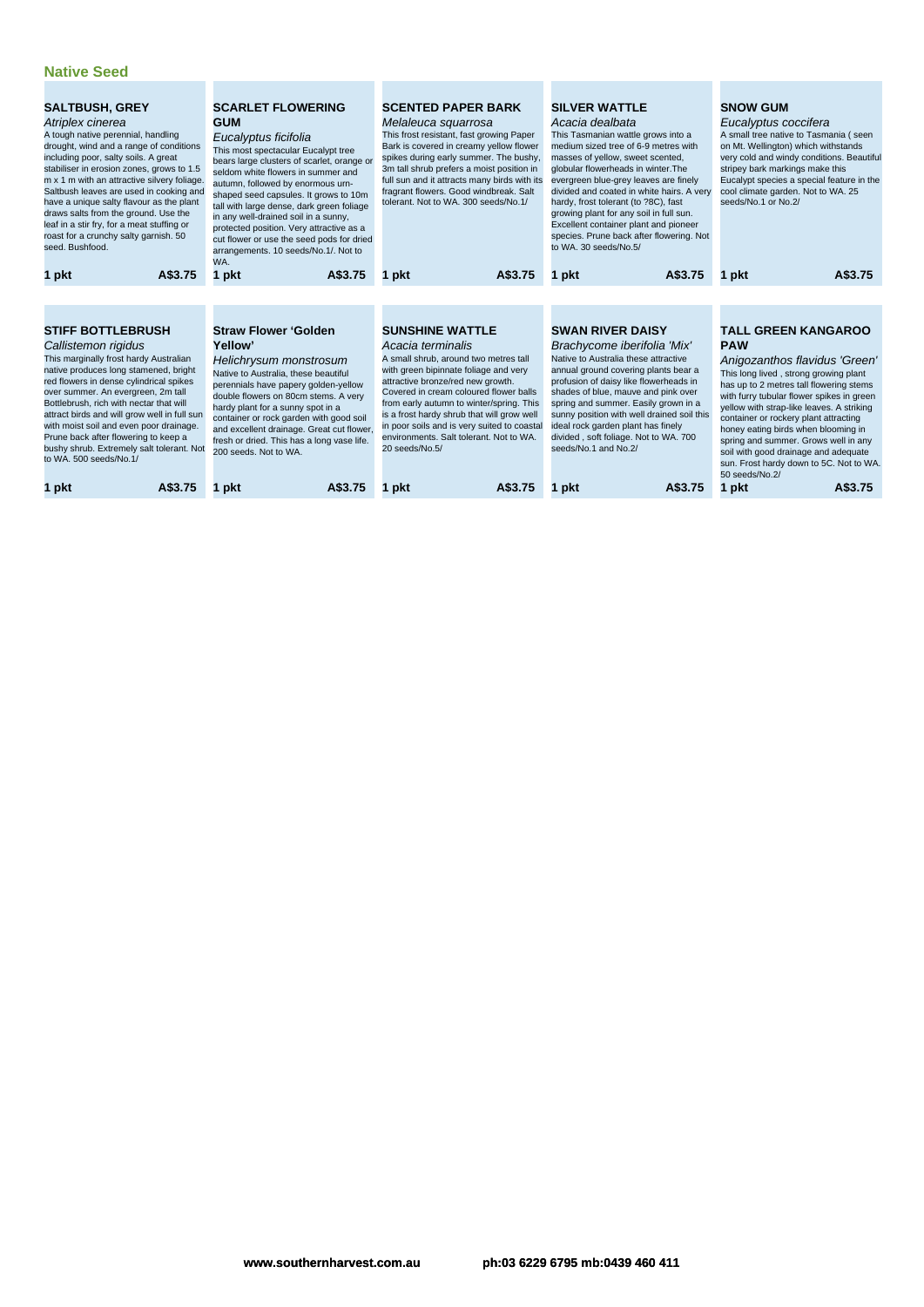## Native Seed

### SALTBUSH, GREY

*Atriplex cinerea*

A tough native perennial, handling drought, wind and a range of conditions including poor, salty soils. A great stabiliser in erosion zones, grows to 1.5 m x 1 m with an attractive silvery foliage. Saltbush leaves are used in cooking and have a unique salty flavour as the plant draws salts from the ground. Use the leaf in a stir fry, for a meat stuffing or roast for a crunchy salty garnish. 50 seed. Bushfood.

**1 pkt** **A$3.75**

### SCARLET FLOWERING GUM

*Eucalyptus ficifolia*

This most spectacular Eucalypt tree bears large clusters of scarlet, orange or seldom white flowers in summer and autumn, followed by enormous urn-shaped seed capsules. It grows to 10m tall with large dense, dark green foliage in any well-drained soil in a sunny, protected position. Very attractive as a cut flower or use the seed pods for dried arrangements. 10 seeds/No.1/. Not to WA.

**1 pkt** **A$3.75**

### SCENTED PAPER BARK

*Melaleuca squarrosa*

This frost resistant, fast growing Paper Bark is covered in creamy yellow flower spikes during early summer. The bushy, 3m tall shrub prefers a moist position in full sun and it attracts many birds with its fragrant flowers. Good windbreak. Salt tolerant. Not to WA. 300 seeds/No.1/

**1 pkt** **A$3.75**

### SILVER WATTLE

*Acacia dealbata*

This Tasmanian wattle grows into a medium sized tree of 6-9 metres with masses of yellow, sweet scented, globular flowerheads in winter.The evergreen blue-grey leaves are finely divided and coated in white hairs. A very hardy, frost tolerant (to ?8C), fast growing plant for any soil in full sun. Excellent container plant and pioneer species. Prune back after flowering. Not to WA. 30 seeds/No.5/

**1 pkt** **A$3.75**

### SNOW GUM

*Eucalyptus coccifera*

A small tree native to Tasmania ( seen on Mt. Wellington) which withstands very cold and windy conditions. Beautiful stripey bark markings make this Eucalypt species a special feature in the cool climate garden. Not to WA. 25 seeds/No.1 or No.2/

**1 pkt** **A$3.75**

### STIFF BOTTLEBRUSH

*Callistemon rigidus*

This marginally frost hardy Australian native produces long stamened, bright red flowers in dense cylindrical spikes over summer. An evergreen, 2m tall Bottlebrush, rich with nectar that will attract birds and will grow well in full sun with moist soil and even poor drainage. Prune back after flowering to keep a bushy shrub. Extremely salt tolerant. Not to WA. 500 seeds/No.1/

**1 pkt** **A$3.75**

### Straw Flower 'Golden Yellow'

*Helichrysum monstrosum*

Native to Australia, these beautiful perennials have papery golden-yellow double flowers on 80cm stems. A very hardy plant for a sunny spot in a container or rock garden with good soil and excellent drainage. Great cut flower, fresh or dried. This has a long vase life. 200 seeds. Not to WA.

**1 pkt** **A$3.75**

### SUNSHINE WATTLE

*Acacia terminalis*

A small shrub, around two metres tall with green bipinnate foliage and very attractive bronze/red new growth. Covered in cream coloured flower balls from early autumn to winter/spring. This is a frost hardy shrub that will grow well in poor soils and is very suited to coastal environments. Salt tolerant. Not to WA. 20 seeds/No.5/

**1 pkt** **A$3.75**

### SWAN RIVER DAISY

*Brachycome iberifolia 'Mix'*

Native to Australia these attractive annual ground covering plants bear a profusion of daisy like flowerheads in shades of blue, mauve and pink over spring and summer. Easily grown in a sunny position with well drained soil this ideal rock garden plant has finely divided , soft foliage. Not to WA. 700 seeds/No.1 and No.2/

**1 pkt** **A$3.75**

### TALL GREEN KANGAROO PAW

*Anigozanthos flavidus 'Green'*

This long lived , strong growing plant has up to 2 metres tall flowering stems with furry tubular flower spikes in green yellow with strap-like leaves. A striking container or rockery plant attracting honey eating birds when blooming in spring and summer. Grows well in any soil with good drainage and adequate sun. Frost hardy down to 5C. Not to WA. 50 seeds/No.2/

**1 pkt** **A$3.75**

**www.southernharvest.com.au** **ph:03 6229 6795 mb:0439 460 411**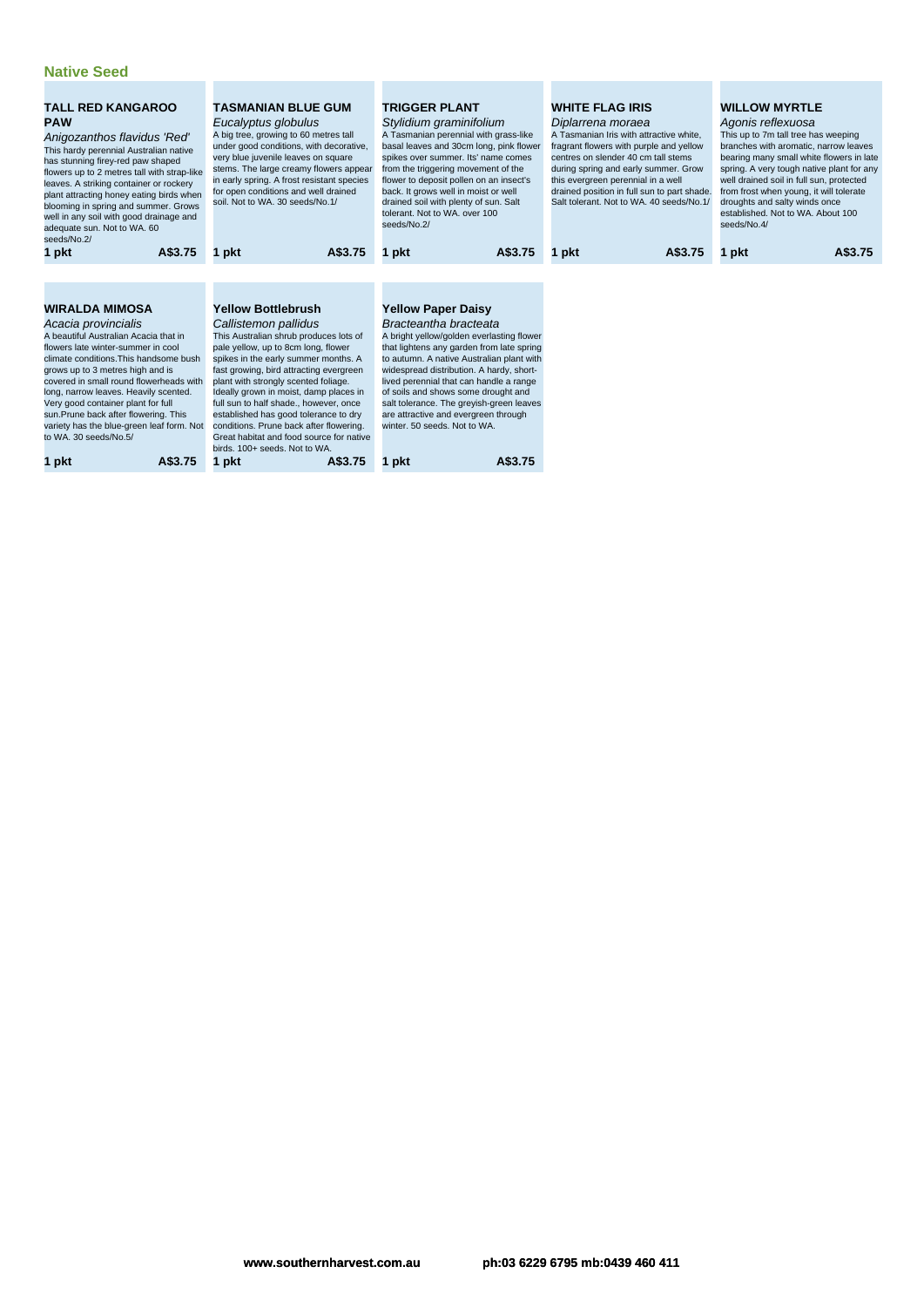## Native Seed

### TALL RED KANGAROO PAW

*Anigozanthos flavidus 'Red'*

This hardy perennial Australian native has stunning firey-red paw shaped flowers up to 2 metres tall with strap-like leaves. A striking container or rockery plant attracting honey eating birds when blooming in spring and summer. Grows well in any soil with good drainage and adequate sun. Not to WA. 60 seeds/No.2/

**1 pkt** **A$3.75**

### TASMANIAN BLUE GUM

*Eucalyptus globulus*

A big tree, growing to 60 metres tall under good conditions, with decorative, very blue juvenile leaves on square stems. The large creamy flowers appear in early spring. A frost resistant species for open conditions and well drained soil. Not to WA. 30 seeds/No.1/

**1 pkt** **A$3.75**

### TRIGGER PLANT

*Stylidium graminifolium*

A Tasmanian perennial with grass-like basal leaves and 30cm long, pink flower spikes over summer. Its' name comes from the triggering movement of the flower to deposit pollen on an insect's back. It grows well in moist or well drained soil with plenty of sun. Salt tolerant. Not to WA. over 100 seeds/No.2/

**1 pkt** **A$3.75**

### WHITE FLAG IRIS

*Diplarrena moraea*

A Tasmanian Iris with attractive white, fragrant flowers with purple and yellow centres on slender 40 cm tall stems during spring and early summer. Grow this evergreen perennial in a well drained position in full sun to part shade. Salt tolerant. Not to WA. 40 seeds/No.1/

**1 pkt** **A$3.75**

### WILLOW MYRTLE

*Agonis reflexuosa*

This up to 7m tall tree has weeping branches with aromatic, narrow leaves bearing many small white flowers in late spring. A very tough native plant for any well drained soil in full sun, protected from frost when young, it will tolerate droughts and salty winds once established. Not to WA. About 100 seeds/No.4/

**1 pkt** **A$3.75**

### WIRALDA MIMOSA

*Acacia provincialis*

A beautiful Australian Acacia that in flowers late winter-summer in cool climate conditions.This handsome bush grows up to 3 metres high and is covered in small round flowerheads with long, narrow leaves. Heavily scented. Very good container plant for full sun.Prune back after flowering. This variety has the blue-green leaf form. Not to WA. 30 seeds/No.5/

**1 pkt** **A$3.75**

### Yellow Bottlebrush

*Callistemon pallidus*

This Australian shrub produces lots of pale yellow, up to 8cm long, flower spikes in the early summer months. A fast growing, bird attracting evergreen plant with strongly scented foliage. Ideally grown in moist, damp places in full sun to half shade., however, once established has good tolerance to dry conditions. Prune back after flowering. Great habitat and food source for native birds. 100+ seeds. Not to WA.

**1 pkt** **A$3.75**

### Yellow Paper Daisy

*Bracteantha bracteata*

A bright yellow/golden everlasting flower that lightens any garden from late spring to autumn. A native Australian plant with widespread distribution. A hardy, short-lived perennial that can handle a range of soils and shows some drought and salt tolerance. The greyish-green leaves are attractive and evergreen through winter. 50 seeds. Not to WA.

**1 pkt** **A$3.75**

www.southernharvest.com.au ph:03 6229 6795 mb:0439 460 411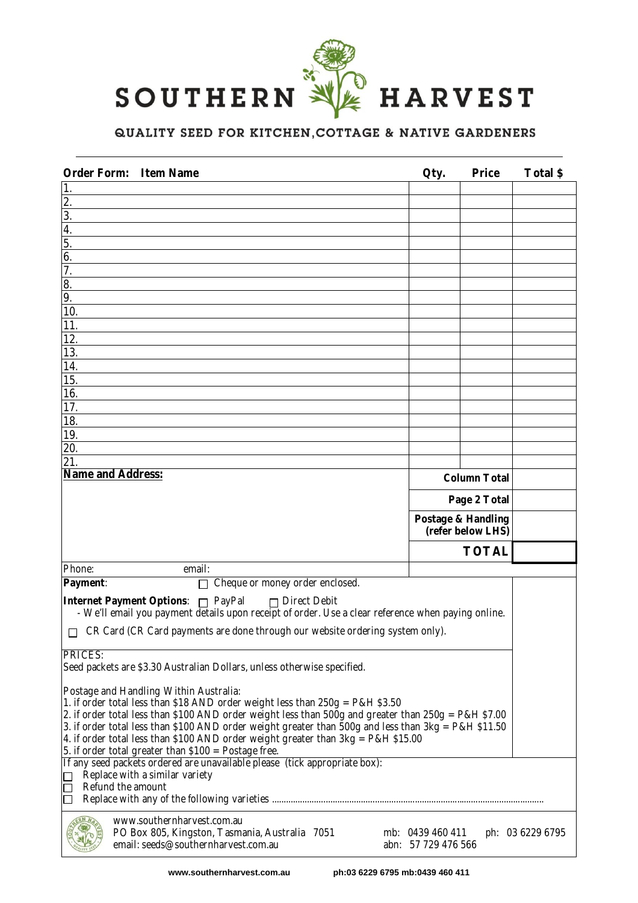# SOUTHERN HARVEST

QUALITY SEED FOR KITCHEN, COTTAGE & NATIVE GARDENERS

| Order Form: Item Name | Qty. | Price | Total $ |
|---|---|---|---|
| 1. | | | |
| 2. | | | |
| 3. | | | |
| 4. | | | |
| 5. | | | |
| 6. | | | |
| 7. | | | |
| 8. | | | |
| 9. | | | |
| 10. | | | |
| 11. | | | |
| 12. | | | |
| 13. | | | |
| 14. | | | |
| 15. | | | |
| 16. | | | |
| 17. | | | |
| 18. | | | |
| 19. | | | |
| 20. | | | |
| 21. | | | |
| **Name and Address:** | **Column Total** | | |
| | **Page 2 Total** | | |
| | **Postage & Handling (refer below LHS)** | | |
| | **TOTAL** | | |
| Phone: email: | | | |

**Payment**: ☐ Cheque or money order enclosed.

**Internet Payment Options**: ☐ PayPal ☐ Direct Debit
- We'll email you payment details upon receipt of order. Use a clear reference when paying online.

☐ CR Card (CR Card payments are done through our website ordering system only).

PRICES:
Seed packets are $3.30 Australian Dollars, unless otherwise specified.

Postage and Handling Within Australia:
1. if order total less than $18 AND order weight less than 250g = P&H $3.50
2. if order total less than $100 AND order weight less than 500g and greater than 250g = P&H $7.00
3. if order total less than $100 AND order weight greater than 500g and less than 3kg = P&H $11.50
4. if order total less than $100 AND order weight greater than 3kg = P&H $15.00
5. if order total greater than $100 = Postage free.

If any seed packets ordered are unavailable please (tick appropriate box):
☐ Replace with a similar variety
☐ Refund the amount
☐ Replace with any of the following varieties ..................................................

www.southernharvest.com.au
PO Box 805, Kingston, Tasmania, Australia 7051
email: seeds@southernharvest.com.au
mb: 0439 460 411 ph: 03 6229 6795
abn: 57 729 476 566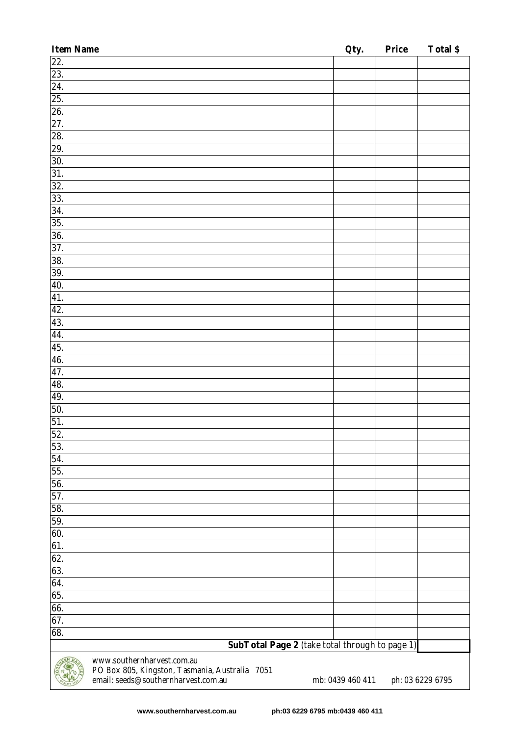| Item Name | Qty. | Price | Total $ |
|---|---|---|---|
| 22. | | | |
| 23. | | | |
| 24. | | | |
| 25. | | | |
| 26. | | | |
| 27. | | | |
| 28. | | | |
| 29. | | | |
| 30. | | | |
| 31. | | | |
| 32. | | | |
| 33. | | | |
| 34. | | | |
| 35. | | | |
| 36. | | | |
| 37. | | | |
| 38. | | | |
| 39. | | | |
| 40. | | | |
| 41. | | | |
| 42. | | | |
| 43. | | | |
| 44. | | | |
| 45. | | | |
| 46. | | | |
| 47. | | | |
| 48. | | | |
| 49. | | | |
| 50. | | | |
| 51. | | | |
| 52. | | | |
| 53. | | | |
| 54. | | | |
| 55. | | | |
| 56. | | | |
| 57. | | | |
| 58. | | | |
| 59. | | | |
| 60. | | | |
| 61. | | | |
| 62. | | | |
| 63. | | | |
| 64. | | | |
| 65. | | | |
| 66. | | | |
| 67. | | | |
| 68. | | | |
| **SubTotal Page 2** (take total through to page 1) | | | |

www.southernharvest.com.au
PO Box 805, Kingston, Tasmania, Australia 7051
email: seeds@southernharvest.com.au mb: 0439 460 411 ph: 03 6229 6795

**www.southernharvest.com.au ph:03 6229 6795 mb:0439 460 411**